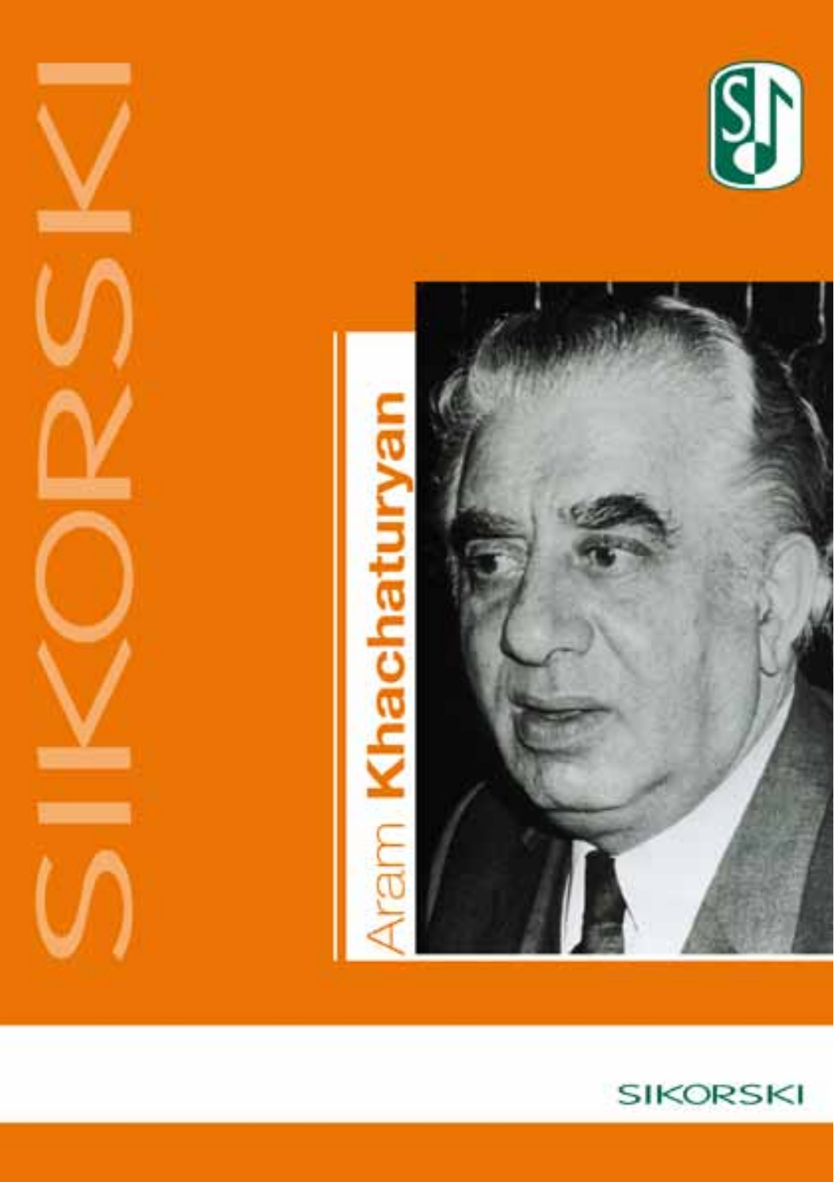# Aram Khachaturyan

SIKORSKI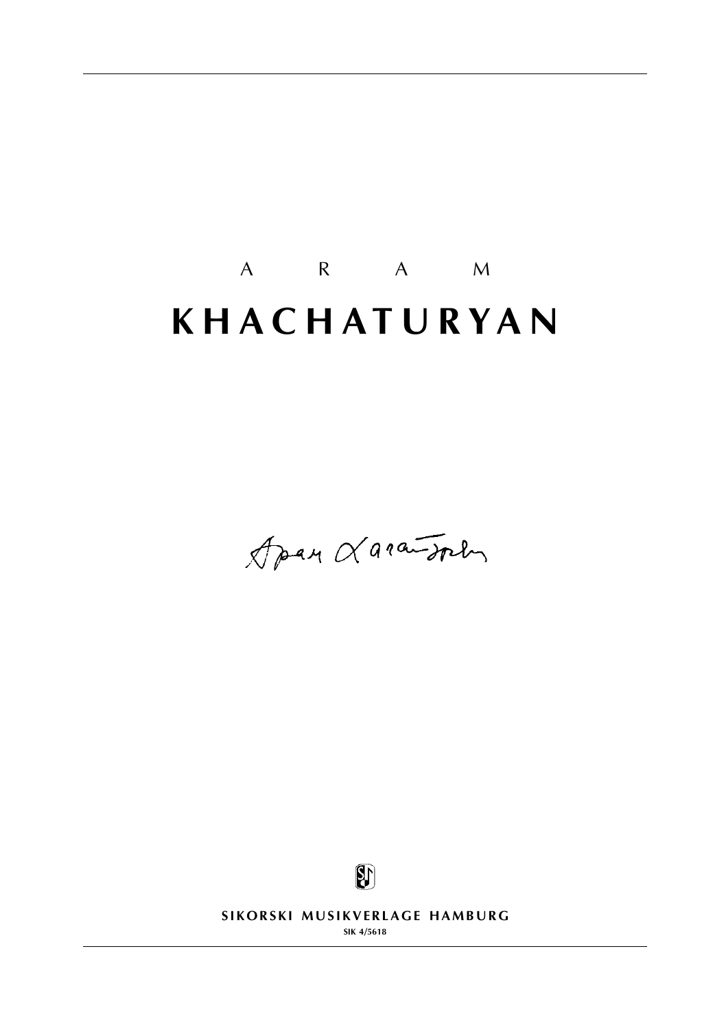A R A M

# KHACHATURYAN

Арам Хачатурян

SIKORSKI MUSIKVERLAGE HAMBURG

SIK 4/5618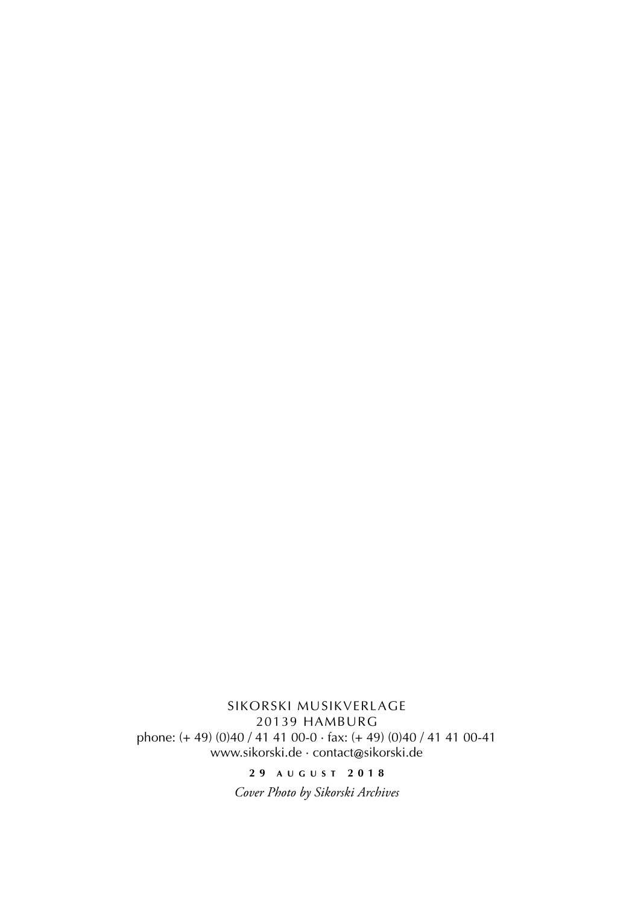SIKORSKI MUSIKVERLAGE
20139 HAMBURG
phone: (+ 49) (0)40 / 41 41 00-0 · fax: (+ 49) (0)40 / 41 41 00-41
www.sikorski.de · contact@sikorski.de

**29 AUGUST 2018**

*Cover Photo by Sikorski Archives*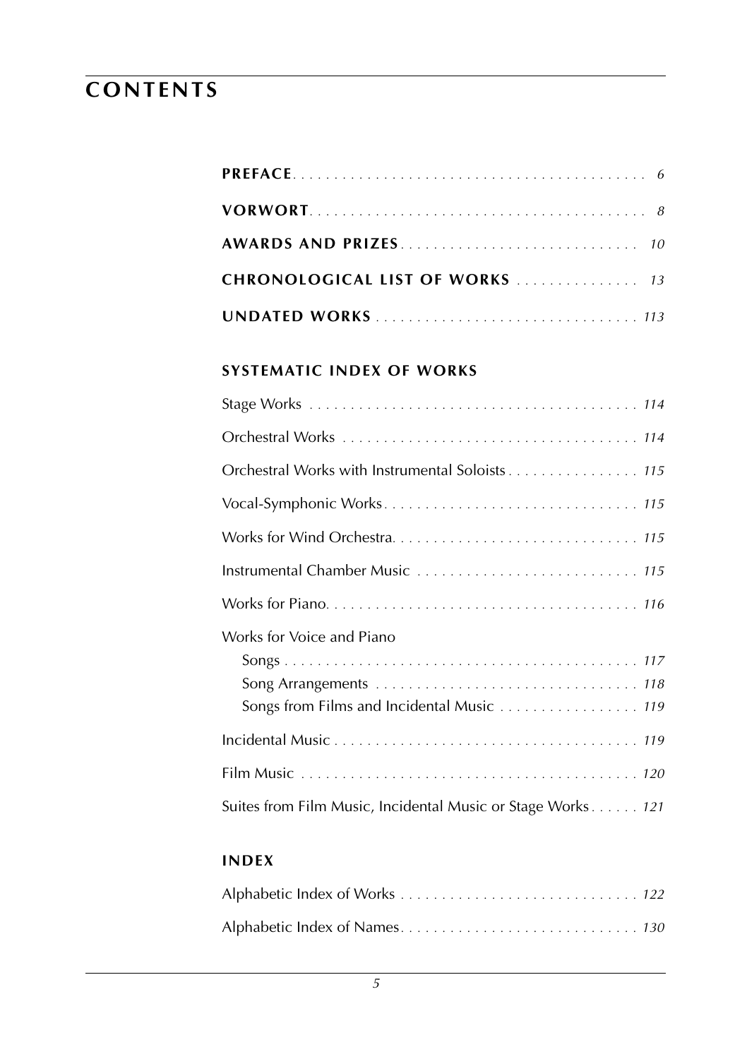# CONTENTS

**PREFACE** . . . . . . . . . . . . . . . . . . . . . . . . . . . . . . . . . . . . . . . . . . . . *6*

**VORWORT** . . . . . . . . . . . . . . . . . . . . . . . . . . . . . . . . . . . . . . . . . . . *8*

**AWARDS AND PRIZES** . . . . . . . . . . . . . . . . . . . . . . . . . . . . . *10*

**CHRONOLOGICAL LIST OF WORKS** . . . . . . . . . . . . . . . *13*

**UNDATED WORKS** . . . . . . . . . . . . . . . . . . . . . . . . . . . . . . . . *113*

## SYSTEMATIC INDEX OF WORKS

Stage Works . . . . . . . . . . . . . . . . . . . . . . . . . . . . . . . . . . . . . . . . . *114*

Orchestral Works . . . . . . . . . . . . . . . . . . . . . . . . . . . . . . . . . . . . *114*

Orchestral Works with Instrumental Soloists . . . . . . . . . . . . . . . . *115*

Vocal-Symphonic Works . . . . . . . . . . . . . . . . . . . . . . . . . . . . . . . *115*

Works for Wind Orchestra . . . . . . . . . . . . . . . . . . . . . . . . . . . . . . *115*

Instrumental Chamber Music . . . . . . . . . . . . . . . . . . . . . . . . . . . *115*

Works for Piano . . . . . . . . . . . . . . . . . . . . . . . . . . . . . . . . . . . . . . *116*

Works for Voice and Piano

- Songs . . . . . . . . . . . . . . . . . . . . . . . . . . . . . . . . . . . . . . . . . . . *117*
- Song Arrangements . . . . . . . . . . . . . . . . . . . . . . . . . . . . . . . . *118*
- Songs from Films and Incidental Music . . . . . . . . . . . . . . . . . *119*

Incidental Music . . . . . . . . . . . . . . . . . . . . . . . . . . . . . . . . . . . . . *119*

Film Music . . . . . . . . . . . . . . . . . . . . . . . . . . . . . . . . . . . . . . . . . *120*

Suites from Film Music, Incidental Music or Stage Works . . . . . . *121*

## INDEX

Alphabetic Index of Works . . . . . . . . . . . . . . . . . . . . . . . . . . . . . *122*

Alphabetic Index of Names . . . . . . . . . . . . . . . . . . . . . . . . . . . . . *130*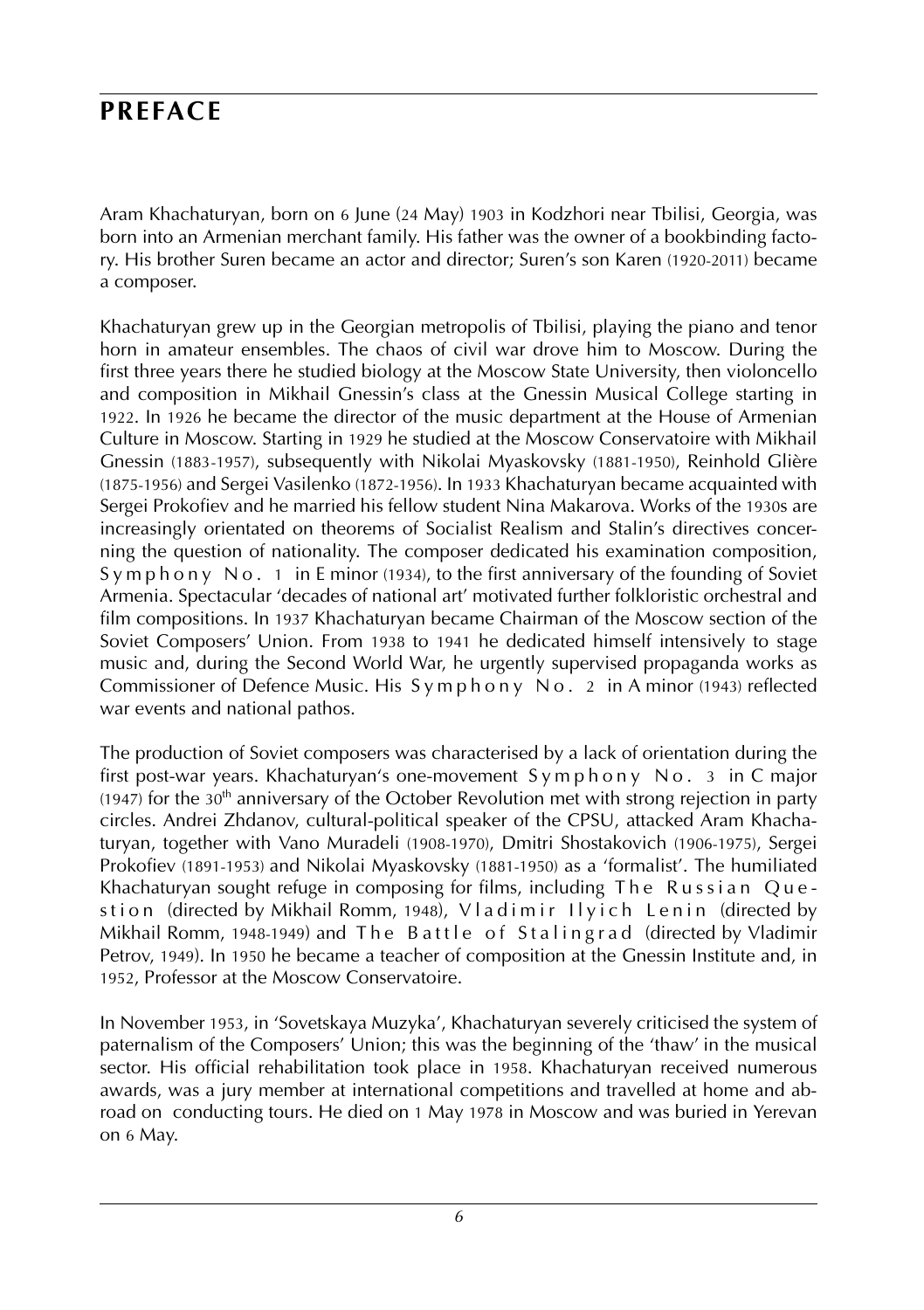# PREFACE

Aram Khachaturyan, born on 6 June (24 May) 1903 in Kodzhori near Tbilisi, Georgia, was born into an Armenian merchant family. His father was the owner of a bookbinding factory. His brother Suren became an actor and director; Suren's son Karen (1920-2011) became a composer.

Khachaturyan grew up in the Georgian metropolis of Tbilisi, playing the piano and tenor horn in amateur ensembles. The chaos of civil war drove him to Moscow. During the first three years there he studied biology at the Moscow State University, then violoncello and composition in Mikhail Gnessin's class at the Gnessin Musical College starting in 1922. In 1926 he became the director of the music department at the House of Armenian Culture in Moscow. Starting in 1929 he studied at the Moscow Conservatoire with Mikhail Gnessin (1883-1957), subsequently with Nikolai Myaskovsky (1881-1950), Reinhold Glière (1875-1956) and Sergei Vasilenko (1872-1956). In 1933 Khachaturyan became acquainted with Sergei Prokofiev and he married his fellow student Nina Makarova. Works of the 1930s are increasingly orientated on theorems of Socialist Realism and Stalin's directives concerning the question of nationality. The composer dedicated his examination composition, Symphony No. 1 in E minor (1934), to the first anniversary of the founding of Soviet Armenia. Spectacular 'decades of national art' motivated further folkloristic orchestral and film compositions. In 1937 Khachaturyan became Chairman of the Moscow section of the Soviet Composers' Union. From 1938 to 1941 he dedicated himself intensively to stage music and, during the Second World War, he urgently supervised propaganda works as Commissioner of Defence Music. His Symphony No. 2 in A minor (1943) reflected war events and national pathos.

The production of Soviet composers was characterised by a lack of orientation during the first post-war years. Khachaturyan's one-movement Symphony No. 3 in C major (1947) for the 30th anniversary of the October Revolution met with strong rejection in party circles. Andrei Zhdanov, cultural-political speaker of the CPSU, attacked Aram Khachaturyan, together with Vano Muradeli (1908-1970), Dmitri Shostakovich (1906-1975), Sergei Prokofiev (1891-1953) and Nikolai Myaskovsky (1881-1950) as a 'formalist'. The humiliated Khachaturyan sought refuge in composing for films, including The Russian Question (directed by Mikhail Romm, 1948), Vladimir Ilyich Lenin (directed by Mikhail Romm, 1948-1949) and The Battle of Stalingrad (directed by Vladimir Petrov, 1949). In 1950 he became a teacher of composition at the Gnessin Institute and, in 1952, Professor at the Moscow Conservatoire.

In November 1953, in 'Sovetskaya Muzyka', Khachaturyan severely criticised the system of paternalism of the Composers' Union; this was the beginning of the 'thaw' in the musical sector. His official rehabilitation took place in 1958. Khachaturyan received numerous awards, was a jury member at international competitions and travelled at home and abroad on conducting tours. He died on 1 May 1978 in Moscow and was buried in Yerevan on 6 May.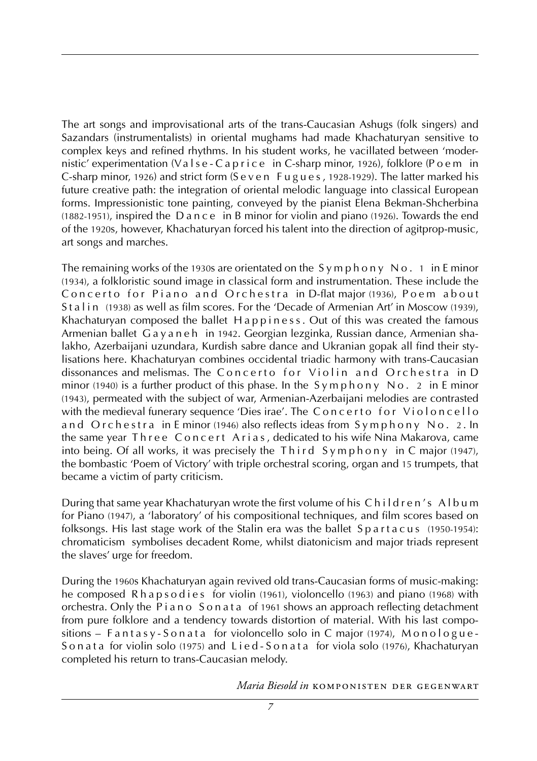The art songs and improvisational arts of the trans-Caucasian Ashugs (folk singers) and Sazandars (instrumentalists) in oriental mughams had made Khachaturyan sensitive to complex keys and refined rhythms. In his student works, he vacillated between 'modernistic' experimentation (Valse-Caprice in C-sharp minor, 1926), folklore (Poem in C-sharp minor, 1926) and strict form (Seven Fugues, 1928-1929). The latter marked his future creative path: the integration of oriental melodic language into classical European forms. Impressionistic tone painting, conveyed by the pianist Elena Bekman-Shcherbina (1882-1951), inspired the Dance in B minor for violin and piano (1926). Towards the end of the 1920s, however, Khachaturyan forced his talent into the direction of agitprop-music, art songs and marches.

The remaining works of the 1930s are orientated on the Symphony No. 1 in E minor (1934), a folkloristic sound image in classical form and instrumentation. These include the Concerto for Piano and Orchestra in D-flat major (1936), Poem about Stalin (1938) as well as film scores. For the 'Decade of Armenian Art' in Moscow (1939), Khachaturyan composed the ballet Happiness. Out of this was created the famous Armenian ballet Gayaneh in 1942. Georgian lezginka, Russian dance, Armenian shalakho, Azerbaijani uzundara, Kurdish sabre dance and Ukranian gopak all find their stylisations here. Khachaturyan combines occidental triadic harmony with trans-Caucasian dissonances and melismas. The Concerto for Violin and Orchestra in D minor (1940) is a further product of this phase. In the Symphony No. 2 in E minor (1943), permeated with the subject of war, Armenian-Azerbaijani melodies are contrasted with the medieval funerary sequence 'Dies irae'. The Concerto for Violoncello and Orchestra in E minor (1946) also reflects ideas from Symphony No. 2. In the same year Three Concert Arias, dedicated to his wife Nina Makarova, came into being. Of all works, it was precisely the Third Symphony in C major (1947), the bombastic 'Poem of Victory' with triple orchestral scoring, organ and 15 trumpets, that became a victim of party criticism.

During that same year Khachaturyan wrote the first volume of his Children's Album for Piano (1947), a 'laboratory' of his compositional techniques, and film scores based on folksongs. His last stage work of the Stalin era was the ballet Spartacus (1950-1954): chromaticism symbolises decadent Rome, whilst diatonicism and major triads represent the slaves' urge for freedom.

During the 1960s Khachaturyan again revived old trans-Caucasian forms of music-making: he composed Rhapsodies for violin (1961), violoncello (1963) and piano (1968) with orchestra. Only the Piano Sonata of 1961 shows an approach reflecting detachment from pure folklore and a tendency towards distortion of material. With his last compositions – Fantasy-Sonata for violoncello solo in C major (1974), Monologue-Sonata for violin solo (1975) and Lied-Sonata for viola solo (1976), Khachaturyan completed his return to trans-Caucasian melody.

*Maria Biesold in* KOMPONISTEN DER GEGENWART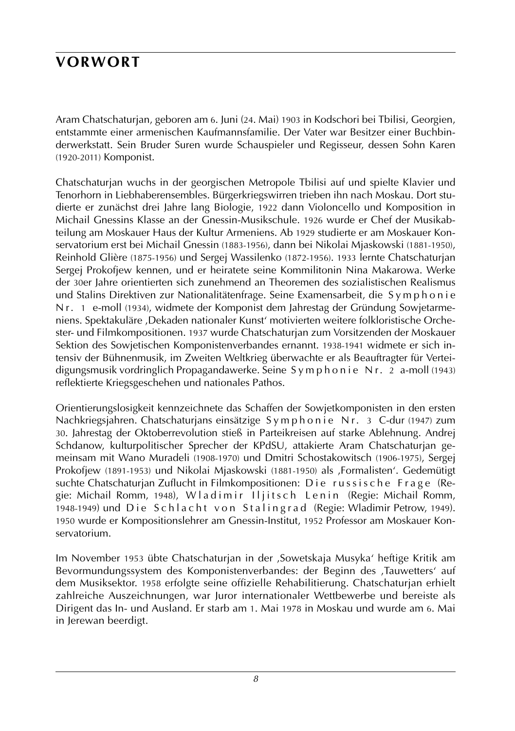# VORWORT

Aram Chatschaturjan, geboren am 6. Juni (24. Mai) 1903 in Kodschori bei Tbilisi, Georgien, entstammte einer armenischen Kaufmannsfamilie. Der Vater war Besitzer einer Buchbinderwerkstatt. Sein Bruder Suren wurde Schauspieler und Regisseur, dessen Sohn Karen (1920-2011) Komponist.

Chatschaturjan wuchs in der georgischen Metropole Tbilisi auf und spielte Klavier und Tenorhorn in Liebhaberensembles. Bürgerkriegswirren trieben ihn nach Moskau. Dort studierte er zunächst drei Jahre lang Biologie, 1922 dann Violoncello und Komposition in Michail Gnessins Klasse an der Gnessin-Musikschule. 1926 wurde er Chef der Musikabteilung am Moskauer Haus der Kultur Armeniens. Ab 1929 studierte er am Moskauer Konservatorium erst bei Michail Gnessin (1883-1956), dann bei Nikolai Mjaskowski (1881-1950), Reinhold Glière (1875-1956) und Sergej Wassilenko (1872-1956). 1933 lernte Chatschaturjan Sergej Prokofjew kennen, und er heiratete seine Kommilitonin Nina Makarowa. Werke der 30er Jahre orientierten sich zunehmend an Theoremen des sozialistischen Realismus und Stalins Direktiven zur Nationalitätenfrage. Seine Examensarbeit, die Symphonie Nr. 1 e-moll (1934), widmete der Komponist dem Jahrestag der Gründung Sowjetarmeniens. Spektakuläre ‚Dekaden nationaler Kunst' motivierten weitere folkloristische Orchester- und Filmkompositionen. 1937 wurde Chatschaturjan zum Vorsitzenden der Moskauer Sektion des Sowjetischen Komponistenverbandes ernannt. 1938-1941 widmete er sich intensiv der Bühnenmusik, im Zweiten Weltkrieg überwachte er als Beauftragter für Verteidigungsmusik vordringlich Propagandawerke. Seine Symphonie Nr. 2 a-moll (1943) reflektierte Kriegsgeschehen und nationales Pathos.

Orientierungslosigkeit kennzeichnete das Schaffen der Sowjetkomponisten in den ersten Nachkriegsjahren. Chatschaturjans einsätzige Symphonie Nr. 3 C-dur (1947) zum 30. Jahrestag der Oktoberrevolution stieß in Parteikreisen auf starke Ablehnung. Andrej Schdanow, kulturpolitischer Sprecher der KPdSU, attakierte Aram Chatschaturjan gemeinsam mit Wano Muradeli (1908-1970) und Dmitri Schostakowitsch (1906-1975), Sergej Prokofjew (1891-1953) und Nikolai Mjaskowski (1881-1950) als ‚Formalisten'. Gedemütigt suchte Chatschaturjan Zuflucht in Filmkompositionen: Die russische Frage (Regie: Michail Romm, 1948), Wladimir Iljitsch Lenin (Regie: Michail Romm, 1948-1949) und Die Schlacht von Stalingrad (Regie: Wladimir Petrow, 1949). 1950 wurde er Kompositionslehrer am Gnessin-Institut, 1952 Professor am Moskauer Konservatorium.

Im November 1953 übte Chatschaturjan in der ‚Sowetskaja Musyka' heftige Kritik am Bevormundungssystem des Komponistenverbandes: der Beginn des ‚Tauwetters' auf dem Musiksektor. 1958 erfolgte seine offizielle Rehabilitierung. Chatschaturjan erhielt zahlreiche Auszeichnungen, war Juror internationaler Wettbewerbe und bereiste als Dirigent das In- und Ausland. Er starb am 1. Mai 1978 in Moskau und wurde am 6. Mai in Jerewan beerdigt.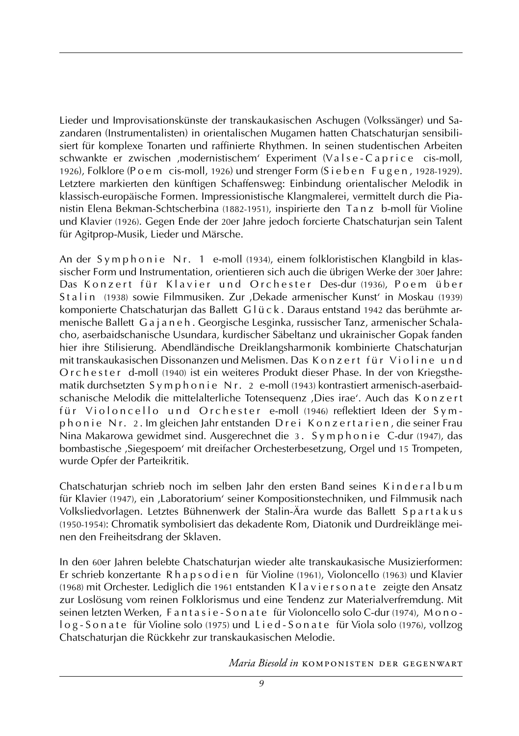Lieder und Improvisationskünste der transkaukasischen Aschugen (Volkssänger) und Sazandaren (Instrumentalisten) in orientalischen Mugamen hatten Chatschaturjan sensibilisiert für komplexe Tonarten und raffinierte Rhythmen. In seinen studentischen Arbeiten schwankte er zwischen ‚modernistischem' Experiment (Valse-Caprice cis-moll, 1926), Folklore (Poem cis-moll, 1926) und strenger Form (Sieben Fugen, 1928-1929). Letztere markierten den künftigen Schaffensweg: Einbindung orientalischer Melodik in klassisch-europäische Formen. Impressionistische Klangmalerei, vermittelt durch die Pianistin Elena Bekman-Schtscherbina (1882-1951), inspirierte den Tanz b-moll für Violine und Klavier (1926). Gegen Ende der 20er Jahre jedoch forcierte Chatschaturjan sein Talent für Agitprop-Musik, Lieder und Märsche.

An der Symphonie Nr. 1 e-moll (1934), einem folkloristischen Klangbild in klassischer Form und Instrumentation, orientieren sich auch die übrigen Werke der 30er Jahre: Das Konzert für Klavier und Orchester Des-dur (1936), Poem über Stalin (1938) sowie Filmmusiken. Zur ‚Dekade armenischer Kunst' in Moskau (1939) komponierte Chatschaturjan das Ballett Glück. Daraus entstand 1942 das berühmte armenische Ballett Gajaneh. Georgische Lesginka, russischer Tanz, armenischer Schalacho, aserbaidschanische Usundara, kurdischer Säbeltanz und ukrainischer Gopak fanden hier ihre Stilisierung. Abendländische Dreiklangsharmonik kombinierte Chatschaturjan mit transkaukasischen Dissonanzen und Melismen. Das Konzert für Violine und Orchester d-moll (1940) ist ein weiteres Produkt dieser Phase. In der von Kriegsthematik durchsetzten Symphonie Nr. 2 e-moll (1943) kontrastiert armenisch-aserbaidschanische Melodik die mittelalterliche Totensequenz ‚Dies irae'. Auch das Konzert für Violoncello und Orchester e-moll (1946) reflektiert Ideen der Symphonie Nr. 2. Im gleichen Jahr entstanden Drei Konzertarien, die seiner Frau Nina Makarowa gewidmet sind. Ausgerechnet die 3. Symphonie C-dur (1947), das bombastische ‚Siegespoem' mit dreifacher Orchesterbesetzung, Orgel und 15 Trompeten, wurde Opfer der Parteikritik.

Chatschaturjan schrieb noch im selben Jahr den ersten Band seines Kinderalbum für Klavier (1947), ein ‚Laboratorium' seiner Kompositionstechniken, und Filmmusik nach Volksliedvorlagen. Letztes Bühnenwerk der Stalin-Ära wurde das Ballett Spartakus (1950-1954): Chromatik symbolisiert das dekadente Rom, Diatonik und Durdreiklänge meinen den Freiheitsdrang der Sklaven.

In den 60er Jahren belebte Chatschaturjan wieder alte transkaukasische Musizierformen: Er schrieb konzertante Rhapsodien für Violine (1961), Violoncello (1963) und Klavier (1968) mit Orchester. Lediglich die 1961 entstanden Klaviersonate zeigte den Ansatz zur Loslösung vom reinen Folklorismus und eine Tendenz zur Materialverfremdung. Mit seinen letzten Werken, Fantasie-Sonate für Violoncello solo C-dur (1974), Monolog-Sonate für Violine solo (1975) und Lied-Sonate für Viola solo (1976), vollzog Chatschaturjan die Rückkehr zur transkaukasischen Melodie.

*Maria Biesold in* KOMPONISTEN DER GEGENWART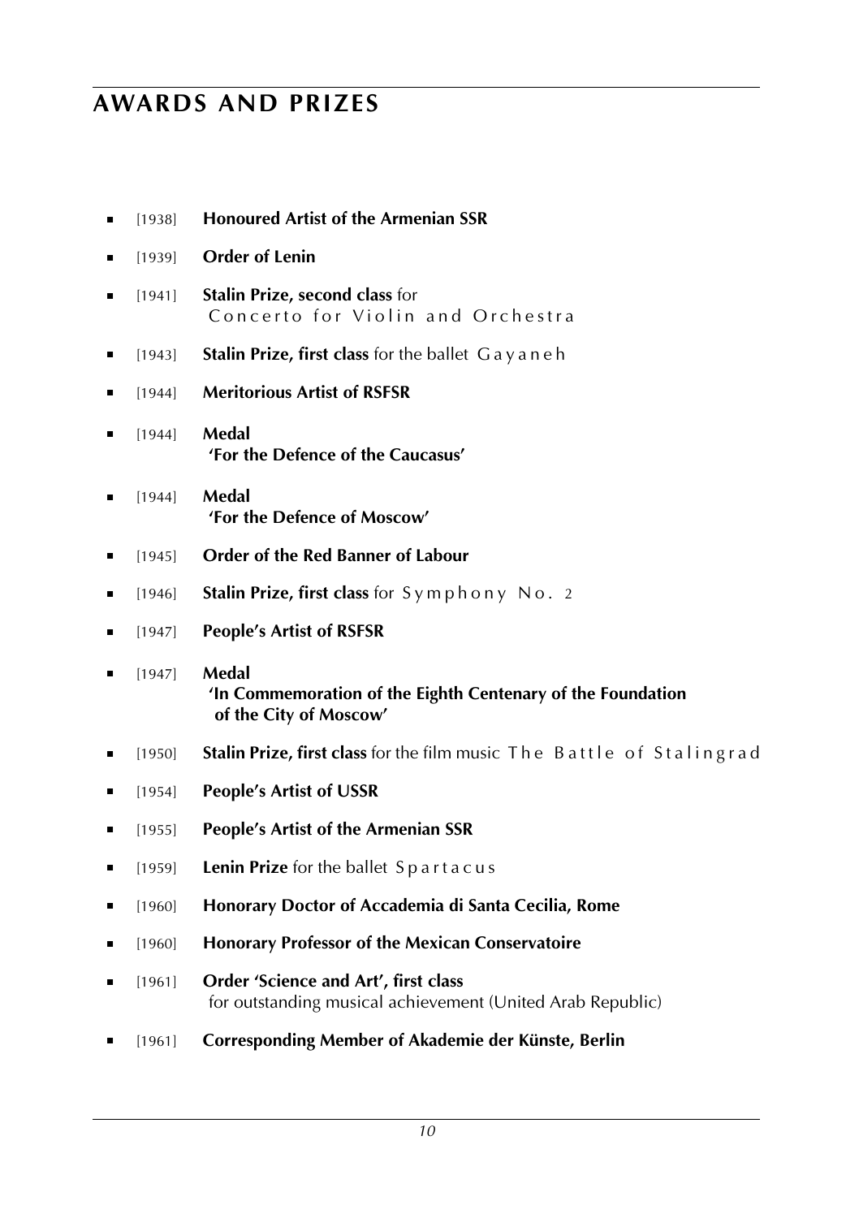# AWARDS AND PRIZES

- [1938] **Honoured Artist of the Armenian SSR**
- [1939] **Order of Lenin**
- [1941] **Stalin Prize, second class** for Concerto for Violin and Orchestra
- [1943] **Stalin Prize, first class** for the ballet Gayaneh
- [1944] **Meritorious Artist of RSFSR**
- [1944] **Medal 'For the Defence of the Caucasus'**
- [1944] **Medal 'For the Defence of Moscow'**
- [1945] **Order of the Red Banner of Labour**
- [1946] **Stalin Prize, first class** for Symphony No. 2
- [1947] **People's Artist of RSFSR**
- [1947] **Medal 'In Commemoration of the Eighth Centenary of the Foundation of the City of Moscow'**
- [1950] **Stalin Prize, first class** for the film music The Battle of Stalingrad
- [1954] **People's Artist of USSR**
- [1955] **People's Artist of the Armenian SSR**
- [1959] **Lenin Prize** for the ballet Spartacus
- [1960] **Honorary Doctor of Accademia di Santa Cecilia, Rome**
- [1960] **Honorary Professor of the Mexican Conservatoire**
- [1961] **Order 'Science and Art', first class** for outstanding musical achievement (United Arab Republic)
- [1961] **Corresponding Member of Akademie der Künste, Berlin**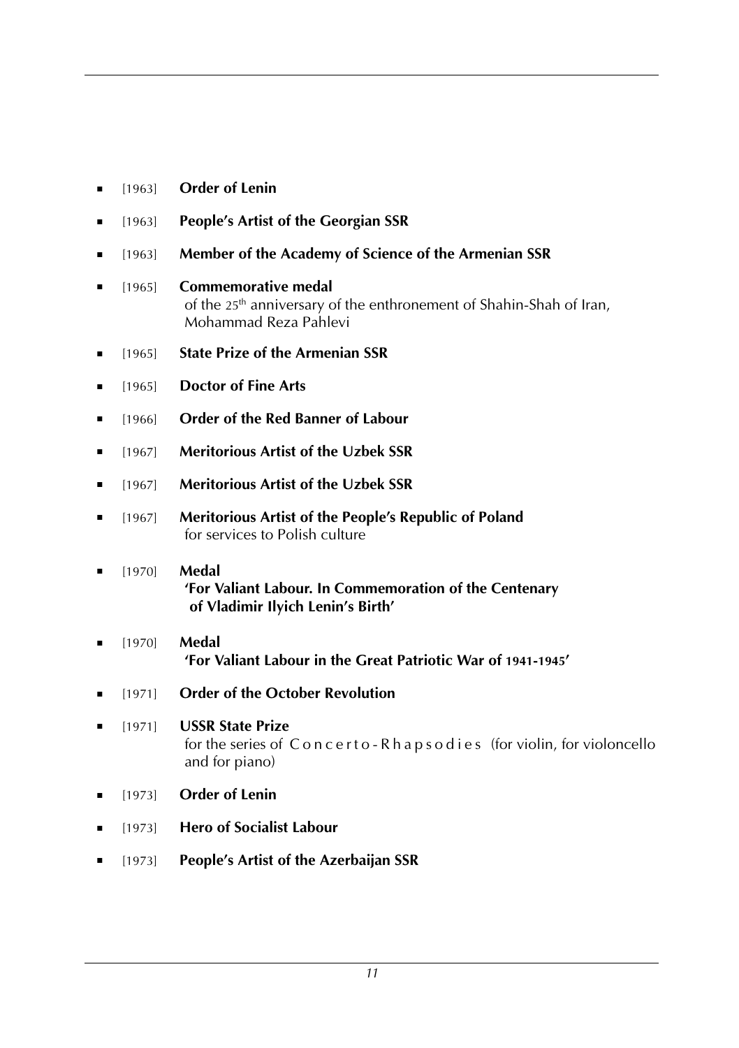- [1963] **Order of Lenin**
- [1963] **People's Artist of the Georgian SSR**
- [1963] **Member of the Academy of Science of the Armenian SSR**
- [1965] **Commemorative medal**
  of the 25th anniversary of the enthronement of Shahin-Shah of Iran, Mohammad Reza Pahlevi
- [1965] **State Prize of the Armenian SSR**
- [1965] **Doctor of Fine Arts**
- [1966] **Order of the Red Banner of Labour**
- [1967] **Meritorious Artist of the Uzbek SSR**
- [1967] **Meritorious Artist of the Uzbek SSR**
- [1967] **Meritorious Artist of the People's Republic of Poland**
  for services to Polish culture
- [1970] **Medal**
  **'For Valiant Labour. In Commemoration of the Centenary of Vladimir Ilyich Lenin's Birth'**
- [1970] **Medal**
  **'For Valiant Labour in the Great Patriotic War of 1941-1945'**
- [1971] **Order of the October Revolution**
- [1971] **USSR State Prize**
  for the series of Concerto-Rhapsodies (for violin, for violoncello and for piano)
- [1973] **Order of Lenin**
- [1973] **Hero of Socialist Labour**
- [1973] **People's Artist of the Azerbaijan SSR**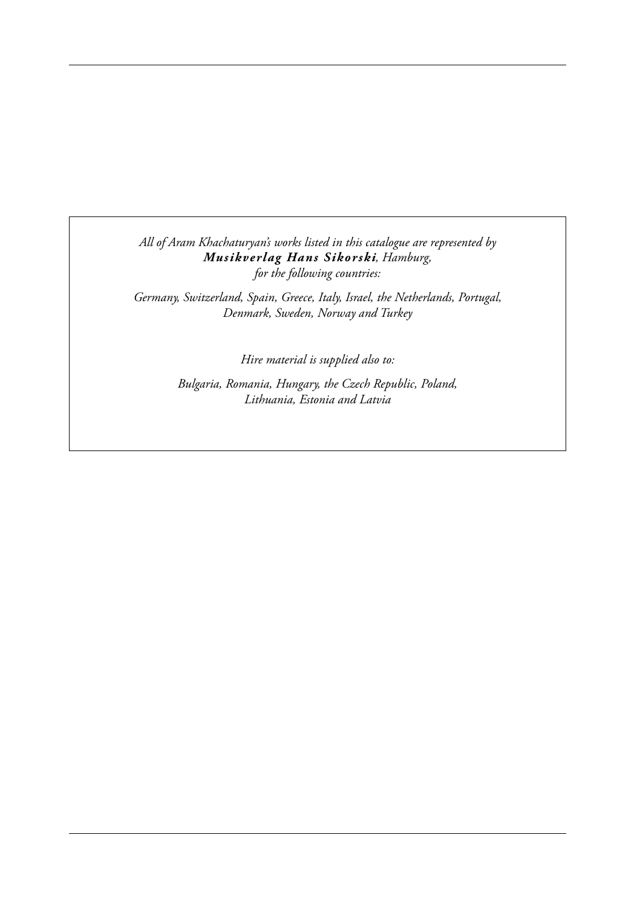*All of Aram Khachaturyan's works listed in this catalogue are represented by*
***Musikverlag Hans Sikorski****, Hamburg,*
*for the following countries:*

*Germany, Switzerland, Spain, Greece, Italy, Israel, the Netherlands, Portugal, Denmark, Sweden, Norway and Turkey*

*Hire material is supplied also to:*

*Bulgaria, Romania, Hungary, the Czech Republic, Poland, Lithuania, Estonia and Latvia*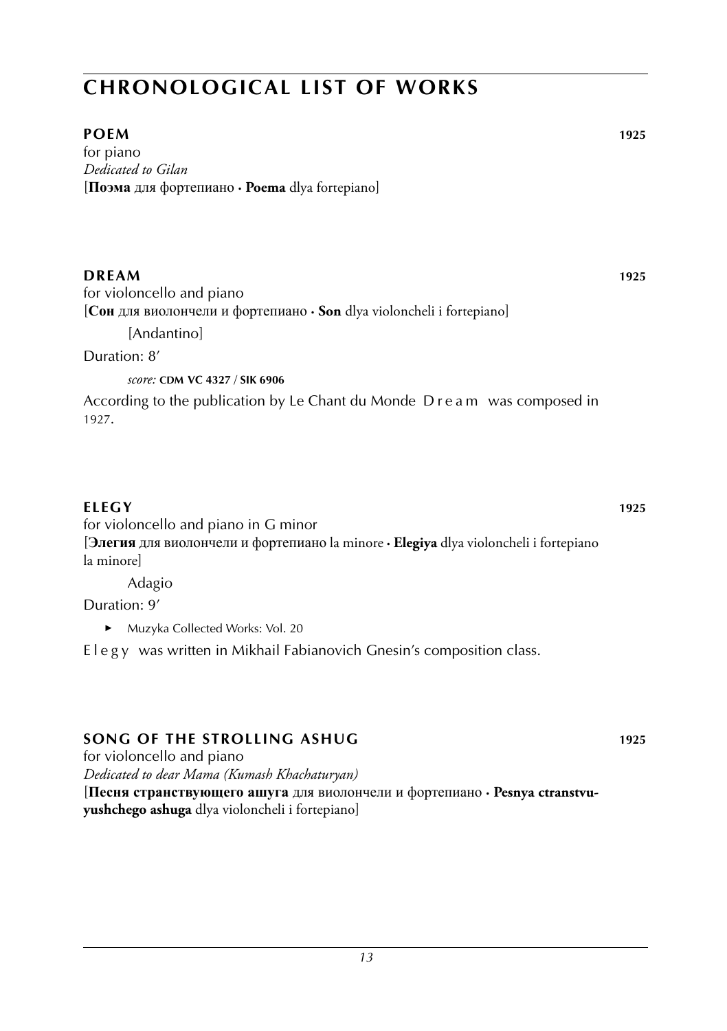# CHRONOLOGICAL LIST OF WORKS

## POEM 1925

for piano
*Dedicated to Gilan*
[**Поэма** для фортепиано · **Poema** dlya fortepiano]

## DREAM 1925

for violoncello and piano
[**Сон** для виолончели и фортепиано · **Son** dlya violoncheli i fortepiano]

[Andantino]

Duration: 8′

*score:* **CDM VC 4327 / SIK 6906**

According to the publication by Le Chant du Monde D r e a m was composed in 1927.

## ELEGY 1925

for violoncello and piano in G minor
[**Элегия** для виолончели и фортепиано la minore · **Elegiya** dlya violoncheli i fortepiano la minore]

Adagio

Duration: 9′

- Muzyka Collected Works: Vol. 20

E l e g y was written in Mikhail Fabianovich Gnesin's composition class.

## SONG OF THE STROLLING ASHUG 1925

for violoncello and piano
*Dedicated to dear Mama (Kumash Khachaturyan)*
[**Песня странствующего ашуга** для виолончели и фортепиано · **Pesnya ctranstvuyushchego ashuga** dlya violoncheli i fortepiano]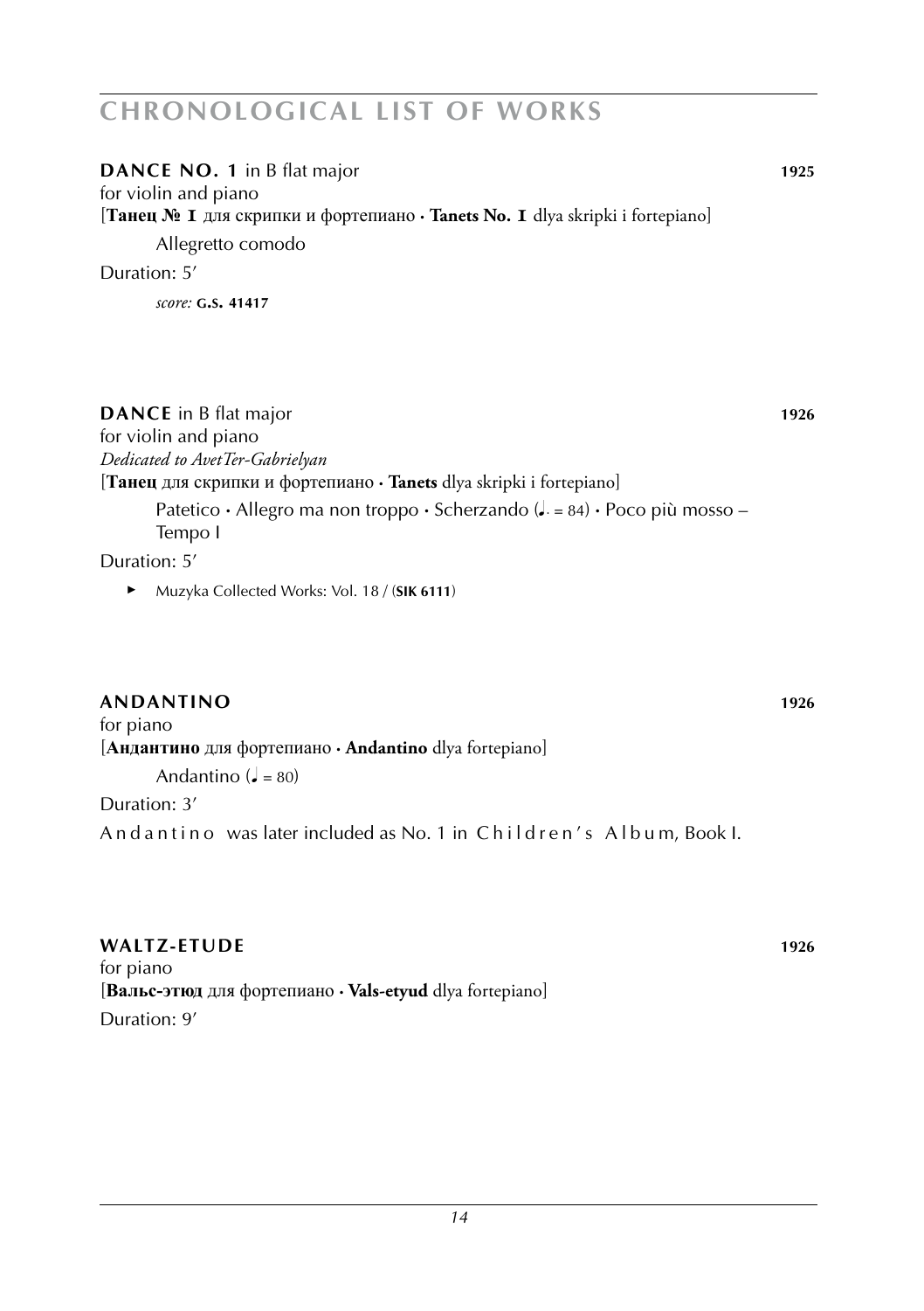# CHRONOLOGICAL LIST OF WORKS

**DANCE NO. 1** in B flat major **1925**
for violin and piano
[**Танец № 1** для скрипки и фортепиано · **Tanets No. 1** dlya skripki i fortepiano]

Allegretto comodo

Duration: 5′

*score:* **G.S. 41417**

**DANCE** in B flat major **1926**
for violin and piano
*Dedicated to AvetTer-Gabrielyan*
[**Танец** для скрипки и фортепиано · **Tanets** dlya skripki i fortepiano]

Patetico · Allegro ma non troppo · Scherzando (♩. = 84) · Poco più mosso – Tempo I

Duration: 5′

- Muzyka Collected Works: Vol. 18 / (**SIK 6111**)

**ANDANTINO** **1926**
for piano
[**Андантино** для фортепиано · **Andantino** dlya fortepiano]

Andantino (♩ = 80)

Duration: 3′

Andantino was later included as No. 1 in Children's Album, Book I.

**WALTZ-ETUDE** **1926**
for piano
[**Вальс-этюд** для фортепиано · **Vals-etyud** dlya fortepiano]

Duration: 9′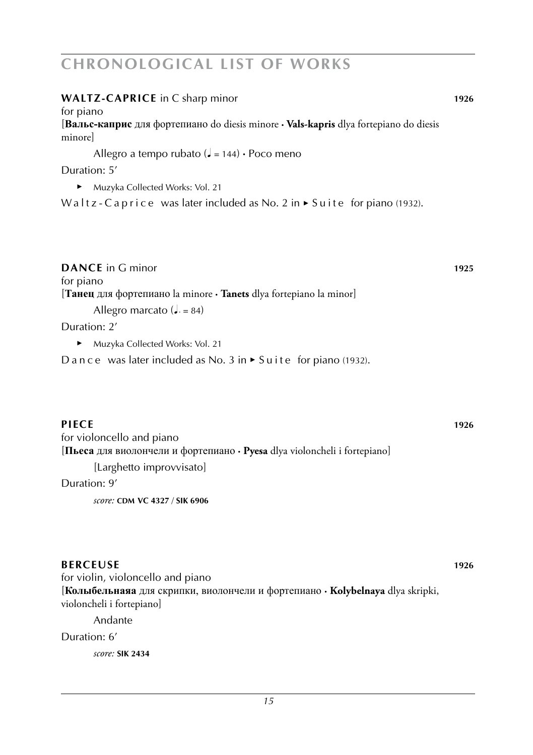## CHRONOLOGICAL LIST OF WORKS

**WALTZ-CAPRICE** in C sharp minor **1926**

for piano

[**Вальс-каприс** для фортепиано do diesis minore · **Vals-kapris** dlya fortepiano do diesis minore]

Allegro a tempo rubato (♩ = 144) · Poco meno

Duration: 5′

► Muzyka Collected Works: Vol. 21

Waltz-Caprice was later included as No. 2 in ► Suite for piano (1932).

**DANCE** in G minor **1925**

for piano

[**Танец** для фортепиано la minore · **Tanets** dlya fortepiano la minor]

Allegro marcato (♩. = 84)

Duration: 2′

► Muzyka Collected Works: Vol. 21

Dance was later included as No. 3 in ► Suite for piano (1932).

**PIECE** **1926**

for violoncello and piano

[**Пьеса** для виолончели и фортепиано · **Pyesa** dlya violoncheli i fortepiano]

[Larghetto improvvisato]

Duration: 9′

*score:* **CDM VC 4327** / **SIK 6906**

**BERCEUSE** **1926**

for violin, violoncello and piano

[**Колыбельнаяа** для скрипки, виолончели и фортепиано · **Kolybelnaya** dlya skripki, violoncheli i fortepiano]

Andante

Duration: 6′

*score:* **SIK 2434**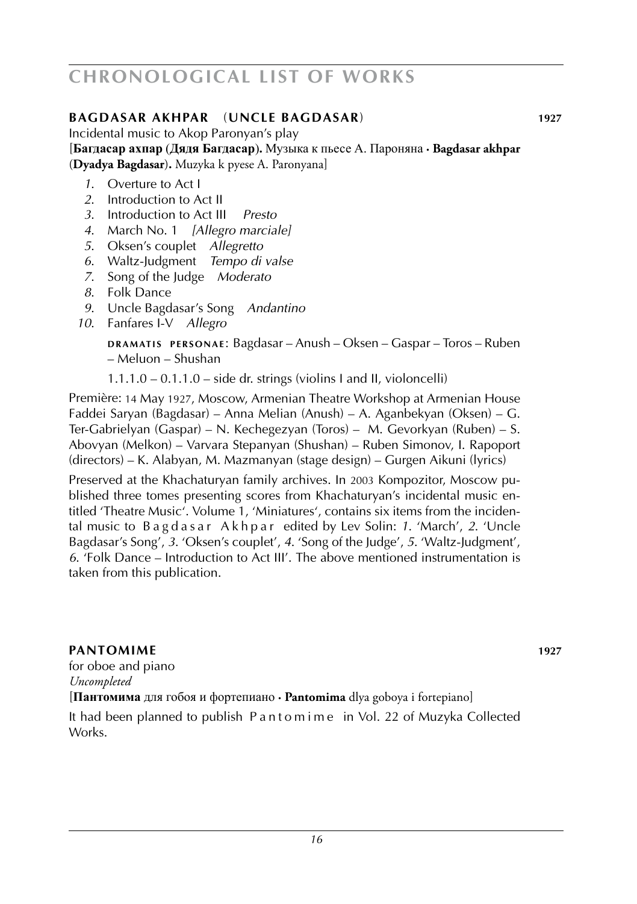## **BAGDASAR AKHPAR** (**UNCLE BAGDASAR**) **1927**

Incidental music to Akop Paronyan's play

[**Багдасар ахпар (Дядя Багдасар).** Музыка к пьесе А. Пароняна · **Bagdasar akhpar** (**Dyadya Bagdasar**)**.** Muzyka k pyese A. Paronyana]

*1.* Overture to Act I
*2.* Introduction to Act II
*3.* Introduction to Act III *Presto*
*4.* March No. 1 *[Allegro marciale]*
*5.* Oksen's couplet *Allegretto*
*6.* Waltz-Judgment *Tempo di valse*
*7.* Song of the Judge *Moderato*
*8.* Folk Dance
*9.* Uncle Bagdasar's Song *Andantino*
*10.* Fanfares I-V *Allegro*

**DRAMATIS PERSONAE**: Bagdasar – Anush – Oksen – Gaspar – Toros – Ruben – Meluon – Shushan

1.1.1.0 – 0.1.1.0 – side dr. strings (violins I and II, violoncelli)

Première: 14 May 1927, Moscow, Armenian Theatre Workshop at Armenian House Faddei Saryan (Bagdasar) – Anna Melian (Anush) – A. Aganbekyan (Oksen) – G. Ter-Gabrielyan (Gaspar) – N. Kechegezyan (Toros) – M. Gevorkyan (Ruben) – S. Abovyan (Melkon) – Varvara Stepanyan (Shushan) – Ruben Simonov, I. Rapoport (directors) – K. Alabyan, M. Mazmanyan (stage design) – Gurgen Aikuni (lyrics)

Preserved at the Khachaturyan family archives. In 2003 Kompozitor, Moscow published three tomes presenting scores from Khachaturyan's incidental music entitled 'Theatre Music'. Volume 1, 'Miniatures', contains six items from the incidental music to Bagdasar Akhpar edited by Lev Solin: *1.* 'March', *2.* 'Uncle Bagdasar's Song', *3.* 'Oksen's couplet', *4.* 'Song of the Judge', *5.* 'Waltz-Judgment', *6.* 'Folk Dance – Introduction to Act III'. The above mentioned instrumentation is taken from this publication.

## **PANTOMIME** **1927**

for oboe and piano

*Uncompleted*

[**Пантомима** для гобоя и фортепиано · **Pantomima** dlya goboya i fortepiano]

It had been planned to publish Pantomime in Vol. 22 of Muzyka Collected Works.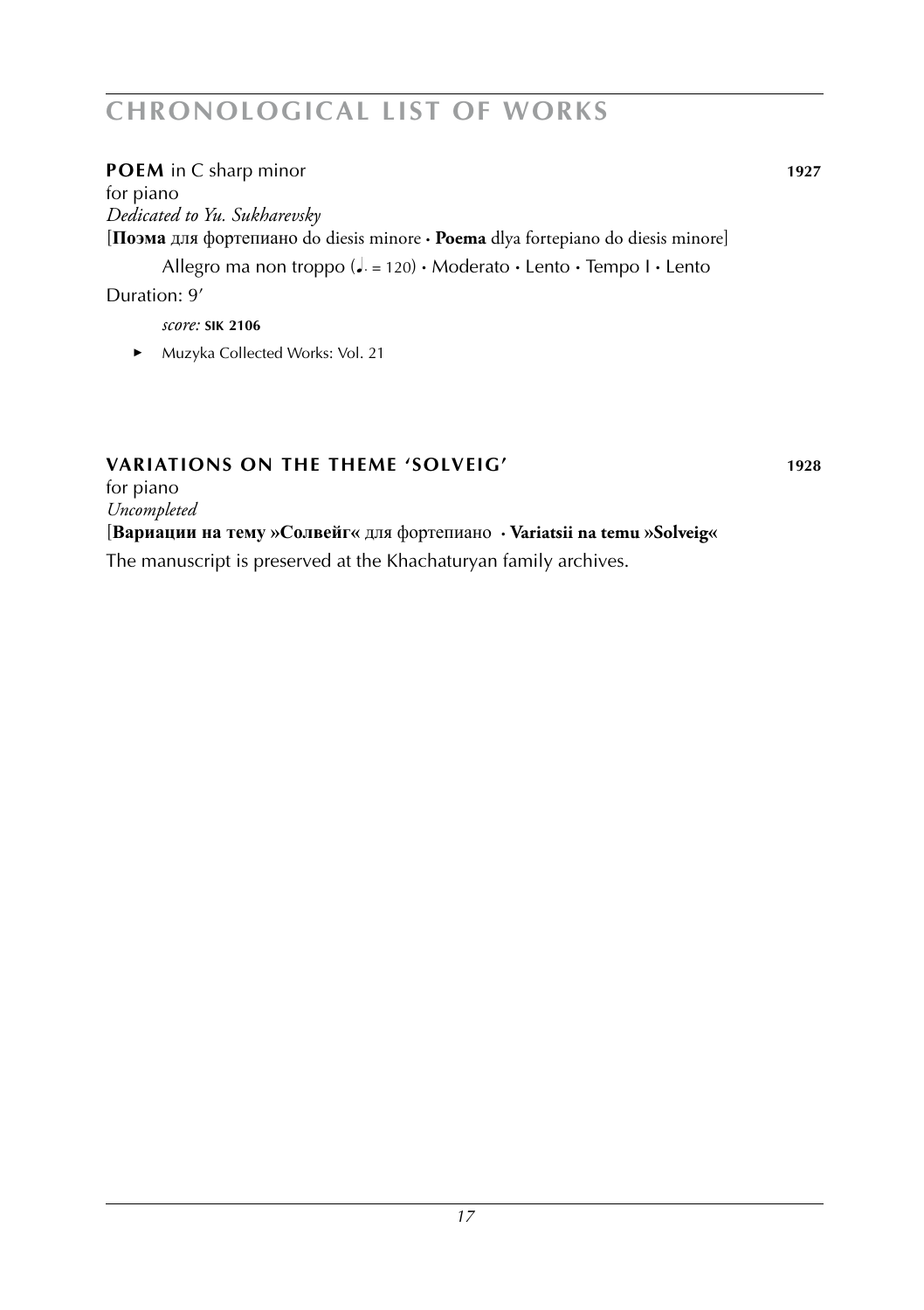**POEM** in C sharp minor **1927**

for piano

*Dedicated to Yu. Sukharevsky*

[**Поэма** для фортепиано do diesis minore · **Poema** dlya fortepiano do diesis minore]

Allegro ma non troppo (♩. = 120) · Moderato · Lento · Tempo I · Lento

Duration: 9′

*score:* **SIK 2106**

- Muzyka Collected Works: Vol. 21

**VARIATIONS ON THE THEME 'SOLVEIG'** **1928**

for piano

*Uncompleted*

[**Вариации на тему »Солвейг«** для фортепиано · **Variatsii na temu »Solveig«**

The manuscript is preserved at the Khachaturyan family archives.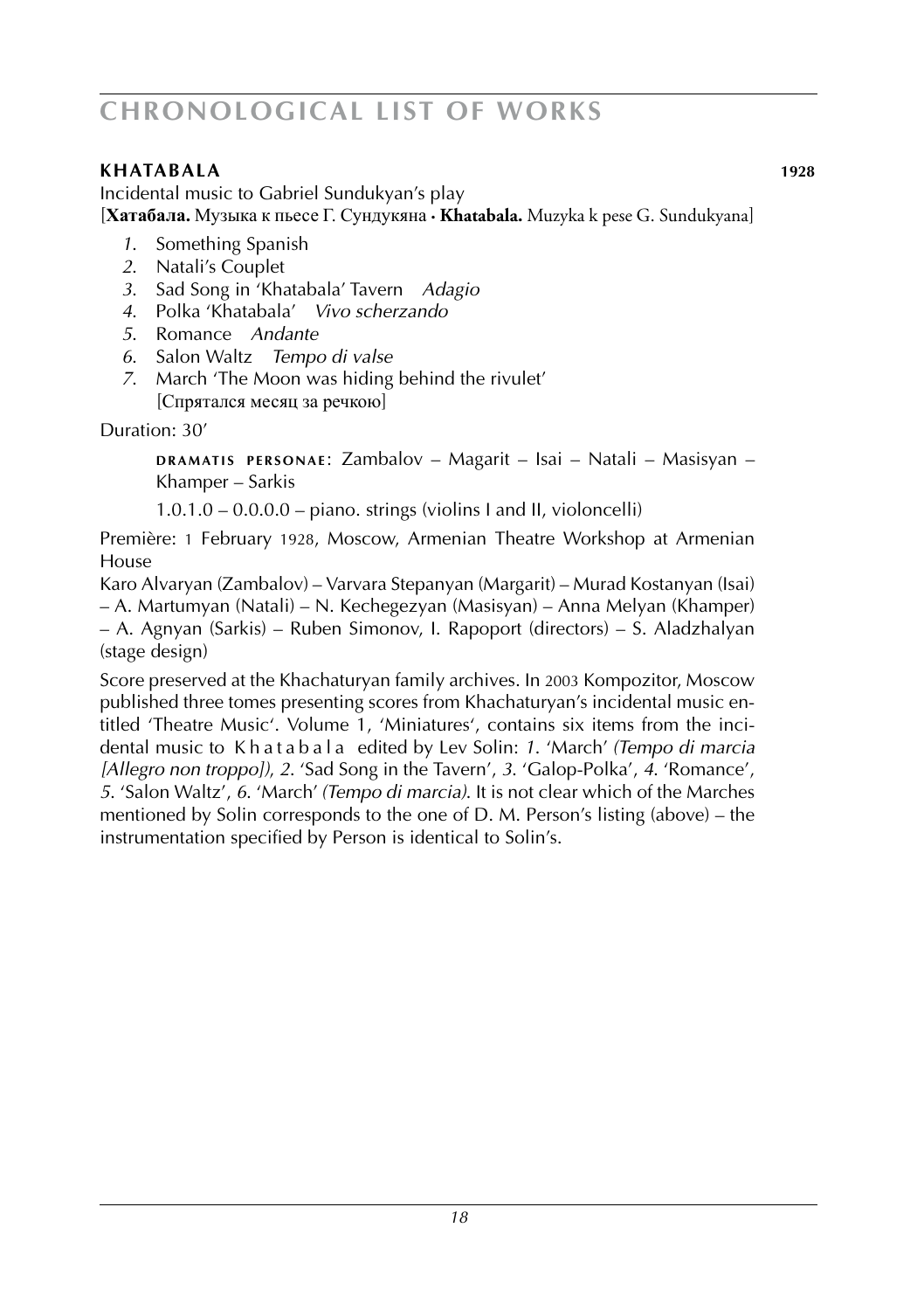## KHATABALA 1928

Incidental music to Gabriel Sundukyan's play
[**Хатабала.** Музыка к пьесе Г. Сундукяна · **Khatabala.** Muzyka k pese G. Sundukyana]

1. Something Spanish
2. Natali's Couplet
3. Sad Song in 'Khatabala' Tavern *Adagio*
4. Polka 'Khatabala' *Vivo scherzando*
5. Romance *Andante*
6. Salon Waltz *Tempo di valse*
7. March 'The Moon was hiding behind the rivulet'
   [Спрятался месяц за речкою]

Duration: 30'

> **DRAMATIS PERSONAE**: Zambalov – Magarit – Isai – Natali – Masisyan – Khamper – Sarkis
>
> 1.0.1.0 – 0.0.0.0 – piano. strings (violins I and II, violoncelli)

Première: 1 February 1928, Moscow, Armenian Theatre Workshop at Armenian House
Karo Alvaryan (Zambalov) – Varvara Stepanyan (Margarit) – Murad Kostanyan (Isai) – A. Martumyan (Natali) – N. Kechegezyan (Masisyan) – Anna Melyan (Khamper) – A. Agnyan (Sarkis) – Ruben Simonov, I. Rapoport (directors) – S. Aladzhalyan (stage design)

Score preserved at the Khachaturyan family archives. In 2003 Kompozitor, Moscow published three tomes presenting scores from Khachaturyan's incidental music entitled 'Theatre Music'. Volume 1, 'Miniatures', contains six items from the incidental music to Khatabala edited by Lev Solin: *1*. 'March' *(Tempo di marcia [Allegro non troppo])*, *2*. 'Sad Song in the Tavern', *3*. 'Galop-Polka', *4*. 'Romance', *5*. 'Salon Waltz', *6*. 'March' *(Tempo di marcia)*. It is not clear which of the Marches mentioned by Solin corresponds to the one of D. M. Person's listing (above) – the instrumentation specified by Person is identical to Solin's.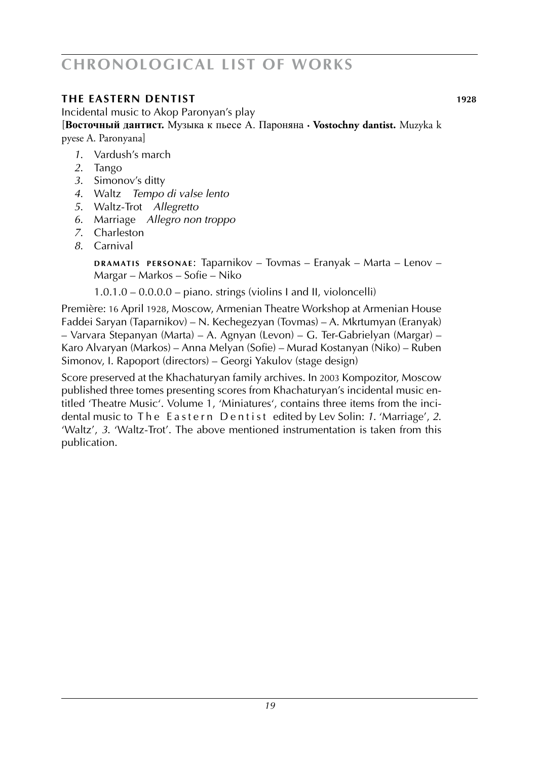## THE EASTERN DENTIST **1928**

Incidental music to Akop Paronyan's play

[**Восточный дантист.** Музыка к пьесе А. Пароняна · **Vostochny dantist.** Muzyka k pyese A. Paronyana]

1. Vardush's march
2. Tango
3. Simonov's ditty
4. Waltz *Tempo di valse lento*
5. Waltz-Trot *Allegretto*
6. Marriage *Allegro non troppo*
7. Charleston
8. Carnival

**DRAMATIS PERSONAE**: Taparnikov – Tovmas – Eranyak – Marta – Lenov – Margar – Markos – Sofie – Niko

1.0.1.0 – 0.0.0.0 – piano. strings (violins I and II, violoncelli)

Première: 16 April 1928, Moscow, Armenian Theatre Workshop at Armenian House Faddei Saryan (Taparnikov) – N. Kechegezyan (Tovmas) – A. Mkrtumyan (Eranyak) – Varvara Stepanyan (Marta) – A. Agnyan (Levon) – G. Ter-Gabrielyan (Margar) – Karo Alvaryan (Markos) – Anna Melyan (Sofie) – Murad Kostanyan (Niko) – Ruben Simonov, I. Rapoport (directors) – Georgi Yakulov (stage design)

Score preserved at the Khachaturyan family archives. In 2003 Kompozitor, Moscow published three tomes presenting scores from Khachaturyan's incidental music entitled 'Theatre Music'. Volume 1, 'Miniatures', contains three items from the incidental music to The Eastern Dentist edited by Lev Solin: *1*. 'Marriage', *2*. 'Waltz', *3*. 'Waltz-Trot'. The above mentioned instrumentation is taken from this publication.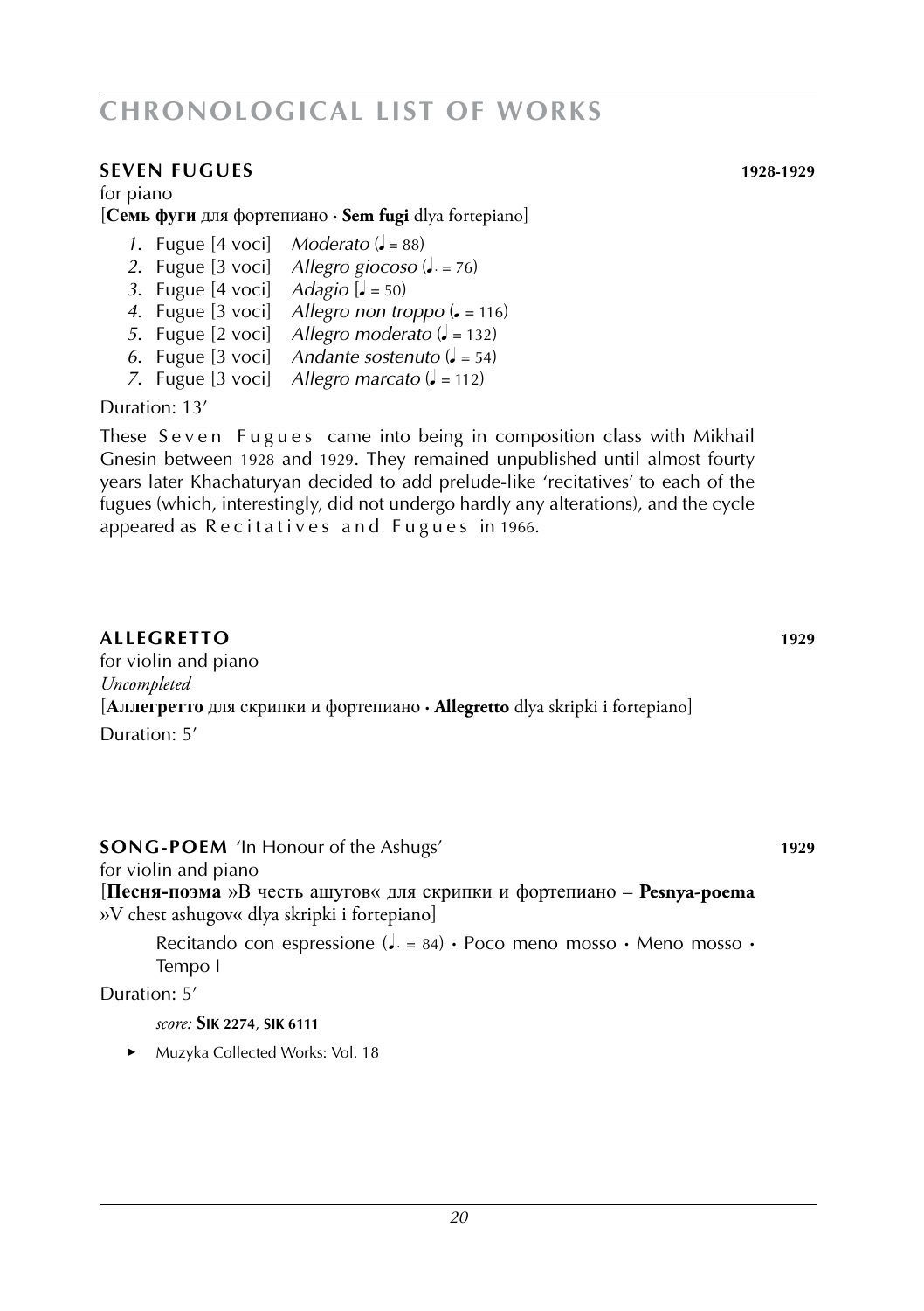# CHRONOLOGICAL LIST OF WORKS

## SEVEN FUGUES 1928-1929

for piano

[**Семь фуги** для фортепиано **·** **Sem fugi** dlya fortepiano]

1. Fugue [4 voci] *Moderato* (♩ = 88)
2. Fugue [3 voci] *Allegro giocoso* (♩. = 76)
3. Fugue [4 voci] *Adagio* [♩ = 50)
4. Fugue [3 voci] *Allegro non troppo* (♩ = 116)
5. Fugue [2 voci] *Allegro moderato* (♩ = 132)
6. Fugue [3 voci] *Andante sostenuto* (♩ = 54)
7. Fugue [3 voci] *Allegro marcato* (♩ = 112)

Duration: 13′

These Seven Fugues came into being in composition class with Mikhail Gnesin between 1928 and 1929. They remained unpublished until almost fourty years later Khachaturyan decided to add prelude-like 'recitatives' to each of the fugues (which, interestingly, did not undergo hardly any alterations), and the cycle appeared as Recitatives and Fugues in 1966.

## ALLEGRETTO 1929

for violin and piano

*Uncompleted*

[**Аллегретто** для скрипки и фортепиано **·** **Allegretto** dlya skripki i fortepiano]

Duration: 5′

## SONG-POEM 'In Honour of the Ashugs' 1929

for violin and piano

[**Песня-поэма** »В честь ашугов« для скрипки и фортепиано – **Pesnya-poema** »V chest ashugov« dlya skripki i fortepiano]

Recitando con espressione (♩. = 84) · Poco meno mosso · Meno mosso · Tempo I

Duration: 5′

*score:* **SIK 2274**, **SIK 6111**

► Muzyka Collected Works: Vol. 18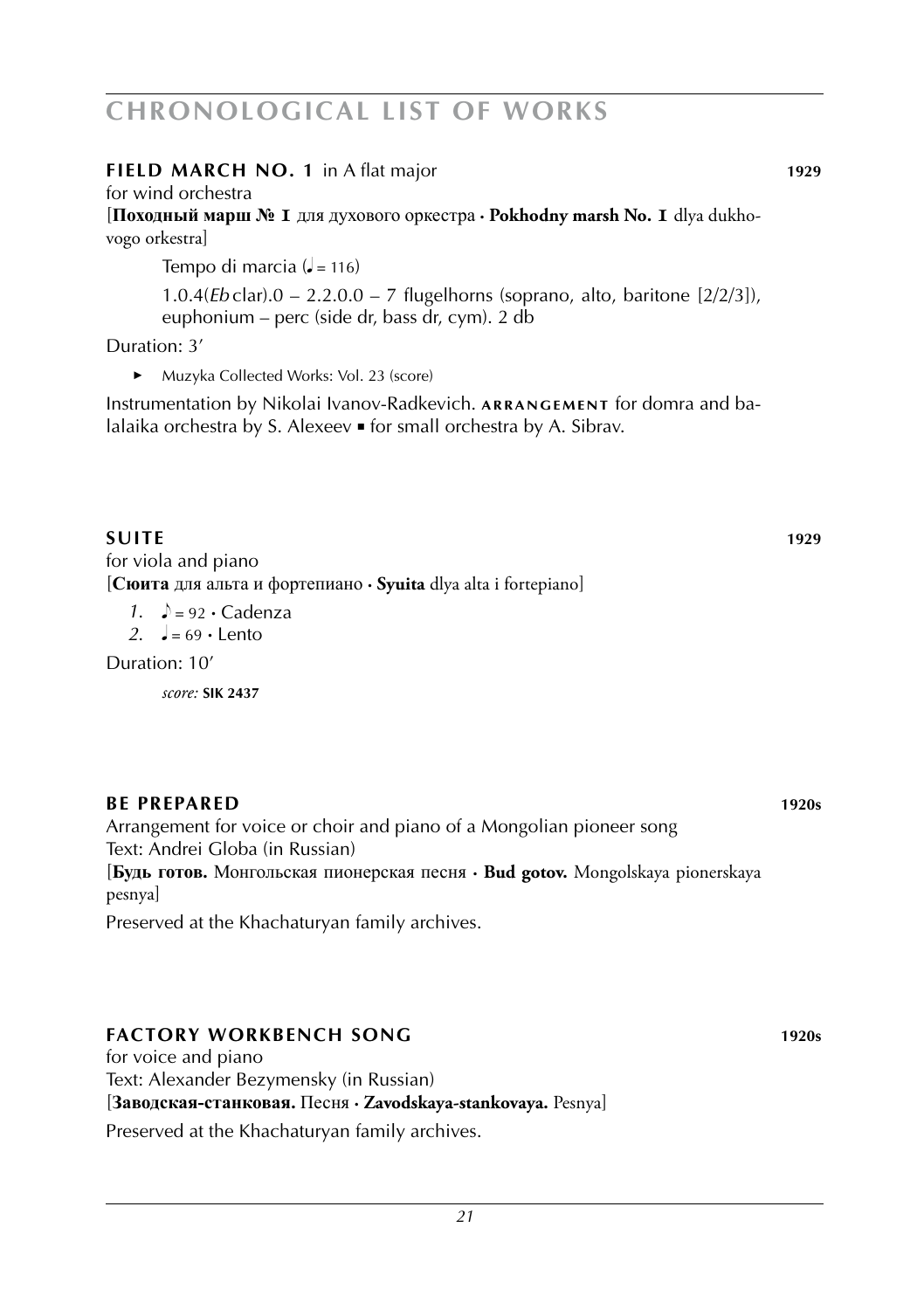## FIELD MARCH NO. 1 in A flat major — 1929

for wind orchestra

[**Походный марш № 1** для духового оркестра · **Pokhodny marsh No. 1** dlya dukhovogo orkestra]

Tempo di marcia (♩ = 116)

1.0.4(*Eb* clar).0 – 2.2.0.0 – 7 flugelhorns (soprano, alto, baritone [2/2/3]), euphonium – perc (side dr, bass dr, cym). 2 db

Duration: 3′

► Muzyka Collected Works: Vol. 23 (score)

Instrumentation by Nikolai Ivanov-Radkevich. **ARRANGEMENT** for domra and balalaika orchestra by S. Alexeev ▪ for small orchestra by A. Sibrav.

## SUITE — 1929

for viola and piano

[**Сюита** для альта и фортепиано · **Syuita** dlya alta i fortepiano]

1. ♪ = 92 · Cadenza
2. ♩ = 69 · Lento

Duration: 10′

*score:* **SIK 2437**

## BE PREPARED — 1920s

Arrangement for voice or choir and piano of a Mongolian pioneer song

Text: Andrei Globa (in Russian)

[**Будь готов.** Монгольская пионерская песня · **Bud gotov.** Mongolskaya pionerskaya pesnya]

Preserved at the Khachaturyan family archives.

## FACTORY WORKBENCH SONG — 1920s

for voice and piano

Text: Alexander Bezymensky (in Russian)

[**Заводская-станковая.** Песня · **Zavodskaya-stankovaya.** Pesnya]

Preserved at the Khachaturyan family archives.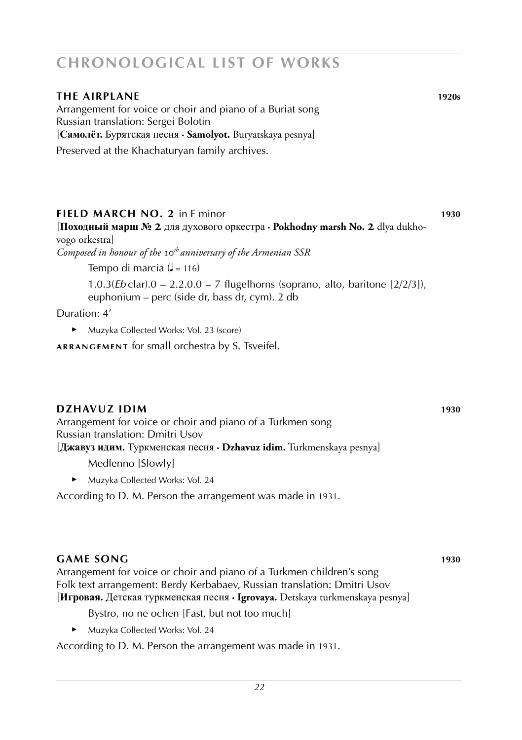# CHRONOLOGICAL LIST OF WORKS

### THE AIRPLANE 1920s

Arrangement for voice or choir and piano of a Buriat song
Russian translation: Sergei Bolotin
[**Самолёт.** Бурятская песня · **Samolyot.** Buryatskaya pesnya]

Preserved at the Khachaturyan family archives.

### FIELD MARCH NO. 2 in F minor 1930

[**Походный марш № 2** для духового оркестра · **Pokhodny marsh No. 2** dlya dukhovogo orkestra]
*Composed in honour of the 10th anniversary of the Armenian SSR*

Tempo di marcia (♩ = 116)

1.0.3(*Eb* clar).0 – 2.2.0.0 – 7 flugelhorns (soprano, alto, baritone [2/2/3]), euphonium – perc (side dr, bass dr, cym). 2 db

Duration: 4'

- Muzyka Collected Works: Vol. 23 (score)

**ARRANGEMENT** for small orchestra by S. Tsveifel.

### DZHAVUZ IDIM 1930

Arrangement for voice or choir and piano of a Turkmen song
Russian translation: Dmitri Usov
[**Джавуз идим.** Туркменская песня · **Dzhavuz idim.** Turkmenskaya pesnya]

Medlenno [Slowly]

- Muzyka Collected Works: Vol. 24

According to D. M. Person the arrangement was made in 1931.

### GAME SONG 1930

Arrangement for voice or choir and piano of a Turkmen children's song
Folk text arrangement: Berdy Kerbabaev, Russian translation: Dmitri Usov
[**Игровая.** Детская туркменская песня · **Igrovaya.** Detskaya turkmenskaya pesnya]

Bystro, no ne ochen [Fast, but not too much]

- Muzyka Collected Works: Vol. 24

According to D. M. Person the arrangement was made in 1931.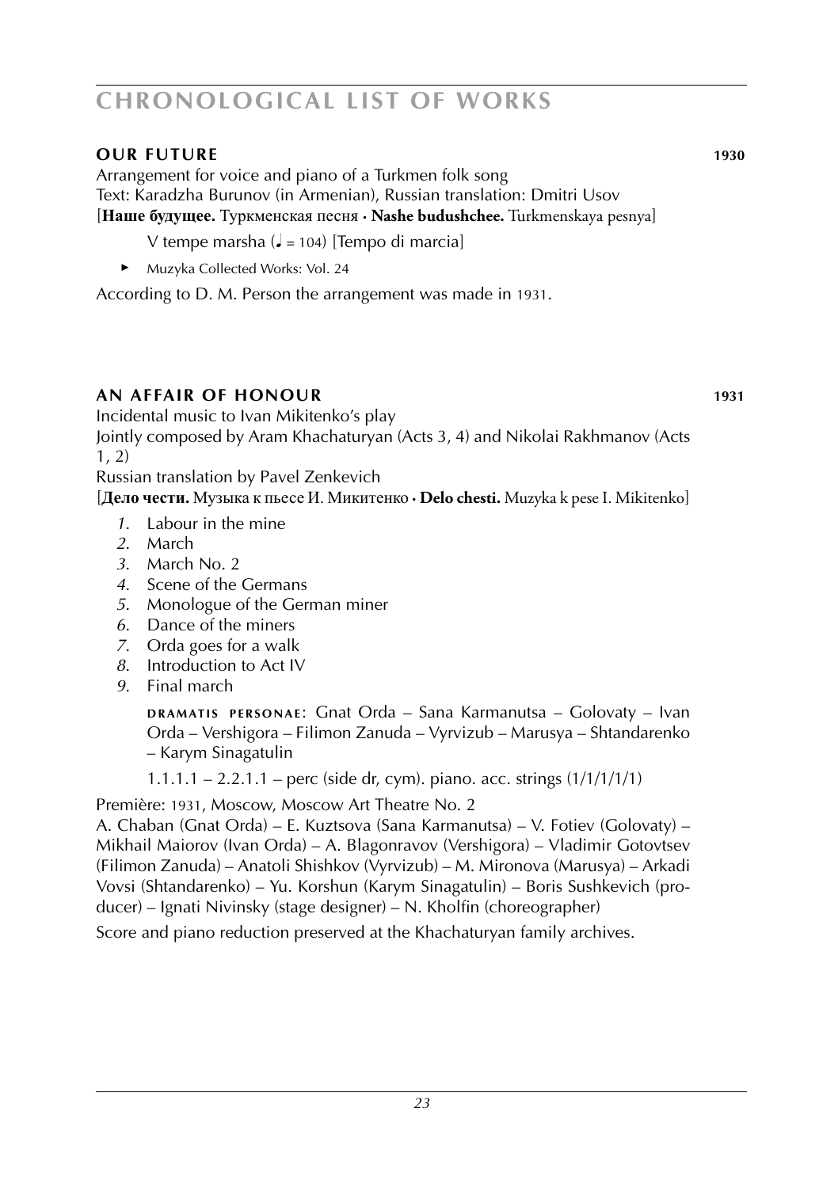## OUR FUTURE 1930

Arrangement for voice and piano of a Turkmen folk song
Text: Karadzha Burunov (in Armenian), Russian translation: Dmitri Usov
[**Наше будущее.** Туркменская песня · **Nashe budushchee.** Turkmenskaya pesnya]

V tempe marsha (♩ = 104) [Tempo di marcia]

- ► Muzyka Collected Works: Vol. 24

According to D. M. Person the arrangement was made in 1931.

## AN AFFAIR OF HONOUR 1931

Incidental music to Ivan Mikitenko's play
Jointly composed by Aram Khachaturyan (Acts 3, 4) and Nikolai Rakhmanov (Acts 1, 2)
Russian translation by Pavel Zenkevich
[**Дело чести.** Музыка к пьесе И. Микитенко · **Delo chesti.** Muzyka k pese I. Mikitenko]

1. Labour in the mine
2. March
3. March No. 2
4. Scene of the Germans
5. Monologue of the German miner
6. Dance of the miners
7. Orda goes for a walk
8. Introduction to Act IV
9. Final march

**DRAMATIS PERSONAE**: Gnat Orda – Sana Karmanutsa – Golovaty – Ivan Orda – Vershigora – Filimon Zanuda – Vyrvizub – Marusya – Shtandarenko – Karym Sinagatulin

1.1.1.1 – 2.2.1.1 – perc (side dr, cym). piano. acc. strings (1/1/1/1/1)

Première: 1931, Moscow, Moscow Art Theatre No. 2
A. Chaban (Gnat Orda) – E. Kuztsova (Sana Karmanutsa) – V. Fotiev (Golovaty) – Mikhail Maiorov (Ivan Orda) – A. Blagonravov (Vershigora) – Vladimir Gotovtsev (Filimon Zanuda) – Anatoli Shishkov (Vyrvizub) – M. Mironova (Marusya) – Arkadi Vovsi (Shtandarenko) – Yu. Korshun (Karym Sinagatulin) – Boris Sushkevich (producer) – Ignati Nivinsky (stage designer) – N. Kholfin (choreographer)

Score and piano reduction preserved at the Khachaturyan family archives.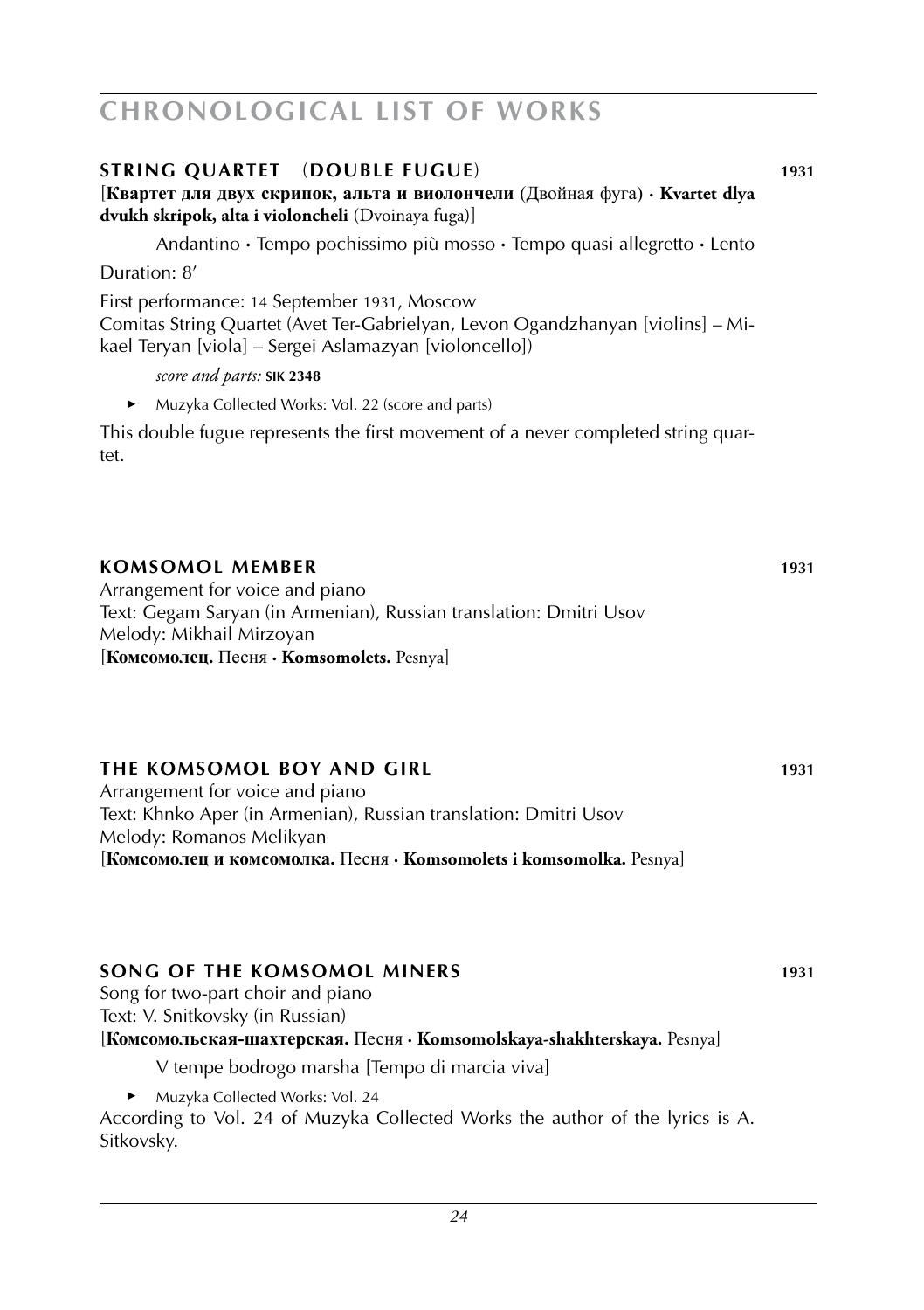# CHRONOLOGICAL LIST OF WORKS

### STRING QUARTET (DOUBLE FUGUE) 1931

[**Квартет для двух скрипок, альта и виолончели** (Двойная фуга) · **Kvartet dlya dvukh skripok, alta i violoncheli** (Dvoinaya fuga)]

Andantino · Tempo pochissimo più mosso · Tempo quasi allegretto · Lento

Duration: 8′

First performance: 14 September 1931, Moscow
Comitas String Quartet (Avet Ter-Gabrielyan, Levon Ogandzhanyan [violins] – Mikael Teryan [viola] – Sergei Aslamazyan [violoncello])

*score and parts:* **SIK 2348**

- Muzyka Collected Works: Vol. 22 (score and parts)

This double fugue represents the first movement of a never completed string quartet.

### KOMSOMOL MEMBER 1931

Arrangement for voice and piano
Text: Gegam Saryan (in Armenian), Russian translation: Dmitri Usov
Melody: Mikhail Mirzoyan
[**Комсомолец.** Песня · **Komsomolets.** Pesnya]

### THE KOMSOMOL BOY AND GIRL 1931

Arrangement for voice and piano
Text: Khnko Aper (in Armenian), Russian translation: Dmitri Usov
Melody: Romanos Melikyan
[**Комсомолец и комсомолка.** Песня · **Komsomolets i komsomolka.** Pesnya]

### SONG OF THE KOMSOMOL MINERS 1931

Song for two-part choir and piano
Text: V. Snitkovsky (in Russian)
[**Комсомольская-шахтерская.** Песня · **Komsomolskaya-shakhterskaya.** Pesnya]

V tempe bodrogo marsha [Tempo di marcia viva]

- Muzyka Collected Works: Vol. 24

According to Vol. 24 of Muzyka Collected Works the author of the lyrics is A. Sitkovsky.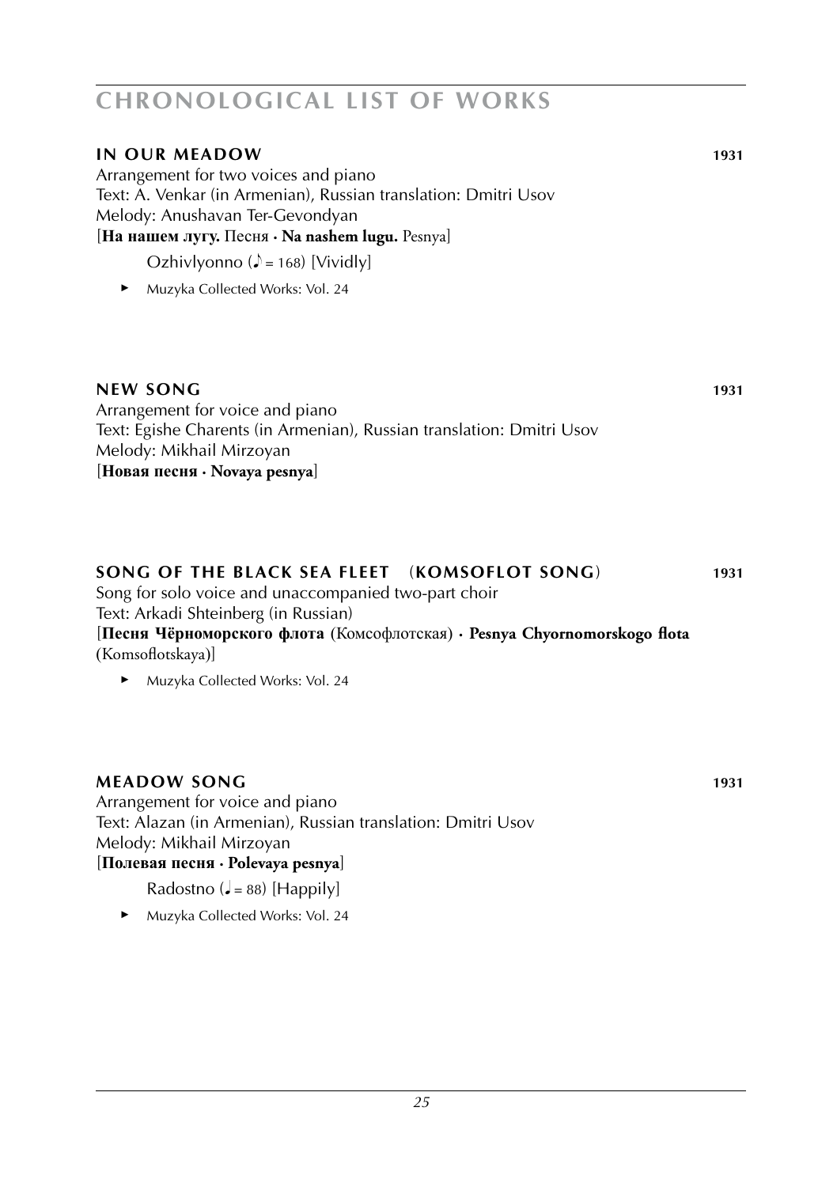# CHRONOLOGICAL LIST OF WORKS

## IN OUR MEADOW **1931**

Arrangement for two voices and piano
Text: A. Venkar (in Armenian), Russian translation: Dmitri Usov
Melody: Anushavan Ter-Gevondyan
[**На нашем лугу.** Песня · **Na nashem lugu.** Pesnya]

Ozhivlyonno (♪ = 168) [Vividly]

- ▸ Muzyka Collected Works: Vol. 24

## NEW SONG **1931**

Arrangement for voice and piano
Text: Egishe Charents (in Armenian), Russian translation: Dmitri Usov
Melody: Mikhail Mirzoyan
[**Новая песня · Novaya pesnya**]

## SONG OF THE BLACK SEA FLEET (KOMSOFLOT SONG) **1931**

Song for solo voice and unaccompanied two-part choir
Text: Arkadi Shteinberg (in Russian)
[**Песня Чёрноморского флота** (Комсофлотская) · **Pesnya Chyornomorskogo flota** (Komsoflotskaya)]

- ▸ Muzyka Collected Works: Vol. 24

## MEADOW SONG **1931**

Arrangement for voice and piano
Text: Alazan (in Armenian), Russian translation: Dmitri Usov
Melody: Mikhail Mirzoyan
[**Полевая песня · Polevaya pesnya**]

Radostno (♩ = 88) [Happily]

- ▸ Muzyka Collected Works: Vol. 24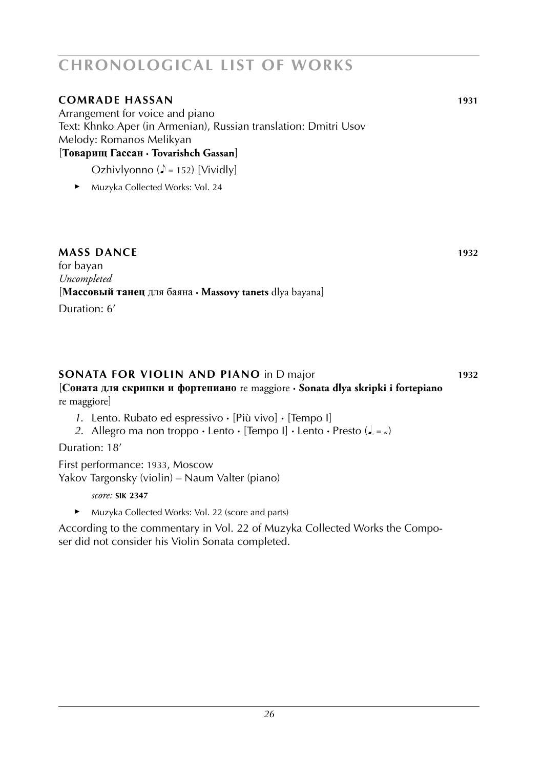# CHRONOLOGICAL LIST OF WORKS

### COMRADE HASSAN 1931

Arrangement for voice and piano
Text: Khnko Aper (in Armenian), Russian translation: Dmitri Usov
Melody: Romanos Melikyan
[**Товарищ Гассан · Tovarishch Gassan**]

Ozhivlyonno (♪ = 152) [Vividly]

► Muzyka Collected Works: Vol. 24

### MASS DANCE 1932

for bayan
*Uncompleted*
[**Массовый танец** для баяна · **Massovy tanets** dlya bayana]
Duration: 6′

### SONATA FOR VIOLIN AND PIANO in D major 1932

[**Соната для скрипки и фортепиано** re maggiore · **Sonata dlya skripki i fortepiano** re maggiore]

1. Lento. Rubato ed espressivo · [Più vivo] · [Tempo I]
2. Allegro ma non troppo · Lento · [Tempo I] · Lento · Presto (♩. = 𝅗𝅥)

Duration: 18′

First performance: 1933, Moscow
Yakov Targonsky (violin) – Naum Valter (piano)

*score:* **SIK 2347**

► Muzyka Collected Works: Vol. 22 (score and parts)

According to the commentary in Vol. 22 of Muzyka Collected Works the Composer did not consider his Violin Sonata completed.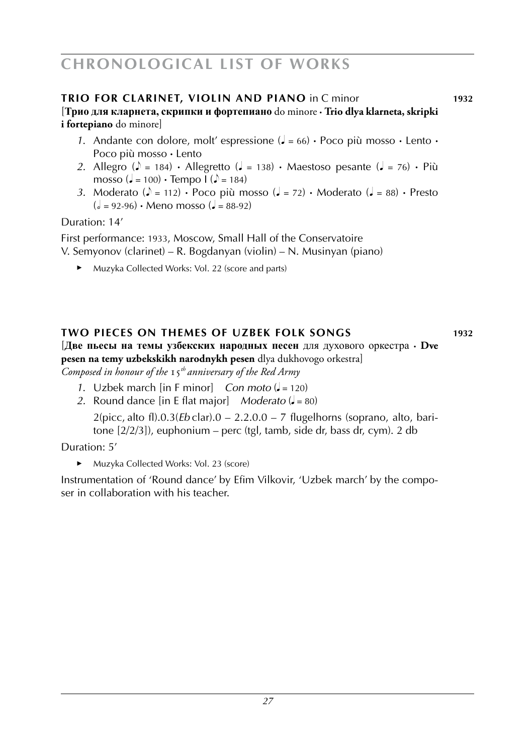## TRIO FOR CLARINET, VIOLIN AND PIANO in C minor **1932**

[**Трио для кларнета, скрипки и фортепиано** do minore • **Trio dlya klarneta, skripki i fortepiano** do minore]

1. Andante con dolore, molt' espressione (♩ = 66) • Poco più mosso • Lento • Poco più mosso • Lento
2. Allegro (♪ = 184) • Allegretto (♩ = 138) • Maestoso pesante (♩ = 76) • Più mosso (♩ = 100) • Tempo I (♪ = 184)
3. Moderato (♪ = 112) • Poco più mosso (♩ = 72) • Moderato (♩ = 88) • Presto (𝅗𝅥 = 92-96) • Meno mosso (♩ = 88-92)

Duration: 14'

First performance: 1933, Moscow, Small Hall of the Conservatoire
V. Semyonov (clarinet) – R. Bogdanyan (violin) – N. Musinyan (piano)

- Muzyka Collected Works: Vol. 22 (score and parts)

## TWO PIECES ON THEMES OF UZBEK FOLK SONGS **1932**

[**Две пьесы на темы узбекских народных песен** для духового оркестра • **Dve pesen na temy uzbekskikh narodnykh pesen** dlya dukhovogo orkestra]
*Composed in honour of the 15th anniversary of the Red Army*

1. Uzbek march [in F minor] *Con moto* (♩ = 120)
2. Round dance [in E flat major] *Moderato* (♩ = 80)

   2(picc, alto fl).0.3(*Eb* clar).0 – 2.2.0.0 – 7 flugelhorns (soprano, alto, baritone [2/2/3]), euphonium – perc (tgl, tamb, side dr, bass dr, cym). 2 db

Duration: 5'

- Muzyka Collected Works: Vol. 23 (score)

Instrumentation of 'Round dance' by Efim Vilkovir, 'Uzbek march' by the composer in collaboration with his teacher.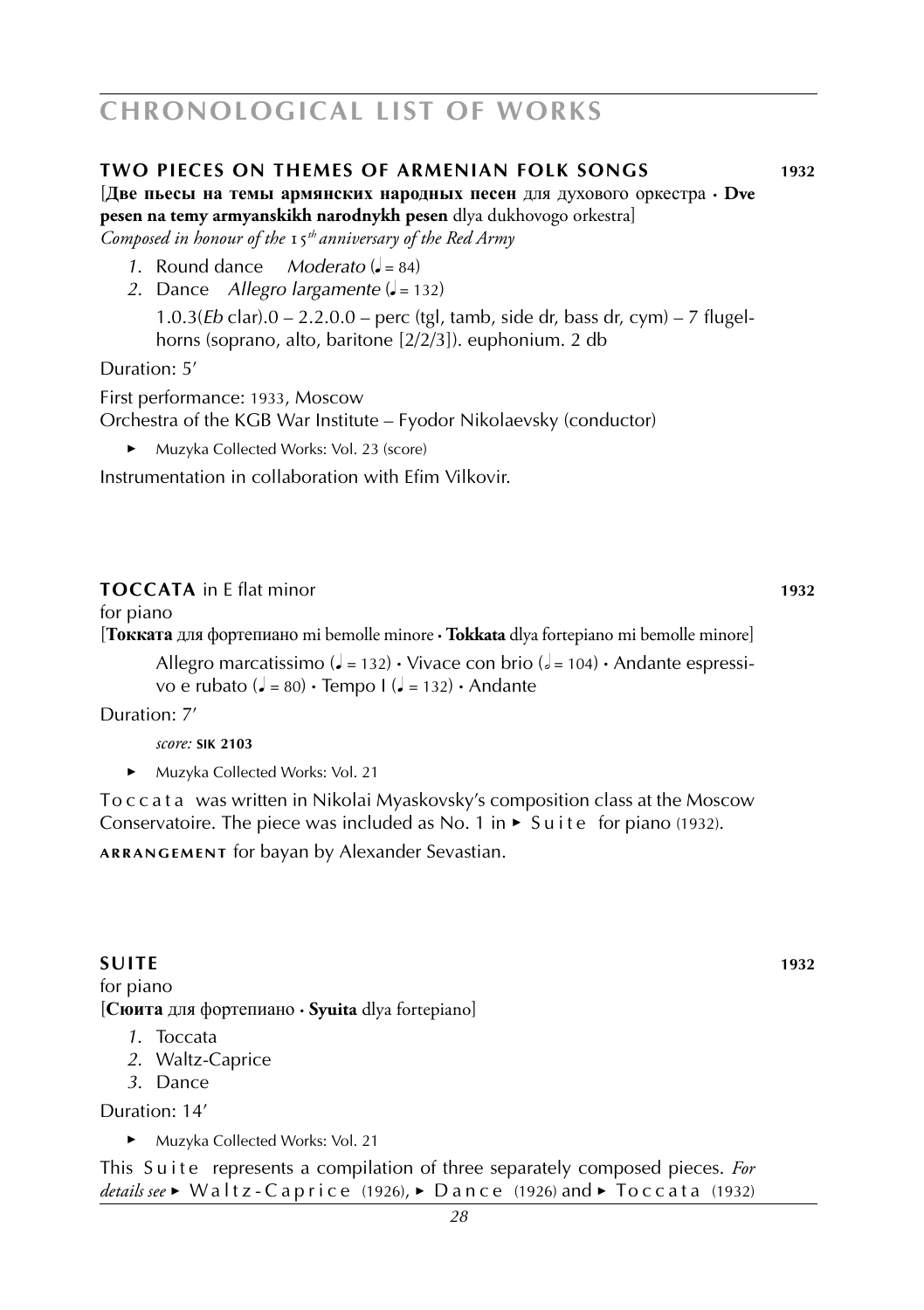# CHRONOLOGICAL LIST OF WORKS

## TWO PIECES ON THEMES OF ARMENIAN FOLK SONGS 1932

[**Две пьесы на темы армянских народных песен** для духового оркестра · **Dve pesen na temy armyanskikh narodnykh pesen** dlya dukhovogo orkestra]
*Composed in honour of the 15th anniversary of the Red Army*

1. Round dance *Moderato* (♩ = 84)
2. Dance *Allegro largamente* (♩ = 132)

   1.0.3(*Eb* clar).0 – 2.2.0.0 – perc (tgl, tamb, side dr, bass dr, cym) – 7 flugelhorns (soprano, alto, baritone [2/2/3]). euphonium. 2 db

Duration: 5'

First performance: 1933, Moscow
Orchestra of the KGB War Institute – Fyodor Nikolaevsky (conductor)

► Muzyka Collected Works: Vol. 23 (score)

Instrumentation in collaboration with Efim Vilkovir.

## TOCCATA in E flat minor 1932

for piano
[**Токката** для фортепиано mi bemolle minore · **Tokkata** dlya fortepiano mi bemolle minore]

Allegro marcatissimo (♩ = 132) · Vivace con brio (𝅗𝅥 = 104) · Andante espressivo e rubato (♩ = 80) · Tempo I (♩ = 132) · Andante

Duration: 7'

*score:* **SIK 2103**

► Muzyka Collected Works: Vol. 21

Toccata was written in Nikolai Myaskovsky's composition class at the Moscow Conservatoire. The piece was included as No. 1 in ► Suite for piano (1932).

**ARRANGEMENT** for bayan by Alexander Sevastian.

## SUITE 1932

for piano
[**Сюита** для фортепиано · **Syuita** dlya fortepiano]

1. Toccata
2. Waltz-Caprice
3. Dance

Duration: 14'

► Muzyka Collected Works: Vol. 21

This Suite represents a compilation of three separately composed pieces. *For details see* ► Waltz-Caprice (1926), ► Dance (1926) and ► Toccata (1932)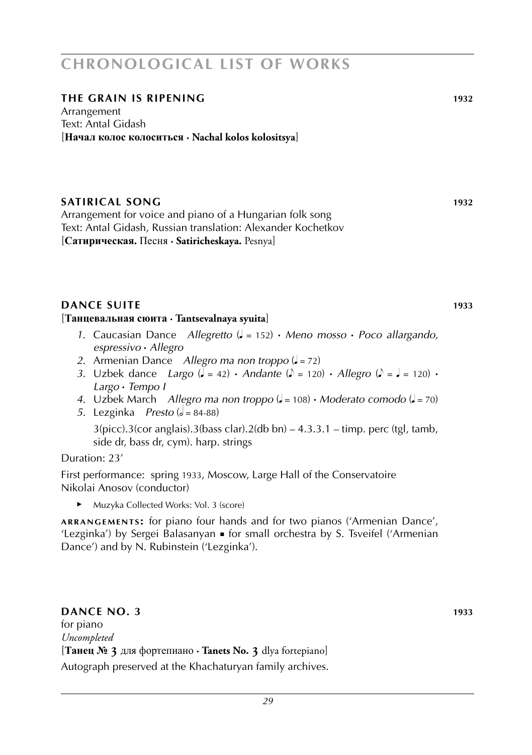# CHRONOLOGICAL LIST OF WORKS

### THE GRAIN IS RIPENING 1932

Arrangement
Text: Antal Gidash
[**Начал колос колоситься · Nachal kolos kolositsya**]

### SATIRICAL SONG 1932

Arrangement for voice and piano of a Hungarian folk song
Text: Antal Gidash, Russian translation: Alexander Kochetkov
[**Сатирическая.** Песня · **Satiricheskaya.** Pesnya]

### DANCE SUITE 1933

[**Танцевальная сюита · Tantsevalnaya syuita**]

1. Caucasian Dance *Allegretto* (♩ = 152) · *Meno mosso* · *Poco allargando, espressivo* · *Allegro*
2. Armenian Dance *Allegro ma non troppo* (♩ = 72)
3. Uzbek dance *Largo* (♩ = 42) · *Andante* (♪ = 120) · *Allegro* (♪ = ♩ = 120) · *Largo* · *Tempo I*
4. Uzbek March *Allegro ma non troppo* (♩ = 108) · *Moderato comodo* (♩ = 70)
5. Lezginka *Presto* (𝅗𝅥 = 84-88)

   3(picc).3(cor anglais).3(bass clar).2(db bn) – 4.3.3.1 – timp. perc (tgl, tamb, side dr, bass dr, cym). harp. strings

Duration: 23'

First performance: spring 1933, Moscow, Large Hall of the Conservatoire
Nikolai Anosov (conductor)

- Muzyka Collected Works: Vol. 3 (score)

**ARRANGEMENTS:** for piano four hands and for two pianos ('Armenian Dance', 'Lezginka') by Sergei Balasanyan ▪ for small orchestra by S. Tsveifel ('Armenian Dance') and by N. Rubinstein ('Lezginka').

### DANCE NO. 3 1933

for piano
*Uncompleted*
[**Танец № 3** для фортепиано · **Tanets No. 3** dlya fortepiano]
Autograph preserved at the Khachaturyan family archives.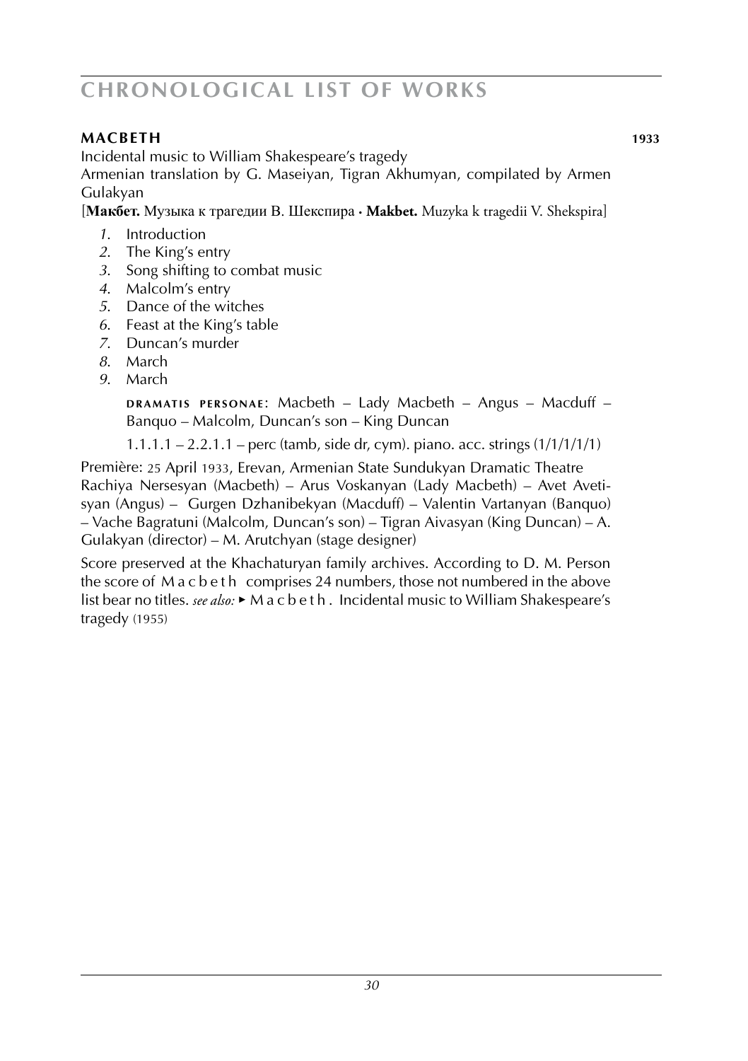## MACBETH 1933

Incidental music to William Shakespeare's tragedy
Armenian translation by G. Maseiyan, Tigran Akhumyan, compilated by Armen Gulakyan
[**Макбет.** Музыка к трагедии В. Шекспира · **Makbet.** Muzyka k tragedii V. Shekspira]

1. Introduction
2. The King's entry
3. Song shifting to combat music
4. Malcolm's entry
5. Dance of the witches
6. Feast at the King's table
7. Duncan's murder
8. March
9. March

DRAMATIS PERSONAE: Macbeth – Lady Macbeth – Angus – Macduff – Banquo – Malcolm, Duncan's son – King Duncan

1.1.1.1 – 2.2.1.1 – perc (tamb, side dr, cym). piano. acc. strings (1/1/1/1/1)

Première: 25 April 1933, Erevan, Armenian State Sundukyan Dramatic Theatre
Rachiya Nersesyan (Macbeth) – Arus Voskanyan (Lady Macbeth) – Avet Avetisyan (Angus) – Gurgen Dzhanibekyan (Macduff) – Valentin Vartanyan (Banquo) – Vache Bagratuni (Malcolm, Duncan's son) – Tigran Aivasyan (King Duncan) – A. Gulakyan (director) – M. Arutchyan (stage designer)

Score preserved at the Khachaturyan family archives. According to D. M. Person the score of Macbeth comprises 24 numbers, those not numbered in the above list bear no titles. *see also:* ▸ Macbeth. Incidental music to William Shakespeare's tragedy (1955)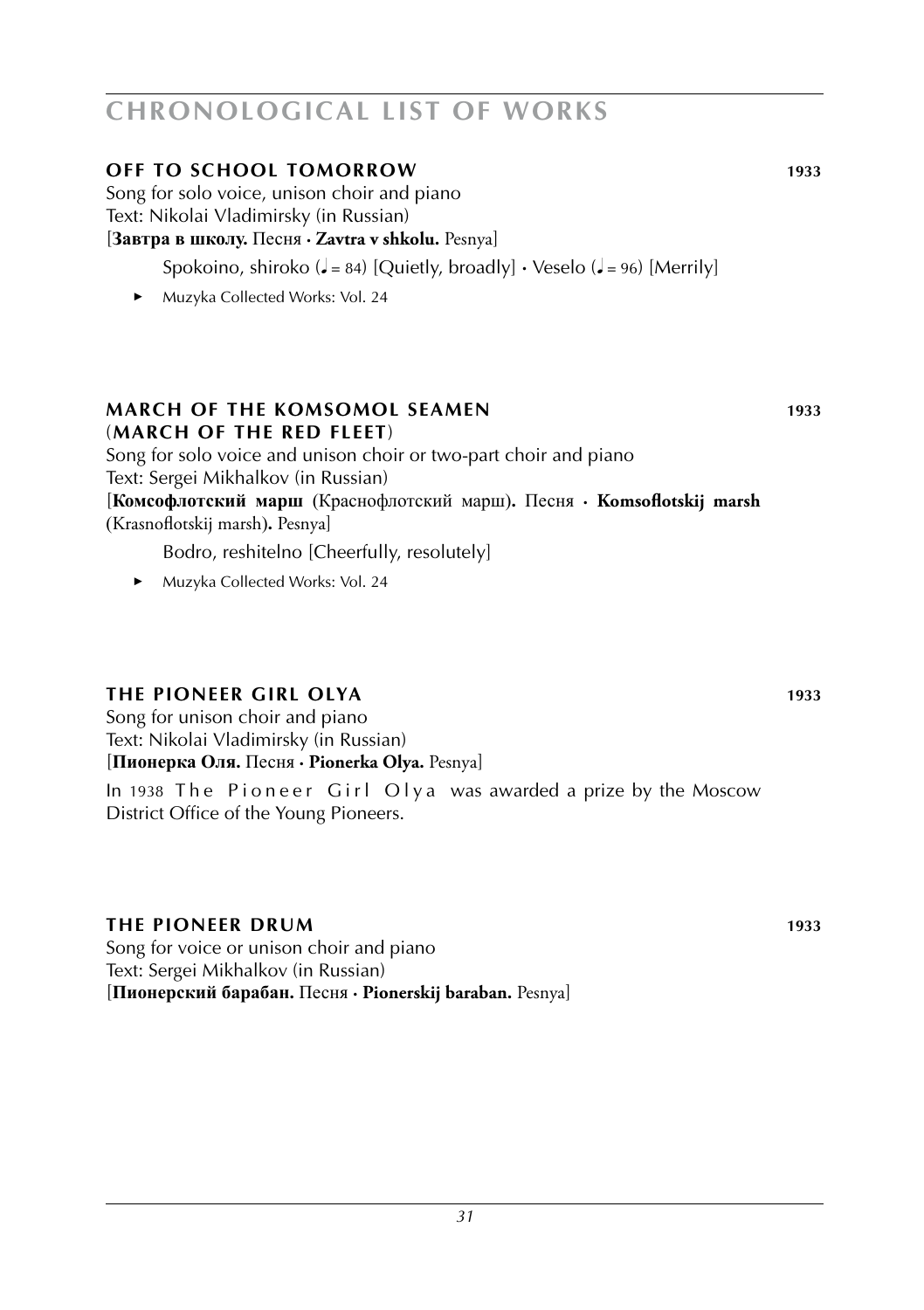# CHRONOLOGICAL LIST OF WORKS

## OFF TO SCHOOL TOMORROW — 1933

Song for solo voice, unison choir and piano
Text: Nikolai Vladimirsky (in Russian)
[**Завтра в школу.** Песня · **Zavtra v shkolu.** Pesnya]

Spokoino, shiroko (♩ = 84) [Quietly, broadly] · Veselo (♩ = 96) [Merrily]

- Muzyka Collected Works: Vol. 24

## MARCH OF THE KOMSOMOL SEAMEN (MARCH OF THE RED FLEET) — 1933

Song for solo voice and unison choir or two-part choir and piano
Text: Sergei Mikhalkov (in Russian)
[**Комсофлотский марш** (Краснофлотский марш)**.** Песня · **Komsoflotskij marsh** (Krasnoflotskij marsh)**.** Pesnya]

Bodro, reshitelno [Cheerfully, resolutely]

- Muzyka Collected Works: Vol. 24

## THE PIONEER GIRL OLYA — 1933

Song for unison choir and piano
Text: Nikolai Vladimirsky (in Russian)
[**Пионерка Оля.** Песня · **Pionerka Olya.** Pesnya]

In 1938 The Pioneer Girl Olya was awarded a prize by the Moscow District Office of the Young Pioneers.

## THE PIONEER DRUM — 1933

Song for voice or unison choir and piano
Text: Sergei Mikhalkov (in Russian)
[**Пионерский барабан.** Песня · **Pionerskij baraban.** Pesnya]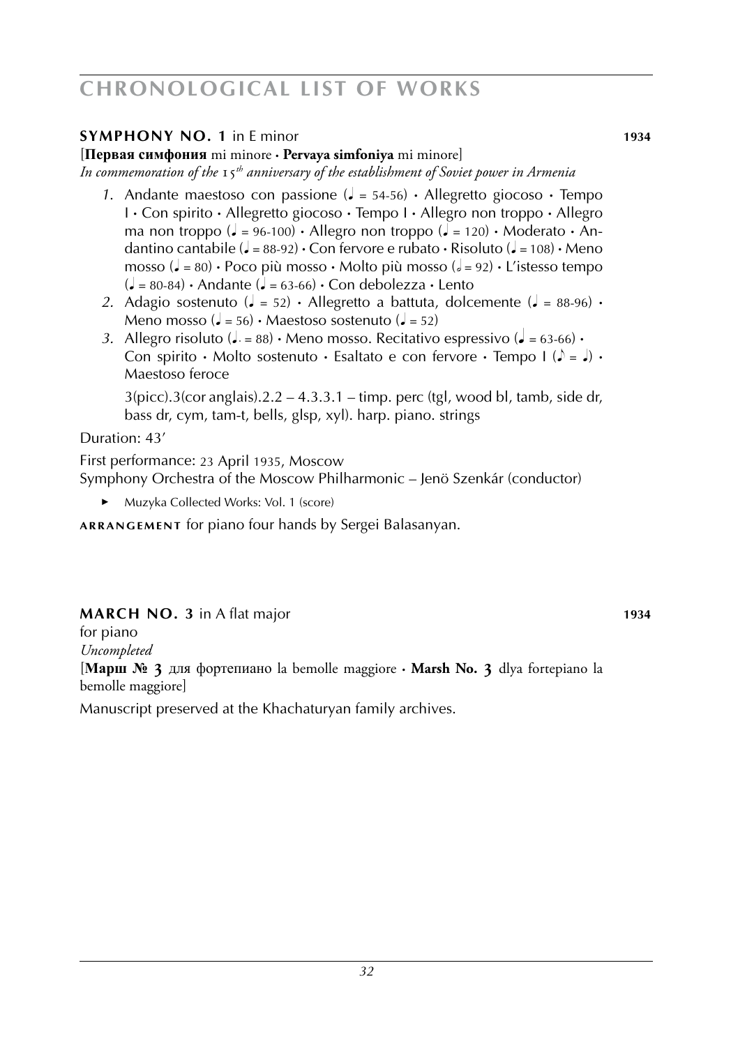**SYMPHONY NO. 1** in E minor **1934**

[**Первая симфония** mi minore · **Pervaya simfoniya** mi minore]

*In commemoration of the 15th anniversary of the establishment of Soviet power in Armenia*

1. Andante maestoso con passione (♩ = 54-56) · Allegretto giocoso · Tempo I · Con spirito · Allegretto giocoso · Tempo I · Allegro non troppo · Allegro ma non troppo (♩ = 96-100) · Allegro non troppo (♩ = 120) · Moderato · Andantino cantabile (♩ = 88-92) · Con fervore e rubato · Risoluto (♩ = 108) · Meno mosso (♩ = 80) · Poco più mosso · Molto più mosso (𝅗𝅥 = 92) · L'istesso tempo (♩ = 80-84) · Andante (♩ = 63-66) · Con debolezza · Lento
2. Adagio sostenuto (♩ = 52) · Allegretto a battuta, dolcemente (♩ = 88-96) · Meno mosso (♩ = 56) · Maestoso sostenuto (♩ = 52)
3. Allegro risoluto (♩. = 88) · Meno mosso. Recitativo espressivo (♩ = 63-66) · Con spirito · Molto sostenuto · Esaltato e con fervore · Tempo I (♪ = ♩) · Maestoso feroce

   3(picc).3(cor anglais).2.2 – 4.3.3.1 – timp. perc (tgl, wood bl, tamb, side dr, bass dr, cym, tam-t, bells, glsp, xyl). harp. piano. strings

Duration: 43'

First performance: 23 April 1935, Moscow
Symphony Orchestra of the Moscow Philharmonic – Jenö Szenkár (conductor)

- Muzyka Collected Works: Vol. 1 (score)

**ARRANGEMENT** for piano four hands by Sergei Balasanyan.

**MARCH NO. 3** in A flat major **1934**

for piano

*Uncompleted*

[**Марш № 3** для фортепиано la bemolle maggiore · **Marsh No. 3** dlya fortepiano la bemolle maggiore]

Manuscript preserved at the Khachaturyan family archives.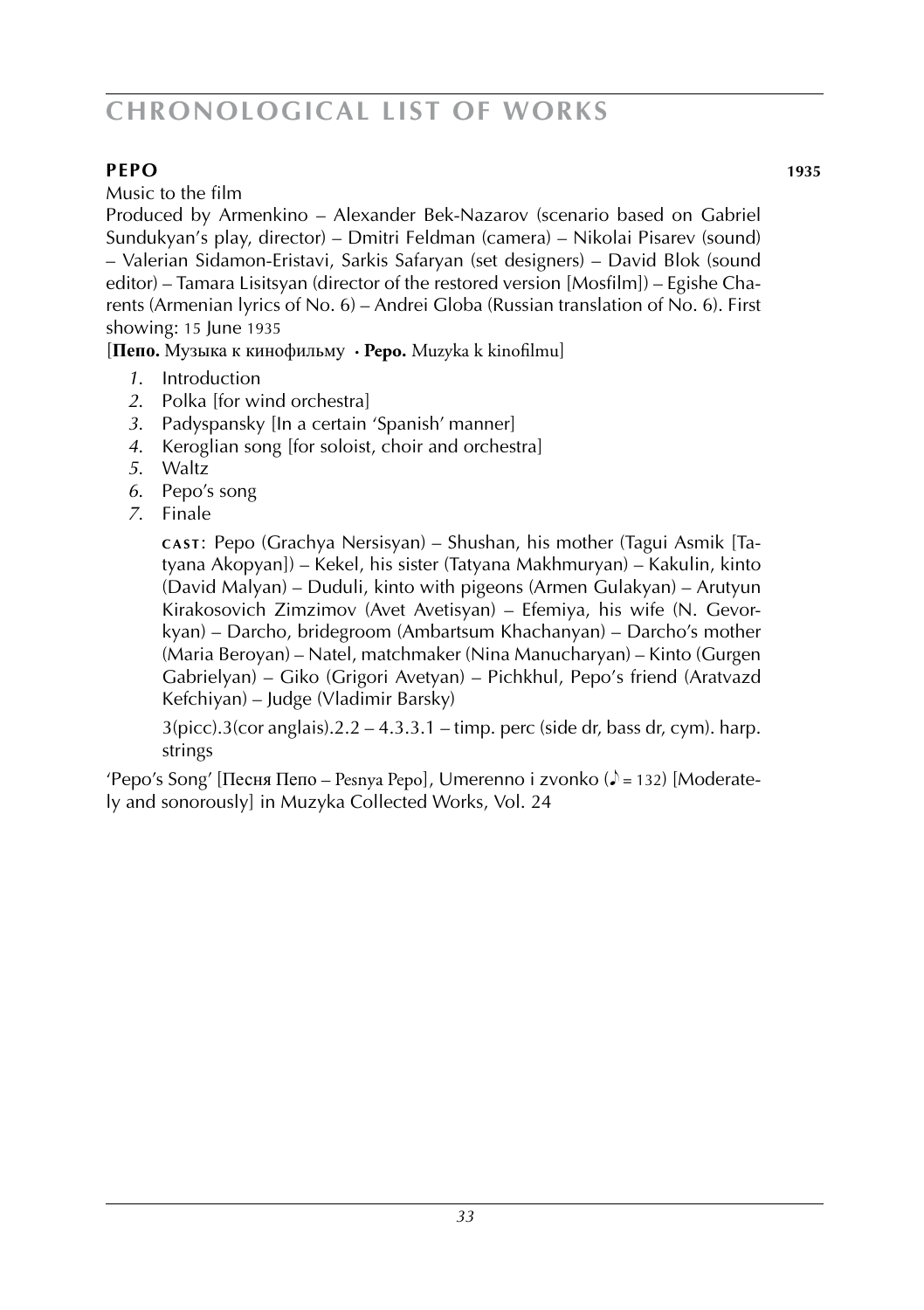## PEPO 1935

Music to the film

Produced by Armenkino – Alexander Bek-Nazarov (scenario based on Gabriel Sundukyan's play, director) – Dmitri Feldman (camera) – Nikolai Pisarev (sound) – Valerian Sidamon-Eristavi, Sarkis Safaryan (set designers) – David Blok (sound editor) – Tamara Lisitsyan (director of the restored version [Mosfilm]) – Egishe Charents (Armenian lyrics of No. 6) – Andrei Globa (Russian translation of No. 6). First showing: 15 June 1935

[**Пепо.** Музыка к кинофильму · **Pepo.** Muzyka k kinofilmu]

1. Introduction
2. Polka [for wind orchestra]
3. Padyspansky [In a certain 'Spanish' manner]
4. Keroglian song [for soloist, choir and orchestra]
5. Waltz
6. Pepo's song
7. Finale

**CAST**: Pepo (Grachya Nersisyan) – Shushan, his mother (Tagui Asmik [Tatyana Akopyan]) – Kekel, his sister (Tatyana Makhmuryan) – Kakulin, kinto (David Malyan) – Duduli, kinto with pigeons (Armen Gulakyan) – Arutyun Kirakosovich Zimzimov (Avet Avetisyan) – Efemiya, his wife (N. Gevorkyan) – Darcho, bridegroom (Ambartsum Khachanyan) – Darcho's mother (Maria Beroyan) – Natel, matchmaker (Nina Manucharyan) – Kinto (Gurgen Gabrielyan) – Giko (Grigori Avetyan) – Pichkhul, Pepo's friend (Aratvazd Kefchiyan) – Judge (Vladimir Barsky)

3(picc).3(cor anglais).2.2 – 4.3.3.1 – timp. perc (side dr, bass dr, cym). harp. strings

'Pepo's Song' [Песня Пепо – Pesnya Pepo], Umerenno i zvonko (♪ = 132) [Moderately and sonorously] in Muzyka Collected Works, Vol. 24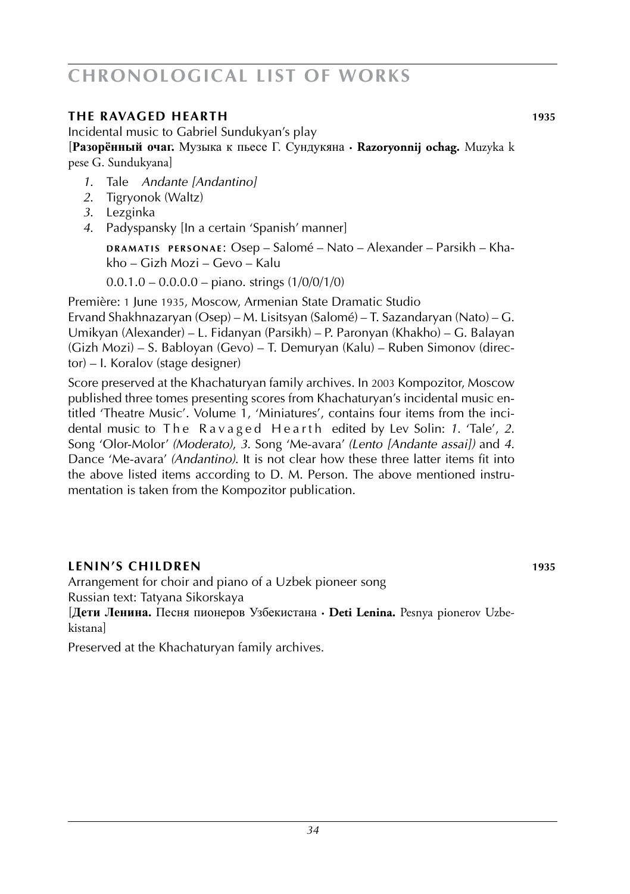## THE RAVAGED HEARTH 1935

Incidental music to Gabriel Sundukyan's play
[**Разорённый очаг.** Музыка к пьесе Г. Сундукяна · **Razoryonnij ochag.** Muzyka k pese G. Sundukyana]

1. Tale *Andante [Andantino]*
2. Tigryonok (Waltz)
3. Lezginka
4. Padyspansky [In a certain 'Spanish' manner]

DRAMATIS PERSONAE: Osep – Salomé – Nato – Alexander – Parsikh – Khakho – Gizh Mozi – Gevo – Kalu

0.0.1.0 – 0.0.0.0 – piano. strings (1/0/0/1/0)

Première: 1 June 1935, Moscow, Armenian State Dramatic Studio
Ervand Shakhnazaryan (Osep) – M. Lisitsyan (Salomé) – T. Sazandaryan (Nato) – G. Umikyan (Alexander) – L. Fidanyan (Parsikh) – P. Paronyan (Khakho) – G. Balayan (Gizh Mozi) – S. Babloyan (Gevo) – T. Demuryan (Kalu) – Ruben Simonov (director) – I. Koralov (stage designer)

Score preserved at the Khachaturyan family archives. In 2003 Kompozitor, Moscow published three tomes presenting scores from Khachaturyan's incidental music entitled 'Theatre Music'. Volume 1, 'Miniatures', contains four items from the incidental music to The Ravaged Hearth edited by Lev Solin: *1*. 'Tale', *2*. Song 'Olor-Molor' *(Moderato)*, *3*. Song 'Me-avara' *(Lento [Andante assai])* and *4*. Dance 'Me-avara' *(Andantino)*. It is not clear how these three latter items fit into the above listed items according to D. M. Person. The above mentioned instrumentation is taken from the Kompozitor publication.

## LENIN'S CHILDREN 1935

Arrangement for choir and piano of a Uzbek pioneer song
Russian text: Tatyana Sikorskaya
[**Дети Ленина.** Песня пионеров Узбекистана · **Deti Lenina.** Pesnya pionerov Uzbekistana]

Preserved at the Khachaturyan family archives.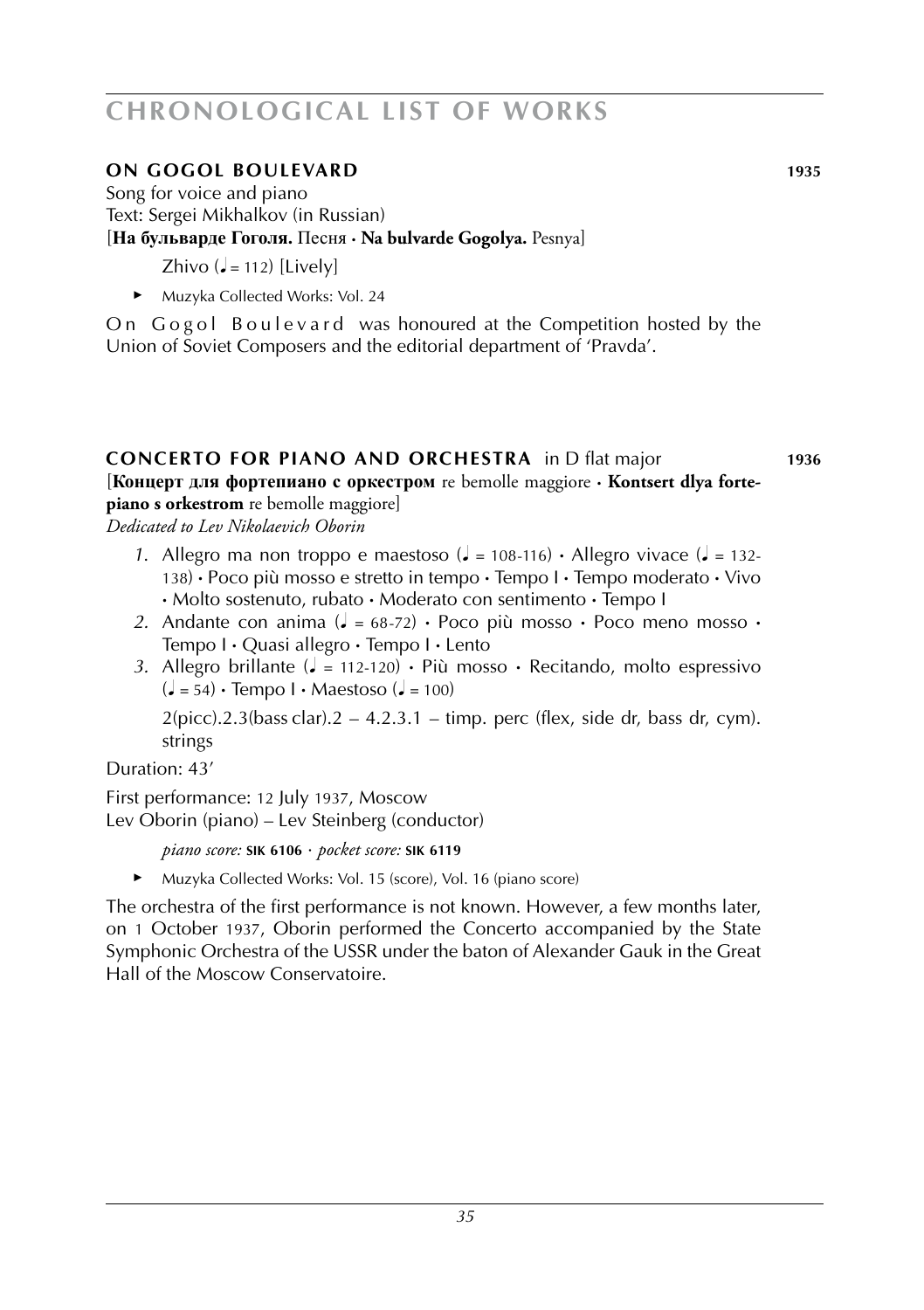## **ON GOGOL BOULEVARD** 1935

Song for voice and piano
Text: Sergei Mikhalkov (in Russian)
[**На бульварде Гоголя.** Песня · **Na bulvarde Gogolya.** Pesnya]

Zhivo (♩ = 112) [Lively]

► Muzyka Collected Works: Vol. 24

On Gogol Boulevard was honoured at the Competition hosted by the Union of Soviet Composers and the editorial department of 'Pravda'.

## **CONCERTO FOR PIANO AND ORCHESTRA** in D flat major 1936

[**Концерт для фортепиано с оркестром** re bemolle maggiore · **Kontsert dlya fortepiano s orkestrom** re bemolle maggiore]
*Dedicated to Lev Nikolaevich Oborin*

1. Allegro ma non troppo e maestoso (♩ = 108-116) · Allegro vivace (♩ = 132-138) · Poco più mosso e stretto in tempo · Tempo I · Tempo moderato · Vivo · Molto sostenuto, rubato · Moderato con sentimento · Tempo I
2. Andante con anima (♩ = 68-72) · Poco più mosso · Poco meno mosso · Tempo I · Quasi allegro · Tempo I · Lento
3. Allegro brillante (♩ = 112-120) · Più mosso · Recitando, molto espressivo (♩ = 54) · Tempo I · Maestoso (♩ = 100)

2(picc).2.3(bass clar).2 – 4.2.3.1 – timp. perc (flex, side dr, bass dr, cym). strings

Duration: 43'

First performance: 12 July 1937, Moscow
Lev Oborin (piano) – Lev Steinberg (conductor)

*piano score:* **SIK 6106** · *pocket score:* **SIK 6119**

► Muzyka Collected Works: Vol. 15 (score), Vol. 16 (piano score)

The orchestra of the first performance is not known. However, a few months later, on 1 October 1937, Oborin performed the Concerto accompanied by the State Symphonic Orchestra of the USSR under the baton of Alexander Gauk in the Great Hall of the Moscow Conservatoire.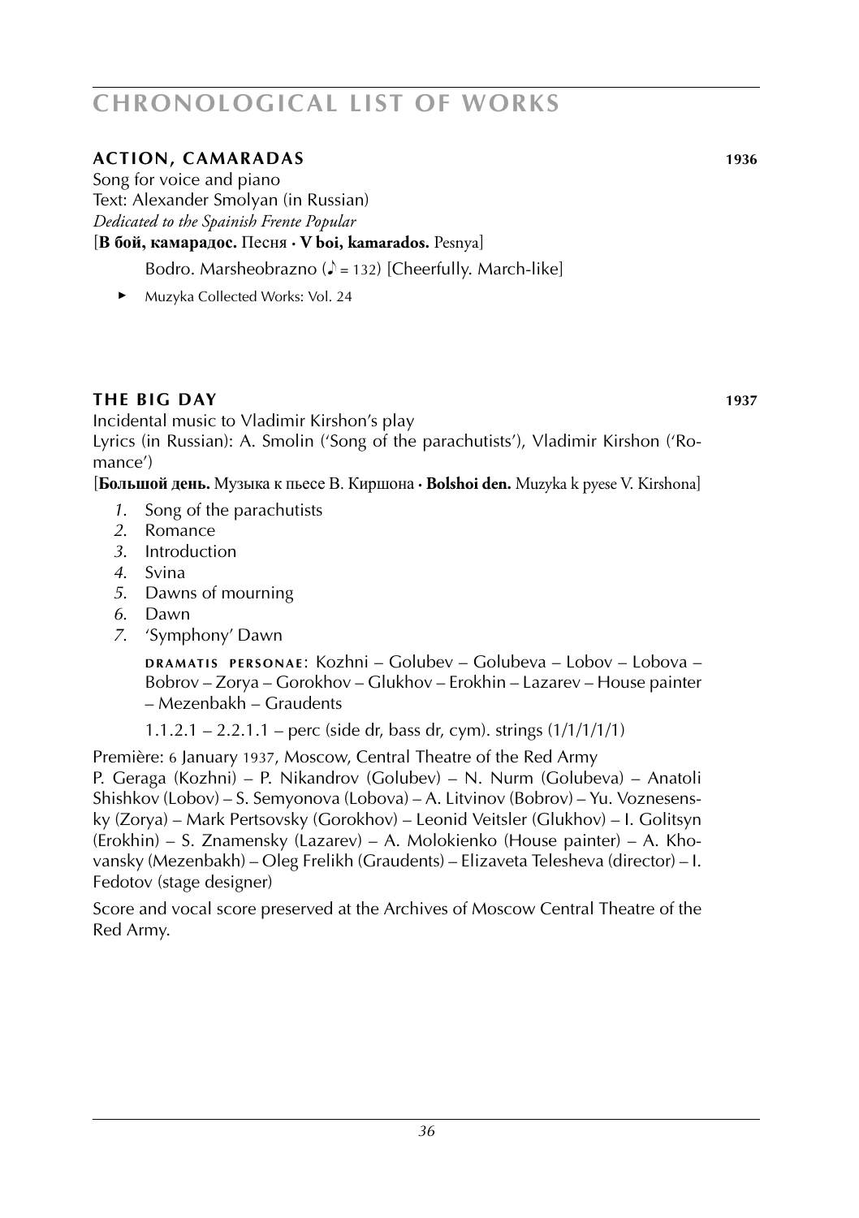# CHRONOLOGICAL LIST OF WORKS

## ACTION, CAMARADAS 1936

Song for voice and piano
Text: Alexander Smolyan (in Russian)
*Dedicated to the Spainish Frente Popular*
[**В бой, камарадос.** Песня · **V boi, kamarados.** Pesnya]

Bodro. Marsheobrazno (♪ = 132) [Cheerfully. March-like]

- Muzyka Collected Works: Vol. 24

## THE BIG DAY 1937

Incidental music to Vladimir Kirshon's play
Lyrics (in Russian): A. Smolin ('Song of the parachutists'), Vladimir Kirshon ('Romance')
[**Большой день.** Музыка к пьесе В. Киршона · **Bolshoi den.** Muzyka k pyese V. Kirshona]

1. Song of the parachutists
2. Romance
3. Introduction
4. Svina
5. Dawns of mourning
6. Dawn
7. 'Symphony' Dawn

**DRAMATIS PERSONAE**: Kozhni – Golubev – Golubeva – Lobov – Lobova – Bobrov – Zorya – Gorokhov – Glukhov – Erokhin – Lazarev – House painter – Mezenbakh – Graudents

1.1.2.1 – 2.2.1.1 – perc (side dr, bass dr, cym). strings (1/1/1/1/1)

Première: 6 January 1937, Moscow, Central Theatre of the Red Army
P. Geraga (Kozhni) – P. Nikandrov (Golubev) – N. Nurm (Golubeva) – Anatoli Shishkov (Lobov) – S. Semyonova (Lobova) – A. Litvinov (Bobrov) – Yu. Voznesensky (Zorya) – Mark Pertsovsky (Gorokhov) – Leonid Veitsler (Glukhov) – I. Golitsyn (Erokhin) – S. Znamensky (Lazarev) – A. Molokienko (House painter) – A. Khovansky (Mezenbakh) – Oleg Frelikh (Graudents) – Elizaveta Telesheva (director) – I. Fedotov (stage designer)

Score and vocal score preserved at the Archives of Moscow Central Theatre of the Red Army.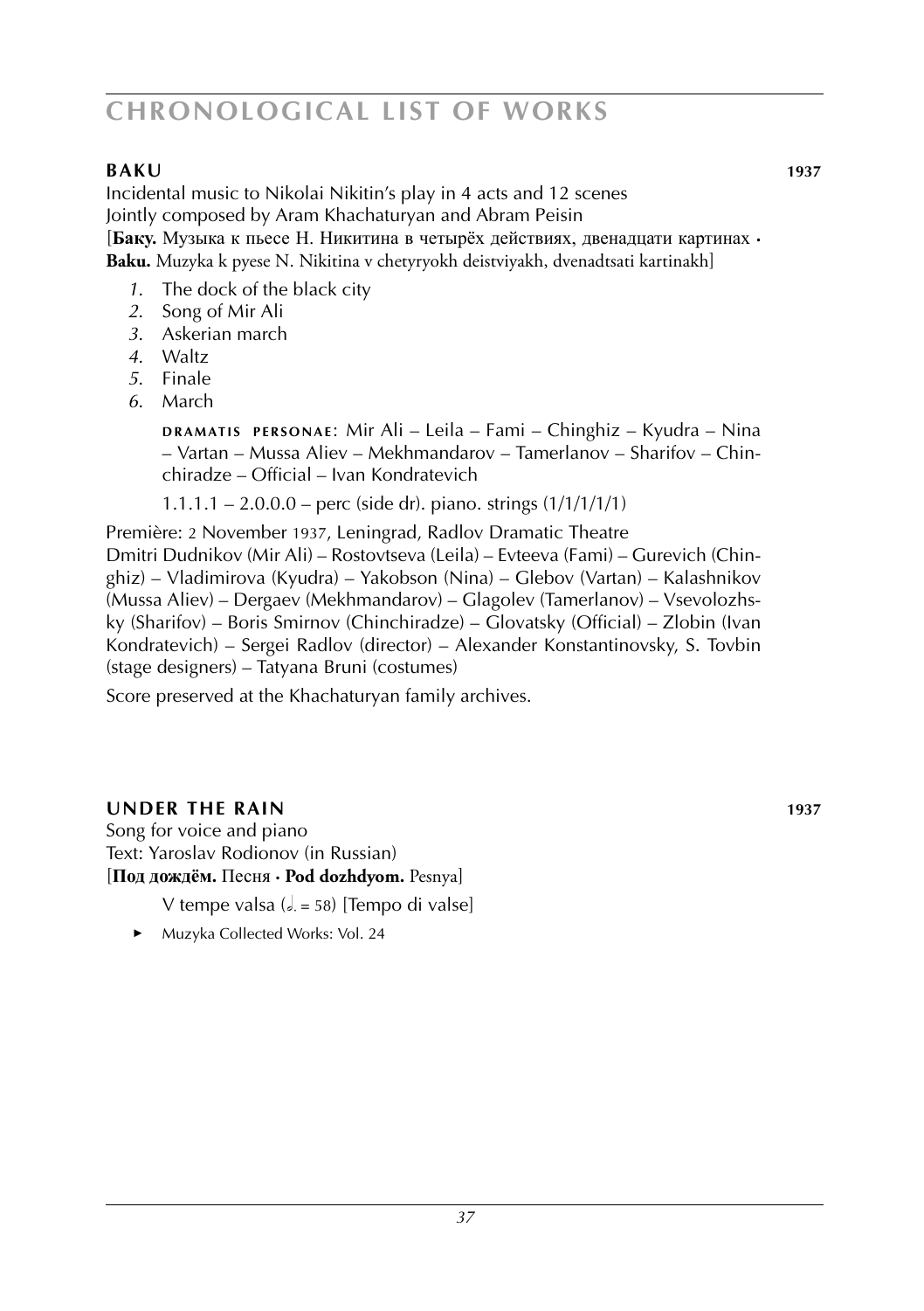# CHRONOLOGICAL LIST OF WORKS

## BAKU 1937

Incidental music to Nikolai Nikitin's play in 4 acts and 12 scenes
Jointly composed by Aram Khachaturyan and Abram Peisin
[**Баку.** Музыка к пьесе Н. Никитина в четырёх действиях, двенадцати картинах · **Baku.** Muzyka k pyese N. Nikitina v chetyryokh deistviyakh, dvenadtsati kartinakh]

*1.* The dock of the black city
*2.* Song of Mir Ali
*3.* Askerian march
*4.* Waltz
*5.* Finale
*6.* March

DRAMATIS PERSONAE: Mir Ali – Leila – Fami – Chinghiz – Kyudra – Nina – Vartan – Mussa Aliev – Mekhmandarov – Tamerlanov – Sharifov – Chinchiradze – Official – Ivan Kondratevich

1.1.1.1 – 2.0.0.0 – perc (side dr). piano. strings (1/1/1/1/1)

Première: 2 November 1937, Leningrad, Radlov Dramatic Theatre
Dmitri Dudnikov (Mir Ali) – Rostovtseva (Leila) – Evteeva (Fami) – Gurevich (Chinghiz) – Vladimirova (Kyudra) – Yakobson (Nina) – Glebov (Vartan) – Kalashnikov (Mussa Aliev) – Dergaev (Mekhmandarov) – Glagolev (Tamerlanov) – Vsevolozhsky (Sharifov) – Boris Smirnov (Chinchiradze) – Glovatsky (Official) – Zlobin (Ivan Kondratevich) – Sergei Radlov (director) – Alexander Konstantinovsky, S. Tovbin (stage designers) – Tatyana Bruni (costumes)

Score preserved at the Khachaturyan family archives.

## UNDER THE RAIN 1937

Song for voice and piano
Text: Yaroslav Rodionov (in Russian)
[**Под дождём.** Песня · **Pod dozhdyom.** Pesnya]

V tempe valsa (𝅗𝅥. = 58) [Tempo di valse]

- Muzyka Collected Works: Vol. 24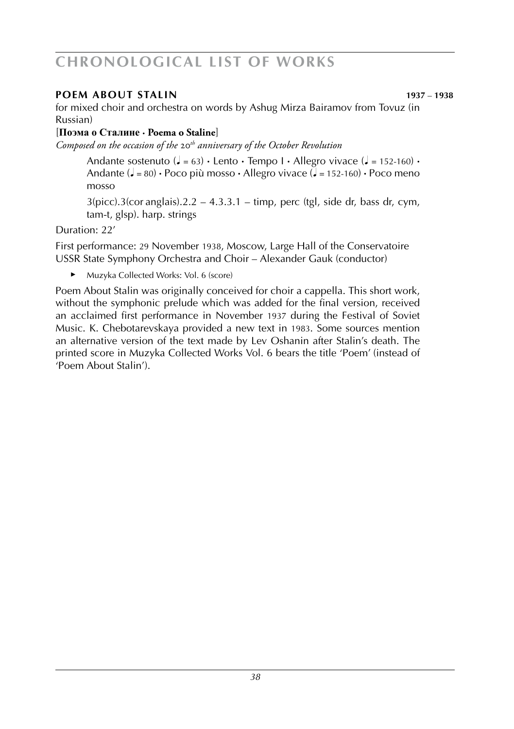## POEM ABOUT STALIN **1937 – 1938**

for mixed choir and orchestra on words by Ashug Mirza Bairamov from Tovuz (in Russian)

[**Поэма о Сталине · Poema o Staline**]

*Composed on the occasion of the 20th anniversary of the October Revolution*

> Andante sostenuto (♩ = 63) · Lento · Tempo I · Allegro vivace (♩ = 152-160) · Andante (♩ = 80) · Poco più mosso · Allegro vivace (♩ = 152-160) · Poco meno mosso
>
> 3(picc).3(cor anglais).2.2 – 4.3.3.1 – timp, perc (tgl, side dr, bass dr, cym, tam-t, glsp). harp. strings

Duration: 22'

First performance: 29 November 1938, Moscow, Large Hall of the Conservatoire
USSR State Symphony Orchestra and Choir – Alexander Gauk (conductor)

- Muzyka Collected Works: Vol. 6 (score)

Poem About Stalin was originally conceived for choir a cappella. This short work, without the symphonic prelude which was added for the final version, received an acclaimed first performance in November 1937 during the Festival of Soviet Music. K. Chebotarevskaya provided a new text in 1983. Some sources mention an alternative version of the text made by Lev Oshanin after Stalin's death. The printed score in Muzyka Collected Works Vol. 6 bears the title 'Poem' (instead of 'Poem About Stalin').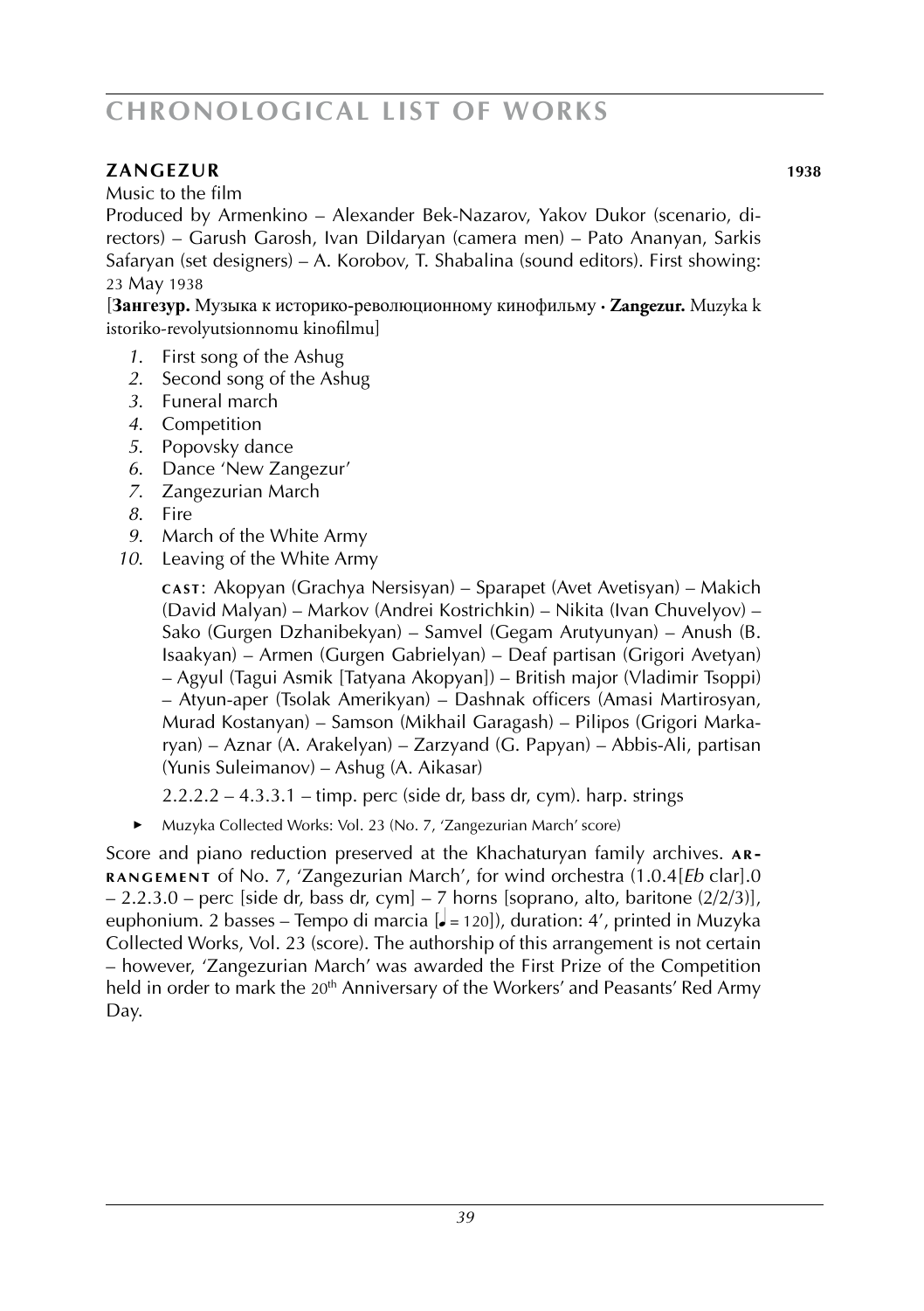## ZANGEZUR **1938**

Music to the film

Produced by Armenkino – Alexander Bek-Nazarov, Yakov Dukor (scenario, directors) – Garush Garosh, Ivan Dildaryan (camera men) – Pato Ananyan, Sarkis Safaryan (set designers) – A. Korobov, T. Shabalina (sound editors). First showing: 23 May 1938

[**Зангезур.** Музыка к историко-революционному кинофильму **·** **Zangezur.** Muzyka k istoriko-revolyutsionnomu kinofilmu]

*1.* First song of the Ashug
*2.* Second song of the Ashug
*3.* Funeral march
*4.* Competition
*5.* Popovsky dance
*6.* Dance 'New Zangezur'
*7.* Zangezurian March
*8.* Fire
*9.* March of the White Army
*10.* Leaving of the White Army

**CAST**: Akopyan (Grachya Nersisyan) – Sparapet (Avet Avetisyan) – Makich (David Malyan) – Markov (Andrei Kostrichkin) – Nikita (Ivan Chuvelyov) – Sako (Gurgen Dzhanibekyan) – Samvel (Gegam Arutyunyan) – Anush (B. Isaakyan) – Armen (Gurgen Gabrielyan) – Deaf partisan (Grigori Avetyan) – Agyul (Tagui Asmik [Tatyana Akopyan]) – British major (Vladimir Tsoppi) – Atyun-aper (Tsolak Amerikyan) – Dashnak officers (Amasi Martirosyan, Murad Kostanyan) – Samson (Mikhail Garagash) – Pilipos (Grigori Markaryan) – Aznar (A. Arakelyan) – Zarzyand (G. Papyan) – Abbis-Ali, partisan (Yunis Suleimanov) – Ashug (A. Aikasar)

2.2.2.2 – 4.3.3.1 – timp. perc (side dr, bass dr, cym). harp. strings

► Muzyka Collected Works: Vol. 23 (No. 7, 'Zangezurian March' score)

Score and piano reduction preserved at the Khachaturyan family archives. **ARRANGEMENT** of No. 7, 'Zangezurian March', for wind orchestra (1.0.4[*Eb* clar].0 – 2.2.3.0 – perc [side dr, bass dr, cym] – 7 horns [soprano, alto, baritone (2/2/3)], euphonium. 2 basses – Tempo di marcia [♩ = 120]), duration: 4', printed in Muzyka Collected Works, Vol. 23 (score). The authorship of this arrangement is not certain – however, 'Zangezurian March' was awarded the First Prize of the Competition held in order to mark the 20th Anniversary of the Workers' and Peasants' Red Army Day.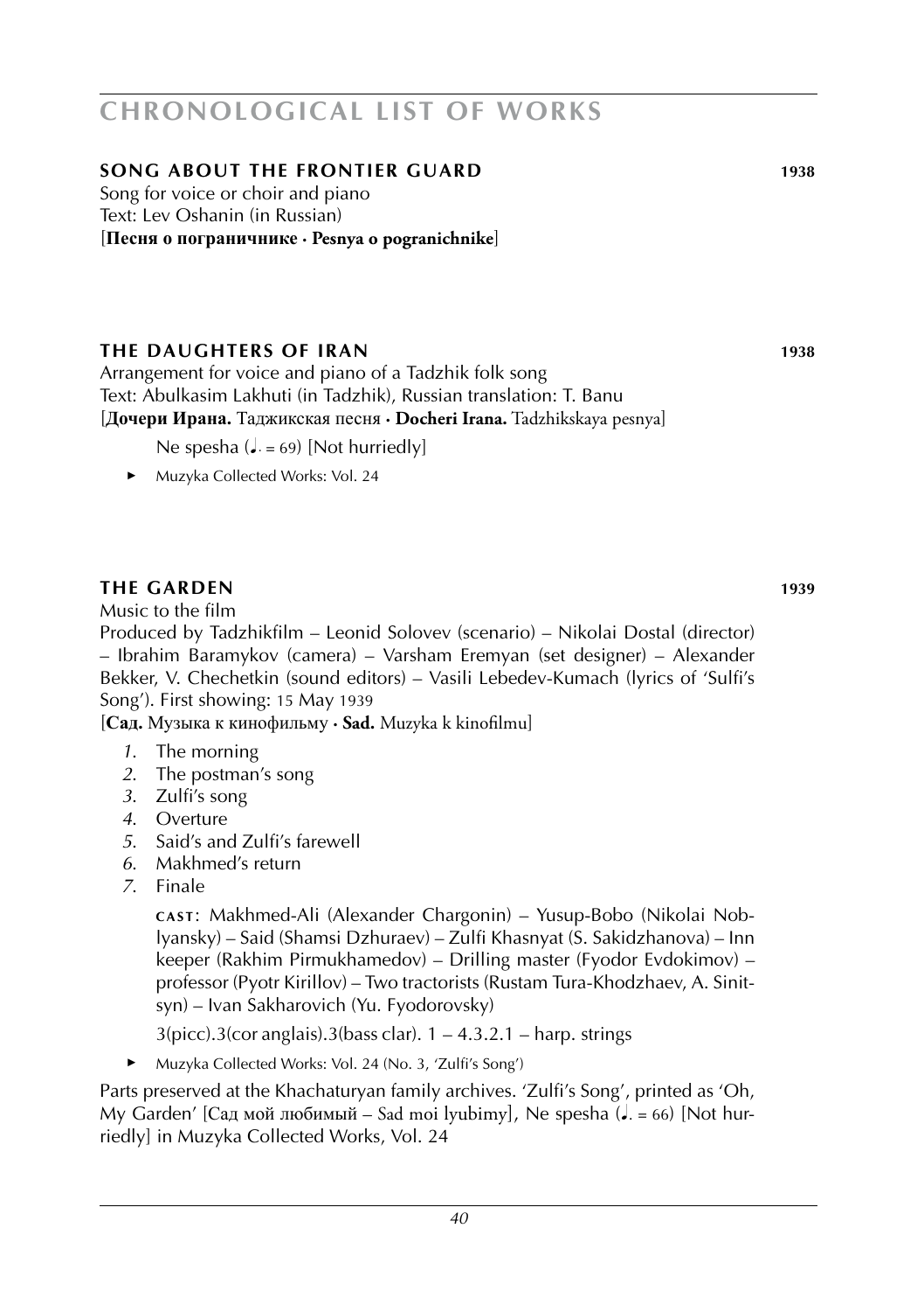# CHRONOLOGICAL LIST OF WORKS

## SONG ABOUT THE FRONTIER GUARD 1938

Song for voice or choir and piano
Text: Lev Oshanin (in Russian)
[**Песня о пограничнике · Pesnya o pogranichnike**]

## THE DAUGHTERS OF IRAN 1938

Arrangement for voice and piano of a Tadzhik folk song
Text: Abulkasim Lakhuti (in Tadzhik), Russian translation: T. Banu
[**Дочери Ирана.** Таджикская песня · **Docheri Irana.** Tadzhikskaya pesnya]

Ne spesha (♩. = 69) [Not hurriedly]

► Muzyka Collected Works: Vol. 24

## THE GARDEN 1939

Music to the film
Produced by Tadzhikfilm – Leonid Solovev (scenario) – Nikolai Dostal (director) – Ibrahim Baramykov (camera) – Varsham Eremyan (set designer) – Alexander Bekker, V. Chechetkin (sound editors) – Vasili Lebedev-Kumach (lyrics of 'Sulfi's Song'). First showing: 15 May 1939
[**Сад.** Музыка к кинофильму · **Sad.** Muzyka k kinofilmu]

1. The morning
2. The postman's song
3. Zulfi's song
4. Overture
5. Said's and Zulfi's farewell
6. Makhmed's return
7. Finale

**CAST**: Makhmed-Ali (Alexander Chargonin) – Yusup-Bobo (Nikolai Noblyansky) – Said (Shamsi Dzhuraev) – Zulfi Khasnyat (S. Sakidzhanova) – Inn keeper (Rakhim Pirmukhamedov) – Drilling master (Fyodor Evdokimov) – professor (Pyotr Kirillov) – Two tractorists (Rustam Tura-Khodzhaev, A. Sinitsyn) – Ivan Sakharovich (Yu. Fyodorovsky)

3(picc).3(cor anglais).3(bass clar). 1 – 4.3.2.1 – harp. strings

► Muzyka Collected Works: Vol. 24 (No. 3, 'Zulfi's Song')

Parts preserved at the Khachaturyan family archives. 'Zulfi's Song', printed as 'Oh, My Garden' [Сад мой любимый – Sad moi lyubimy], Ne spesha (♩. = 66) [Not hurriedly] in Muzyka Collected Works, Vol. 24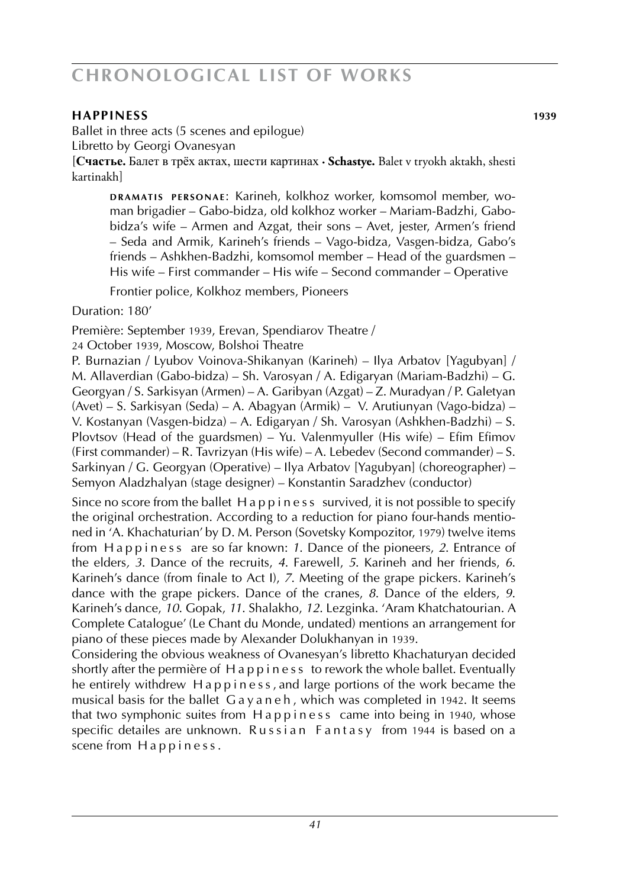## HAPPINESS 1939

Ballet in three acts (5 scenes and epilogue)
Libretto by Georgi Ovanesyan
[**Счастье.** Балет в трёх актах, шести картинах · **Schastye.** Balet v tryokh aktakh, shesti kartinakh]

> DRAMATIS PERSONAE: Karineh, kolkhoz worker, komsomol member, woman brigadier – Gabo-bidza, old kolkhoz worker – Mariam-Badzhi, Gabo-bidza's wife – Armen and Azgat, their sons – Avet, jester, Armen's friend – Seda and Armik, Karineh's friends – Vago-bidza, Vasgen-bidza, Gabo's friends – Ashkhen-Badzhi, komsomol member – Head of the guardsmen – His wife – First commander – His wife – Second commander – Operative
>
> Frontier police, Kolkhoz members, Pioneers

Duration: 180'

Première: September 1939, Erevan, Spendiarov Theatre /
24 October 1939, Moscow, Bolshoi Theatre

P. Burnazian / Lyubov Voinova-Shikanyan (Karineh) – Ilya Arbatov [Yagubyan] / M. Allaverdian (Gabo-bidza) – Sh. Varosyan / A. Edigaryan (Mariam-Badzhi) – G. Georgyan / S. Sarkisyan (Armen) – A. Garibyan (Azgat) – Z. Muradyan / P. Galetyan (Avet) – S. Sarkisyan (Seda) – A. Abagyan (Armik) – V. Arutiunyan (Vago-bidza) – V. Kostanyan (Vasgen-bidza) – A. Edigaryan / Sh. Varosyan (Ashkhen-Badzhi) – S. Plovtsov (Head of the guardsmen) – Yu. Valenmyuller (His wife) – Efim Efimov (First commander) – R. Tavrizyan (His wife) – A. Lebedev (Second commander) – S. Sarkinyan / G. Georgyan (Operative) – Ilya Arbatov [Yagubyan] (choreographer) – Semyon Aladzhalyan (stage designer) – Konstantin Saradzhev (conductor)

Since no score from the ballet Happiness survived, it is not possible to specify the original orchestration. According to a reduction for piano four-hands mentioned in 'A. Khachaturian' by D. M. Person (Sovetsky Kompozitor, 1979) twelve items from Happiness are so far known: *1*. Dance of the pioneers, *2*. Entrance of the elders, *3*. Dance of the recruits, *4*. Farewell, *5*. Karineh and her friends, *6*. Karineh's dance (from finale to Act I), *7*. Meeting of the grape pickers. Karineh's dance with the grape pickers. Dance of the cranes, *8*. Dance of the elders, *9*. Karineh's dance, *10*. Gopak, *11*. Shalakho, *12*. Lezginka. 'Aram Khatchatourian. A Complete Catalogue' (Le Chant du Monde, undated) mentions an arrangement for piano of these pieces made by Alexander Dolukhanyan in 1939.

Considering the obvious weakness of Ovanesyan's libretto Khachaturyan decided shortly after the permière of Happiness to rework the whole ballet. Eventually he entirely withdrew Happiness, and large portions of the work became the musical basis for the ballet Gayaneh, which was completed in 1942. It seems that two symphonic suites from Happiness came into being in 1940, whose specific detailes are unknown. Russian Fantasy from 1944 is based on a scene from Happiness.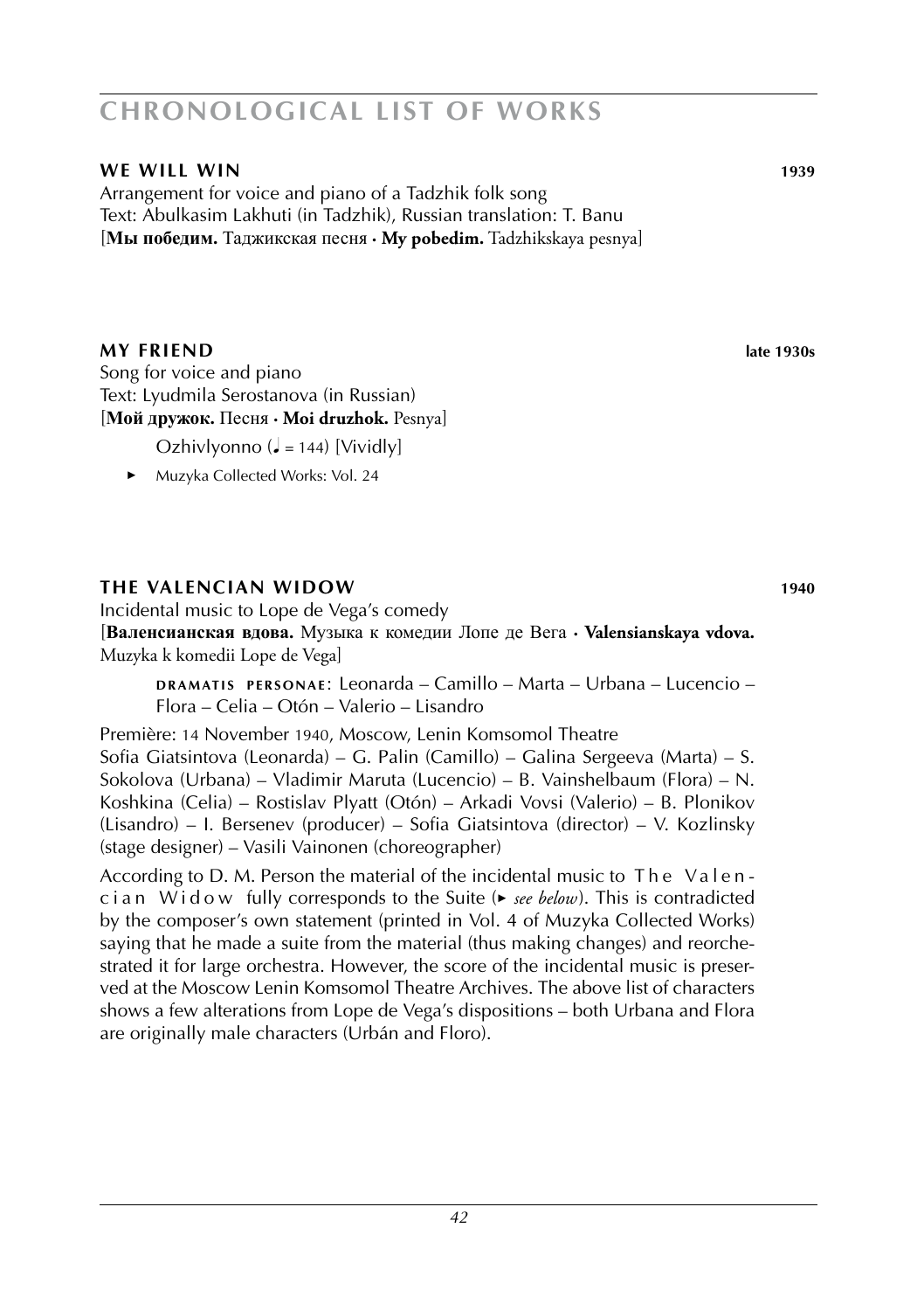## **WE WILL WIN** **1939**

Arrangement for voice and piano of a Tadzhik folk song
Text: Abulkasim Lakhuti (in Tadzhik), Russian translation: T. Banu
[**Мы победим.** Таджикская песня · **My pobedim.** Tadzhikskaya pesnya]

## **MY FRIEND** **late 1930s**

Song for voice and piano
Text: Lyudmila Serostanova (in Russian)
[**Мой дружок.** Песня · **Moi druzhok.** Pesnya]

Ozhivlyonno (♩ = 144) [Vividly]

- Muzyka Collected Works: Vol. 24

## **THE VALENCIAN WIDOW** **1940**

Incidental music to Lope de Vega's comedy
[**Валенсианская вдова.** Музыка к комедии Лопе де Вега · **Valensianskaya vdova.** Muzyka k komedii Lope de Vega]

**DRAMATIS PERSONAE**: Leonarda – Camillo – Marta – Urbana – Lucencio – Flora – Celia – Otón – Valerio – Lisandro

Première: 14 November 1940, Moscow, Lenin Komsomol Theatre
Sofia Giatsintova (Leonarda) – G. Palin (Camillo) – Galina Sergeeva (Marta) – S. Sokolova (Urbana) – Vladimir Maruta (Lucencio) – B. Vainshelbaum (Flora) – N. Koshkina (Celia) – Rostislav Plyatt (Otón) – Arkadi Vovsi (Valerio) – B. Plonikov (Lisandro) – I. Bersenev (producer) – Sofia Giatsintova (director) – V. Kozlinsky (stage designer) – Vasili Vainonen (choreographer)

According to D. M. Person the material of the incidental music to The Valencian Widow fully corresponds to the Suite (► *see below*). This is contradicted by the composer's own statement (printed in Vol. 4 of Muzyka Collected Works) saying that he made a suite from the material (thus making changes) and reorchestrated it for large orchestra. However, the score of the incidental music is preserved at the Moscow Lenin Komsomol Theatre Archives. The above list of characters shows a few alterations from Lope de Vega's dispositions – both Urbana and Flora are originally male characters (Urbán and Floro).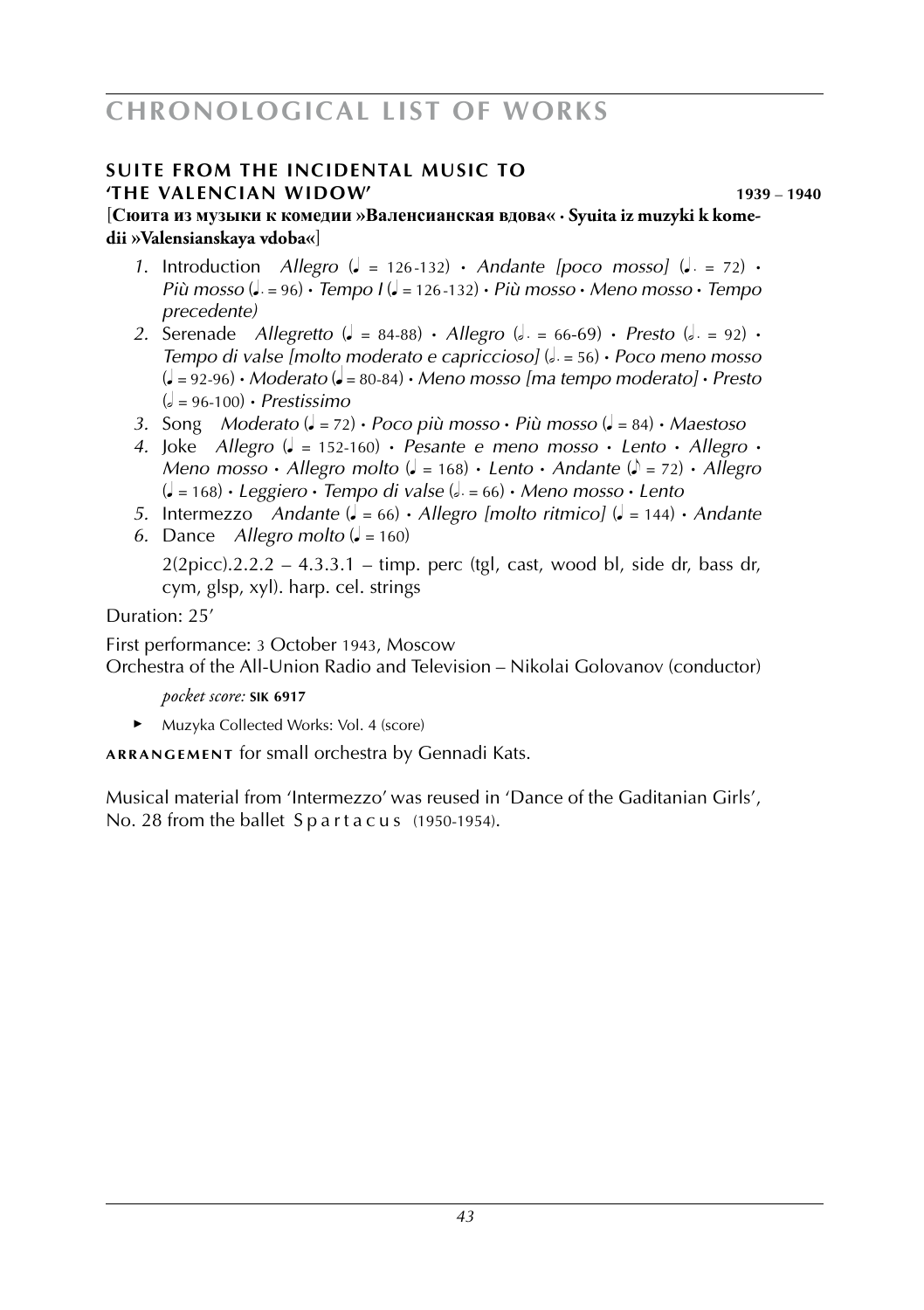## SUITE FROM THE INCIDENTAL MUSIC TO 'THE VALENCIAN WIDOW' 1939 – 1940

**[Сюита из музыки к комедии »Валенсианская вдова« · Syuita iz muzyki k komedii »Valensianskaya vdoba«]**

1. Introduction *Allegro* (♩ = 126-132) · *Andante [poco mosso]* (♩. = 72) · *Più mosso* (♩. = 96) · *Tempo I* (♩ = 126-132) · *Più mosso* · *Meno mosso* · *Tempo precedente)*
2. Serenade *Allegretto* (♩ = 84-88) · *Allegro* (𝅗𝅥. = 66-69) · *Presto* (𝅗𝅥. = 92) · *Tempo di valse [molto moderato e capriccioso]* (𝅗𝅥. = 56) · *Poco meno mosso* (♩ = 92-96) · *Moderato* (♩ = 80-84) · *Meno mosso [ma tempo moderato]* · *Presto* (𝅗𝅥 = 96-100) · *Prestissimo*
3. Song *Moderato* (♩ = 72) · *Poco più mosso* · *Più mosso* (♩ = 84) · *Maestoso*
4. Joke *Allegro* (♩ = 152-160) · *Pesante e meno mosso* · *Lento* · *Allegro* · *Meno mosso* · *Allegro molto* (♩ = 168) · *Lento* · *Andante* (♪ = 72) · *Allegro* (♩ = 168) · *Leggiero* · *Tempo di valse* (𝅗𝅥. = 66) · *Meno mosso* · *Lento*
5. Intermezzo *Andante* (♩ = 66) · *Allegro [molto ritmico]* (♩ = 144) · *Andante*
6. Dance *Allegro molto* (♩ = 160)

   2(2picc).2.2.2 – 4.3.3.1 – timp. perc (tgl, cast, wood bl, side dr, bass dr, cym, glsp, xyl). harp. cel. strings

Duration: 25′

First performance: 3 October 1943, Moscow
Orchestra of the All-Union Radio and Television – Nikolai Golovanov (conductor)

*pocket score:* **SIK 6917**

► Muzyka Collected Works: Vol. 4 (score)

**ARRANGEMENT** for small orchestra by Gennadi Kats.

Musical material from 'Intermezzo' was reused in 'Dance of the Gaditanian Girls', No. 28 from the ballet Spartacus (1950-1954).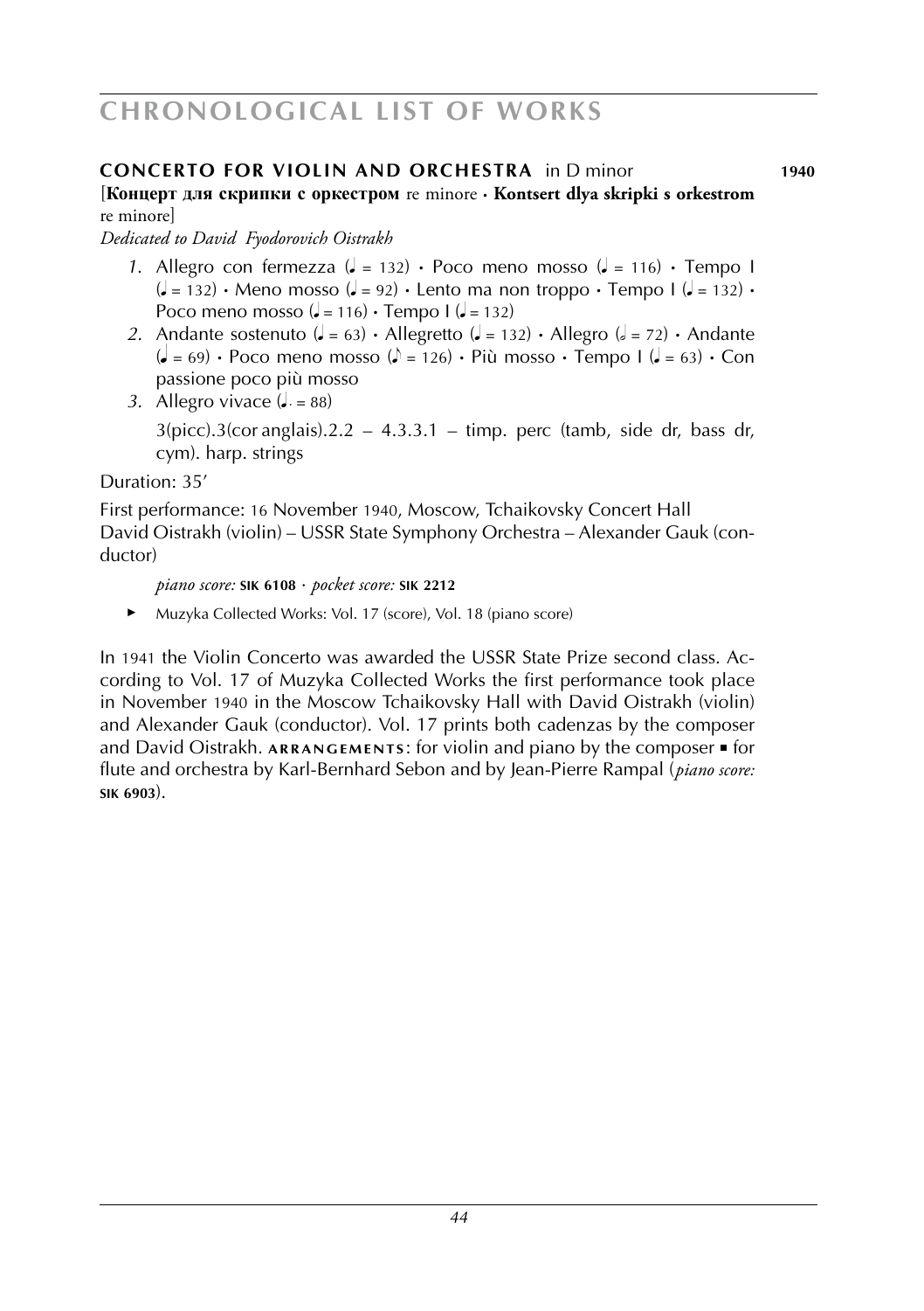## CONCERTO FOR VIOLIN AND ORCHESTRA in D minor **1940**

[**Концерт для скрипки с оркестром** re minore · **Kontsert dlya skripki s orkestrom** re minore]

*Dedicated to David Fyodorovich Oistrakh*

1. Allegro con fermezza (♩ = 132) · Poco meno mosso (♩ = 116) · Tempo I (♩ = 132) · Meno mosso (♩ = 92) · Lento ma non troppo · Tempo I (♩ = 132) · Poco meno mosso (♩ = 116) · Tempo I (♩ = 132)
2. Andante sostenuto (♩ = 63) · Allegretto (♩ = 132) · Allegro (𝅗𝅥 = 72) · Andante (♩ = 69) · Poco meno mosso (♪ = 126) · Più mosso · Tempo I (♩ = 63) · Con passione poco più mosso
3. Allegro vivace (♩. = 88)

   3(picc).3(cor anglais).2.2 – 4.3.3.1 – timp. perc (tamb, side dr, bass dr, cym). harp. strings

Duration: 35’

First performance: 16 November 1940, Moscow, Tchaikovsky Concert Hall
David Oistrakh (violin) – USSR State Symphony Orchestra – Alexander Gauk (conductor)

*piano score:* **SIK 6108** · *pocket score:* **SIK 2212**

► Muzyka Collected Works: Vol. 17 (score), Vol. 18 (piano score)

In 1941 the Violin Concerto was awarded the USSR State Prize second class. According to Vol. 17 of Muzyka Collected Works the first performance took place in November 1940 in the Moscow Tchaikovsky Hall with David Oistrakh (violin) and Alexander Gauk (conductor). Vol. 17 prints both cadenzas by the composer and David Oistrakh. **ARRANGEMENTS**: for violin and piano by the composer ▪ for flute and orchestra by Karl-Bernhard Sebon and by Jean-Pierre Rampal (*piano score:* **SIK 6903**).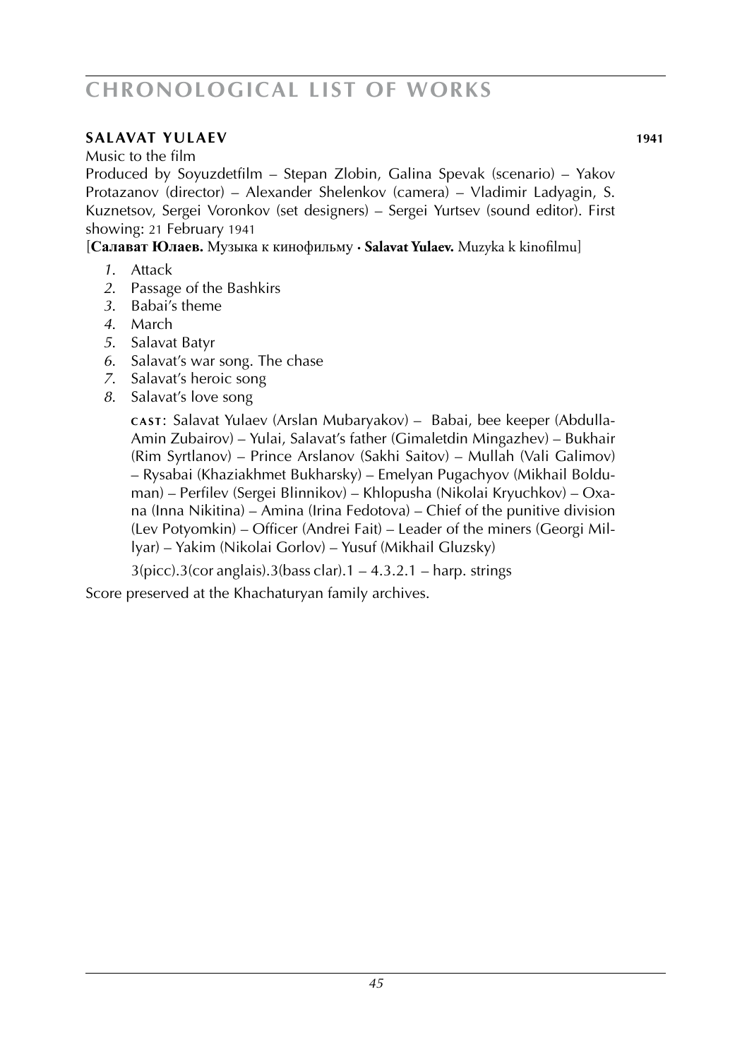## **SALAVAT YULAEV** **1941**

Music to the film

Produced by Soyuzdetfilm – Stepan Zlobin, Galina Spevak (scenario) – Yakov Protazanov (director) – Alexander Shelenkov (camera) – Vladimir Ladyagin, S. Kuznetsov, Sergei Voronkov (set designers) – Sergei Yurtsev (sound editor). First showing: 21 February 1941

[**Салават Юлаев.** Музыка к кинофильму · **Salavat Yulaev.** Muzyka k kinofilmu]

*1*. Attack
*2*. Passage of the Bashkirs
*3*. Babai's theme
*4*. March
*5*. Salavat Batyr
*6*. Salavat's war song. The chase
*7*. Salavat's heroic song
*8*. Salavat's love song

> **CAST**: Salavat Yulaev (Arslan Mubaryakov) – Babai, bee keeper (Abdulla-Amin Zubairov) – Yulai, Salavat's father (Gimaletdin Mingazhev) – Bukhair (Rim Syrtlanov) – Prince Arslanov (Sakhi Saitov) – Mullah (Vali Galimov) – Rysabai (Khaziakhmet Bukharsky) – Emelyan Pugachyov (Mikhail Bolduman) – Perfilev (Sergei Blinnikov) – Khlopusha (Nikolai Kryuchkov) – Oxana (Inna Nikitina) – Amina (Irina Fedotova) – Chief of the punitive division (Lev Potyomkin) – Officer (Andrei Fait) – Leader of the miners (Georgi Millyar) – Yakim (Nikolai Gorlov) – Yusuf (Mikhail Gluzsky)
>
> 3(picc).3(cor anglais).3(bass clar).1 – 4.3.2.1 – harp. strings

Score preserved at the Khachaturyan family archives.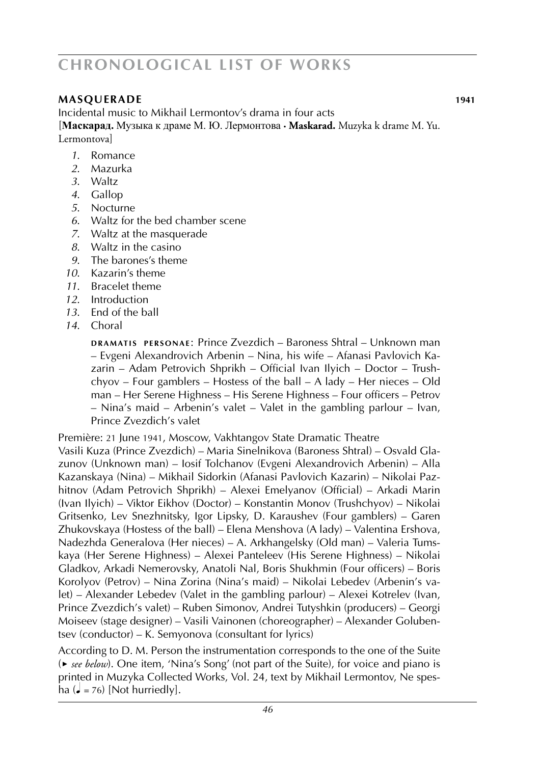## MASQUERADE **1941**

Incidental music to Mikhail Lermontov's drama in four acts
[**Маскарад.** Музыка к драме М. Ю. Лермонтова · **Maskarad.** Muzyka k drame M. Yu. Lermontova]

1. Romance
2. Mazurka
3. Waltz
4. Gallop
5. Nocturne
6. Waltz for the bed chamber scene
7. Waltz at the masquerade
8. Waltz in the casino
9. The barones's theme
10. Kazarin's theme
11. Bracelet theme
12. Introduction
13. End of the ball
14. Choral

> **DRAMATIS PERSONAE**: Prince Zvezdich – Baroness Shtral – Unknown man – Evgeni Alexandrovich Arbenin – Nina, his wife – Afanasi Pavlovich Kazarin – Adam Petrovich Shprikh – Official Ivan Ilyich – Doctor – Trushchyov – Four gamblers – Hostess of the ball – A lady – Her nieces – Old man – Her Serene Highness – His Serene Highness – Four officers – Petrov – Nina's maid – Arbenin's valet – Valet in the gambling parlour – Ivan, Prince Zvezdich's valet

Première: 21 June 1941, Moscow, Vakhtangov State Dramatic Theatre
Vasili Kuza (Prince Zvezdich) – Maria Sinelnikova (Baroness Shtral) – Osvald Glazunov (Unknown man) – Iosif Tolchanov (Evgeni Alexandrovich Arbenin) – Alla Kazanskaya (Nina) – Mikhail Sidorkin (Afanasi Pavlovich Kazarin) – Nikolai Pazhitnov (Adam Petrovich Shprikh) – Alexei Emelyanov (Official) – Arkadi Marin (Ivan Ilyich) – Viktor Eikhov (Doctor) – Konstantin Monov (Trushchyov) – Nikolai Gritsenko, Lev Snezhnitsky, Igor Lipsky, D. Karaushev (Four gamblers) – Garen Zhukovskaya (Hostess of the ball) – Elena Menshova (A lady) – Valentina Ershova, Nadezhda Generalova (Her nieces) – A. Arkhangelsky (Old man) – Valeria Tumskaya (Her Serene Highness) – Alexei Panteleev (His Serene Highness) – Nikolai Gladkov, Arkadi Nemerovsky, Anatoli Nal, Boris Shukhmin (Four officers) – Boris Korolyov (Petrov) – Nina Zorina (Nina's maid) – Nikolai Lebedev (Arbenin's valet) – Alexander Lebedev (Valet in the gambling parlour) – Alexei Kotrelev (Ivan, Prince Zvezdich's valet) – Ruben Simonov, Andrei Tutyshkin (producers) – Georgi Moiseev (stage designer) – Vasili Vainonen (choreographer) – Alexander Golubentsev (conductor) – K. Semyonova (consultant for lyrics)

According to D. M. Person the instrumentation corresponds to the one of the Suite (► *see below*). One item, 'Nina's Song' (not part of the Suite), for voice and piano is printed in Muzyka Collected Works, Vol. 24, text by Mikhail Lermontov, Ne spesha (♩ = 76) [Not hurriedly].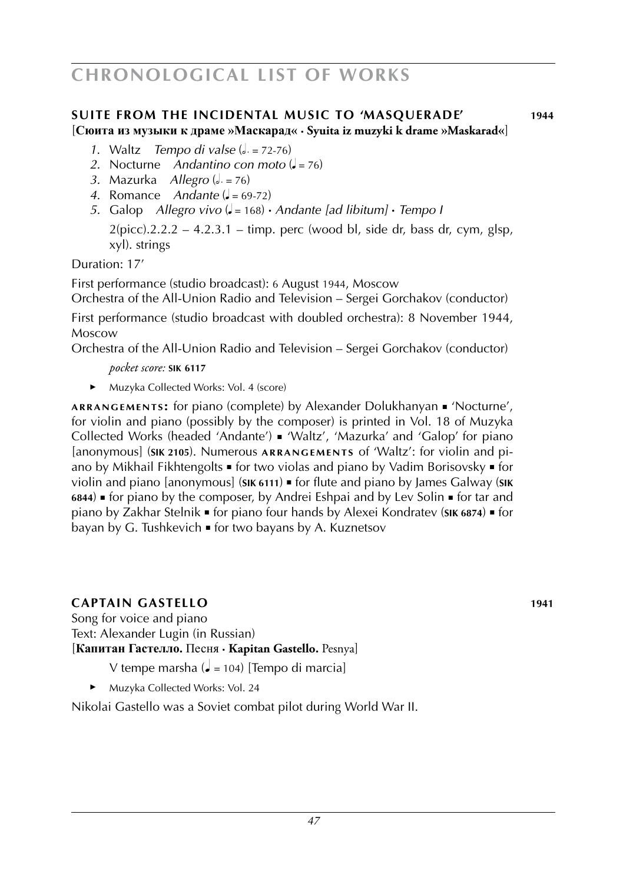## SUITE FROM THE INCIDENTAL MUSIC TO 'MASQUERADE' 1944

[**Сюита из музыки к драме »Маскарад« · Syuita iz muzyki k drame »Maskarad«**]

1. Waltz *Tempo di valse* (♩. = 72-76)
2. Nocturne *Andantino con moto* (♩ = 76)
3. Mazurka *Allegro* (♩. = 76)
4. Romance *Andante* (♩ = 69-72)
5. Galop *Allegro vivo* (♩ = 168) · *Andante [ad libitum]* · *Tempo I*

   2(picc).2.2.2 – 4.2.3.1 – timp. perc (wood bl, side dr, bass dr, cym, glsp, xyl). strings

Duration: 17'

First performance (studio broadcast): 6 August 1944, Moscow
Orchestra of the All-Union Radio and Television – Sergei Gorchakov (conductor)

First performance (studio broadcast with doubled orchestra): 8 November 1944, Moscow
Orchestra of the All-Union Radio and Television – Sergei Gorchakov (conductor)

*pocket score:* **SIK 6117**

- Muzyka Collected Works: Vol. 4 (score)

**ARRANGEMENTS:** for piano (complete) by Alexander Dolukhanyan ▪ 'Nocturne', for violin and piano (possibly by the composer) is printed in Vol. 18 of Muzyka Collected Works (headed 'Andante') ▪ 'Waltz', 'Mazurka' and 'Galop' for piano [anonymous] (**SIK 2105**). Numerous **ARRANGEMENTS** of 'Waltz': for violin and piano by Mikhail Fikhtengolts ▪ for two violas and piano by Vadim Borisovsky ▪ for violin and piano [anonymous] (**SIK 6111**) ▪ for flute and piano by James Galway (**SIK 6844**) ▪ for piano by the composer, by Andrei Eshpai and by Lev Solin ▪ for tar and piano by Zakhar Stelnik ▪ for piano four hands by Alexei Kondratev (**SIK 6874**) ▪ for bayan by G. Tushkevich ▪ for two bayans by A. Kuznetsov

## CAPTAIN GASTELLO 1941

Song for voice and piano
Text: Alexander Lugin (in Russian)
[**Капитан Гастелло.** Песня · **Kapitan Gastello.** Pesnya]

V tempe marsha (♩ = 104) [Tempo di marcia]

- Muzyka Collected Works: Vol. 24

Nikolai Gastello was a Soviet combat pilot during World War II.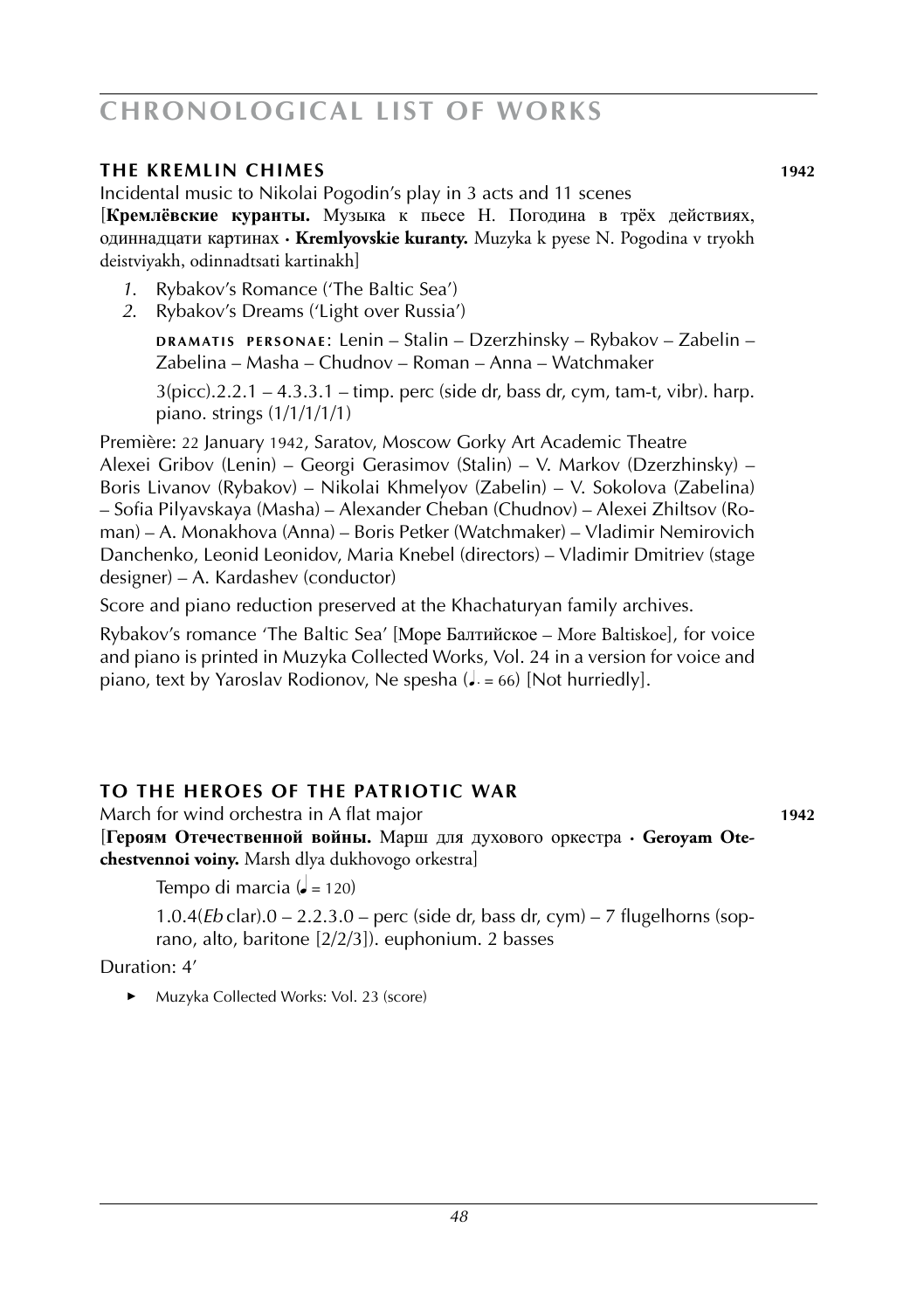## THE KREMLIN CHIMES **1942**

Incidental music to Nikolai Pogodin's play in 3 acts and 11 scenes
[**Кремлёвские куранты.** Музыка к пьесе Н. Погодина в трёх действиях, одиннадцати картинах · **Kremlyovskie kuranty.** Muzyka k pyese N. Pogodina v tryokh deistviyakh, odinnadtsati kartinakh]

*1.* Rybakov's Romance ('The Baltic Sea')
*2.* Rybakov's Dreams ('Light over Russia')

**DRAMATIS PERSONAE**: Lenin – Stalin – Dzerzhinsky – Rybakov – Zabelin – Zabelina – Masha – Chudnov – Roman – Anna – Watchmaker

3(picc).2.2.1 – 4.3.3.1 – timp. perc (side dr, bass dr, cym, tam-t, vibr). harp. piano. strings (1/1/1/1/1)

Première: 22 January 1942, Saratov, Moscow Gorky Art Academic Theatre
Alexei Gribov (Lenin) – Georgi Gerasimov (Stalin) – V. Markov (Dzerzhinsky) – Boris Livanov (Rybakov) – Nikolai Khmelyov (Zabelin) – V. Sokolova (Zabelina) – Sofia Pilyavskaya (Masha) – Alexander Cheban (Chudnov) – Alexei Zhiltsov (Roman) – A. Monakhova (Anna) – Boris Petker (Watchmaker) – Vladimir Nemirovich Danchenko, Leonid Leonidov, Maria Knebel (directors) – Vladimir Dmitriev (stage designer) – A. Kardashev (conductor)

Score and piano reduction preserved at the Khachaturyan family archives.

Rybakov's romance 'The Baltic Sea' [Море Балтийское – More Baltiskoe], for voice and piano is printed in Muzyka Collected Works, Vol. 24 in a version for voice and piano, text by Yaroslav Rodionov, Ne spesha (♩. = 66) [Not hurriedly].

## TO THE HEROES OF THE PATRIOTIC WAR

March for wind orchestra in A flat major **1942**
[**Героям Отечественной войны.** Марш для духового оркестра · **Geroyam Otechestvennoi voiny.** Marsh dlya dukhovogo orkestra]

Tempo di marcia (♩ = 120)

1.0.4(*Eb* clar).0 – 2.2.3.0 – perc (side dr, bass dr, cym) – 7 flugelhorns (soprano, alto, baritone [2/2/3]). euphonium. 2 basses

Duration: 4'

- Muzyka Collected Works: Vol. 23 (score)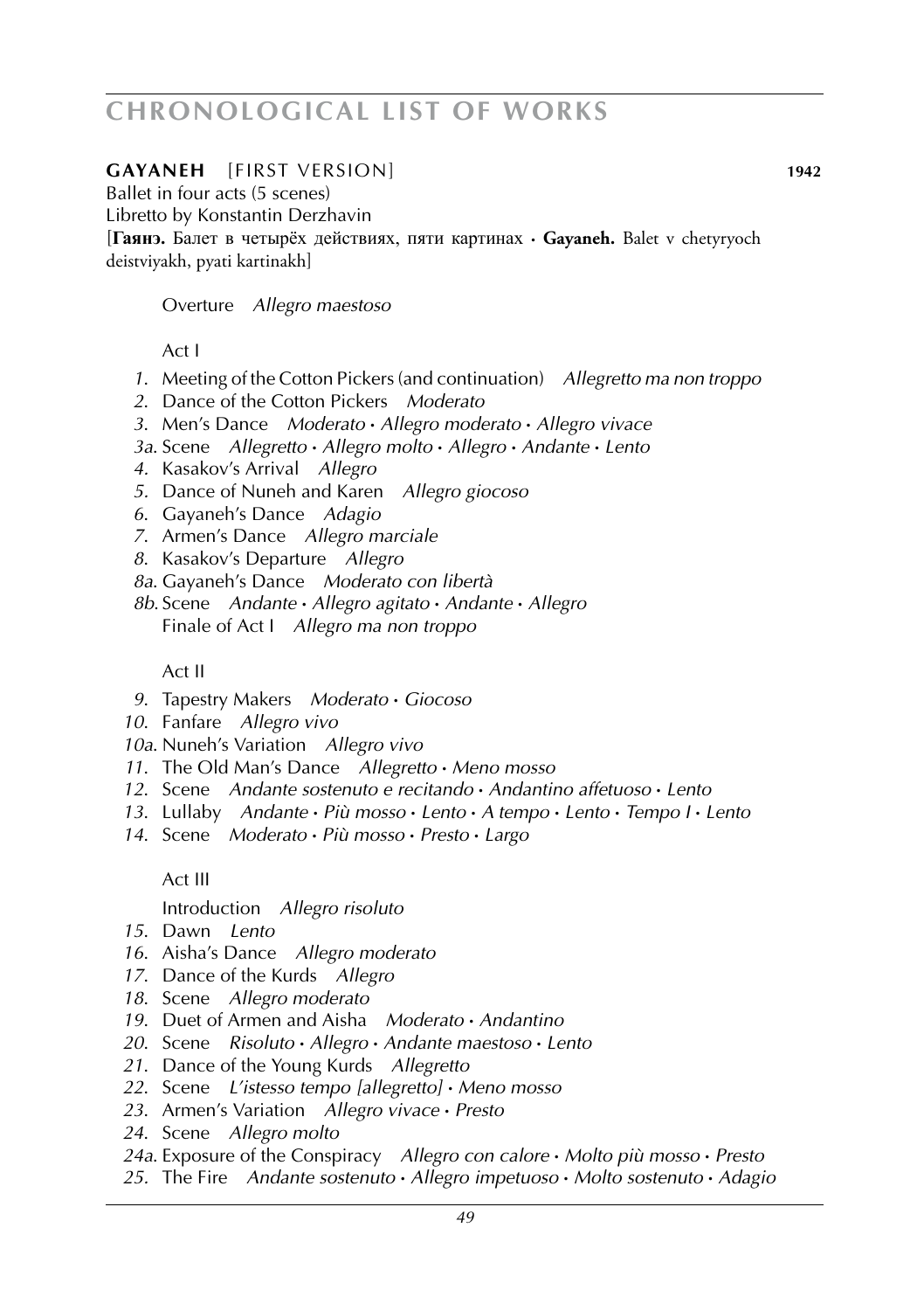# CHRONOLOGICAL LIST OF WORKS

## GAYANEH [FIRST VERSION] 1942

Ballet in four acts (5 scenes)
Libretto by Konstantin Derzhavin
[**Гаянэ.** Балет в четырёх действиях, пяти картинах · **Gayaneh.** Balet v chetyryoch deistviyakh, pyati kartinakh]

Overture *Allegro maestoso*

Act I

*1.* Meeting of the Cotton Pickers (and continuation) *Allegretto ma non troppo*
*2.* Dance of the Cotton Pickers *Moderato*
*3.* Men's Dance *Moderato · Allegro moderato · Allegro vivace*
*3a.* Scene *Allegretto · Allegro molto · Allegro · Andante · Lento*
*4.* Kasakov's Arrival *Allegro*
*5.* Dance of Nuneh and Karen *Allegro giocoso*
*6.* Gayaneh's Dance *Adagio*
*7.* Armen's Dance *Allegro marciale*
*8.* Kasakov's Departure *Allegro*
*8a.* Gayaneh's Dance *Moderato con libertà*
*8b.* Scene *Andante · Allegro agitato · Andante · Allegro*
Finale of Act I *Allegro ma non troppo*

Act II

*9.* Tapestry Makers *Moderato · Giocoso*
*10.* Fanfare *Allegro vivo*
*10a.* Nuneh's Variation *Allegro vivo*
*11.* The Old Man's Dance *Allegretto · Meno mosso*
*12.* Scene *Andante sostenuto e recitando · Andantino affetuoso · Lento*
*13.* Lullaby *Andante · Più mosso · Lento · A tempo · Lento · Tempo I · Lento*
*14.* Scene *Moderato · Più mosso · Presto · Largo*

Act III

Introduction *Allegro risoluto*
*15.* Dawn *Lento*
*16.* Aisha's Dance *Allegro moderato*
*17.* Dance of the Kurds *Allegro*
*18.* Scene *Allegro moderato*
*19.* Duet of Armen and Aisha *Moderato · Andantino*
*20.* Scene *Risoluto · Allegro · Andante maestoso · Lento*
*21.* Dance of the Young Kurds *Allegretto*
*22.* Scene *L'istesso tempo [allegretto] · Meno mosso*
*23.* Armen's Variation *Allegro vivace · Presto*
*24.* Scene *Allegro molto*
*24a.* Exposure of the Conspiracy *Allegro con calore · Molto più mosso · Presto*
*25.* The Fire *Andante sostenuto · Allegro impetuoso · Molto sostenuto · Adagio*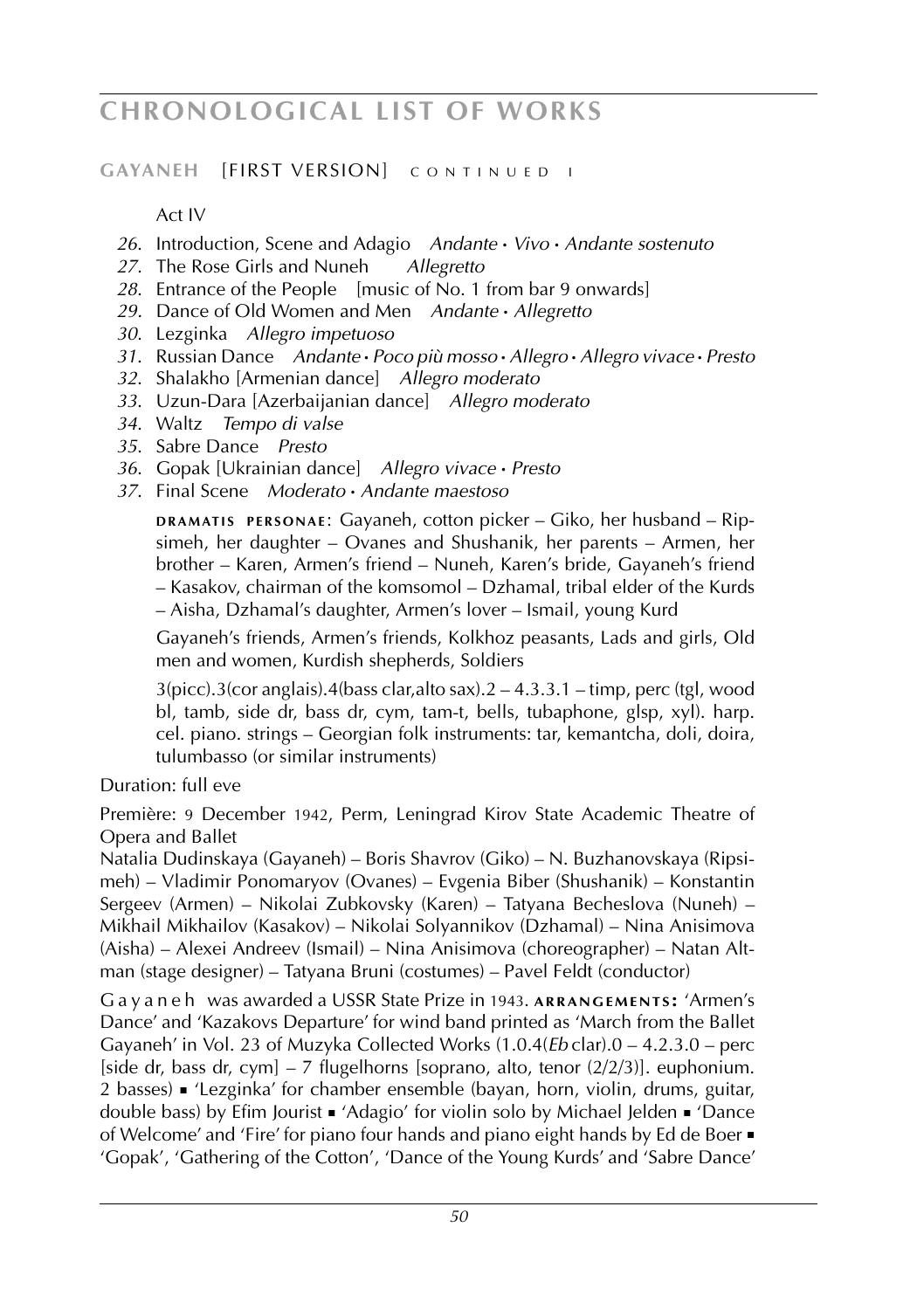## GAYANEH [FIRST VERSION] CONTINUED I

Act IV

*26*. Introduction, Scene and Adagio *Andante* • *Vivo* • *Andante sostenuto*
*27*. The Rose Girls and Nuneh *Allegretto*
*28*. Entrance of the People [music of No. 1 from bar 9 onwards]
*29*. Dance of Old Women and Men *Andante* • *Allegretto*
*30*. Lezginka *Allegro impetuoso*
*31*. Russian Dance *Andante* • *Poco più mosso* • *Allegro* • *Allegro vivace* • *Presto*
*32*. Shalakho [Armenian dance] *Allegro moderato*
*33*. Uzun-Dara [Azerbaijanian dance] *Allegro moderato*
*34*. Waltz *Tempo di valse*
*35*. Sabre Dance *Presto*
*36*. Gopak [Ukrainian dance] *Allegro vivace* • *Presto*
*37*. Final Scene *Moderato* • *Andante maestoso*

**DRAMATIS PERSONAE**: Gayaneh, cotton picker – Giko, her husband – Ripsimeh, her daughter – Ovanes and Shushanik, her parents – Armen, her brother – Karen, Armen's friend – Nuneh, Karen's bride, Gayaneh's friend – Kasakov, chairman of the komsomol – Dzhamal, tribal elder of the Kurds – Aisha, Dzhamal's daughter, Armen's lover – Ismail, young Kurd

Gayaneh's friends, Armen's friends, Kolkhoz peasants, Lads and girls, Old men and women, Kurdish shepherds, Soldiers

3(picc).3(cor anglais).4(bass clar,alto sax).2 – 4.3.3.1 – timp, perc (tgl, wood bl, tamb, side dr, bass dr, cym, tam-t, bells, tubaphone, glsp, xyl). harp. cel. piano. strings – Georgian folk instruments: tar, kemantcha, doli, doira, tulumbasso (or similar instruments)

Duration: full eve

Première: 9 December 1942, Perm, Leningrad Kirov State Academic Theatre of Opera and Ballet
Natalia Dudinskaya (Gayaneh) – Boris Shavrov (Giko) – N. Buzhanovskaya (Ripsimeh) – Vladimir Ponomaryov (Ovanes) – Evgenia Biber (Shushanik) – Konstantin Sergeev (Armen) – Nikolai Zubkovsky (Karen) – Tatyana Becheslova (Nuneh) – Mikhail Mikhailov (Kasakov) – Nikolai Solyannikov (Dzhamal) – Nina Anisimova (Aisha) – Alexei Andreev (Ismail) – Nina Anisimova (choreographer) – Natan Altman (stage designer) – Tatyana Bruni (costumes) – Pavel Feldt (conductor)

Gayaneh was awarded a USSR State Prize in 1943. **ARRANGEMENTS:** 'Armen's Dance' and 'Kazakovs Departure' for wind band printed as 'March from the Ballet Gayaneh' in Vol. 23 of Muzyka Collected Works (1.0.4(*Eb* clar).0 – 4.2.3.0 – perc [side dr, bass dr, cym] – 7 flugelhorns [soprano, alto, tenor (2/2/3)]. euphonium. 2 basses) ▪ 'Lezginka' for chamber ensemble (bayan, horn, violin, drums, guitar, double bass) by Efim Jourist ▪ 'Adagio' for violin solo by Michael Jelden ▪ 'Dance of Welcome' and 'Fire' for piano four hands and piano eight hands by Ed de Boer ▪ 'Gopak', 'Gathering of the Cotton', 'Dance of the Young Kurds' and 'Sabre Dance'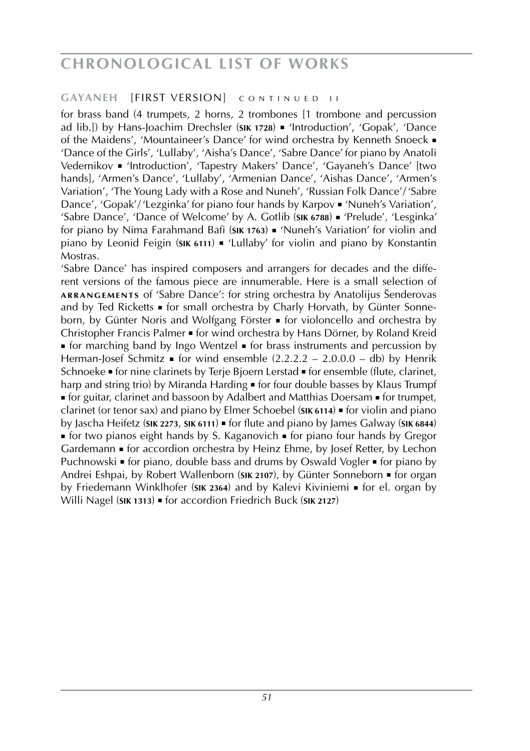**GAYANEH** [FIRST VERSION] CONTINUED II

for brass band (4 trumpets, 2 horns, 2 trombones [1 trombone and percussion ad lib.]) by Hans-Joachim Drechsler (**SIK 1728**) ▪ 'Introduction', 'Gopak', 'Dance of the Maidens', 'Mountaineer's Dance' for wind orchestra by Kenneth Snoeck ▪ 'Dance of the Girls', 'Lullaby', 'Aisha's Dance', 'Sabre Dance' for piano by Anatoli Vedernikov ▪ 'Introduction', 'Tapestry Makers' Dance', 'Gayaneh's Dance' [two hands], 'Armen's Dance', 'Lullaby', 'Armenian Dance', 'Aishas Dance', 'Armen's Variation', 'The Young Lady with a Rose and Nuneh', 'Russian Folk Dance'/'Sabre Dance', 'Gopak'/'Lezginka' for piano four hands by Karpov ▪ 'Nuneh's Variation', 'Sabre Dance', 'Dance of Welcome' by A. Gotlib (**SIK 6788**) ▪ 'Prelude', 'Lesginka' for piano by Nima Farahmand Bafi (**SIK 1763**) ▪ 'Nuneh's Variation' for violin and piano by Leonid Feigin (**SIK 6111**) ▪ 'Lullaby' for violin and piano by Konstantin Mostras.

'Sabre Dance' has inspired composers and arrangers for decades and the different versions of the famous piece are innumerable. Here is a small selection of **ARRANGEMENTS** of 'Sabre Dance': for string orchestra by Anatolijus Šenderovas and by Ted Ricketts ▪ for small orchestra by Charly Horvath, by Günter Sonneborn, by Günter Noris and Wolfgang Förster ▪ for violoncello and orchestra by Christopher Francis Palmer ▪ for wind orchestra by Hans Dörner, by Roland Kreid ▪ for marching band by Ingo Wentzel ▪ for brass instruments and percussion by Herman-Josef Schmitz ▪ for wind ensemble (2.2.2.2 – 2.0.0.0 – db) by Henrik Schnoeke ▪ for nine clarinets by Terje Bjoern Lerstad ▪ for ensemble (flute, clarinet, harp and string trio) by Miranda Harding ▪ for four double basses by Klaus Trumpf ▪ for guitar, clarinet and bassoon by Adalbert and Matthias Doersam ▪ for trumpet, clarinet (or tenor sax) and piano by Elmer Schoebel (**SIK 6114**) ▪ for violin and piano by Jascha Heifetz (**SIK 2273**, **SIK 6111**) ▪ for flute and piano by James Galway (**SIK 6844**) ▪ for two pianos eight hands by S. Kaganovich ▪ for piano four hands by Gregor Gardemann ▪ for accordion orchestra by Heinz Ehme, by Josef Retter, by Lechon Puchnowski ▪ for piano, double bass and drums by Oswald Vogler ▪ for piano by Andrei Eshpai, by Robert Wallenborn (**SIK 2107**), by Günter Sonneborn ▪ for organ by Friedemann Winklhofer (**SIK 2364**) and by Kalevi Kiviniemi ▪ for el. organ by Willi Nagel (**SIK 1313**) ▪ for accordion Friedrich Buck (**SIK 2127**)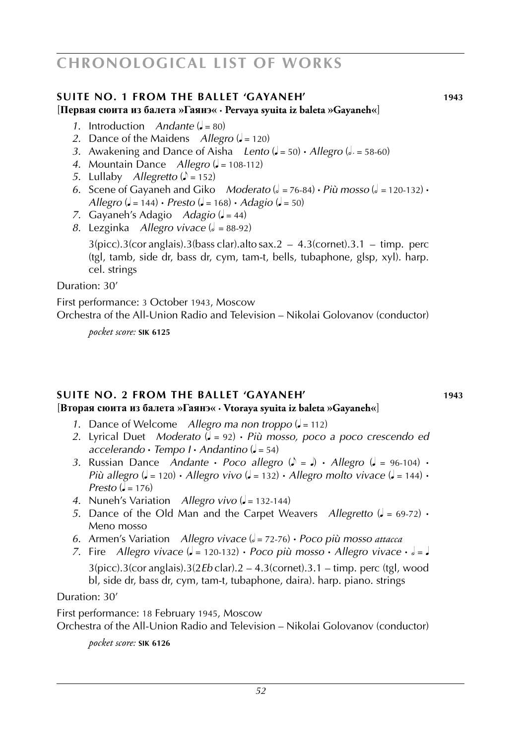# CHRONOLOGICAL LIST OF WORKS

## SUITE NO. 1 FROM THE BALLET 'GAYANEH' 1943

**[Первая сюита из балета »Гаянэ« · Pervaya syuita iz baleta »Gayaneh«]**

1. Introduction *Andante* (♩ = 80)
2. Dance of the Maidens *Allegro* (♩ = 120)
3. Awakening and Dance of Aisha *Lento* (♩ = 50) · *Allegro* (𝅗𝅥. = 58-60)
4. Mountain Dance *Allegro* (♩ = 108-112)
5. Lullaby *Allegretto* (♪ = 152)
6. Scene of Gayaneh and Giko *Moderato* (𝅗𝅥 = 76-84) · *Più mosso* (𝅗𝅥 = 120-132) · *Allegro* (♩ = 144) · *Presto* (♩ = 168) · *Adagio* (♩ = 50)
7. Gayaneh's Adagio *Adagio* (♩ = 44)
8. Lezginka *Allegro vivace* (𝅗𝅥 = 88-92)

   3(picc).3(cor anglais).3(bass clar).alto sax.2 – 4.3(cornet).3.1 – timp. perc (tgl, tamb, side dr, bass dr, cym, tam-t, bells, tubaphone, glsp, xyl). harp. cel. strings

Duration: 30'

First performance: 3 October 1943, Moscow
Orchestra of the All-Union Radio and Television – Nikolai Golovanov (conductor)

*pocket score:* **SIK 6125**

## SUITE NO. 2 FROM THE BALLET 'GAYANEH' 1943

**[Вторая сюита из балета »Гаянэ« · Vtoraya syuita iz baleta »Gayaneh«]**

1. Dance of Welcome *Allegro ma non troppo* (♩ = 112)
2. Lyrical Duet *Moderato* (♩ = 92) · *Più mosso, poco a poco crescendo ed accelerando* · *Tempo I* · *Andantino* (♩ = 54)
3. Russian Dance *Andante* · *Poco allegro* (♪ = ♩) · *Allegro* (♩ = 96-104) · *Più allegro* (♩ = 120) · *Allegro vivo* (♩ = 132) · *Allegro molto vivace* (♩ = 144) · *Presto* (♩ = 176)
4. Nuneh's Variation *Allegro vivo* (♩ = 132-144)
5. Dance of the Old Man and the Carpet Weavers *Allegretto* (♩ = 69-72) · Meno mosso
6. Armen's Variation *Allegro vivace* (𝅗𝅥 = 72-76) · *Poco più mosso attacca*
7. Fire *Allegro vivace* (♩ = 120-132) · *Poco più mosso* · *Allegro vivace* · 𝅗𝅥 = ♩

   3(picc).3(cor anglais).3(2*Eb* clar).2 – 4.3(cornet).3.1 – timp. perc (tgl, wood bl, side dr, bass dr, cym, tam-t, tubaphone, daira). harp. piano. strings

Duration: 30'

First performance: 18 February 1945, Moscow
Orchestra of the All-Union Radio and Television – Nikolai Golovanov (conductor)

*pocket score:* **SIK 6126**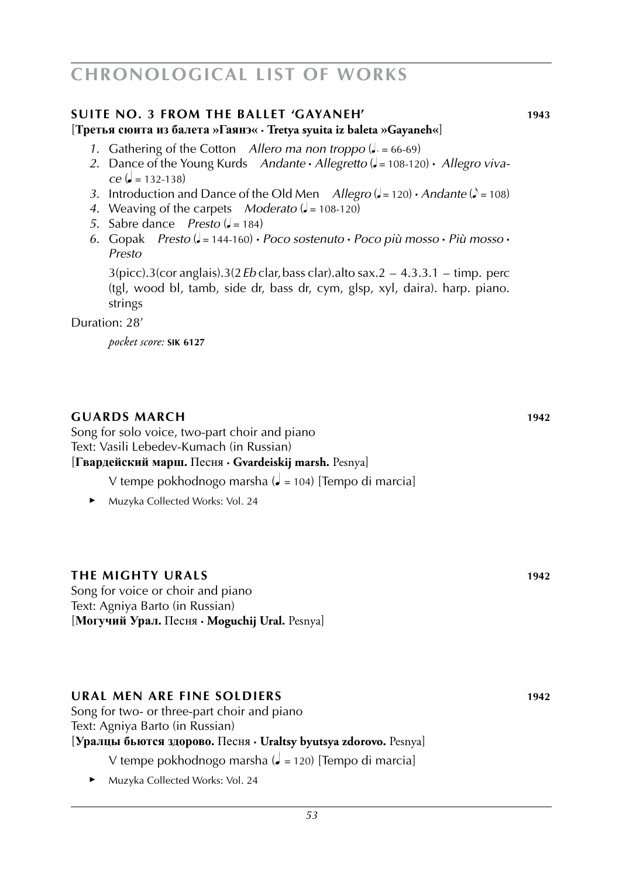## SUITE NO. 3 FROM THE BALLET 'GAYANEH' 1943

[**Третья сюита из балета »Гаянэ« · Tretya syuita iz baleta »Gayaneh«**]

1. Gathering of the Cotton *Allero ma non troppo* (♩. = 66-69)
2. Dance of the Young Kurds *Andante* · *Allegretto* (♩ = 108-120) · *Allegro vivace* (♩ = 132-138)
3. Introduction and Dance of the Old Men *Allegro* (♩ = 120) · *Andante* (♪ = 108)
4. Weaving of the carpets *Moderato* (♩ = 108-120)
5. Sabre dance *Presto* (♩ = 184)
6. Gopak *Presto* (♩ = 144-160) · *Poco sostenuto* · *Poco più mosso* · *Più mosso* · *Presto*

3(picc).3(cor anglais).3(2 *Eb* clar, bass clar).alto sax.2 – 4.3.3.1 – timp. perc (tgl, wood bl, tamb, side dr, bass dr, cym, glsp, xyl, daira). harp. piano. strings

Duration: 28'

*pocket score:* **SIK 6127**

## GUARDS MARCH 1942

Song for solo voice, two-part choir and piano
Text: Vasili Lebedev-Kumach (in Russian)
[**Гвардейский марш.** Песня · **Gvardeiskij marsh.** Pesnya]

V tempe pokhodnogo marsha (♩ = 104) [Tempo di marcia]

- Muzyka Collected Works: Vol. 24

## THE MIGHTY URALS 1942

Song for voice or choir and piano
Text: Agniya Barto (in Russian)
[**Могучий Урал.** Песня · **Moguchij Ural.** Pesnya]

## URAL MEN ARE FINE SOLDIERS 1942

Song for two- or three-part choir and piano
Text: Agniya Barto (in Russian)
[**Уралцы бьются здорово.** Песня · **Uraltsy byutsya zdorovo.** Pesnya]

V tempe pokhodnogo marsha (♩ = 120) [Tempo di marcia]

- Muzyka Collected Works: Vol. 24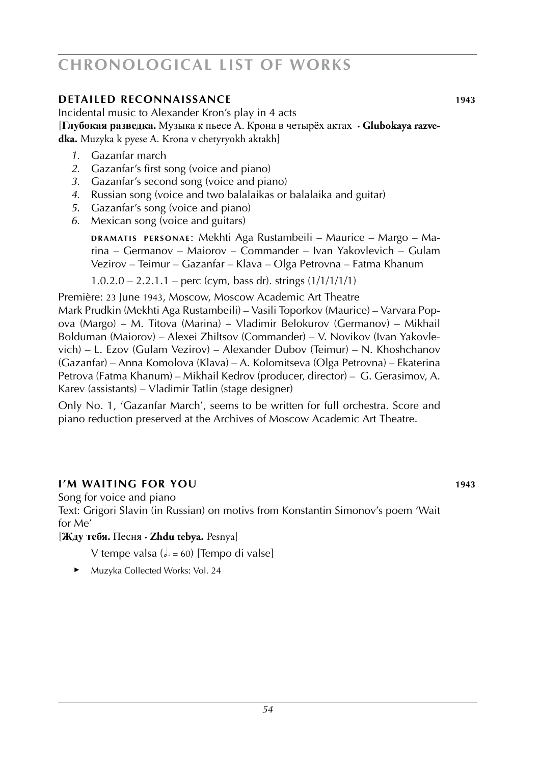## DETAILED RECONNAISSANCE 1943

Incidental music to Alexander Kron's play in 4 acts
[**Глубокая разведка.** Музыка к пьесе А. Крона в четырёх актах · **Glubokaya razvedka.** Muzyka k pyese A. Krona v chetyryokh aktakh]

1. Gazanfar march
2. Gazanfar's first song (voice and piano)
3. Gazanfar's second song (voice and piano)
4. Russian song (voice and two balalaikas or balalaika and guitar)
5. Gazanfar's song (voice and piano)
6. Mexican song (voice and guitars)

DRAMATIS PERSONAE: Mekhti Aga Rustambeili – Maurice – Margo – Marina – Germanov – Maiorov – Commander – Ivan Yakovlevich – Gulam Vezirov – Teimur – Gazanfar – Klava – Olga Petrovna – Fatma Khanum

1.0.2.0 – 2.2.1.1 – perc (cym, bass dr). strings (1/1/1/1/1)

Première: 23 June 1943, Moscow, Moscow Academic Art Theatre
Mark Prudkin (Mekhti Aga Rustambeili) – Vasili Toporkov (Maurice) – Varvara Popova (Margo) – M. Titova (Marina) – Vladimir Belokurov (Germanov) – Mikhail Bolduman (Maiorov) – Alexei Zhiltsov (Commander) – V. Novikov (Ivan Yakovlevich) – L. Ezov (Gulam Vezirov) – Alexander Dubov (Teimur) – N. Khoshchanov (Gazanfar) – Anna Komolova (Klava) – A. Kolomitseva (Olga Petrovna) – Ekaterina Petrova (Fatma Khanum) – Mikhail Kedrov (producer, director) – G. Gerasimov, A. Karev (assistants) – Vladimir Tatlin (stage designer)

Only No. 1, 'Gazanfar March', seems to be written for full orchestra. Score and piano reduction preserved at the Archives of Moscow Academic Art Theatre.

## I'M WAITING FOR YOU 1943

Song for voice and piano
Text: Grigori Slavin (in Russian) on motivs from Konstantin Simonov's poem 'Wait for Me'
[**Жду тебя.** Песня · **Zhdu tebya.** Pesnya]

V tempe valsa (♩. = 60) [Tempo di valse]

► Muzyka Collected Works: Vol. 24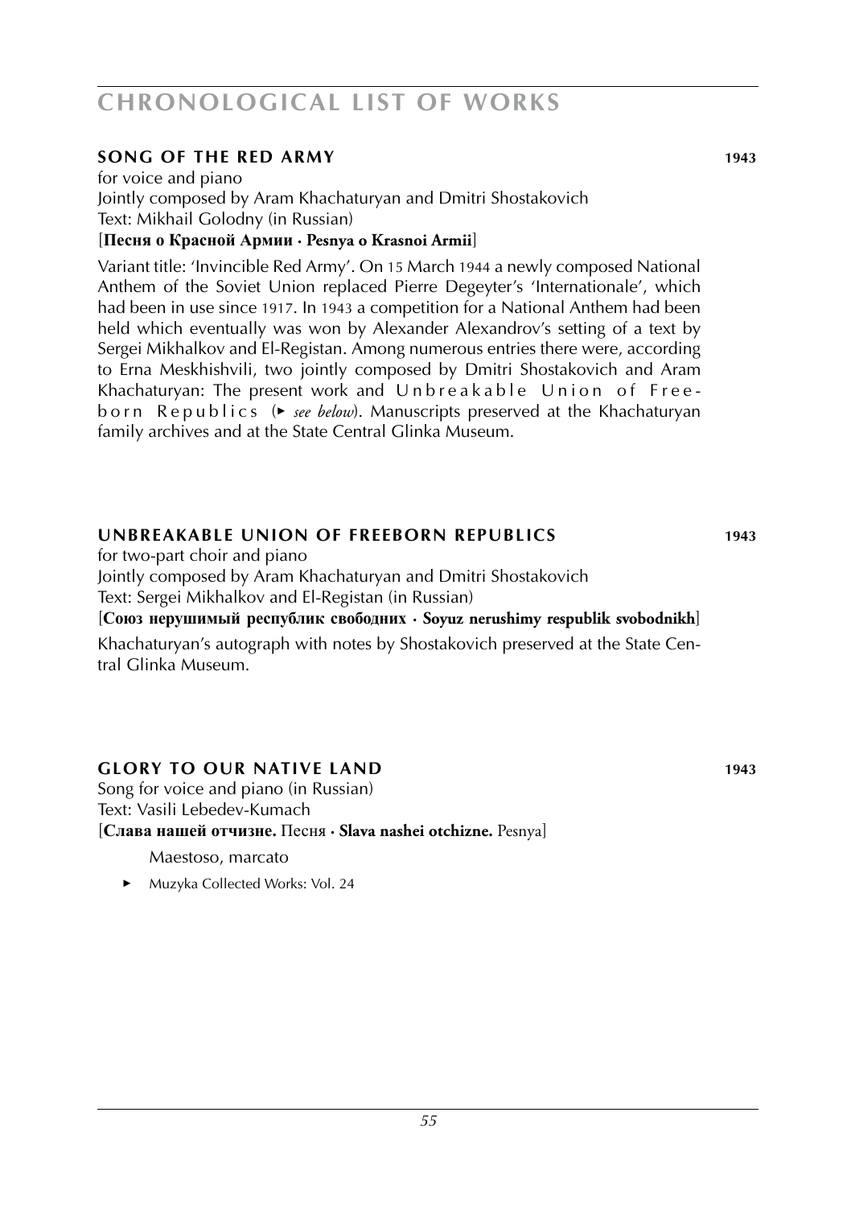## SONG OF THE RED ARMY 1943

for voice and piano
Jointly composed by Aram Khachaturyan and Dmitri Shostakovich
Text: Mikhail Golodny (in Russian)
[**Песня о Красной Армии · Pesnya o Krasnoi Armii**]

Variant title: 'Invincible Red Army'. On 15 March 1944 a newly composed National Anthem of the Soviet Union replaced Pierre Degeyter's 'Internationale', which had been in use since 1917. In 1943 a competition for a National Anthem had been held which eventually was won by Alexander Alexandrov's setting of a text by Sergei Mikhalkov and El-Registan. Among numerous entries there were, according to Erna Meskhishvili, two jointly composed by Dmitri Shostakovich and Aram Khachaturyan: The present work and Unbreakable Union of Freeborn Republics (► *see below*). Manuscripts preserved at the Khachaturyan family archives and at the State Central Glinka Museum.

## UNBREAKABLE UNION OF FREEBORN REPUBLICS 1943

for two-part choir and piano
Jointly composed by Aram Khachaturyan and Dmitri Shostakovich
Text: Sergei Mikhalkov and El-Registan (in Russian)
[**Союз нерушимый республик свободних · Soyuz nerushimy respublik svobodnikh**]

Khachaturyan's autograph with notes by Shostakovich preserved at the State Central Glinka Museum.

## GLORY TO OUR NATIVE LAND 1943

Song for voice and piano (in Russian)
Text: Vasili Lebedev-Kumach
[**Слава нашей отчизне.** Песня · **Slava nashei otchizne.** Pesnya]

Maestoso, marcato

- ► Muzyka Collected Works: Vol. 24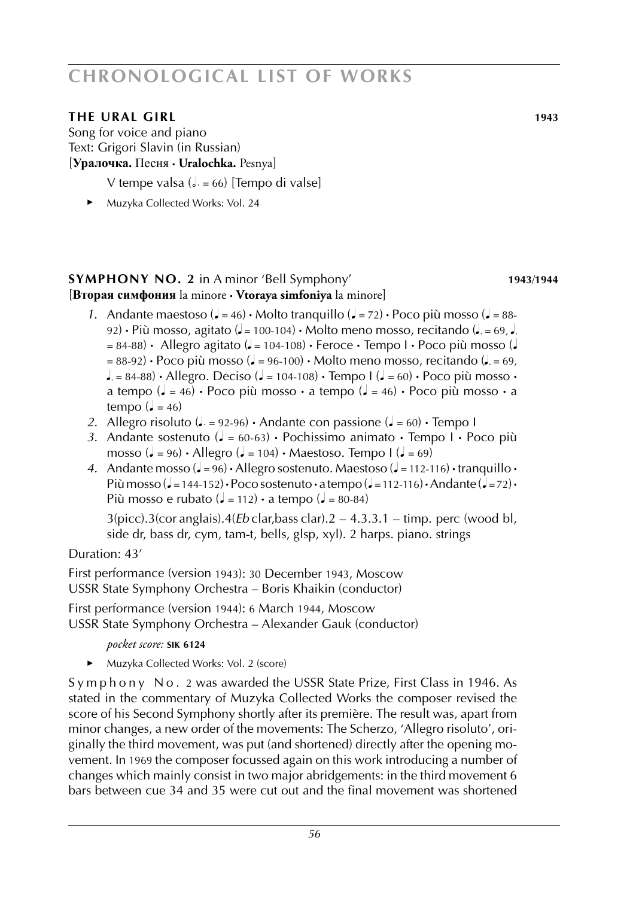## THE URAL GIRL 1943

Song for voice and piano
Text: Grigori Slavin (in Russian)
[**Уралочка.** Песня · **Uralochka.** Pesnya]

V tempe valsa (𝅗𝅥. = 66) [Tempo di valse]

- Muzyka Collected Works: Vol. 24

## SYMPHONY NO. 2 in A minor 'Bell Symphony' 1943/1944

[**Вторая симфония** la minore · **Vtoraya simfoniya** la minore]

1. Andante maestoso (♩ = 46) · Molto tranquillo (♩ = 72) · Poco più mosso (♩ = 88-92) · Più mosso, agitato (♩ = 100-104) · Molto meno mosso, recitando (♩. = 69, ♩. = 84-88) · Allegro agitato (♩ = 104-108) · Feroce · Tempo I · Poco più mosso (♩ = 88-92) · Poco più mosso (♩ = 96-100) · Molto meno mosso, recitando (♩. = 69, ♩. = 84-88) · Allegro. Deciso (♩ = 104-108) · Tempo I (♩ = 60) · Poco più mosso · a tempo (♩ = 46) · Poco più mosso · a tempo (♩ = 46) · Poco più mosso · a tempo (♩ = 46)
2. Allegro risoluto (♩. = 92-96) · Andante con passione (♩ = 60) · Tempo I
3. Andante sostenuto (♩ = 60-63) · Pochissimo animato · Tempo I · Poco più mosso (♩ = 96) · Allegro (♩ = 104) · Maestoso. Tempo I (♩ = 69)
4. Andante mosso (♩ = 96) · Allegro sostenuto. Maestoso (♩ = 112-116) · tranquillo · Più mosso (♩ = 144-152) · Poco sostenuto · a tempo (♩ = 112-116) · Andante (♩ = 72) · Più mosso e rubato (♩ = 112) · a tempo (♩ = 80-84)

3(picc).3(cor anglais).4(*Eb* clar,bass clar).2 – 4.3.3.1 – timp. perc (wood bl, side dr, bass dr, cym, tam-t, bells, glsp, xyl). 2 harps. piano. strings

Duration: 43'

First performance (version 1943): 30 December 1943, Moscow
USSR State Symphony Orchestra – Boris Khaikin (conductor)

First performance (version 1944): 6 March 1944, Moscow
USSR State Symphony Orchestra – Alexander Gauk (conductor)

*pocket score:* **SIK 6124**

- Muzyka Collected Works: Vol. 2 (score)

Symphony No. 2 was awarded the USSR State Prize, First Class in 1946. As stated in the commentary of Muzyka Collected Works the composer revised the score of his Second Symphony shortly after its première. The result was, apart from minor changes, a new order of the movements: The Scherzo, 'Allegro risoluto', originally the third movement, was put (and shortened) directly after the opening movement. In 1969 the composer focussed again on this work introducing a number of changes which mainly consist in two major abridgements: in the third movement 6 bars between cue 34 and 35 were cut out and the final movement was shortened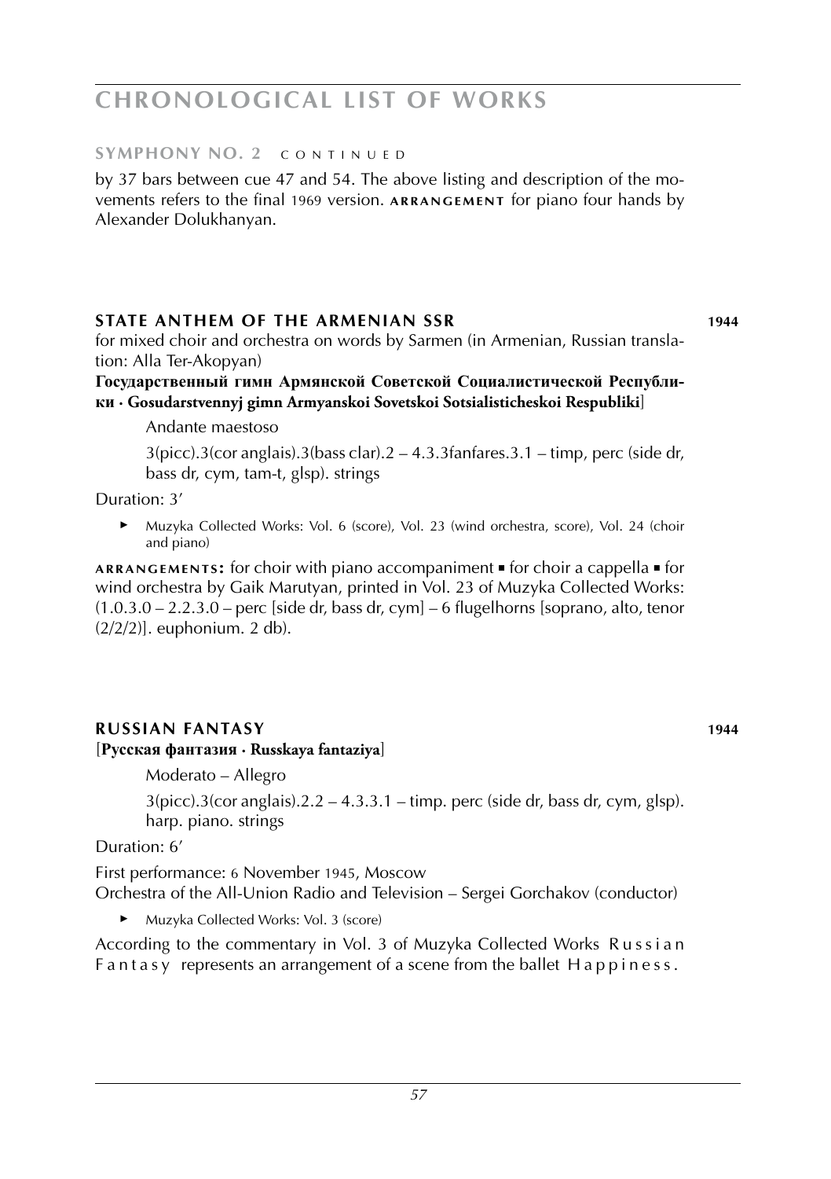**SYMPHONY NO. 2** CONTINUED

by 37 bars between cue 47 and 54. The above listing and description of the movements refers to the final 1969 version. **ARRANGEMENT** for piano four hands by Alexander Dolukhanyan.

## STATE ANTHEM OF THE ARMENIAN SSR — 1944

for mixed choir and orchestra on words by Sarmen (in Armenian, Russian translation: Alla Ter-Akopyan)

**Государственный гимн Армянской Советской Социалистической Республики · Gosudarstvennyj gimn Armyanskoi Sovetskoi Sotsialisticheskoi Respubliki**]

Andante maestoso

3(picc).3(cor anglais).3(bass clar).2 – 4.3.3fanfares.3.1 – timp, perc (side dr, bass dr, cym, tam-t, glsp). strings

Duration: 3'

- Muzyka Collected Works: Vol. 6 (score), Vol. 23 (wind orchestra, score), Vol. 24 (choir and piano)

**ARRANGEMENTS:** for choir with piano accompaniment ▪ for choir a cappella ▪ for wind orchestra by Gaik Marutyan, printed in Vol. 23 of Muzyka Collected Works: (1.0.3.0 – 2.2.3.0 – perc [side dr, bass dr, cym] – 6 flugelhorns [soprano, alto, tenor (2/2/2)]. euphonium. 2 db).

## RUSSIAN FANTASY — 1944

[**Русская фантазия · Russkaya fantaziya**]

Moderato – Allegro

3(picc).3(cor anglais).2.2 – 4.3.3.1 – timp. perc (side dr, bass dr, cym, glsp). harp. piano. strings

Duration: 6'

First performance: 6 November 1945, Moscow
Orchestra of the All-Union Radio and Television – Sergei Gorchakov (conductor)

- Muzyka Collected Works: Vol. 3 (score)

According to the commentary in Vol. 3 of Muzyka Collected Works *Russian Fantasy* represents an arrangement of a scene from the ballet *Happiness*.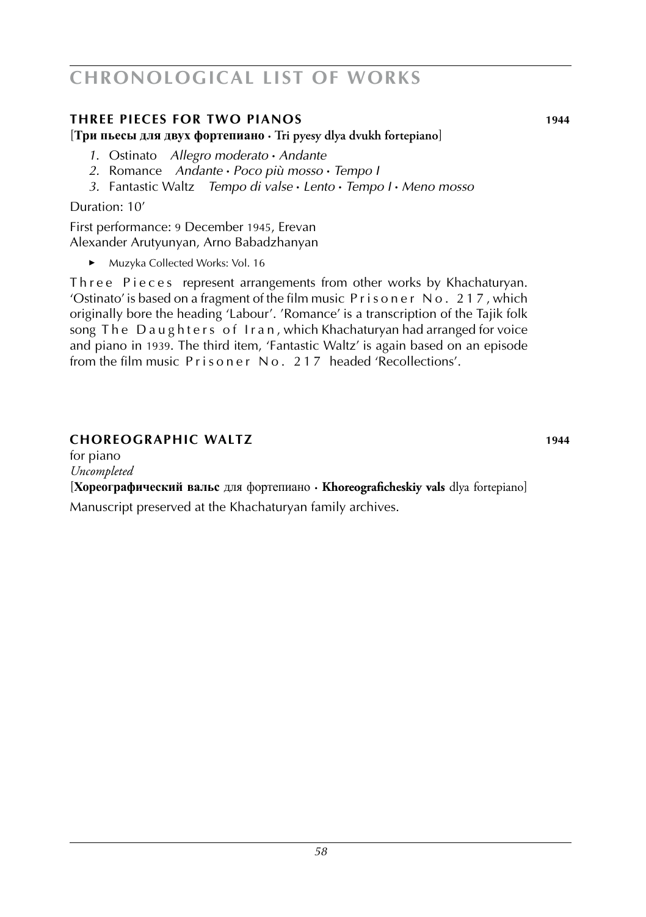## THREE PIECES FOR TWO PIANOS 1944

[**Три пьесы для двух фортепиано · Tri pyesy dlya dvukh fortepiano**]

1. Ostinato *Allegro moderato · Andante*
2. Romance *Andante · Poco più mosso · Tempo I*
3. Fantastic Waltz *Tempo di valse · Lento · Tempo I · Meno mosso*

Duration: 10'

First performance: 9 December 1945, Erevan
Alexander Arutyunyan, Arno Babadzhanyan

- Muzyka Collected Works: Vol. 16

Three Pieces represent arrangements from other works by Khachaturyan. 'Ostinato' is based on a fragment of the film music Prisoner No. 217, which originally bore the heading 'Labour'. 'Romance' is a transcription of the Tajik folk song The Daughters of Iran, which Khachaturyan had arranged for voice and piano in 1939. The third item, 'Fantastic Waltz' is again based on an episode from the film music Prisoner No. 217 headed 'Recollections'.

## CHOREOGRAPHIC WALTZ 1944

for piano
*Uncompleted*

[**Хореографический вальс** для фортепиано · **Khoreograficheskiy vals** dlya fortepiano]

Manuscript preserved at the Khachaturyan family archives.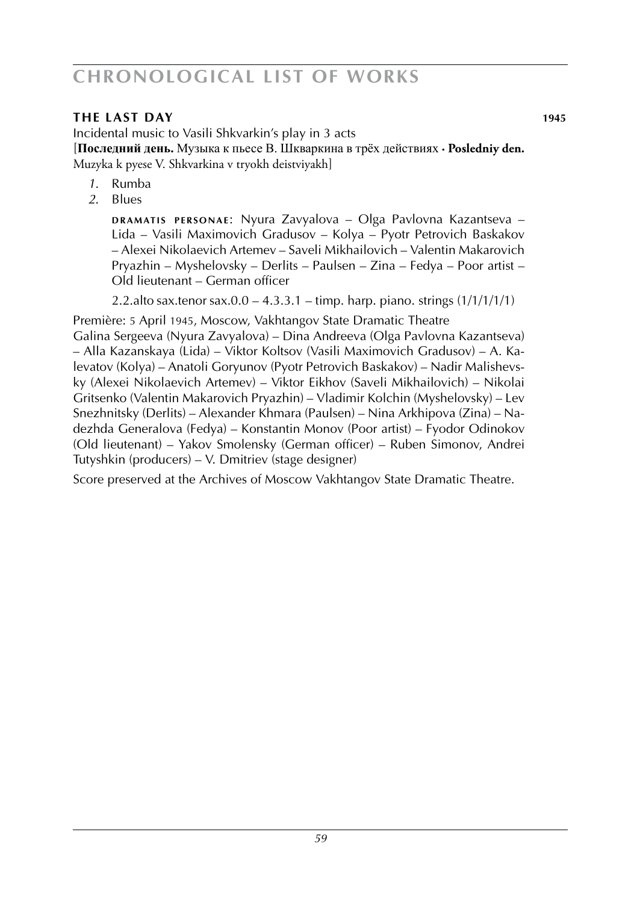## THE LAST DAY 1945

Incidental music to Vasili Shkvarkin's play in 3 acts
[**Последний день.** Музыка к пьесе В. Шкваркина в трёх действиях · **Posledniy den.** Muzyka k pyese V. Shkvarkina v tryokh deistviyakh]

1. Rumba
2. Blues

DRAMATIS PERSONAE: Nyura Zavyalova – Olga Pavlovna Kazantseva – Lida – Vasili Maximovich Gradusov – Kolya – Pyotr Petrovich Baskakov – Alexei Nikolaevich Artemev – Saveli Mikhailovich – Valentin Makarovich Pryazhin – Myshelovsky – Derlits – Paulsen – Zina – Fedya – Poor artist – Old lieutenant – German officer

2.2.alto sax.tenor sax.0.0 – 4.3.3.1 – timp. harp. piano. strings (1/1/1/1/1)

Première: 5 April 1945, Moscow, Vakhtangov State Dramatic Theatre
Galina Sergeeva (Nyura Zavyalova) – Dina Andreeva (Olga Pavlovna Kazantseva) – Alla Kazanskaya (Lida) – Viktor Koltsov (Vasili Maximovich Gradusov) – A. Kalevatov (Kolya) – Anatoli Goryunov (Pyotr Petrovich Baskakov) – Nadir Malishevsky (Alexei Nikolaevich Artemev) – Viktor Eikhov (Saveli Mikhailovich) – Nikolai Gritsenko (Valentin Makarovich Pryazhin) – Vladimir Kolchin (Myshelovsky) – Lev Snezhnitsky (Derlits) – Alexander Khmara (Paulsen) – Nina Arkhipova (Zina) – Nadezhda Generalova (Fedya) – Konstantin Monov (Poor artist) – Fyodor Odinokov (Old lieutenant) – Yakov Smolensky (German officer) – Ruben Simonov, Andrei Tutyshkin (producers) – V. Dmitriev (stage designer)

Score preserved at the Archives of Moscow Vakhtangov State Dramatic Theatre.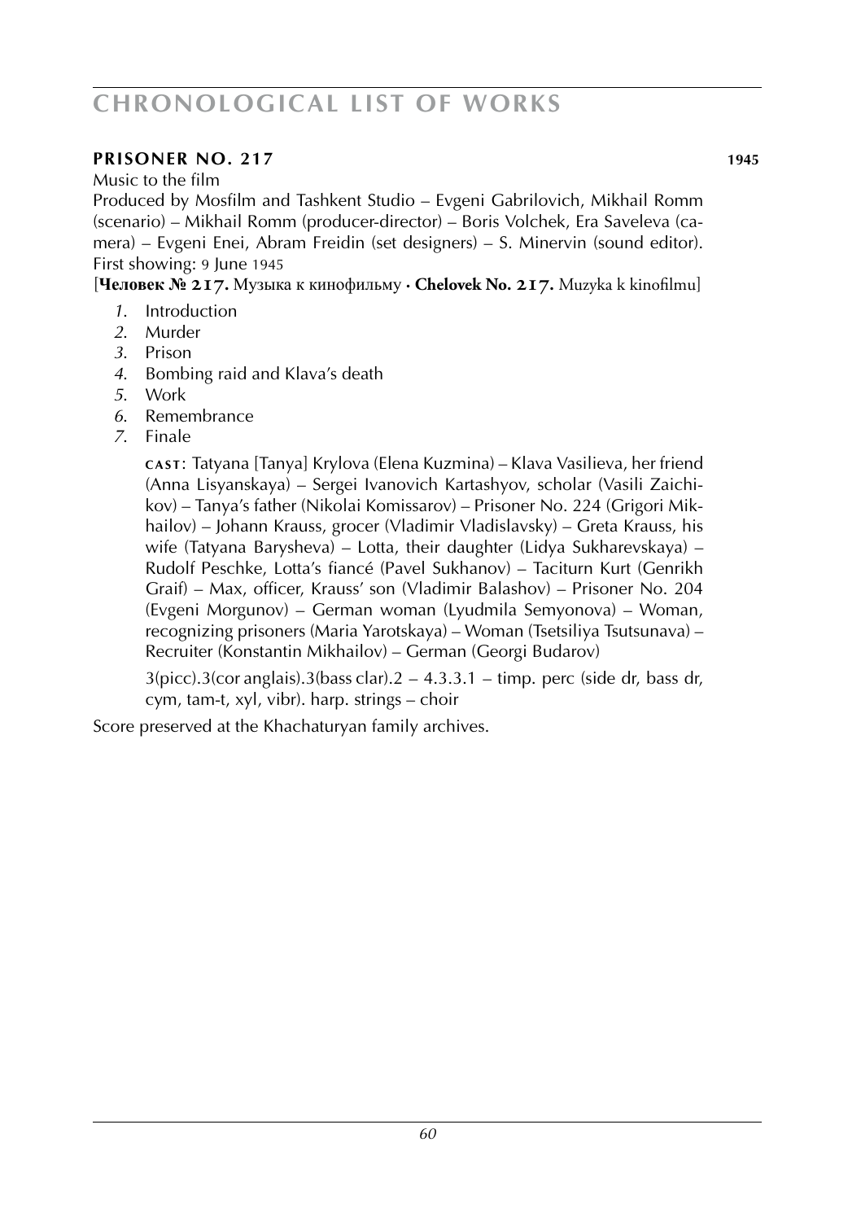## PRISONER NO. 217 **1945**

Music to the film

Produced by Mosfilm and Tashkent Studio – Evgeni Gabrilovich, Mikhail Romm (scenario) – Mikhail Romm (producer-director) – Boris Volchek, Era Saveleva (camera) – Evgeni Enei, Abram Freidin (set designers) – S. Minervin (sound editor). First showing: 9 June 1945

[**Человек № 217.** Музыка к кинофильму · **Chelovek No. 217.** Muzyka k kinofilmu]

1. Introduction
2. Murder
3. Prison
4. Bombing raid and Klava's death
5. Work
6. Remembrance
7. Finale

**CAST**: Tatyana [Tanya] Krylova (Elena Kuzmina) – Klava Vasilieva, her friend (Anna Lisyanskaya) – Sergei Ivanovich Kartashyov, scholar (Vasili Zaichikov) – Tanya's father (Nikolai Komissarov) – Prisoner No. 224 (Grigori Mikhailov) – Johann Krauss, grocer (Vladimir Vladislavsky) – Greta Krauss, his wife (Tatyana Barysheva) – Lotta, their daughter (Lidya Sukharevskaya) – Rudolf Peschke, Lotta's fiancé (Pavel Sukhanov) – Taciturn Kurt (Genrikh Graif) – Max, officer, Krauss' son (Vladimir Balashov) – Prisoner No. 204 (Evgeni Morgunov) – German woman (Lyudmila Semyonova) – Woman, recognizing prisoners (Maria Yarotskaya) – Woman (Tsetsiliya Tsutsunava) – Recruiter (Konstantin Mikhailov) – German (Georgi Budarov)

3(picc).3(cor anglais).3(bass clar).2 – 4.3.3.1 – timp. perc (side dr, bass dr, cym, tam-t, xyl, vibr). harp. strings – choir

Score preserved at the Khachaturyan family archives.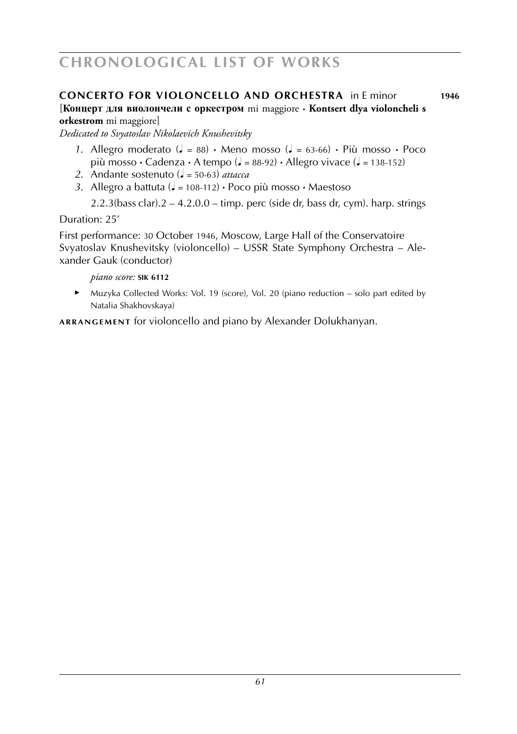## CONCERTO FOR VIOLONCELLO AND ORCHESTRA in E minor **1946**

[**Концерт для виолончели с оркестром** mi maggiore · **Kontsert dlya violoncheli s orkestrom** mi maggiore]

*Dedicated to Svyatoslav Nikolaevich Knushevitsky*

1. Allegro moderato (♩ = 88) · Meno mosso (♩ = 63-66) · Più mosso · Poco più mosso · Cadenza · A tempo (♩ = 88-92) · Allegro vivace (♩ = 138-152)
2. Andante sostenuto (♩ = 50-63) *attacca*
3. Allegro a battuta (♩ = 108-112) · Poco più mosso · Maestoso

   2.2.3(bass clar).2 – 4.2.0.0 – timp. perc (side dr, bass dr, cym). harp. strings

Duration: 25′

First performance: 30 October 1946, Moscow, Large Hall of the Conservatoire
Svyatoslav Knushevitsky (violoncello) – USSR State Symphony Orchestra – Alexander Gauk (conductor)

*piano score:* **SIK 6112**

- Muzyka Collected Works: Vol. 19 (score), Vol. 20 (piano reduction – solo part edited by Natalia Shakhovskaya)

**ARRANGEMENT** for violoncello and piano by Alexander Dolukhanyan.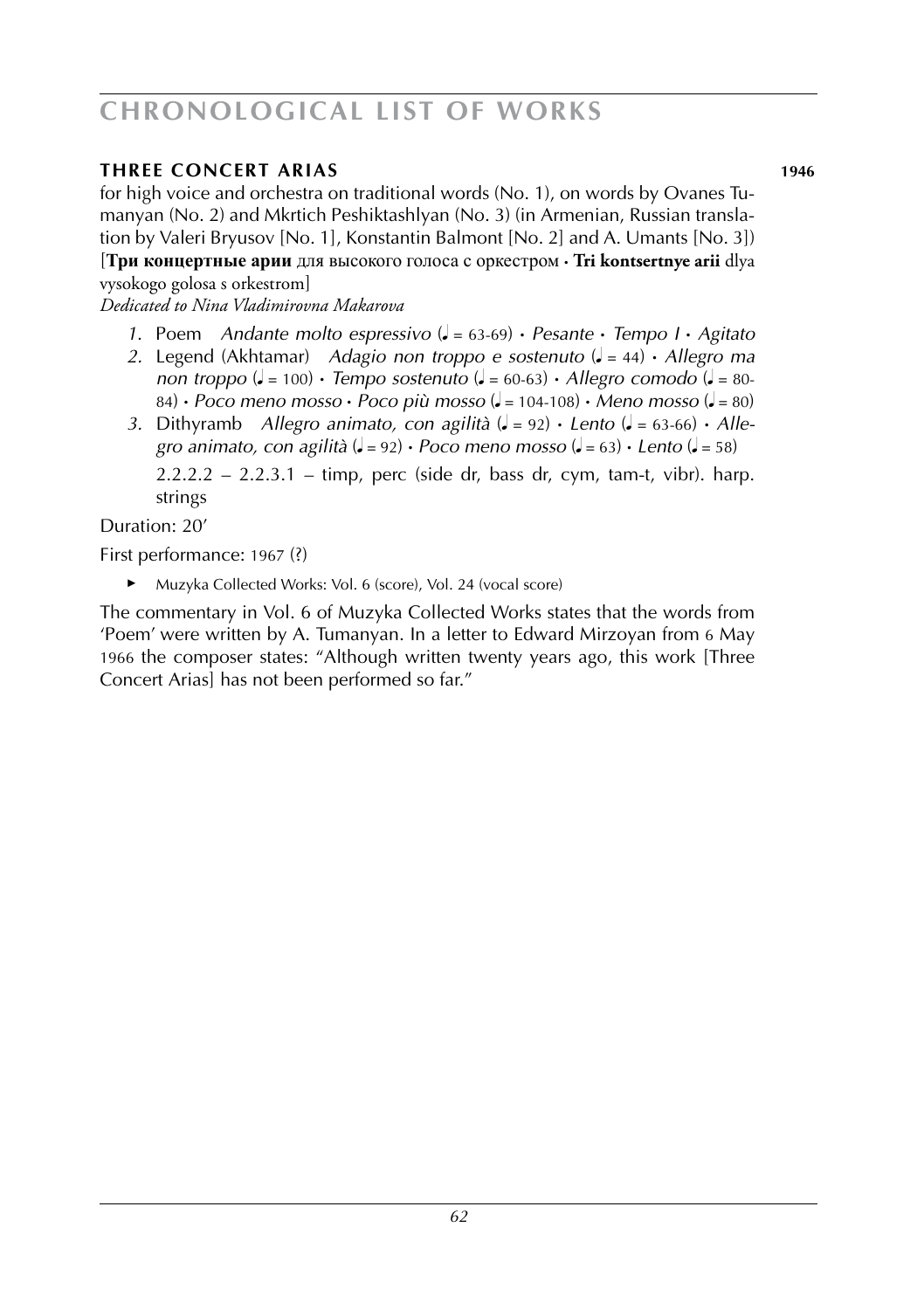### THREE CONCERT ARIAS 1946

for high voice and orchestra on traditional words (No. 1), on words by Ovanes Tumanyan (No. 2) and Mkrtich Peshiktashlyan (No. 3) (in Armenian, Russian translation by Valeri Bryusov [No. 1], Konstantin Balmont [No. 2] and A. Umants [No. 3])
[**Три концертные арии** для высокого голоса с оркестром • **Tri kontsertnye arii** dlya vysokogo golosa s orkestrom]

*Dedicated to Nina Vladimirovna Makarova*

1. Poem *Andante molto espressivo* (♩ = 63-69) • *Pesante* • *Tempo I* • *Agitato*
2. Legend (Akhtamar) *Adagio non troppo e sostenuto* (♩ = 44) • *Allegro ma non troppo* (♩ = 100) • *Tempo sostenuto* (♩ = 60-63) • *Allegro comodo* (♩ = 80-84) • *Poco meno mosso* • *Poco più mosso* (♩ = 104-108) • *Meno mosso* (♩ = 80)
3. Dithyramb *Allegro animato, con agilità* (♩ = 92) • *Lento* (♩ = 63-66) • *Allegro animato, con agilità* (♩ = 92) • *Poco meno mosso* (♩ = 63) • *Lento* (♩ = 58)

   2.2.2.2 – 2.2.3.1 – timp, perc (side dr, bass dr, cym, tam-t, vibr). harp. strings

Duration: 20'

First performance: 1967 (?)

- Muzyka Collected Works: Vol. 6 (score), Vol. 24 (vocal score)

The commentary in Vol. 6 of Muzyka Collected Works states that the words from 'Poem' were written by A. Tumanyan. In a letter to Edward Mirzoyan from 6 May 1966 the composer states: "Although written twenty years ago, this work [Three Concert Arias] has not been performed so far."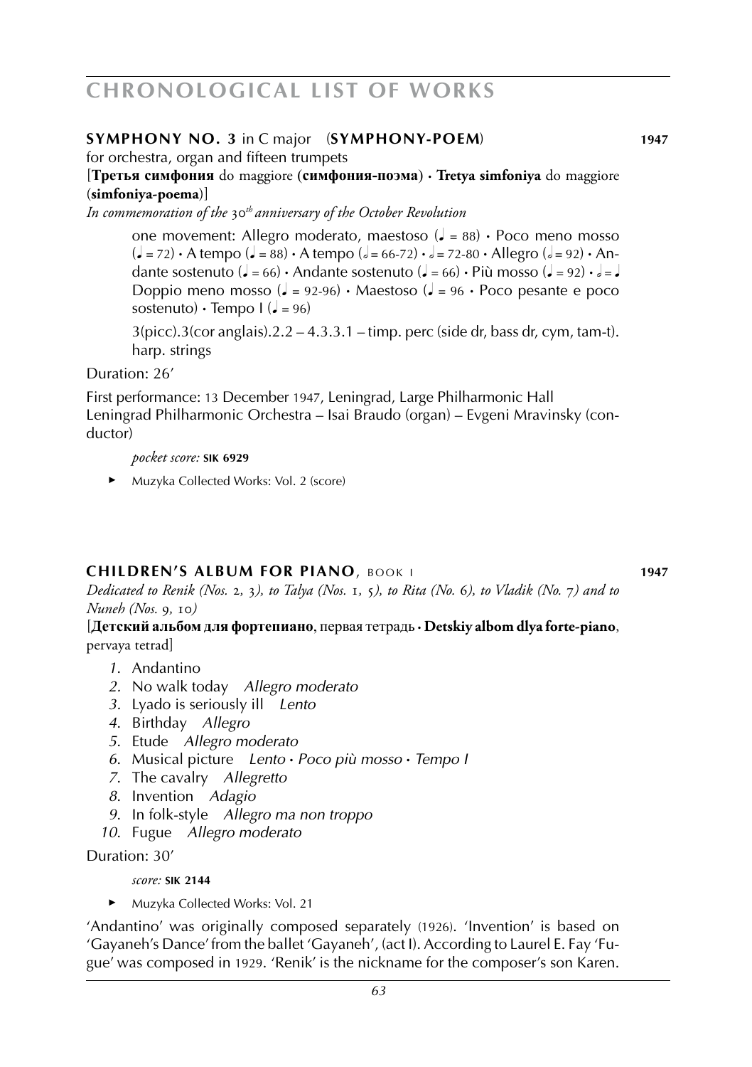## SYMPHONY NO. 3 in C major (SYMPHONY-POEM) 1947

for orchestra, organ and fifteen trumpets

[**Третья симфония** do maggiore (**симфония-поэма**) · **Tretya simfoniya** do maggiore (**simfoniya-poema**)]

*In commemoration of the 30th anniversary of the October Revolution*

> one movement: Allegro moderato, maestoso (♩ = 88) · Poco meno mosso (♩ = 72) · A tempo (♩ = 88) · A tempo (𝅗𝅥 = 66-72) · 𝅗𝅥 = 72-80 · Allegro (𝅗𝅥 = 92) · Andante sostenuto (♩ = 66) · Andante sostenuto (♩ = 66) · Più mosso (♩ = 92) · 𝅗𝅥 = ♩ Doppio meno mosso (♩ = 92-96) · Maestoso (♩ = 96 · Poco pesante e poco sostenuto) · Tempo I (♩ = 96)
>
> 3(picc).3(cor anglais).2.2 – 4.3.3.1 – timp. perc (side dr, bass dr, cym, tam-t). harp. strings

Duration: 26′

First performance: 13 December 1947, Leningrad, Large Philharmonic Hall
Leningrad Philharmonic Orchestra – Isai Braudo (organ) – Evgeni Mravinsky (conductor)

*pocket score:* **SIK 6929**

- ► Muzyka Collected Works: Vol. 2 (score)

## CHILDREN'S ALBUM FOR PIANO, BOOK I 1947

*Dedicated to Renik (Nos. 2, 3), to Talya (Nos. 1, 5), to Rita (No. 6), to Vladik (No. 7) and to Nuneh (Nos. 9, 10)*

[**Детский альбом для фортепиано**, первая тетрадь · **Detskiy albom dlya forte-piano**, pervaya tetrad]

1. Andantino
2. No walk today *Allegro moderato*
3. Lyado is seriously ill *Lento*
4. Birthday *Allegro*
5. Etude *Allegro moderato*
6. Musical picture *Lento · Poco più mosso · Tempo I*
7. The cavalry *Allegretto*
8. Invention *Adagio*
9. In folk-style *Allegro ma non troppo*
10. Fugue *Allegro moderato*

Duration: 30′

*score:* **SIK 2144**

- ► Muzyka Collected Works: Vol. 21

'Andantino' was originally composed separately (1926). 'Invention' is based on 'Gayaneh's Dance' from the ballet 'Gayaneh', (act I). According to Laurel E. Fay 'Fugue' was composed in 1929. 'Renik' is the nickname for the composer's son Karen.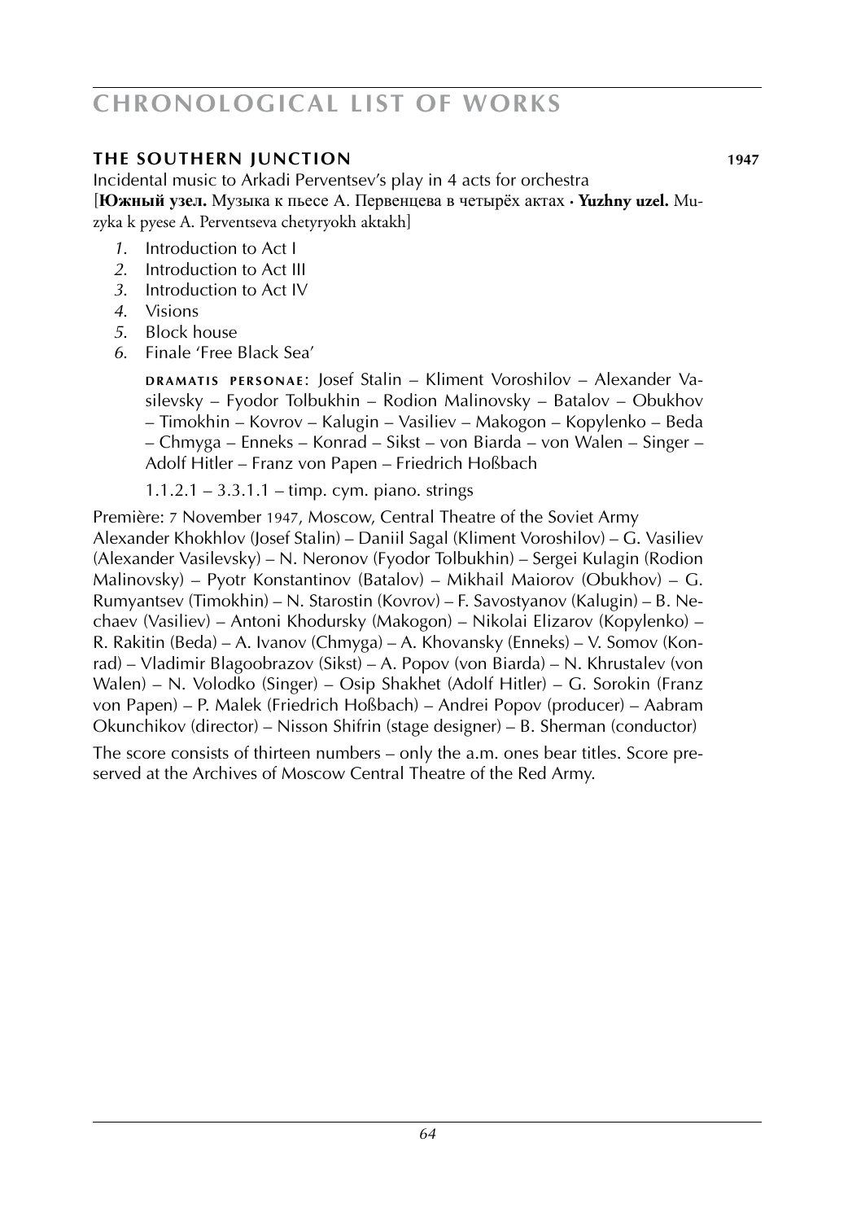## THE SOUTHERN JUNCTION 1947

Incidental music to Arkadi Perventsev's play in 4 acts for orchestra
[**Южный узел.** Музыка к пьесе А. Первенцева в четырёх актах · **Yuzhny uzel.** Muzyka k pyese A. Perventseva chetyryokh aktakh]

*1.* Introduction to Act I
*2.* Introduction to Act III
*3.* Introduction to Act IV
*4.* Visions
*5.* Block house
*6.* Finale 'Free Black Sea'

DRAMATIS PERSONAE: Josef Stalin – Kliment Voroshilov – Alexander Vasilevsky – Fyodor Tolbukhin – Rodion Malinovsky – Batalov – Obukhov – Timokhin – Kovrov – Kalugin – Vasiliev – Makogon – Kopylenko – Beda – Chmyga – Enneks – Konrad – Sikst – von Biarda – von Walen – Singer – Adolf Hitler – Franz von Papen – Friedrich Hoßbach

1.1.2.1 – 3.3.1.1 – timp. cym. piano. strings

Première: 7 November 1947, Moscow, Central Theatre of the Soviet Army
Alexander Khokhlov (Josef Stalin) – Daniil Sagal (Kliment Voroshilov) – G. Vasiliev (Alexander Vasilevsky) – N. Neronov (Fyodor Tolbukhin) – Sergei Kulagin (Rodion Malinovsky) – Pyotr Konstantinov (Batalov) – Mikhail Maiorov (Obukhov) – G. Rumyantsev (Timokhin) – N. Starostin (Kovrov) – F. Savostyanov (Kalugin) – B. Nechaev (Vasiliev) – Antoni Khodursky (Makogon) – Nikolai Elizarov (Kopylenko) – R. Rakitin (Beda) – A. Ivanov (Chmyga) – A. Khovansky (Enneks) – V. Somov (Konrad) – Vladimir Blagoobrazov (Sikst) – A. Popov (von Biarda) – N. Khrustalev (von Walen) – N. Volodko (Singer) – Osip Shakhet (Adolf Hitler) – G. Sorokin (Franz von Papen) – P. Malek (Friedrich Hoßbach) – Andrei Popov (producer) – Aabram Okunchikov (director) – Nisson Shifrin (stage designer) – B. Sherman (conductor)

The score consists of thirteen numbers – only the a.m. ones bear titles. Score preserved at the Archives of Moscow Central Theatre of the Red Army.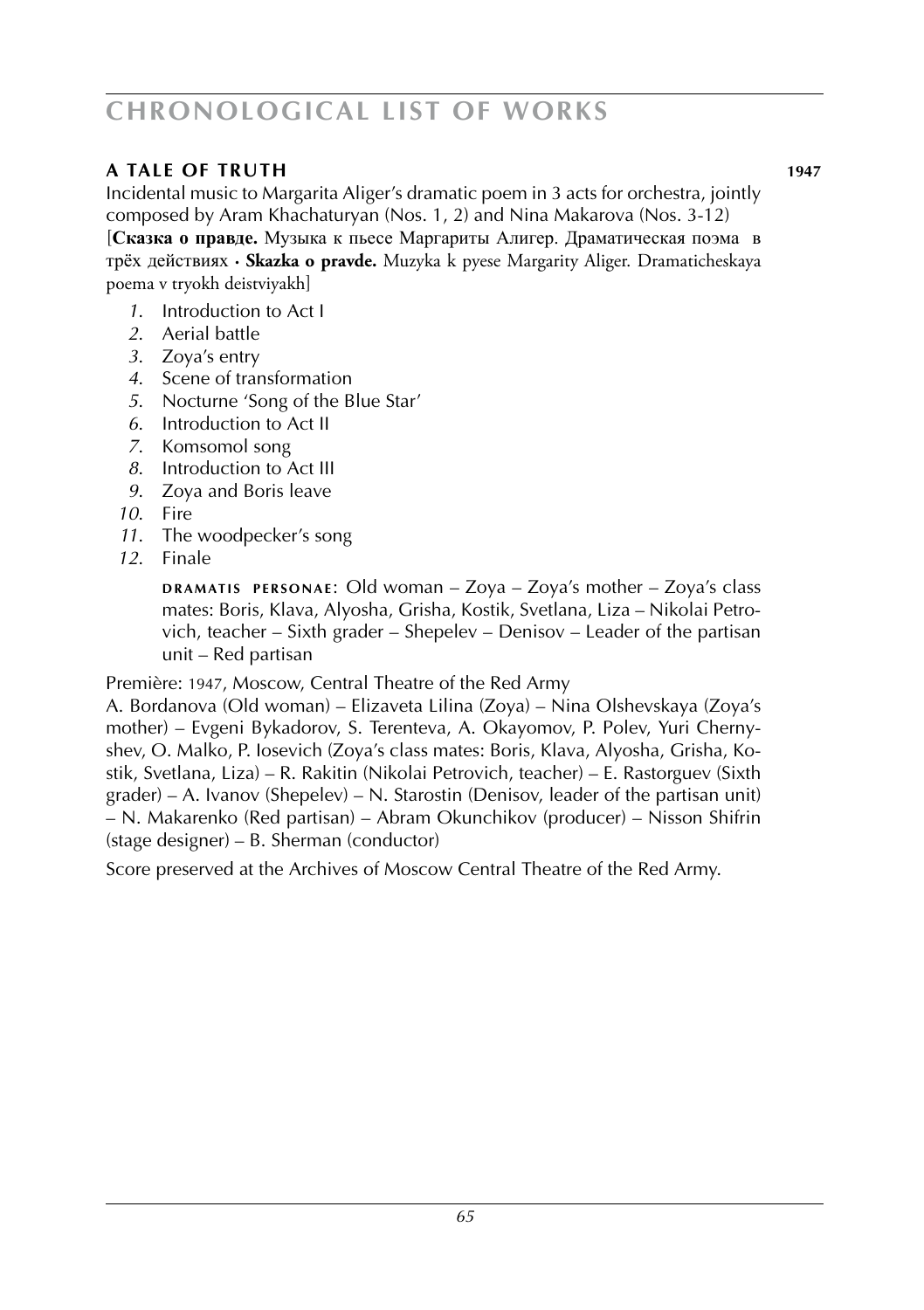## A TALE OF TRUTH 1947

Incidental music to Margarita Aliger's dramatic poem in 3 acts for orchestra, jointly composed by Aram Khachaturyan (Nos. 1, 2) and Nina Makarova (Nos. 3-12)
[**Сказка о правде.** Музыка к пьесе Маргариты Алигер. Драматическая поэма в трёх действиях · **Skazka o pravde.** Muzyka k pyese Margarity Aliger. Dramaticheskaya poema v tryokh deistviyakh]

1. Introduction to Act I
2. Aerial battle
3. Zoya's entry
4. Scene of transformation
5. Nocturne 'Song of the Blue Star'
6. Introduction to Act II
7. Komsomol song
8. Introduction to Act III
9. Zoya and Boris leave
10. Fire
11. The woodpecker's song
12. Finale

DRAMATIS PERSONAE: Old woman – Zoya – Zoya's mother – Zoya's class mates: Boris, Klava, Alyosha, Grisha, Kostik, Svetlana, Liza – Nikolai Petrovich, teacher – Sixth grader – Shepelev – Denisov – Leader of the partisan unit – Red partisan

Première: 1947, Moscow, Central Theatre of the Red Army
A. Bordanova (Old woman) – Elizaveta Lilina (Zoya) – Nina Olshevskaya (Zoya's mother) – Evgeni Bykadorov, S. Terenteva, A. Okayomov, P. Polev, Yuri Chernyshev, O. Malko, P. Iosevich (Zoya's class mates: Boris, Klava, Alyosha, Grisha, Kostik, Svetlana, Liza) – R. Rakitin (Nikolai Petrovich, teacher) – E. Rastorguev (Sixth grader) – A. Ivanov (Shepelev) – N. Starostin (Denisov, leader of the partisan unit) – N. Makarenko (Red partisan) – Abram Okunchikov (producer) – Nisson Shifrin (stage designer) – B. Sherman (conductor)

Score preserved at the Archives of Moscow Central Theatre of the Red Army.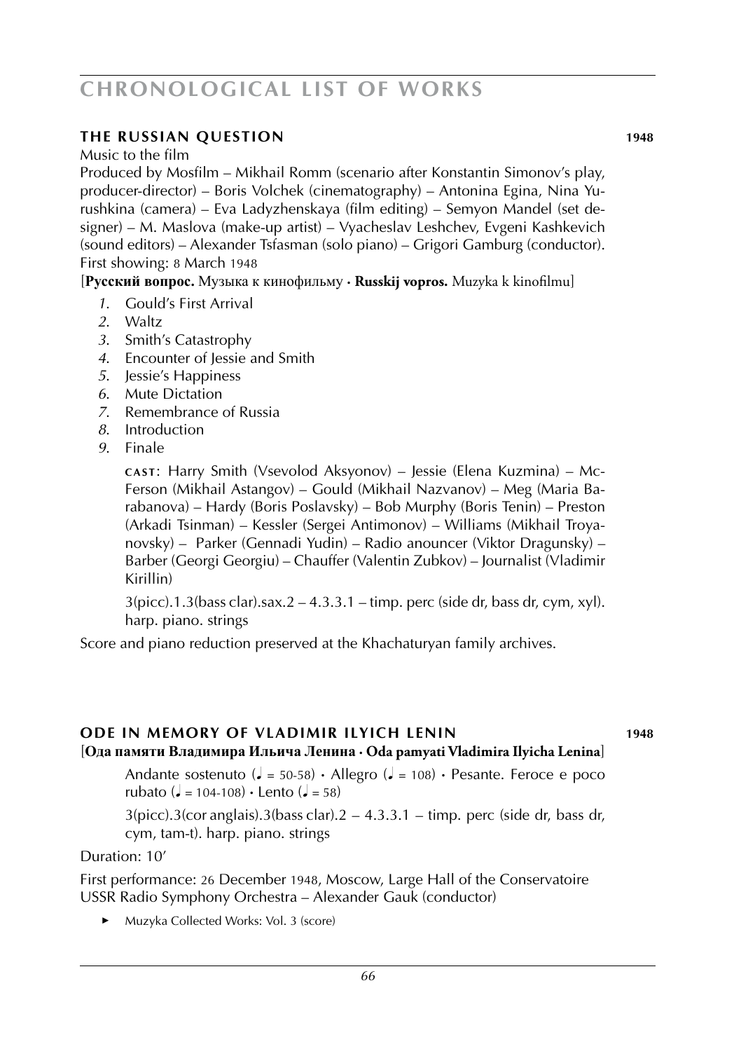## THE RUSSIAN QUESTION 1948

Music to the film

Produced by Mosfilm – Mikhail Romm (scenario after Konstantin Simonov's play, producer-director) – Boris Volchek (cinematography) – Antonina Egina, Nina Yurushkina (camera) – Eva Ladyzhenskaya (film editing) – Semyon Mandel (set designer) – M. Maslova (make-up artist) – Vyacheslav Leshchev, Evgeni Kashkevich (sound editors) – Alexander Tsfasman (solo piano) – Grigori Gamburg (conductor).
First showing: 8 March 1948

[**Русский вопрос.** Музыка к кинофильму · **Russkij vopros.** Muzyka k kinofilmu]

1. Gould's First Arrival
2. Waltz
3. Smith's Catastrophy
4. Encounter of Jessie and Smith
5. Jessie's Happiness
6. Mute Dictation
7. Remembrance of Russia
8. Introduction
9. Finale

CAST: Harry Smith (Vsevolod Aksyonov) – Jessie (Elena Kuzmina) – McFerson (Mikhail Astangov) – Gould (Mikhail Nazvanov) – Meg (Maria Barabanova) – Hardy (Boris Poslavsky) – Bob Murphy (Boris Tenin) – Preston (Arkadi Tsinman) – Kessler (Sergei Antimonov) – Williams (Mikhail Troyanovsky) – Parker (Gennadi Yudin) – Radio anouncer (Viktor Dragunsky) – Barber (Georgi Georgiu) – Chauffer (Valentin Zubkov) – Journalist (Vladimir Kirillin)

3(picc).1.3(bass clar).sax.2 – 4.3.3.1 – timp. perc (side dr, bass dr, cym, xyl). harp. piano. strings

Score and piano reduction preserved at the Khachaturyan family archives.

## ODE IN MEMORY OF VLADIMIR ILYICH LENIN 1948

[**Ода памяти Владимира Ильича Ленина · Oda pamyati Vladimira Ilyicha Lenina**]

Andante sostenuto (♩ = 50-58) · Allegro (♩ = 108) · Pesante. Feroce e poco rubato (♩ = 104-108) · Lento (♩ = 58)

3(picc).3(cor anglais).3(bass clar).2 – 4.3.3.1 – timp. perc (side dr, bass dr, cym, tam-t). harp. piano. strings

Duration: 10'

First performance: 26 December 1948, Moscow, Large Hall of the Conservatoire
USSR Radio Symphony Orchestra – Alexander Gauk (conductor)

- Muzyka Collected Works: Vol. 3 (score)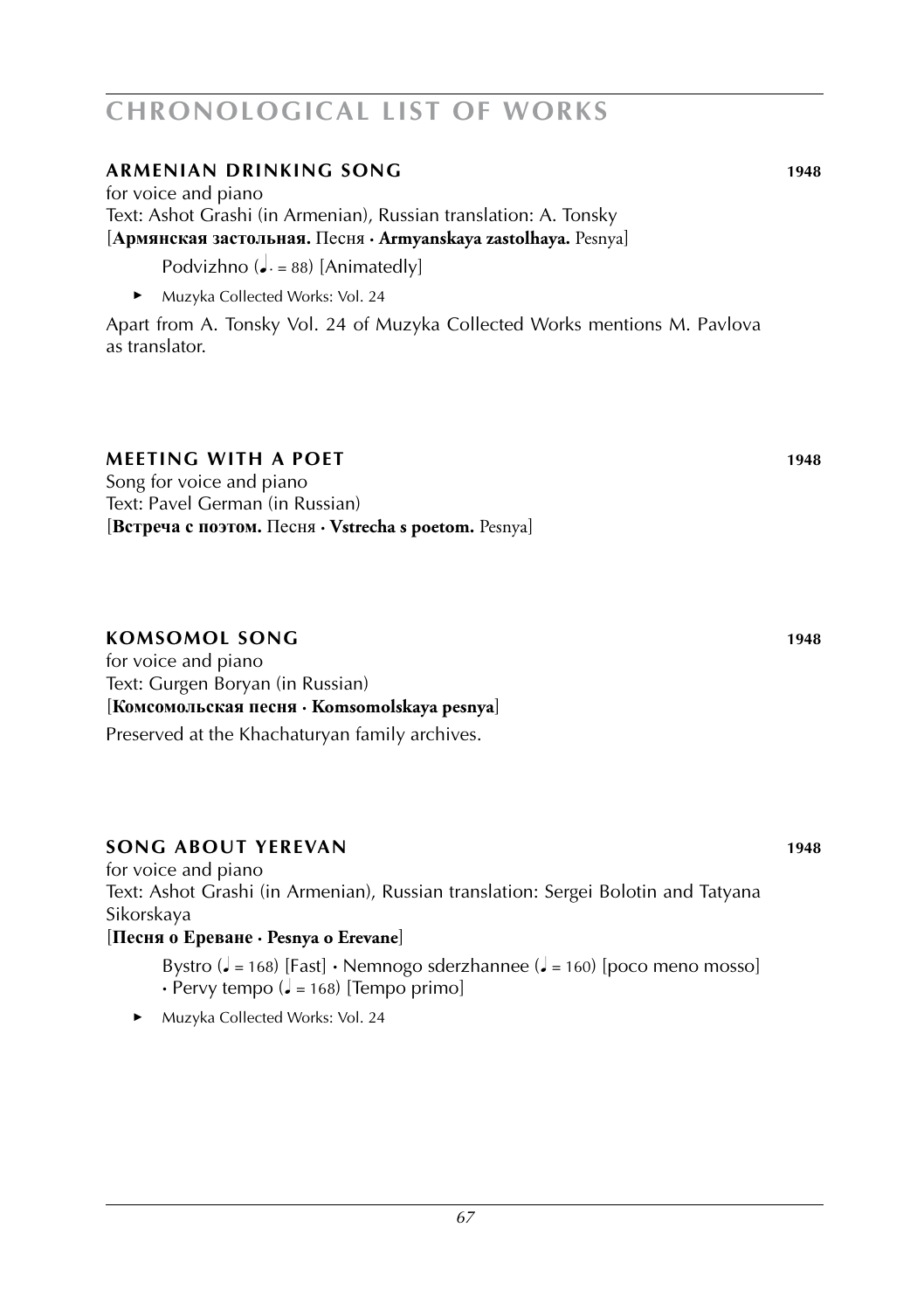# CHRONOLOGICAL LIST OF WORKS

### ARMENIAN DRINKING SONG **1948**

for voice and piano
Text: Ashot Grashi (in Armenian), Russian translation: A. Tonsky
[**Армянская застольная.** Песня · **Armyanskaya zastolhaya.** Pesnya]

Podvizhno (♩. = 88) [Animatedly]

► Muzyka Collected Works: Vol. 24

Apart from A. Tonsky Vol. 24 of Muzyka Collected Works mentions M. Pavlova as translator.

### MEETING WITH A POET **1948**

Song for voice and piano
Text: Pavel German (in Russian)
[**Встреча с поэтом.** Песня · **Vstrecha s poetom.** Pesnya]

### KOMSOMOL SONG **1948**

for voice and piano
Text: Gurgen Boryan (in Russian)
[**Комсомольская песня · Komsomolskaya pesnya**]

Preserved at the Khachaturyan family archives.

### SONG ABOUT YEREVAN **1948**

for voice and piano
Text: Ashot Grashi (in Armenian), Russian translation: Sergei Bolotin and Tatyana Sikorskaya
[**Песня о Ереване · Pesnya o Erevane**]

Bystro (♩ = 168) [Fast] · Nemnogo sderzhannee (♩ = 160) [poco meno mosso] · Pervy tempo (♩ = 168) [Tempo primo]

► Muzyka Collected Works: Vol. 24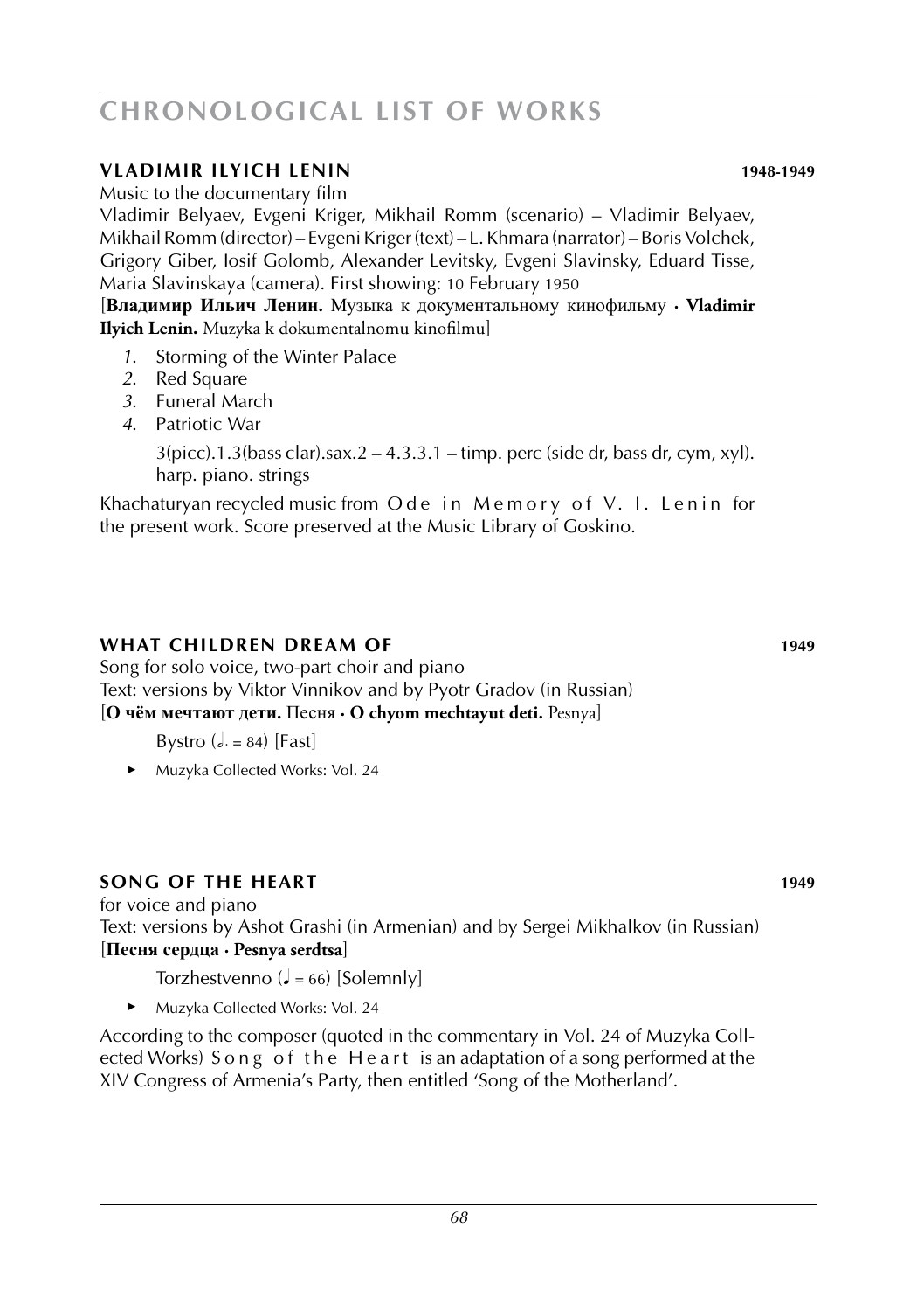# CHRONOLOGICAL LIST OF WORKS

### VLADIMIR ILYICH LENIN 1948-1949

Music to the documentary film

Vladimir Belyaev, Evgeni Kriger, Mikhail Romm (scenario) – Vladimir Belyaev, Mikhail Romm (director) – Evgeni Kriger (text) – L. Khmara (narrator) – Boris Volchek, Grigory Giber, Iosif Golomb, Alexander Levitsky, Evgeni Slavinsky, Eduard Tisse, Maria Slavinskaya (camera). First showing: 10 February 1950

[**Владимир Ильич Ленин.** Музыка к документальному кинофильму · **Vladimir Ilyich Lenin.** Muzyka k dokumentalnomu kinofilmu]

1. Storming of the Winter Palace
2. Red Square
3. Funeral March
4. Patriotic War

   3(picc).1.3(bass clar).sax.2 – 4.3.3.1 – timp. perc (side dr, bass dr, cym, xyl). harp. piano. strings

Khachaturyan recycled music from Ode in Memory of V. I. Lenin for the present work. Score preserved at the Music Library of Goskino.

### WHAT CHILDREN DREAM OF 1949

Song for solo voice, two-part choir and piano

Text: versions by Viktor Vinnikov and by Pyotr Gradov (in Russian)

[**О чём мечтают дети.** Песня · **O chyom mechtayut deti.** Pesnya]

Bystro (𝅗𝅥. = 84) [Fast]

► Muzyka Collected Works: Vol. 24

### SONG OF THE HEART 1949

for voice and piano

Text: versions by Ashot Grashi (in Armenian) and by Sergei Mikhalkov (in Russian)

[**Песня сердца · Pesnya serdtsa**]

Torzhestvenno (♩ = 66) [Solemnly]

► Muzyka Collected Works: Vol. 24

According to the composer (quoted in the commentary in Vol. 24 of Muzyka Collected Works) Song of the Heart is an adaptation of a song performed at the XIV Congress of Armenia's Party, then entitled 'Song of the Motherland'.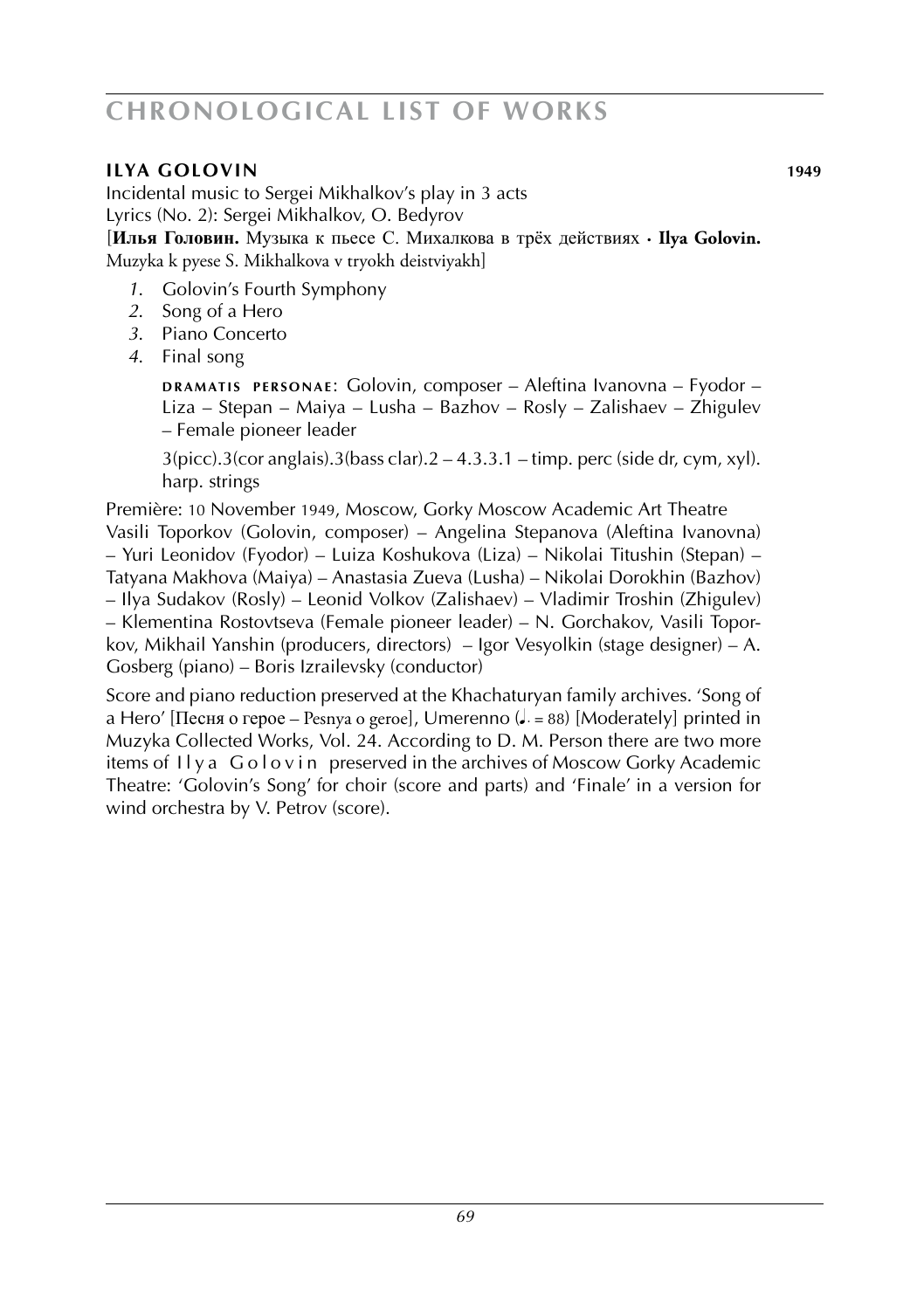## ILYA GOLOVIN **1949**

Incidental music to Sergei Mikhalkov's play in 3 acts
Lyrics (No. 2): Sergei Mikhalkov, O. Bedyrov
[**Илья Головин.** Музыка к пьесе С. Михалкова в трёх действиях · **Ilya Golovin.** Muzyka k pyese S. Mikhalkova v tryokh deistviyakh]

1. Golovin's Fourth Symphony
2. Song of a Hero
3. Piano Concerto
4. Final song

**DRAMATIS PERSONAE**: Golovin, composer – Aleftina Ivanovna – Fyodor – Liza – Stepan – Maiya – Lusha – Bazhov – Rosly – Zalishaev – Zhigulev – Female pioneer leader

3(picc).3(cor anglais).3(bass clar).2 – 4.3.3.1 – timp. perc (side dr, cym, xyl). harp. strings

Première: 10 November 1949, Moscow, Gorky Moscow Academic Art Theatre
Vasili Toporkov (Golovin, composer) – Angelina Stepanova (Aleftina Ivanovna) – Yuri Leonidov (Fyodor) – Luiza Koshukova (Liza) – Nikolai Titushin (Stepan) – Tatyana Makhova (Maiya) – Anastasia Zueva (Lusha) – Nikolai Dorokhin (Bazhov) – Ilya Sudakov (Rosly) – Leonid Volkov (Zalishaev) – Vladimir Troshin (Zhigulev) – Klementina Rostovtseva (Female pioneer leader) – N. Gorchakov, Vasili Toporkov, Mikhail Yanshin (producers, directors) – Igor Vesyolkin (stage designer) – A. Gosberg (piano) – Boris Izrailevsky (conductor)

Score and piano reduction preserved at the Khachaturyan family archives. 'Song of a Hero' [Песня о герое – Pesnya o geroe], Umerenno (♩. = 88) [Moderately] printed in Muzyka Collected Works, Vol. 24. According to D. M. Person there are two more items of Ilya Golovin preserved in the archives of Moscow Gorky Academic Theatre: 'Golovin's Song' for choir (score and parts) and 'Finale' in a version for wind orchestra by V. Petrov (score).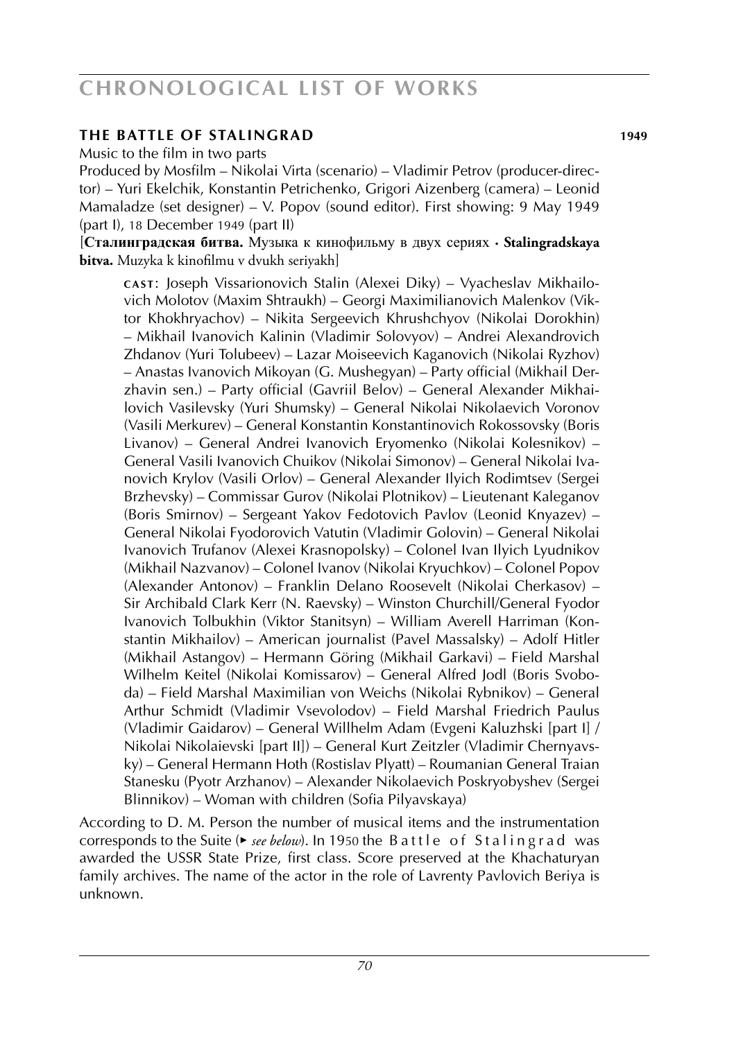## THE BATTLE OF STALINGRAD 1949

Music to the film in two parts

Produced by Mosfilm – Nikolai Virta (scenario) – Vladimir Petrov (producer-director) – Yuri Ekelchik, Konstantin Petrichenko, Grigori Aizenberg (camera) – Leonid Mamaladze (set designer) – V. Popov (sound editor). First showing: 9 May 1949 (part I), 18 December 1949 (part II)

[**Сталинградская битва.** Музыка к кинофильму в двух сериях · **Stalingradskaya bitva.** Muzyka k kinofilmu v dvukh seriyakh]

> **CAST**: Joseph Vissarionovich Stalin (Alexei Diky) – Vyacheslav Mikhailovich Molotov (Maxim Shtraukh) – Georgi Maximilianovich Malenkov (Viktor Khokhryachov) – Nikita Sergeevich Khrushchyov (Nikolai Dorokhin) – Mikhail Ivanovich Kalinin (Vladimir Solovyov) – Andrei Alexandrovich Zhdanov (Yuri Tolubeev) – Lazar Moiseevich Kaganovich (Nikolai Ryzhov) – Anastas Ivanovich Mikoyan (G. Mushegyan) – Party official (Mikhail Derzhavin sen.) – Party official (Gavriil Belov) – General Alexander Mikhailovich Vasilevsky (Yuri Shumsky) – General Nikolai Nikolaevich Voronov (Vasili Merkurev) – General Konstantin Konstantinovich Rokossovsky (Boris Livanov) – General Andrei Ivanovich Eryomenko (Nikolai Kolesnikov) – General Vasili Ivanovich Chuikov (Nikolai Simonov) – General Nikolai Ivanovich Krylov (Vasili Orlov) – General Alexander Ilyich Rodimtsev (Sergei Brzhevsky) – Commissar Gurov (Nikolai Plotnikov) – Lieutenant Kaleganov (Boris Smirnov) – Sergeant Yakov Fedotovich Pavlov (Leonid Knyazev) – General Nikolai Fyodorovich Vatutin (Vladimir Golovin) – General Nikolai Ivanovich Trufanov (Alexei Krasnopolsky) – Colonel Ivan Ilyich Lyudnikov (Mikhail Nazvanov) – Colonel Ivanov (Nikolai Kryuchkov) – Colonel Popov (Alexander Antonov) – Franklin Delano Roosevelt (Nikolai Cherkasov) – Sir Archibald Clark Kerr (N. Raevsky) – Winston Churchill/General Fyodor Ivanovich Tolbukhin (Viktor Stanitsyn) – William Averell Harriman (Konstantin Mikhailov) – American journalist (Pavel Massalsky) – Adolf Hitler (Mikhail Astangov) – Hermann Göring (Mikhail Garkavi) – Field Marshal Wilhelm Keitel (Nikolai Komissarov) – General Alfred Jodl (Boris Svoboda) – Field Marshal Maximilian von Weichs (Nikolai Rybnikov) – General Arthur Schmidt (Vladimir Vsevolodov) – Field Marshal Friedrich Paulus (Vladimir Gaidarov) – General Willhelm Adam (Evgeni Kaluzhski [part I] / Nikolai Nikolaievski [part II]) – General Kurt Zeitzler (Vladimir Chernyavsky) – General Hermann Hoth (Rostislav Plyatt) – Roumanian General Traian Stanesku (Pyotr Arzhanov) – Alexander Nikolaevich Poskryobyshev (Sergei Blinnikov) – Woman with children (Sofia Pilyavskaya)

According to D. M. Person the number of musical items and the instrumentation corresponds to the Suite (▸ *see below*). In 1950 the Battle of Stalingrad was awarded the USSR State Prize, first class. Score preserved at the Khachaturyan family archives. The name of the actor in the role of Lavrenty Pavlovich Beriya is unknown.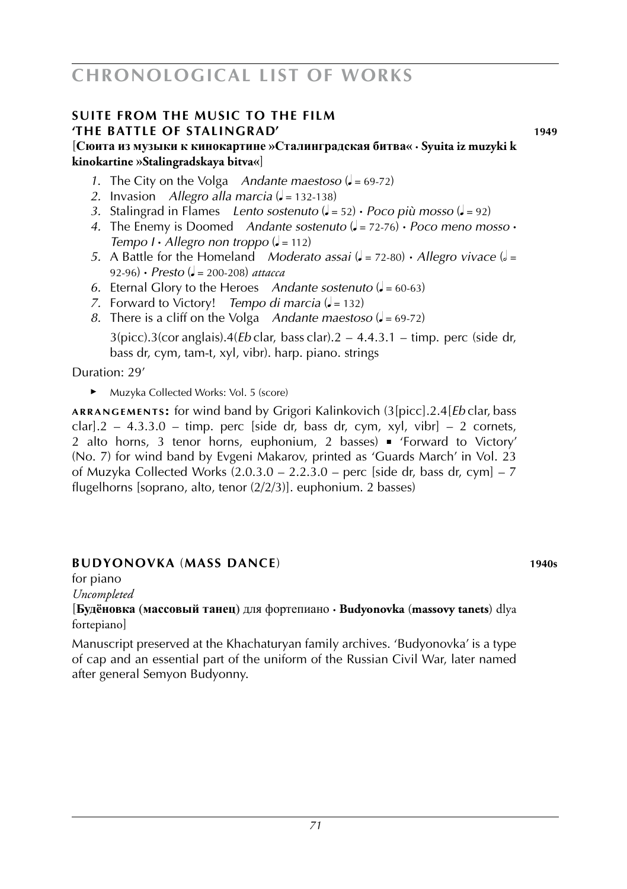## SUITE FROM THE MUSIC TO THE FILM 'THE BATTLE OF STALINGRAD' **1949**

[**Сюита из музыки к кинокартине »Сталинградская битва« · Syuita iz muzyki k kinokartine »Stalingradskaya bitva«**]

*1*. The City on the Volga *Andante maestoso* (♩ = 69-72)
*2*. Invasion *Allegro alla marcia* (♩ = 132-138)
*3*. Stalingrad in Flames *Lento sostenuto* (♩ = 52) · *Poco più mosso* (♩ = 92)
*4*. The Enemy is Doomed *Andante sostenuto* (♩ = 72-76) · *Poco meno mosso* · *Tempo I* · *Allegro non troppo* (♩ = 112)
*5*. A Battle for the Homeland *Moderato assai* (♩ = 72-80) · *Allegro vivace* (𝅗𝅥 = 92-96) · *Presto* (♩ = 200-208) *attacca*
*6*. Eternal Glory to the Heroes *Andante sostenuto* (♩ = 60-63)
*7*. Forward to Victory! *Tempo di marcia* (♩ = 132)
*8*. There is a cliff on the Volga *Andante maestoso* (♩ = 69-72)

3(picc).3(cor anglais).4(*Eb* clar, bass clar).2 – 4.4.3.1 – timp. perc (side dr, bass dr, cym, tam-t, xyl, vibr). harp. piano. strings

Duration: 29'

- Muzyka Collected Works: Vol. 5 (score)

**ARRANGEMENTS:** for wind band by Grigori Kalinkovich (3[picc].2.4[*Eb* clar, bass clar].2 – 4.3.3.0 – timp. perc [side dr, bass dr, cym, xyl, vibr] – 2 cornets, 2 alto horns, 3 tenor horns, euphonium, 2 basses) ▪ 'Forward to Victory' (No. 7) for wind band by Evgeni Makarov, printed as 'Guards March' in Vol. 23 of Muzyka Collected Works (2.0.3.0 – 2.2.3.0 – perc [side dr, bass dr, cym] – 7 flugelhorns [soprano, alto, tenor (2/2/3)]. euphonium. 2 basses)

## BUDYONOVKA (MASS DANCE) **1940s**

for piano

*Uncompleted*

[**Будёновка (массовый танец)** для фортепиано · **Budyonovka (massovy tanets)** dlya fortepiano]

Manuscript preserved at the Khachaturyan family archives. 'Budyonovka' is a type of cap and an essential part of the uniform of the Russian Civil War, later named after general Semyon Budyonny.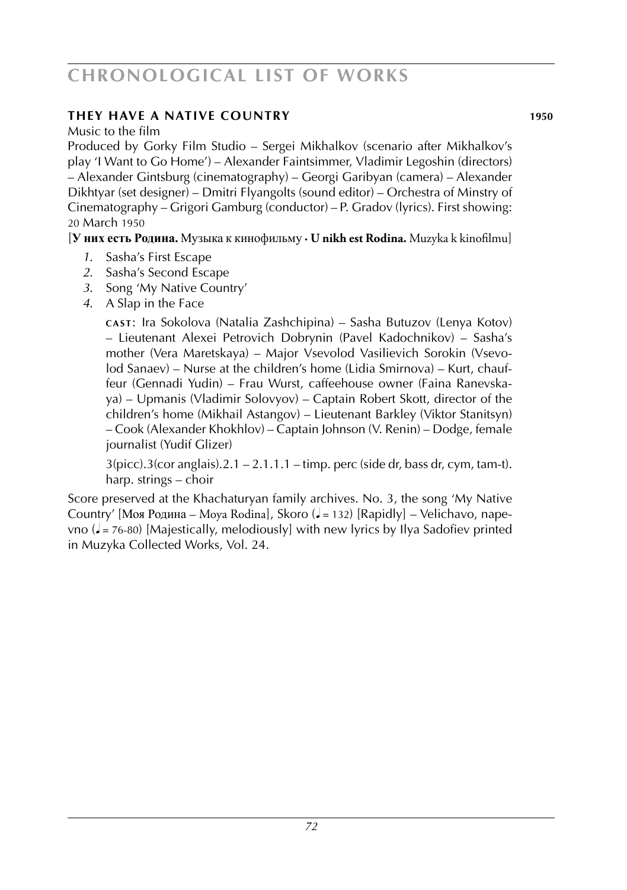## THEY HAVE A NATIVE COUNTRY **1950**

Music to the film

Produced by Gorky Film Studio – Sergei Mikhalkov (scenario after Mikhalkov's play 'I Want to Go Home') – Alexander Faintsimmer, Vladimir Legoshin (directors) – Alexander Gintsburg (cinematography) – Georgi Garibyan (camera) – Alexander Dikhtyar (set designer) – Dmitri Flyangolts (sound editor) – Orchestra of Minstry of Cinematography – Grigori Gamburg (conductor) – P. Gradov (lyrics). First showing: 20 March 1950

[**У них есть Родина.** Музыка к кинофильму · **U nikh est Rodina.** Muzyka k kinofilmu]

1. Sasha's First Escape
2. Sasha's Second Escape
3. Song 'My Native Country'
4. A Slap in the Face

**CAST**: Ira Sokolova (Natalia Zashchipina) – Sasha Butuzov (Lenya Kotov) – Lieutenant Alexei Petrovich Dobrynin (Pavel Kadochnikov) – Sasha's mother (Vera Maretskaya) – Major Vsevolod Vasilievich Sorokin (Vsevolod Sanaev) – Nurse at the children's home (Lidia Smirnova) – Kurt, chauffeur (Gennadi Yudin) – Frau Wurst, caffeehouse owner (Faina Ranevskaya) – Upmanis (Vladimir Solovyov) – Captain Robert Skott, director of the children's home (Mikhail Astangov) – Lieutenant Barkley (Viktor Stanitsyn) – Cook (Alexander Khokhlov) – Captain Johnson (V. Renin) – Dodge, female journalist (Yudif Glizer)

3(picc).3(cor anglais).2.1 – 2.1.1.1 – timp. perc (side dr, bass dr, cym, tam-t). harp. strings – choir

Score preserved at the Khachaturyan family archives. No. 3, the song 'My Native Country' [Моя Родина – Moya Rodina], Skoro (♩ = 132) [Rapidly] – Velichavo, napevno (♩ = 76-80) [Majestically, melodiously] with new lyrics by Ilya Sadofiev printed in Muzyka Collected Works, Vol. 24.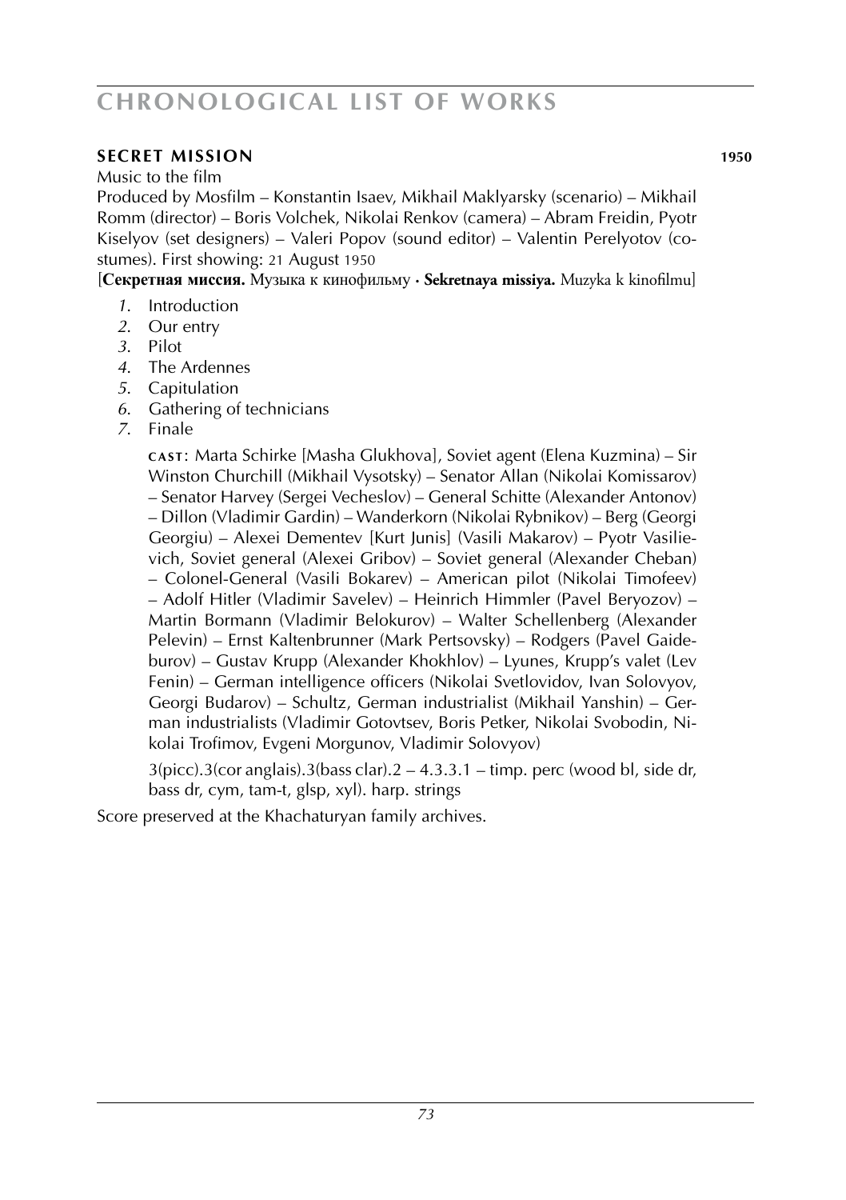### **SECRET MISSION** **1950**

Music to the film

Produced by Mosfilm – Konstantin Isaev, Mikhail Maklyarsky (scenario) – Mikhail Romm (director) – Boris Volchek, Nikolai Renkov (camera) – Abram Freidin, Pyotr Kiselyov (set designers) – Valeri Popov (sound editor) – Valentin Perelyotov (costumes). First showing: 21 August 1950

[**Секретная миссия.** Музыка к кинофильму · **Sekretnaya missiya.** Muzyka k kinofilmu]

1. Introduction
2. Our entry
3. Pilot
4. The Ardennes
5. Capitulation
6. Gathering of technicians
7. Finale

CAST: Marta Schirke [Masha Glukhova], Soviet agent (Elena Kuzmina) – Sir Winston Churchill (Mikhail Vysotsky) – Senator Allan (Nikolai Komissarov) – Senator Harvey (Sergei Vecheslov) – General Schitte (Alexander Antonov) – Dillon (Vladimir Gardin) – Wanderkorn (Nikolai Rybnikov) – Berg (Georgi Georgiu) – Alexei Dementev [Kurt Junis] (Vasili Makarov) – Pyotr Vasilievich, Soviet general (Alexei Gribov) – Soviet general (Alexander Cheban) – Colonel-General (Vasili Bokarev) – American pilot (Nikolai Timofeev) – Adolf Hitler (Vladimir Savelev) – Heinrich Himmler (Pavel Beryozov) – Martin Bormann (Vladimir Belokurov) – Walter Schellenberg (Alexander Pelevin) – Ernst Kaltenbrunner (Mark Pertsovsky) – Rodgers (Pavel Gaideburov) – Gustav Krupp (Alexander Khokhlov) – Lyunes, Krupp's valet (Lev Fenin) – German intelligence officers (Nikolai Svetlovidov, Ivan Solovyov, Georgi Budarov) – Schultz, German industrialist (Mikhail Yanshin) – German industrialists (Vladimir Gotovtsev, Boris Petker, Nikolai Svobodin, Nikolai Trofimov, Evgeni Morgunov, Vladimir Solovyov)

3(picc).3(cor anglais).3(bass clar).2 – 4.3.3.1 – timp. perc (wood bl, side dr, bass dr, cym, tam-t, glsp, xyl). harp. strings

Score preserved at the Khachaturyan family archives.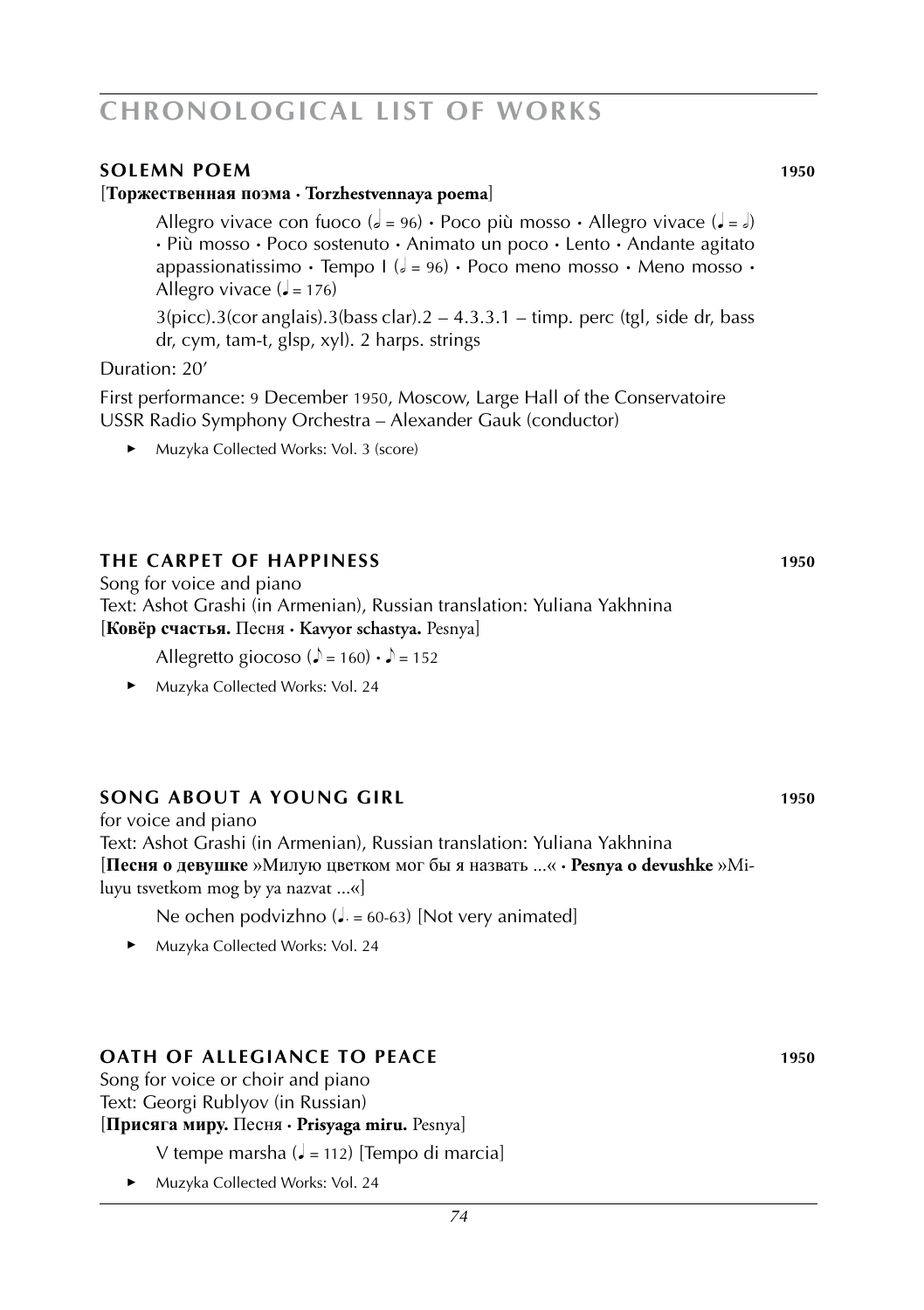# CHRONOLOGICAL LIST OF WORKS

## SOLEMN POEM 1950

[**Торжественная поэма · Torzhestvennaya poema**]

Allegro vivace con fuoco (𝅗𝅥 = 96) · Poco più mosso · Allegro vivace (♩ = 𝅗𝅥) · Più mosso · Poco sostenuto · Animato un poco · Lento · Andante agitato appassionatissimo · Tempo I (𝅗𝅥 = 96) · Poco meno mosso · Meno mosso · Allegro vivace (♩ = 176)

3(picc).3(cor anglais).3(bass clar).2 – 4.3.3.1 – timp. perc (tgl, side dr, bass dr, cym, tam-t, glsp, xyl). 2 harps. strings

Duration: 20'

First performance: 9 December 1950, Moscow, Large Hall of the Conservatoire
USSR Radio Symphony Orchestra – Alexander Gauk (conductor)

- Muzyka Collected Works: Vol. 3 (score)

## THE CARPET OF HAPPINESS 1950

Song for voice and piano
Text: Ashot Grashi (in Armenian), Russian translation: Yuliana Yakhnina
[**Ковёр счастья.** Песня · **Kavyor schastya.** Pesnya]

Allegretto giocoso (♪ = 160) · ♪ = 152

- Muzyka Collected Works: Vol. 24

## SONG ABOUT A YOUNG GIRL 1950

for voice and piano
Text: Ashot Grashi (in Armenian), Russian translation: Yuliana Yakhnina
[**Песня о девушке** »Милую цветком мог бы я назвать ...« · **Pesnya o devushke** »Miluyu tsvetkom mog by ya nazvat ...«]

Ne ochen podvizhno (♩. = 60-63) [Not very animated]

- Muzyka Collected Works: Vol. 24

## OATH OF ALLEGIANCE TO PEACE 1950

Song for voice or choir and piano
Text: Georgi Rublyov (in Russian)
[**Присяга миру.** Песня · **Prisyaga miru.** Pesnya]

V tempe marsha (♩ = 112) [Tempo di marcia]

- Muzyka Collected Works: Vol. 24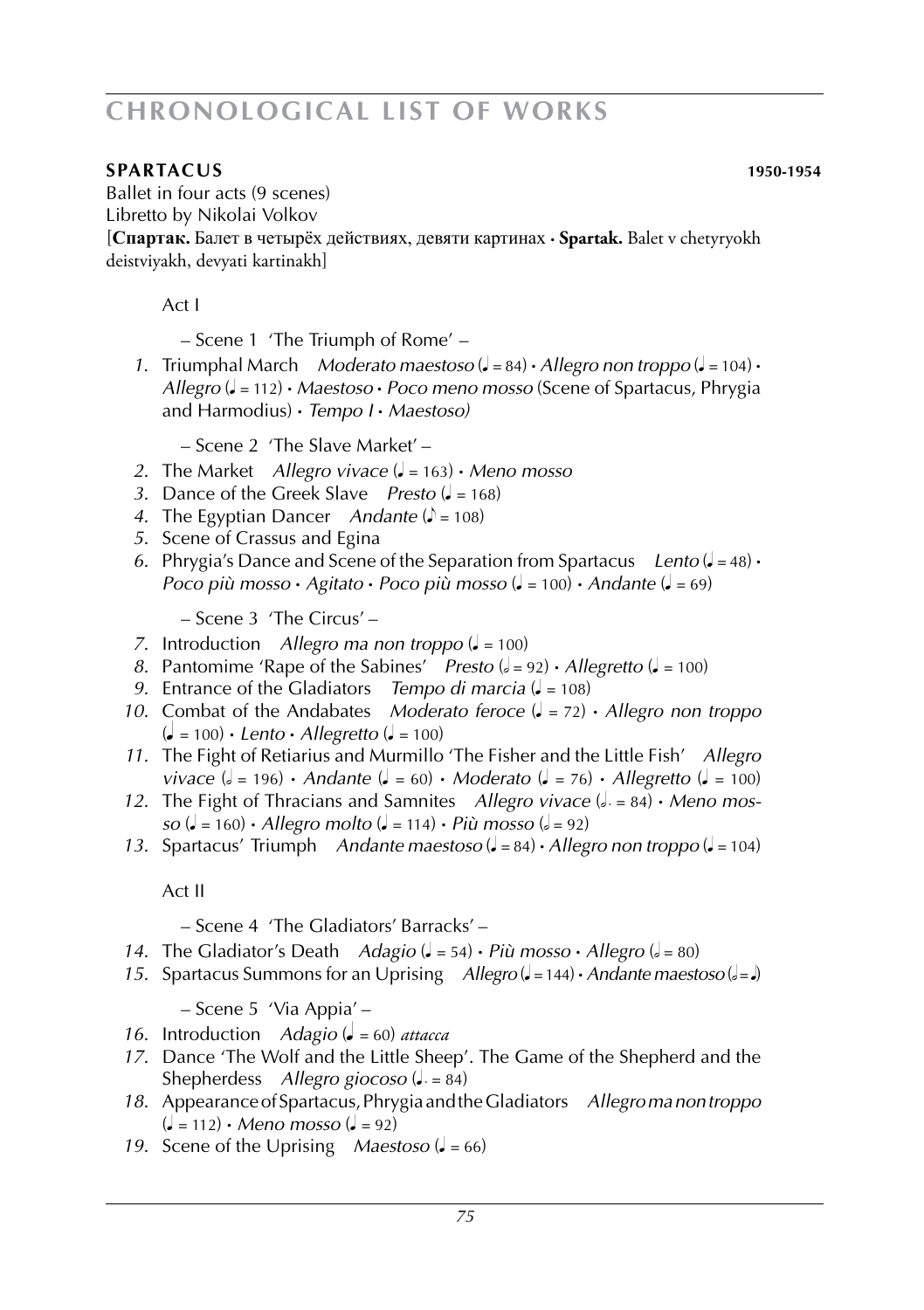# CHRONOLOGICAL LIST OF WORKS

**SPARTACUS** **1950-1954**

Ballet in four acts (9 scenes)
Libretto by Nikolai Volkov
[**Спартак.** Балет в четырёх действиях, девяти картинах • **Spartak.** Balet v chetyryokh deistviyakh, devyati kartinakh]

Act I

– Scene 1 'The Triumph of Rome' –

1. Triumphal March *Moderato maestoso* (♩ = 84) • *Allegro non troppo* (♩ = 104) • *Allegro* (♩ = 112) • *Maestoso* • *Poco meno mosso* (Scene of Spartacus, Phrygia and Harmodius) • *Tempo I* • *Maestoso)*

– Scene 2 'The Slave Market' –

2. The Market *Allegro vivace* (♩ = 163) • *Meno mosso*
3. Dance of the Greek Slave *Presto* (♩ = 168)
4. The Egyptian Dancer *Andante* (♪ = 108)
5. Scene of Crassus and Egina
6. Phrygia's Dance and Scene of the Separation from Spartacus *Lento* (♩ = 48) • *Poco più mosso* • *Agitato* • *Poco più mosso* (♩ = 100) • *Andante* (♩ = 69)

– Scene 3 'The Circus' –

7. Introduction *Allegro ma non troppo* (♩ = 100)
8. Pantomime 'Rape of the Sabines' *Presto* (𝅗𝅥 = 92) • *Allegretto* (♩ = 100)
9. Entrance of the Gladiators *Tempo di marcia* (♩ = 108)
10. Combat of the Andabates *Moderato feroce* (♩ = 72) • *Allegro non troppo* (♩ = 100) • *Lento* • *Allegretto* (♩ = 100)
11. The Fight of Retiarius and Murmillo 'The Fisher and the Little Fish' *Allegro vivace* (𝅗𝅥 = 196) • *Andante* (♩ = 60) • *Moderato* (♩ = 76) • *Allegretto* (♩ = 100)
12. The Fight of Thracians and Samnites *Allegro vivace* (𝅗𝅥. = 84) • *Meno mosso* (♩ = 160) • *Allegro molto* (♩ = 114) • *Più mosso* (𝅗𝅥 = 92)
13. Spartacus' Triumph *Andante maestoso* (♩ = 84) • *Allegro non troppo* (♩ = 104)

Act II

– Scene 4 'The Gladiators' Barracks' –

14. The Gladiator's Death *Adagio* (♩ = 54) • *Più mosso* • *Allegro* (𝅗𝅥 = 80)
15. Spartacus Summons for an Uprising *Allegro* (♩ = 144) • *Andante maestoso* (𝅗𝅥 = ♩)

– Scene 5 'Via Appia' –

16. Introduction *Adagio* (♩ = 60) *attacca*
17. Dance 'The Wolf and the Little Sheep'. The Game of the Shepherd and the Shepherdess *Allegro giocoso* (♩. = 84)
18. Appearance of Spartacus, Phrygia and the Gladiators *Allegro ma non troppo* (♩ = 112) • *Meno mosso* (♩ = 92)
19. Scene of the Uprising *Maestoso* (♩ = 66)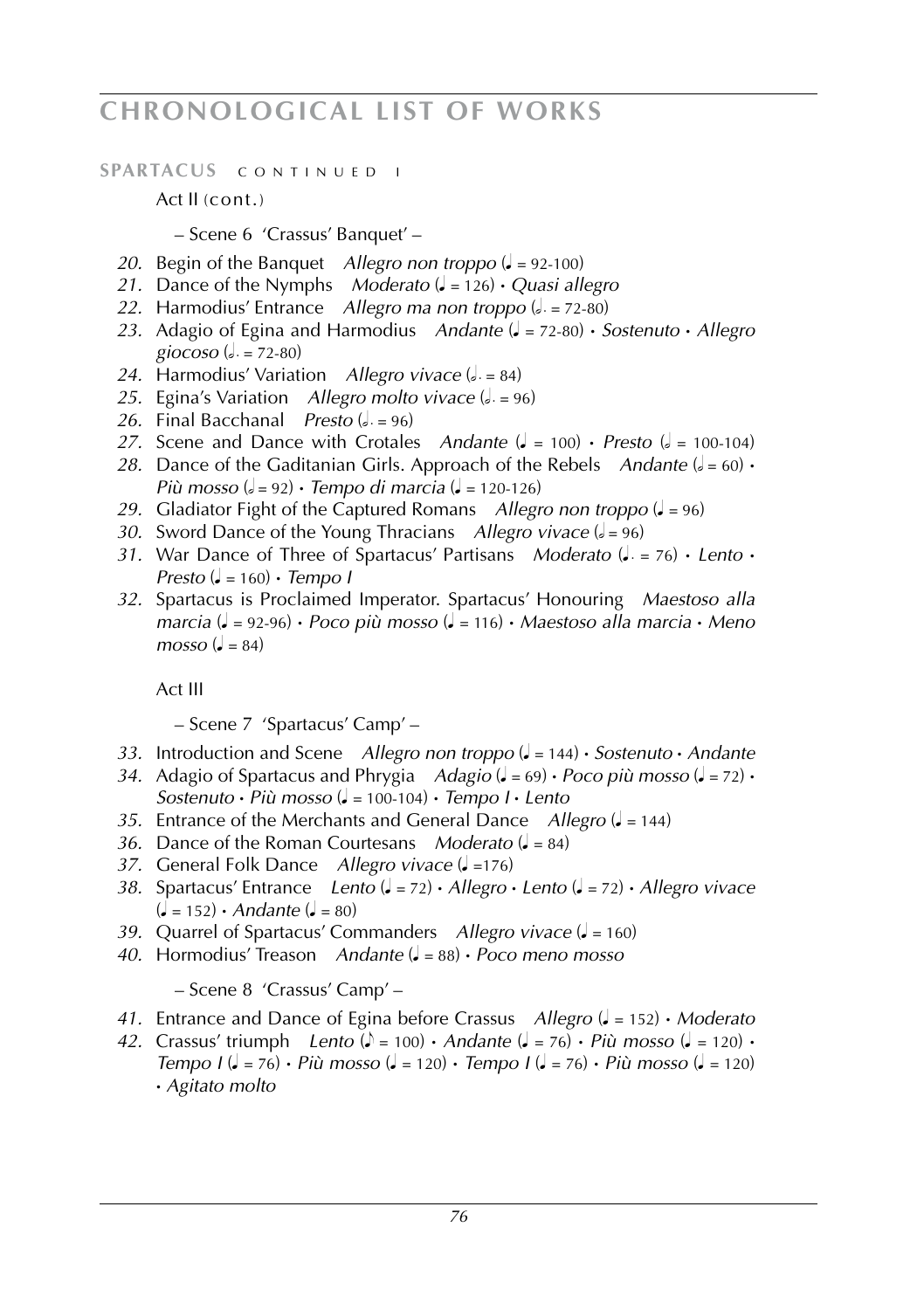# CHRONOLOGICAL LIST OF WORKS

**SPARTACUS** CONTINUED I

Act II (cont.)

– Scene 6 'Crassus' Banquet' –

*20.* Begin of the Banquet *Allegro non troppo* (♩ = 92-100)
*21.* Dance of the Nymphs *Moderato* (♩ = 126) • *Quasi allegro*
*22.* Harmodius' Entrance *Allegro ma non troppo* (𝅗𝅥. = 72-80)
*23.* Adagio of Egina and Harmodius *Andante* (♩ = 72-80) • *Sostenuto* • *Allegro giocoso* (𝅗𝅥. = 72-80)
*24.* Harmodius' Variation *Allegro vivace* (𝅗𝅥. = 84)
*25.* Egina's Variation *Allegro molto vivace* (𝅗𝅥. = 96)
*26.* Final Bacchanal *Presto* (𝅗𝅥. = 96)
*27.* Scene and Dance with Crotales *Andante* (♩ = 100) • *Presto* (𝅗𝅥 = 100-104)
*28.* Dance of the Gaditanian Girls. Approach of the Rebels *Andante* (𝅗𝅥 = 60) • *Più mosso* (𝅗𝅥 = 92) • *Tempo di marcia* (♩ = 120-126)
*29.* Gladiator Fight of the Captured Romans *Allegro non troppo* (♩ = 96)
*30.* Sword Dance of the Young Thracians *Allegro vivace* (𝅗𝅥 = 96)
*31.* War Dance of Three of Spartacus' Partisans *Moderato* (♩. = 76) • *Lento* • *Presto* (♩ = 160) • *Tempo I*
*32.* Spartacus is Proclaimed Imperator. Spartacus' Honouring *Maestoso alla marcia* (♩ = 92-96) • *Poco più mosso* (♩ = 116) • *Maestoso alla marcia* • *Meno mosso* (♩ = 84)

Act III

– Scene 7 'Spartacus' Camp' –

*33.* Introduction and Scene *Allegro non troppo* (♩ = 144) • *Sostenuto* • *Andante*
*34.* Adagio of Spartacus and Phrygia *Adagio* (♩ = 69) • *Poco più mosso* (♩ = 72) • *Sostenuto* • *Più mosso* (♩ = 100-104) • *Tempo I* • *Lento*
*35.* Entrance of the Merchants and General Dance *Allegro* (♩ = 144)
*36.* Dance of the Roman Courtesans *Moderato* (♩ = 84)
*37.* General Folk Dance *Allegro vivace* (♩ =176)
*38.* Spartacus' Entrance *Lento* (♩ = 72) • *Allegro* • *Lento* (♩ = 72) • *Allegro vivace* (♩ = 152) • *Andante* (♩ = 80)
*39.* Quarrel of Spartacus' Commanders *Allegro vivace* (♩ = 160)
*40.* Hormodius' Treason *Andante* (♩ = 88) • *Poco meno mosso*

– Scene 8 'Crassus' Camp' –

*41.* Entrance and Dance of Egina before Crassus *Allegro* (♩ = 152) • *Moderato*
*42.* Crassus' triumph *Lento* (♪ = 100) • *Andante* (♩ = 76) • *Più mosso* (♩ = 120) • *Tempo I* (♩ = 76) • *Più mosso* (♩ = 120) • *Tempo I* (♩ = 76) • *Più mosso* (♩ = 120) • *Agitato molto*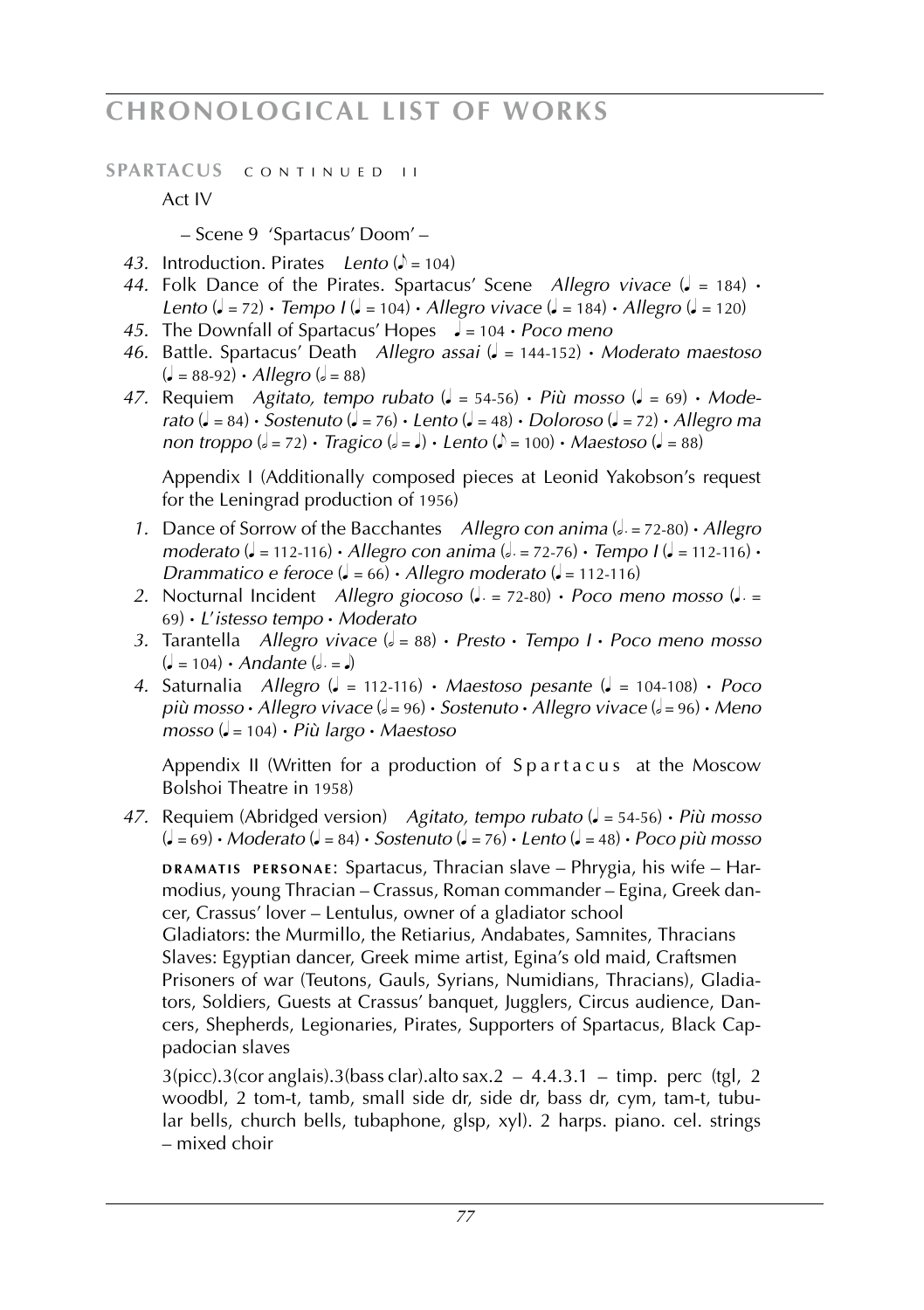**SPARTACUS** continued II

Act IV

– Scene 9 'Spartacus' Doom' –

*43.* Introduction. Pirates *Lento* (♪ = 104)

*44.* Folk Dance of the Pirates. Spartacus' Scene *Allegro vivace* (♩ = 184) • *Lento* (♩ = 72) • *Tempo I* (♩ = 104) • *Allegro vivace* (♩ = 184) • *Allegro* (♩ = 120)

*45.* The Downfall of Spartacus' Hopes ♩ = 104 • *Poco meno*

*46.* Battle. Spartacus' Death *Allegro assai* (♩ = 144-152) • *Moderato maestoso* (♩ = 88-92) • *Allegro* (𝅗𝅥 = 88)

*47.* Requiem *Agitato, tempo rubato* (♩ = 54-56) • *Più mosso* (♩ = 69) • *Moderato* (♩ = 84) • *Sostenuto* (♩ = 76) • *Lento* (♩ = 48) • *Doloroso* (♩ = 72) • *Allegro ma non troppo* (𝅗𝅥 = 72) • *Tragico* (𝅗𝅥 = ♩) • *Lento* (♪ = 100) • *Maestoso* (♩ = 88)

Appendix I (Additionally composed pieces at Leonid Yakobson's request for the Leningrad production of 1956)

*1.* Dance of Sorrow of the Bacchantes *Allegro con anima* (𝅗𝅥. = 72-80) • *Allegro moderato* (♩ = 112-116) • *Allegro con anima* (𝅗𝅥. = 72-76) • *Tempo I* (♩ = 112-116) • *Drammatico e feroce* (♩ = 66) • *Allegro moderato* (♩ = 112-116)

*2.* Nocturnal Incident *Allegro giocoso* (♩. = 72-80) • *Poco meno mosso* (♩. = 69) • *L'istesso tempo* • *Moderato*

*3.* Tarantella *Allegro vivace* (𝅗𝅥 = 88) • *Presto* • *Tempo I* • *Poco meno mosso* (♩ = 104) • *Andante* (𝅗𝅥. = ♩)

*4.* Saturnalia *Allegro* (♩ = 112-116) • *Maestoso pesante* (♩ = 104-108) • *Poco più mosso* • *Allegro vivace* (𝅗𝅥 = 96) • *Sostenuto* • *Allegro vivace* (𝅗𝅥 = 96) • *Meno mosso* (♩ = 104) • *Più largo* • *Maestoso*

Appendix II (Written for a production of Spartacus at the Moscow Bolshoi Theatre in 1958)

*47.* Requiem (Abridged version) *Agitato, tempo rubato* (♩ = 54-56) • *Più mosso* (♩ = 69) • *Moderato* (♩ = 84) • *Sostenuto* (♩ = 76) • *Lento* (♩ = 48) • *Poco più mosso*

**DRAMATIS PERSONAE**: Spartacus, Thracian slave – Phrygia, his wife – Harmodius, young Thracian – Crassus, Roman commander – Egina, Greek dancer, Crassus' lover – Lentulus, owner of a gladiator school
Gladiators: the Murmillo, the Retiarius, Andabates, Samnites, Thracians
Slaves: Egyptian dancer, Greek mime artist, Egina's old maid, Craftsmen
Prisoners of war (Teutons, Gauls, Syrians, Numidians, Thracians), Gladiators, Soldiers, Guests at Crassus' banquet, Jugglers, Circus audience, Dancers, Shepherds, Legionaries, Pirates, Supporters of Spartacus, Black Cappadocian slaves

3(picc).3(cor anglais).3(bass clar).alto sax.2 – 4.4.3.1 – timp. perc (tgl, 2 woodbl, 2 tom-t, tamb, small side dr, side dr, bass dr, cym, tam-t, tubular bells, church bells, tubaphone, glsp, xyl). 2 harps. piano. cel. strings – mixed choir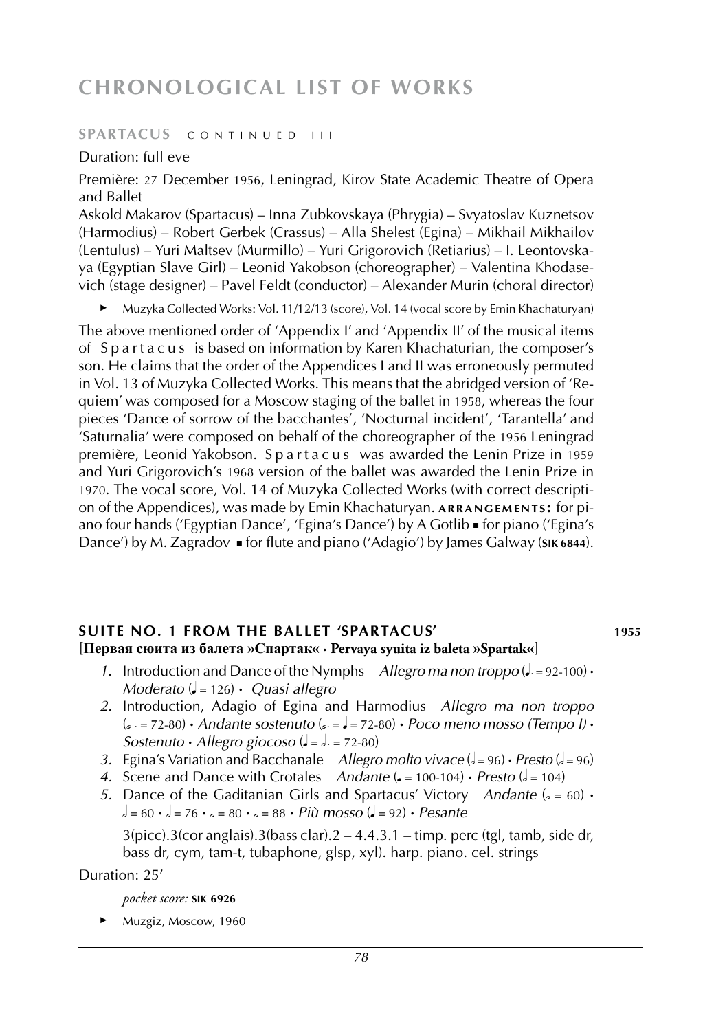**SPARTACUS** CONTINUED III

Duration: full eve

Première: 27 December 1956, Leningrad, Kirov State Academic Theatre of Opera and Ballet

Askold Makarov (Spartacus) – Inna Zubkovskaya (Phrygia) – Svyatoslav Kuznetsov (Harmodius) – Robert Gerbek (Crassus) – Alla Shelest (Egina) – Mikhail Mikhailov (Lentulus) – Yuri Maltsev (Murmillo) – Yuri Grigorovich (Retiarius) – I. Leontovskaya (Egyptian Slave Girl) – Leonid Yakobson (choreographer) – Valentina Khodasevich (stage designer) – Pavel Feldt (conductor) – Alexander Murin (choral director)

- Muzyka Collected Works: Vol. 11/12/13 (score), Vol. 14 (vocal score by Emin Khachaturyan)

The above mentioned order of 'Appendix I' and 'Appendix II' of the musical items of S p a r t a c u s is based on information by Karen Khachaturian, the composer's son. He claims that the order of the Appendices I and II was erroneously permuted in Vol. 13 of Muzyka Collected Works. This means that the abridged version of 'Requiem' was composed for a Moscow staging of the ballet in 1958, whereas the four pieces 'Dance of sorrow of the bacchantes', 'Nocturnal incident', 'Tarantella' and 'Saturnalia' were composed on behalf of the choreographer of the 1956 Leningrad première, Leonid Yakobson. S p a r t a c u s was awarded the Lenin Prize in 1959 and Yuri Grigorovich's 1968 version of the ballet was awarded the Lenin Prize in 1970. The vocal score, Vol. 14 of Muzyka Collected Works (with correct description of the Appendices), was made by Emin Khachaturyan. **ARRANGEMENTS:** for piano four hands ('Egyptian Dance', 'Egina's Dance') by A Gotlib ▪ for piano ('Egina's Dance') by M. Zagradov ▪ for flute and piano ('Adagio') by James Galway (**SIK 6844**).

## SUITE NO. 1 FROM THE BALLET 'SPARTACUS' 1955

**[Первая сюита из балета »Спартак« · Pervaya syuita iz baleta »Spartak«]**

1. Introduction and Dance of the Nymphs *Allegro ma non troppo* (♩. = 92-100) • *Moderato* (♩ = 126) • *Quasi allegro*
2. Introduction, Adagio of Egina and Harmodius *Allegro ma non troppo* (𝅗𝅥. = 72-80) • *Andante sostenuto* (𝅗𝅥. = ♩ = 72-80) • *Poco meno mosso (Tempo I)* • *Sostenuto* • *Allegro giocoso* (♩ = 𝅗𝅥. = 72-80)
3. Egina's Variation and Bacchanale *Allegro molto vivace* (𝅗𝅥 = 96) • *Presto* (𝅗𝅥 = 96)
4. Scene and Dance with Crotales *Andante* (♩ = 100-104) • *Presto* (𝅗𝅥 = 104)
5. Dance of the Gaditanian Girls and Spartacus' Victory *Andante* (𝅗𝅥 = 60) • 𝅗𝅥 = 60 • 𝅗𝅥 = 76 • 𝅗𝅥 = 80 • 𝅗𝅥 = 88 • *Più mosso* (♩ = 92) • *Pesante*

3(picc).3(cor anglais).3(bass clar).2 – 4.4.3.1 – timp. perc (tgl, tamb, side dr, bass dr, cym, tam-t, tubaphone, glsp, xyl). harp. piano. cel. strings

Duration: 25'

*pocket score:* **SIK 6926**

- Muzgiz, Moscow, 1960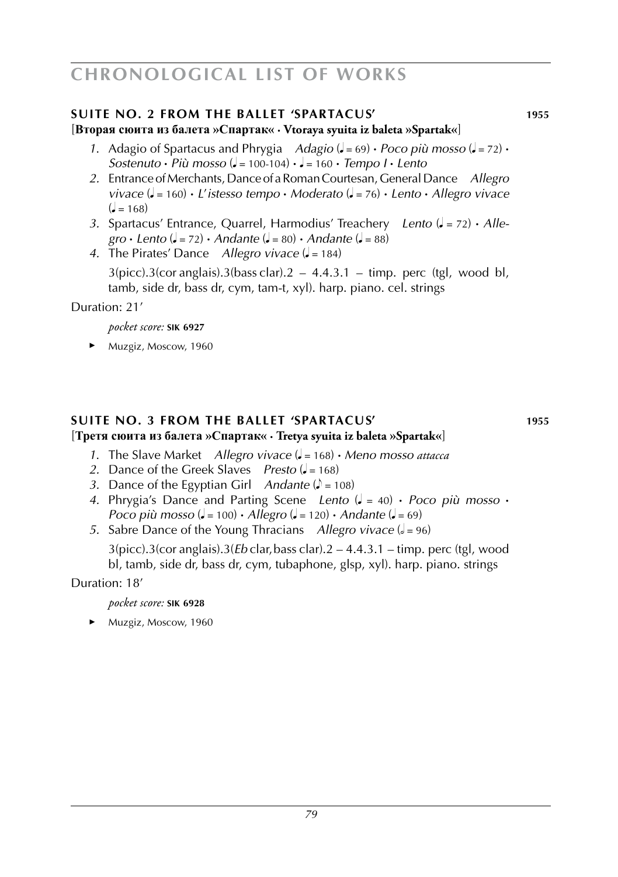## SUITE NO. 2 FROM THE BALLET 'SPARTACUS' 1955

**[Вторая сюита из балета »Спартак« · Vtoraya syuita iz baleta »Spartak«]**

1. Adagio of Spartacus and Phrygia *Adagio* (♩. = 69) · *Poco più mosso* (♩ = 72) · *Sostenuto* · *Più mosso* (♩ = 100-104) · ♩. = 160 · *Tempo I* · *Lento*
2. Entrance of Merchants, Dance of a Roman Courtesan, General Dance *Allegro vivace* (♩ = 160) · *L'istesso tempo* · *Moderato* (♩ = 76) · *Lento* · *Allegro vivace* (♩ = 168)
3. Spartacus' Entrance, Quarrel, Harmodius' Treachery *Lento* (♩ = 72) · *Allegro* · *Lento* (♩ = 72) · *Andante* (♩ = 80) · *Andante* (♩ = 88)
4. The Pirates' Dance *Allegro vivace* (♩ = 184)

   3(picc).3(cor anglais).3(bass clar).2 – 4.4.3.1 – timp. perc (tgl, wood bl, tamb, side dr, bass dr, cym, tam-t, xyl). harp. piano. cel. strings

Duration: 21'

*pocket score:* **SIK 6927**

► Muzgiz, Moscow, 1960

## SUITE NO. 3 FROM THE BALLET 'SPARTACUS' 1955

**[Третя сюита из балета »Спартак« · Tretya syuita iz baleta »Spartak«]**

1. The Slave Market *Allegro vivace* (♩ = 168) · *Meno mosso attacca*
2. Dance of the Greek Slaves *Presto* (♩ = 168)
3. Dance of the Egyptian Girl *Andante* (♪ = 108)
4. Phrygia's Dance and Parting Scene *Lento* (♩ = 40) · *Poco più mosso* · *Poco più mosso* (♩ = 100) · *Allegro* (♩ = 120) · *Andante* (♩ = 69)
5. Sabre Dance of the Young Thracians *Allegro vivace* (𝅗𝅥 = 96)

   3(picc).3(cor anglais).3(*Eb* clar, bass clar).2 – 4.4.3.1 – timp. perc (tgl, wood bl, tamb, side dr, bass dr, cym, tubaphone, glsp, xyl). harp. piano. strings

Duration: 18'

*pocket score:* **SIK 6928**

► Muzgiz, Moscow, 1960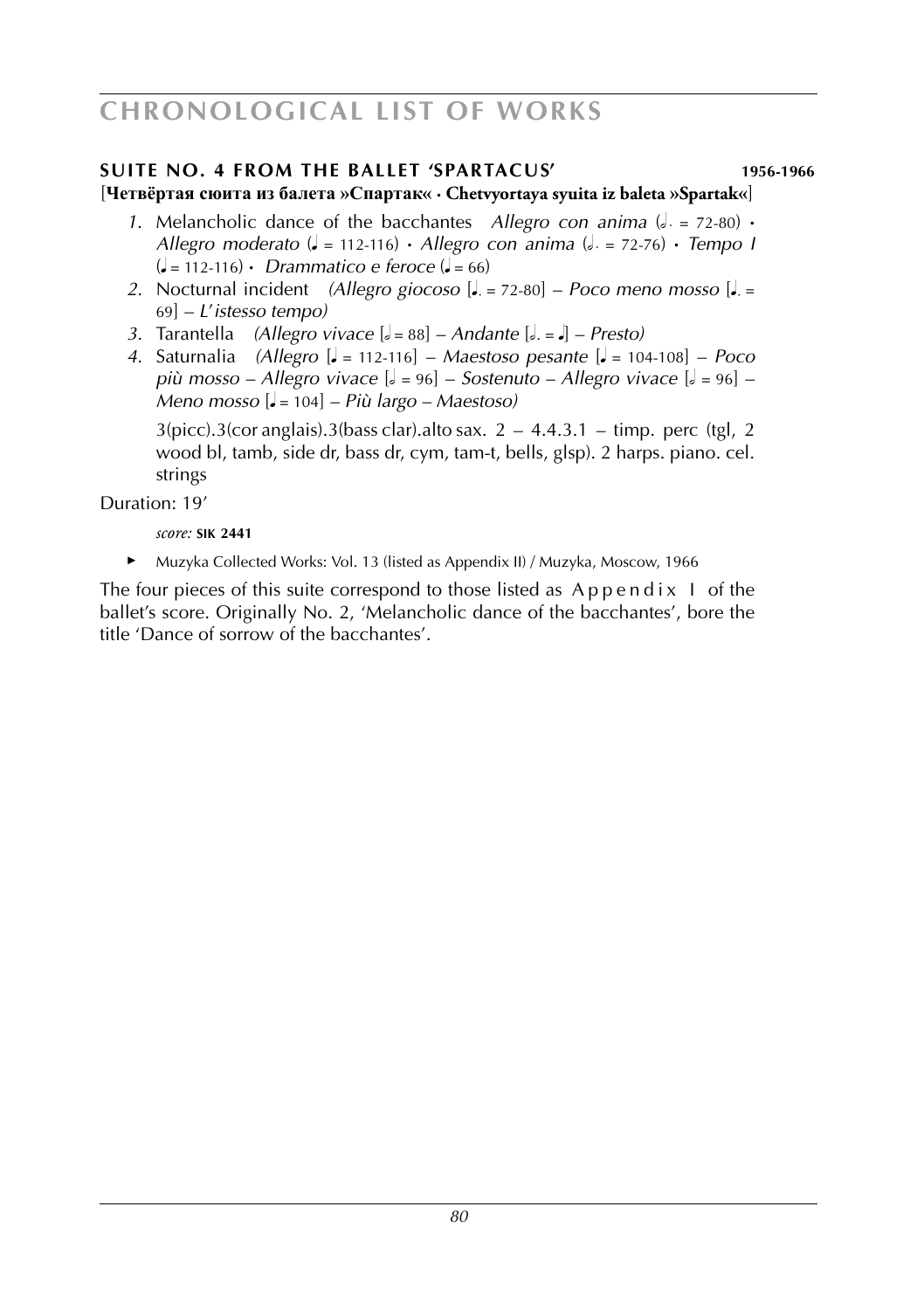## SUITE NO. 4 FROM THE BALLET 'SPARTACUS' 1956-1966

[**Четвёртая сюита из балета »Спартак« · Chetvyortaya syuita iz baleta »Spartak«**]

1. Melancholic dance of the bacchantes *Allegro con anima* (𝅗𝅥. = 72-80) · *Allegro moderato* (♩ = 112-116) · *Allegro con anima* (𝅗𝅥. = 72-76) · *Tempo I* (♩ = 112-116) · *Drammatico e feroce* (♩ = 66)
2. Nocturnal incident *(Allegro giocoso* [♩. = 72-80] – *Poco meno mosso* [♩. = 69] – *L'istesso tempo)*
3. Tarantella *(Allegro vivace* [𝅗𝅥 = 88] – *Andante* [𝅗𝅥. = ♩] – *Presto)*
4. Saturnalia *(Allegro* [♩ = 112-116] – *Maestoso pesante* [♩ = 104-108] – *Poco più mosso – Allegro vivace* [𝅗𝅥 = 96] – *Sostenuto – Allegro vivace* [𝅗𝅥 = 96] – *Meno mosso* [♩ = 104] – *Più largo – Maestoso)*

   3(picc).3(cor anglais).3(bass clar).alto sax. 2 – 4.4.3.1 – timp. perc (tgl, 2 wood bl, tamb, side dr, bass dr, cym, tam-t, bells, glsp). 2 harps. piano. cel. strings

Duration: 19'

*score:* **SIK 2441**

► Muzyka Collected Works: Vol. 13 (listed as Appendix II) / Muzyka, Moscow, 1966

The four pieces of this suite correspond to those listed as Appendix I of the ballet's score. Originally No. 2, 'Melancholic dance of the bacchantes', bore the title 'Dance of sorrow of the bacchantes'.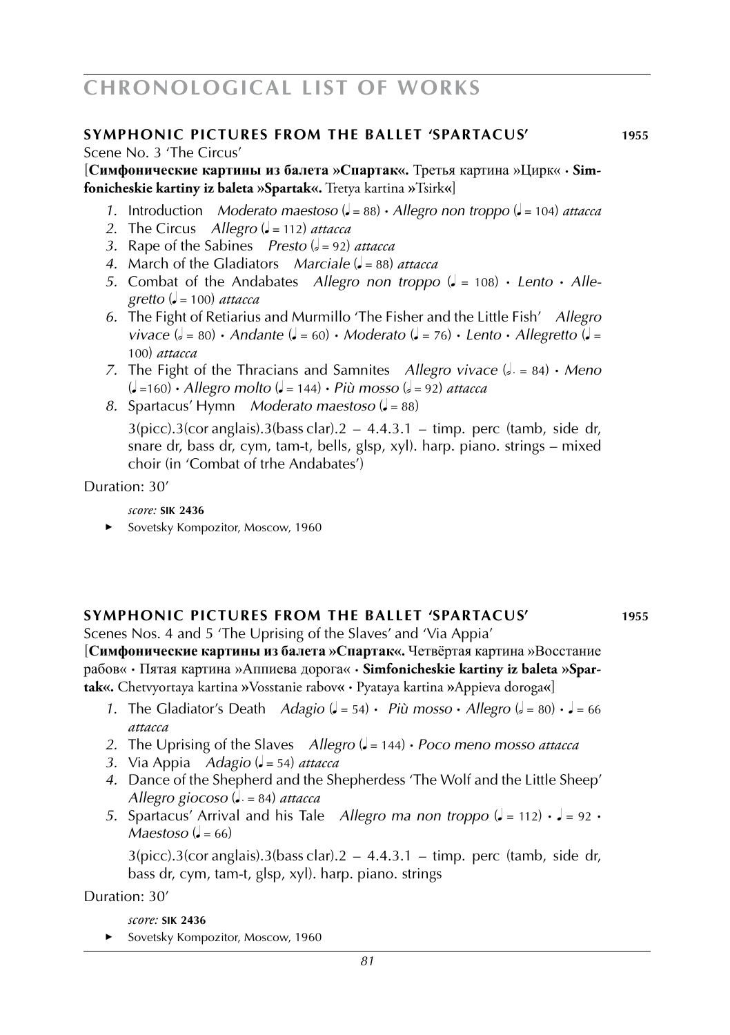# CHRONOLOGICAL LIST OF WORKS

### SYMPHONIC PICTURES FROM THE BALLET 'SPARTACUS' — 1955

Scene No. 3 'The Circus'

[**Симфонические картины из балета »Спартак«.** Третья картина »Цирк« · **Simfonicheskie kartiny iz baleta »Spartak«.** Tretya kartina »Tsirk«]

1. Introduction *Moderato maestoso* (♩ = 88) · *Allegro non troppo* (♩ = 104) *attacca*
2. The Circus *Allegro* (♩ = 112) *attacca*
3. Rape of the Sabines *Presto* (𝅗𝅥 = 92) *attacca*
4. March of the Gladiators *Marciale* (♩ = 88) *attacca*
5. Combat of the Andabates *Allegro non troppo* (♩ = 108) · *Lento* · *Allegretto* (♩ = 100) *attacca*
6. The Fight of Retiarius and Murmillo 'The Fisher and the Little Fish' *Allegro vivace* (𝅗𝅥 = 80) · *Andante* (♩ = 60) · *Moderato* (♩ = 76) · *Lento* · *Allegretto* (♩ = 100) *attacca*
7. The Fight of the Thracians and Samnites *Allegro vivace* (𝅗𝅥. = 84) · *Meno* (♩ =160) · *Allegro molto* (♩ = 144) · *Più mosso* (𝅗𝅥 = 92) *attacca*
8. Spartacus' Hymn *Moderato maestoso* (♩ = 88)

   3(picc).3(cor anglais).3(bass clar).2 – 4.4.3.1 – timp. perc (tamb, side dr, snare dr, bass dr, cym, tam-t, bells, glsp, xyl). harp. piano. strings – mixed choir (in 'Combat of trhe Andabates')

Duration: 30'

*score:* **SIK 2436**

► Sovetsky Kompozitor, Moscow, 1960

### SYMPHONIC PICTURES FROM THE BALLET 'SPARTACUS' — 1955

Scenes Nos. 4 and 5 'The Uprising of the Slaves' and 'Via Appia'

[**Симфонические картины из балета »Спартак«.** Четвёртая картина »Восстание рабов« · Пятая картина »Аппиева дорога« · **Simfonicheskie kartiny iz baleta »Spartak«.** Chetvyortaya kartina »Vosstanie rabov« · Pyataya kartina »Appieva doroga«]

1. The Gladiator's Death *Adagio* (♩ = 54) · *Più mosso* · *Allegro* (𝅗𝅥 = 80) · ♩ = 66 *attacca*
2. The Uprising of the Slaves *Allegro* (♩ = 144) · *Poco meno mosso attacca*
3. Via Appia *Adagio* (♩ = 54) *attacca*
4. Dance of the Shepherd and the Shepherdess 'The Wolf and the Little Sheep' *Allegro giocoso* (♩. = 84) *attacca*
5. Spartacus' Arrival and his Tale *Allegro ma non troppo* (♩ = 112) · ♩ = 92 · *Maestoso* (♩ = 66)

   3(picc).3(cor anglais).3(bass clar).2 – 4.4.3.1 – timp. perc (tamb, side dr, bass dr, cym, tam-t, glsp, xyl). harp. piano. strings

Duration: 30'

*score:* **SIK 2436**

► Sovetsky Kompozitor, Moscow, 1960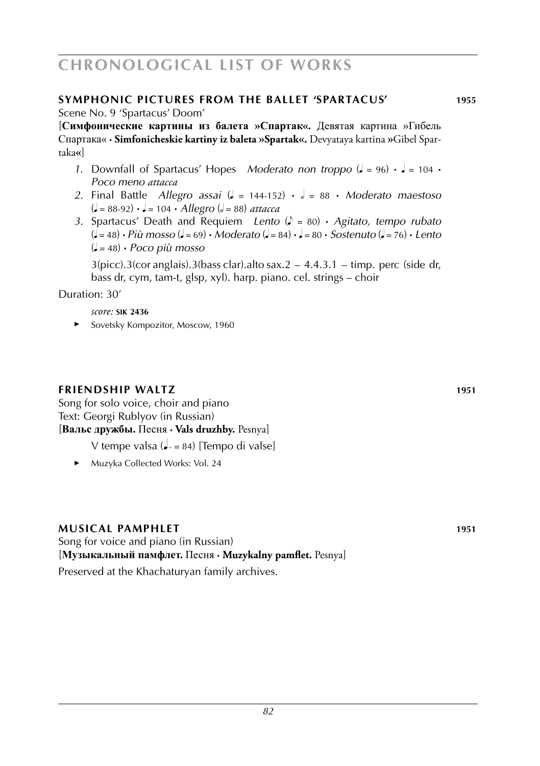# CHRONOLOGICAL LIST OF WORKS

## SYMPHONIC PICTURES FROM THE BALLET 'SPARTACUS' 1955

Scene No. 9 'Spartacus' Doom'

[**Симфонические картины из балета »Спартак«.** Девятая картина »Гибель Спартака« · **Simfonicheskie kartiny iz baleta »Spartak«.** Devyataya kartina »Gibel Spartaka«]

1. Downfall of Spartacus' Hopes *Moderato non troppo* (♩ = 96) · ♩ = 104 · *Poco meno attacca*
2. Final Battle *Allegro assai* (♩ = 144-152) · 𝅗𝅥 = 88 · *Moderato maestoso* (♩ = 88-92) · ♩ = 104 · *Allegro* (𝅗𝅥 = 88) *attacca*
3. Spartacus' Death and Requiem *Lento* (♪ = 80) · *Agitato, tempo rubato* (♩ = 48) · *Più mosso* (♩ = 69) · *Moderato* (♩ = 84) · ♩ = 80 · *Sostenuto* (♩ = 76) · *Lento* (♩ = 48) · *Poco più mosso*

   3(picc).3(cor anglais).3(bass clar).alto sax.2 – 4.4.3.1 – timp. perc (side dr, bass dr, cym, tam-t, glsp, xyl). harp. piano. cel. strings – choir

Duration: 30'

*score:* **SIK 2436**

► Sovetsky Kompozitor, Moscow, 1960

## FRIENDSHIP WALTZ 1951

Song for solo voice, choir and piano
Text: Georgi Rublyov (in Russian)
[**Вальс дружбы.** Песня · **Vals druzhby.** Pesnya]

V tempe valsa (♩. = 84) [Tempo di valse]

► Muzyka Collected Works: Vol. 24

## MUSICAL PAMPHLET 1951

Song for voice and piano (in Russian)
[**Музыкальный памфлет.** Песня · **Muzykalny pamflet.** Pesnya]

Preserved at the Khachaturyan family archives.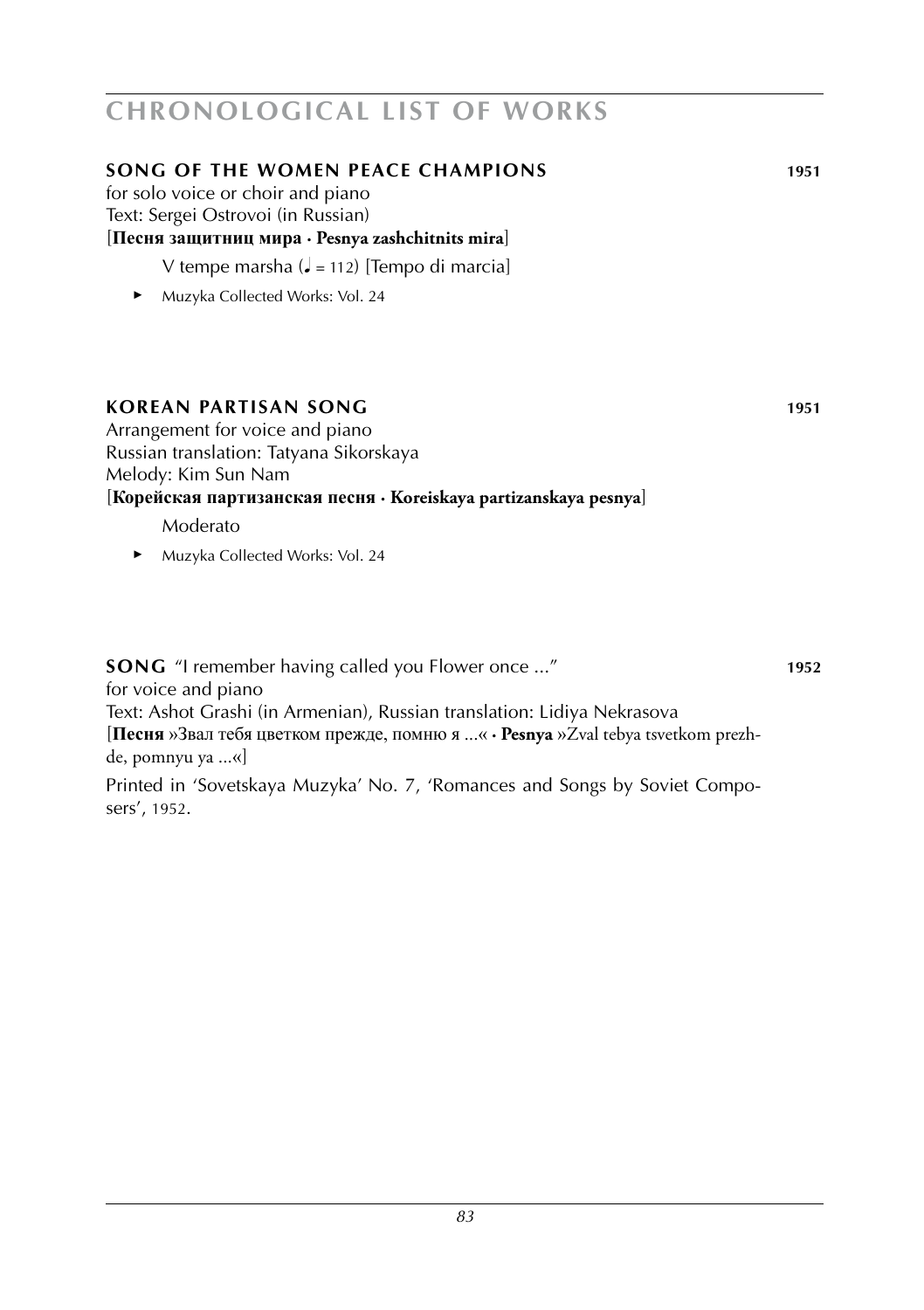## CHRONOLOGICAL LIST OF WORKS

### SONG OF THE WOMEN PEACE CHAMPIONS 1951

for solo voice or choir and piano
Text: Sergei Ostrovoi (in Russian)
[**Песня защитниц мира · Pesnya zashchitnits mira**]

V tempe marsha (♩ = 112) [Tempo di marcia]

- Muzyka Collected Works: Vol. 24

### KOREAN PARTISAN SONG 1951

Arrangement for voice and piano
Russian translation: Tatyana Sikorskaya
Melody: Kim Sun Nam
[**Корейская партизанская песня · Koreiskaya partizanskaya pesnya**]

Moderato

- Muzyka Collected Works: Vol. 24

### SONG "I remember having called you Flower once ..." 1952

for voice and piano
Text: Ashot Grashi (in Armenian), Russian translation: Lidiya Nekrasova
[**Песня** »Звал тебя цветком прежде, помню я ...« · **Pesnya** »Zval tebya tsvetkom prezhde, pomnyu ya ...«]

Printed in 'Sovetskaya Muzyka' No. 7, 'Romances and Songs by Soviet Composers', 1952.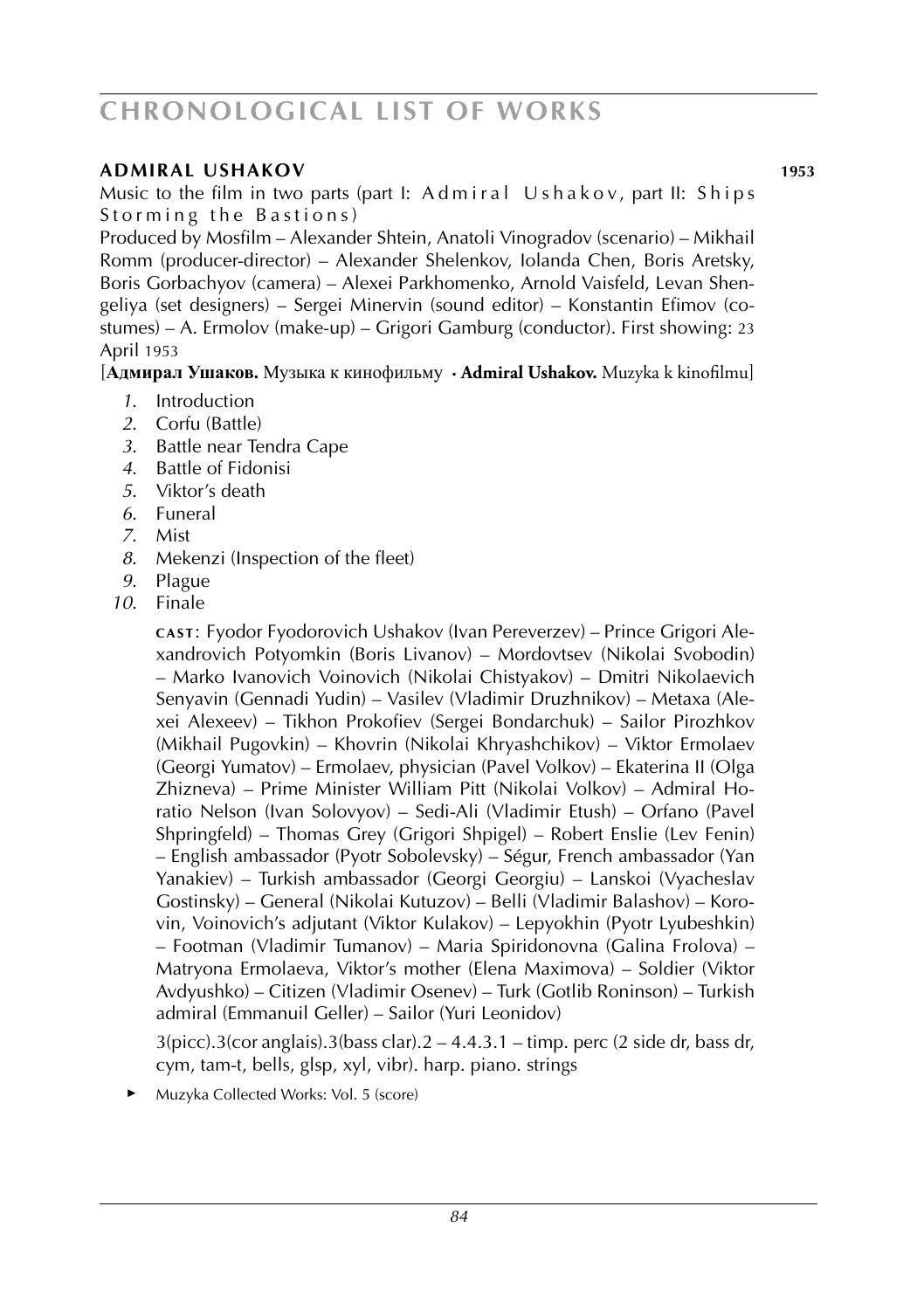## ADMIRAL USHAKOV 1953

Music to the film in two parts (part I: *Admiral Ushakov*, part II: *Ships Storming the Bastions*)

Produced by Mosfilm – Alexander Shtein, Anatoli Vinogradov (scenario) – Mikhail Romm (producer-director) – Alexander Shelenkov, Iolanda Chen, Boris Aretsky, Boris Gorbachyov (camera) – Alexei Parkhomenko, Arnold Vaisfeld, Levan Shengeliya (set designers) – Sergei Minervin (sound editor) – Konstantin Efimov (costumes) – A. Ermolov (make-up) – Grigori Gamburg (conductor). First showing: 23 April 1953

[**Адмирал Ушаков.** Музыка к кинофильму • **Admiral Ushakov.** Muzyka k kinofilmu]

1. Introduction
2. Corfu (Battle)
3. Battle near Tendra Cape
4. Battle of Fidonisi
5. Viktor's death
6. Funeral
7. Mist
8. Mekenzi (Inspection of the fleet)
9. Plague
10. Finale

CAST: Fyodor Fyodorovich Ushakov (Ivan Pereverzev) – Prince Grigori Alexandrovich Potyomkin (Boris Livanov) – Mordovtsev (Nikolai Svobodin) – Marko Ivanovich Voinovich (Nikolai Chistyakov) – Dmitri Nikolaevich Senyavin (Gennadi Yudin) – Vasilev (Vladimir Druzhnikov) – Metaxa (Alexei Alexeev) – Tikhon Prokofiev (Sergei Bondarchuk) – Sailor Pirozhkov (Mikhail Pugovkin) – Khovrin (Nikolai Khryashchikov) – Viktor Ermolaev (Georgi Yumatov) – Ermolaev, physician (Pavel Volkov) – Ekaterina II (Olga Zhizneva) – Prime Minister William Pitt (Nikolai Volkov) – Admiral Horatio Nelson (Ivan Solovyov) – Sedi-Ali (Vladimir Etush) – Orfano (Pavel Shpringfeld) – Thomas Grey (Grigori Shpigel) – Robert Enslie (Lev Fenin) – English ambassador (Pyotr Sobolevsky) – Ségur, French ambassador (Yan Yanakiev) – Turkish ambassador (Georgi Georgiu) – Lanskoi (Vyacheslav Gostinsky) – General (Nikolai Kutuzov) – Belli (Vladimir Balashov) – Korovin, Voinovich's adjutant (Viktor Kulakov) – Lepyokhin (Pyotr Lyubeshkin) – Footman (Vladimir Tumanov) – Maria Spiridonovna (Galina Frolova) – Matryona Ermolaeva, Viktor's mother (Elena Maximova) – Soldier (Viktor Avdyushko) – Citizen (Vladimir Osenev) – Turk (Gotlib Roninson) – Turkish admiral (Emmanuil Geller) – Sailor (Yuri Leonidov)

3(picc).3(cor anglais).3(bass clar).2 – 4.4.3.1 – timp. perc (2 side dr, bass dr, cym, tam-t, bells, glsp, xyl, vibr). harp. piano. strings

► Muzyka Collected Works: Vol. 5 (score)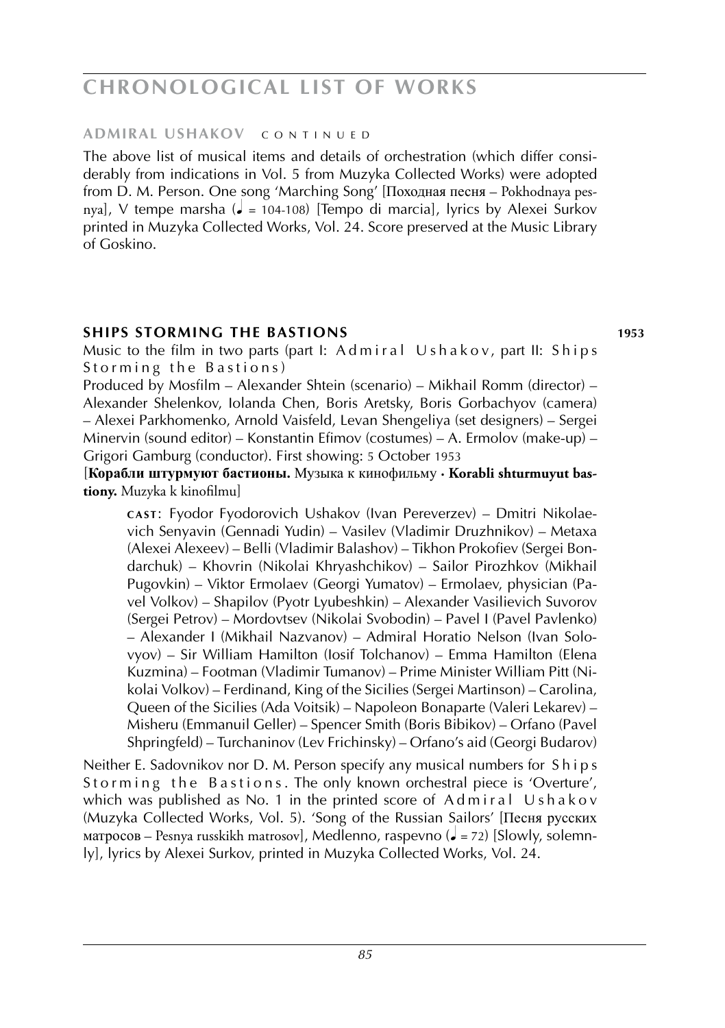**ADMIRAL USHAKOV** CONTINUED

The above list of musical items and details of orchestration (which differ considerably from indications in Vol. 5 from Muzyka Collected Works) were adopted from D. M. Person. One song 'Marching Song' [Походная песня – Pokhodnaya pesnya], V tempe marsha (♩ = 104-108) [Tempo di marcia], lyrics by Alexei Surkov printed in Muzyka Collected Works, Vol. 24. Score preserved at the Music Library of Goskino.

### SHIPS STORMING THE BASTIONS 1953

Music to the film in two parts (part I: Admiral Ushakov, part II: Ships Storming the Bastions)

Produced by Mosfilm – Alexander Shtein (scenario) – Mikhail Romm (director) – Alexander Shelenkov, Iolanda Chen, Boris Aretsky, Boris Gorbachyov (camera) – Alexei Parkhomenko, Arnold Vaisfeld, Levan Shengeliya (set designers) – Sergei Minervin (sound editor) – Konstantin Efimov (costumes) – A. Ermolov (make-up) – Grigori Gamburg (conductor). First showing: 5 October 1953

[**Корабли штурмуют бастионы.** Музыка к кинофильму · **Korabli shturmuyut bastiony.** Muzyka k kinofilmu]

> **CAST**: Fyodor Fyodorovich Ushakov (Ivan Pereverzev) – Dmitri Nikolaevich Senyavin (Gennadi Yudin) – Vasilev (Vladimir Druzhnikov) – Metaxa (Alexei Alexeev) – Belli (Vladimir Balashov) – Tikhon Prokofiev (Sergei Bondarchuk) – Khovrin (Nikolai Khryashchikov) – Sailor Pirozhkov (Mikhail Pugovkin) – Viktor Ermolaev (Georgi Yumatov) – Ermolaev, physician (Pavel Volkov) – Shapilov (Pyotr Lyubeshkin) – Alexander Vasilievich Suvorov (Sergei Petrov) – Mordovtsev (Nikolai Svobodin) – Pavel I (Pavel Pavlenko) – Alexander I (Mikhail Nazvanov) – Admiral Horatio Nelson (Ivan Solovyov) – Sir William Hamilton (Iosif Tolchanov) – Emma Hamilton (Elena Kuzmina) – Footman (Vladimir Tumanov) – Prime Minister William Pitt (Nikolai Volkov) – Ferdinand, King of the Sicilies (Sergei Martinson) – Carolina, Queen of the Sicilies (Ada Voitsik) – Napoleon Bonaparte (Valeri Lekarev) – Misheru (Emmanuil Geller) – Spencer Smith (Boris Bibikov) – Orfano (Pavel Shpringfeld) – Turchaninov (Lev Frichinsky) – Orfano's aid (Georgi Budarov)

Neither E. Sadovnikov nor D. M. Person specify any musical numbers for Ships Storming the Bastions. The only known orchestral piece is 'Overture', which was published as No. 1 in the printed score of Admiral Ushakov (Muzyka Collected Works, Vol. 5). 'Song of the Russian Sailors' [Песня русских матросов – Pesnya russkikh matrosov], Medlenno, raspevno (♩ = 72) [Slowly, solemnly], lyrics by Alexei Surkov, printed in Muzyka Collected Works, Vol. 24.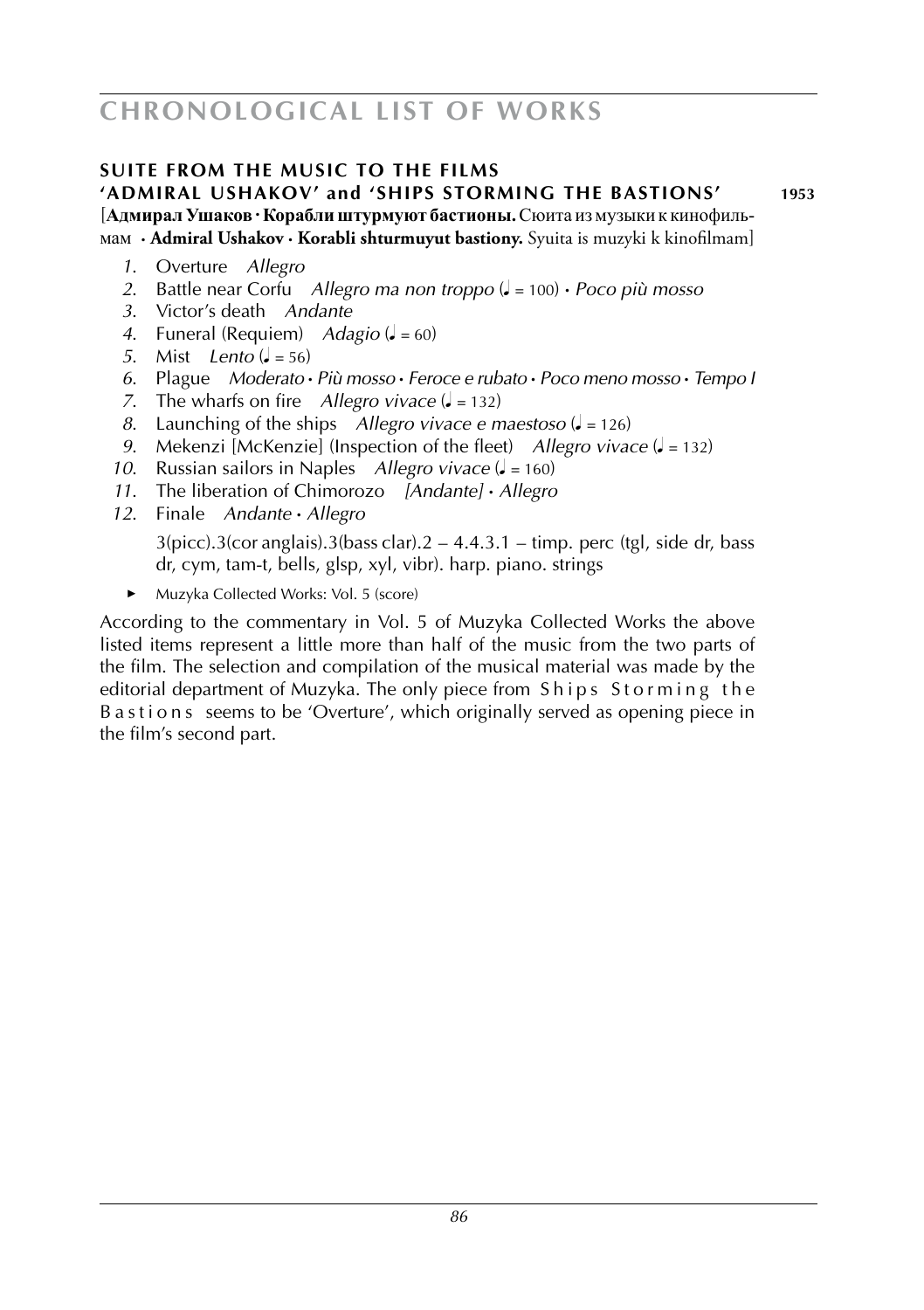## SUITE FROM THE MUSIC TO THE FILMS 'ADMIRAL USHAKOV' and 'SHIPS STORMING THE BASTIONS' **1953**

[**Адмирал Ушаков · Корабли штурмуют бастионы.** Сюита из музыки к кинофильмам · **Admiral Ushakov · Korabli shturmuyut bastiony.** Syuita is muzyki k kinofilmam]

1. Overture *Allegro*
2. Battle near Corfu *Allegro ma non troppo* (♩ = 100) · *Poco più mosso*
3. Victor's death *Andante*
4. Funeral (Requiem) *Adagio* (♩ = 60)
5. Mist *Lento* (♩ = 56)
6. Plague *Moderato · Più mosso · Feroce e rubato · Poco meno mosso · Tempo I*
7. The wharfs on fire *Allegro vivace* (♩. = 132)
8. Launching of the ships *Allegro vivace e maestoso* (♩ = 126)
9. Mekenzi [McKenzie] (Inspection of the fleet) *Allegro vivace* (♩ = 132)
10. Russian sailors in Naples *Allegro vivace* (♩ = 160)
11. The liberation of Chimorozo *[Andante] · Allegro*
12. Finale *Andante · Allegro*

3(picc).3(cor anglais).3(bass clar).2 – 4.4.3.1 – timp. perc (tgl, side dr, bass dr, cym, tam-t, bells, glsp, xyl, vibr). harp. piano. strings

- Muzyka Collected Works: Vol. 5 (score)

According to the commentary in Vol. 5 of Muzyka Collected Works the above listed items represent a little more than half of the music from the two parts of the film. The selection and compilation of the musical material was made by the editorial department of Muzyka. The only piece from Ships Storming the Bastions seems to be 'Overture', which originally served as opening piece in the film's second part.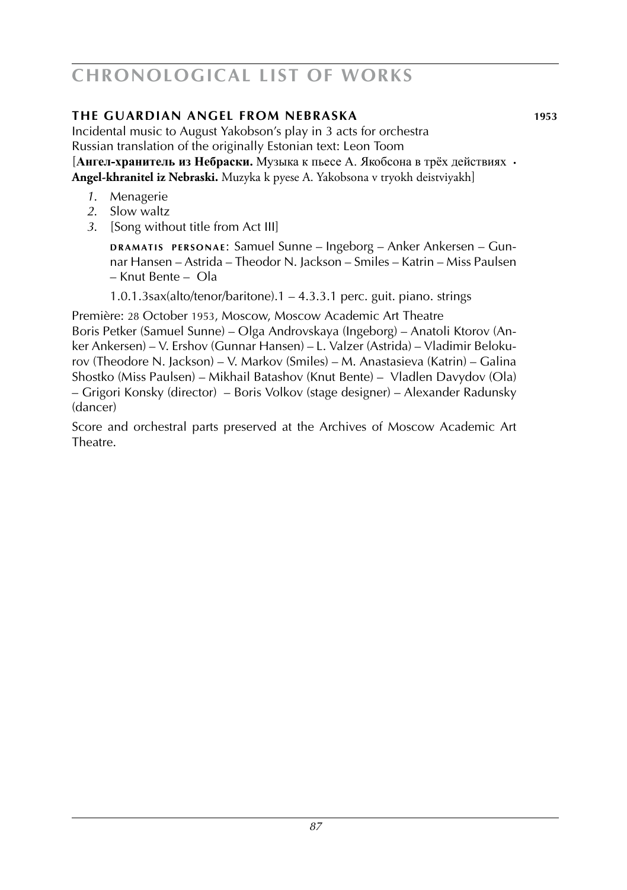## THE GUARDIAN ANGEL FROM NEBRASKA 1953

Incidental music to August Yakobson's play in 3 acts for orchestra
Russian translation of the originally Estonian text: Leon Toom
[**Ангел-хранитель из Небраски.** Музыка к пьесе А. Якобсона в трёх действиях • **Angel-khranitel iz Nebraski.** Muzyka k pyese A. Yakobsona v tryokh deistviyakh]

*1.* Menagerie
*2.* Slow waltz
*3.* [Song without title from Act III]

**DRAMATIS PERSONAE**: Samuel Sunne – Ingeborg – Anker Ankersen – Gunnar Hansen – Astrida – Theodor N. Jackson – Smiles – Katrin – Miss Paulsen – Knut Bente – Ola

1.0.1.3sax(alto/tenor/baritone).1 – 4.3.3.1 perc. guit. piano. strings

Première: 28 October 1953, Moscow, Moscow Academic Art Theatre
Boris Petker (Samuel Sunne) – Olga Androvskaya (Ingeborg) – Anatoli Ktorov (Anker Ankersen) – V. Ershov (Gunnar Hansen) – L. Valzer (Astrida) – Vladimir Belokurov (Theodore N. Jackson) – V. Markov (Smiles) – M. Anastasieva (Katrin) – Galina Shostko (Miss Paulsen) – Mikhail Batashov (Knut Bente) – Vladlen Davydov (Ola) – Grigori Konsky (director) – Boris Volkov (stage designer) – Alexander Radunsky (dancer)

Score and orchestral parts preserved at the Archives of Moscow Academic Art Theatre.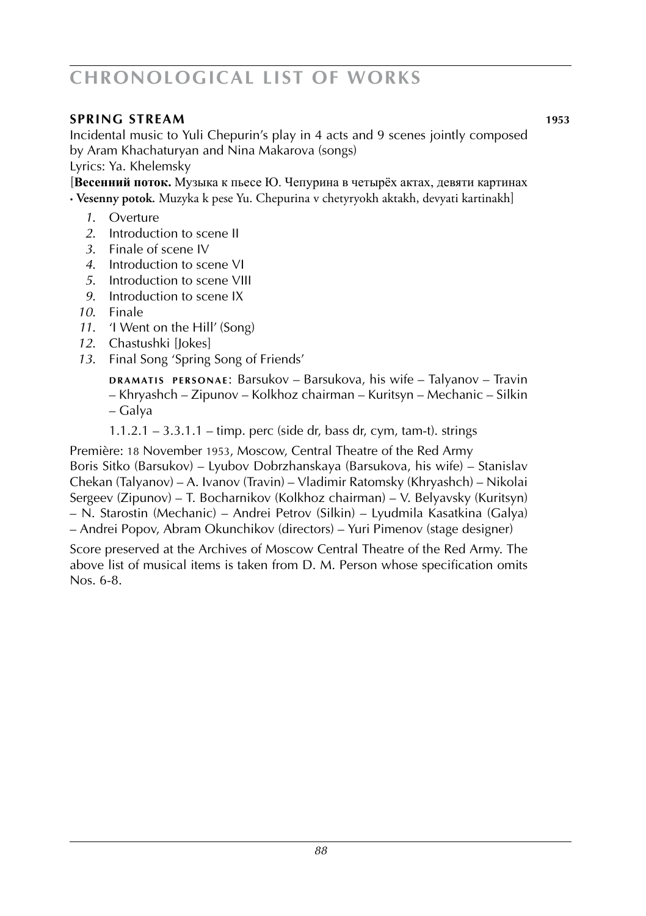## SPRING STREAM 1953

Incidental music to Yuli Chepurin's play in 4 acts and 9 scenes jointly composed by Aram Khachaturyan and Nina Makarova (songs)
Lyrics: Ya. Khelemsky

[**Весенний поток.** Музыка к пьесе Ю. Чепурина в четырёх актах, девяти картинах · **Vesenny potok.** Muzyka k pese Yu. Chepurina v chetyryokh aktakh, devyati kartinakh]

*1.* Overture
*2.* Introduction to scene II
*3.* Finale of scene IV
*4.* Introduction to scene VI
*5.* Introduction to scene VIII
*9.* Introduction to scene IX
*10.* Finale
*11.* 'I Went on the Hill' (Song)
*12.* Chastushki [Jokes]
*13.* Final Song 'Spring Song of Friends'

**DRAMATIS PERSONAE**: Barsukov – Barsukova, his wife – Talyanov – Travin – Khryashch – Zipunov – Kolkhoz chairman – Kuritsyn – Mechanic – Silkin – Galya

1.1.2.1 – 3.3.1.1 – timp. perc (side dr, bass dr, cym, tam-t). strings

Première: 18 November 1953, Moscow, Central Theatre of the Red Army
Boris Sitko (Barsukov) – Lyubov Dobrzhanskaya (Barsukova, his wife) – Stanislav Chekan (Talyanov) – A. Ivanov (Travin) – Vladimir Ratomsky (Khryashch) – Nikolai Sergeev (Zipunov) – T. Bocharnikov (Kolkhoz chairman) – V. Belyavsky (Kuritsyn) – N. Starostin (Mechanic) – Andrei Petrov (Silkin) – Lyudmila Kasatkina (Galya) – Andrei Popov, Abram Okunchikov (directors) – Yuri Pimenov (stage designer)

Score preserved at the Archives of Moscow Central Theatre of the Red Army. The above list of musical items is taken from D. M. Person whose specification omits Nos. 6-8.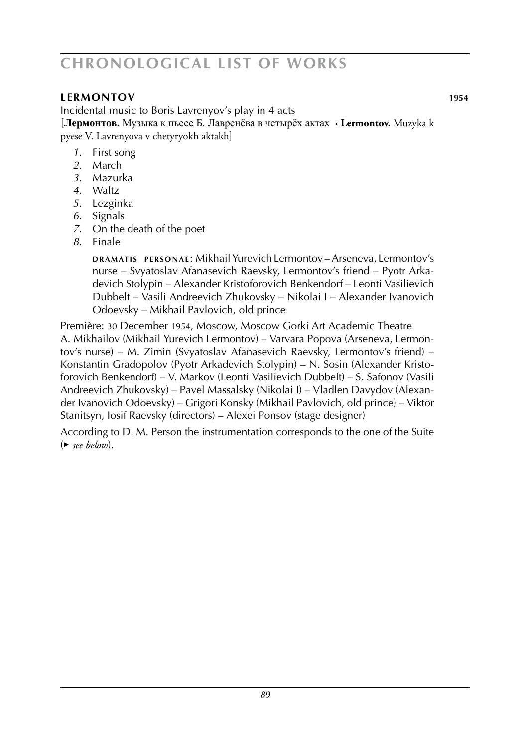## LERMONTOV 1954

Incidental music to Boris Lavrenyov's play in 4 acts
[**Лермонтов.** Музыка к пьесе Б. Лавренёва в четырёх актах · **Lermontov.** Muzyka k pyese V. Lavrenyova v chetyryokh aktakh]

*1.* First song
*2.* March
*3.* Mazurka
*4.* Waltz
*5.* Lezginka
*6.* Signals
*7.* On the death of the poet
*8.* Finale

> DRAMATIS PERSONAE: Mikhail Yurevich Lermontov – Arseneva, Lermontov's nurse – Svyatoslav Afanasevich Raevsky, Lermontov's friend – Pyotr Arkadevich Stolypin – Alexander Kristoforovich Benkendorf – Leonti Vasilievich Dubbelt – Vasili Andreevich Zhukovsky – Nikolai I – Alexander Ivanovich Odoevsky – Mikhail Pavlovich, old prince

Première: 30 December 1954, Moscow, Moscow Gorki Art Academic Theatre
A. Mikhailov (Mikhail Yurevich Lermontov) – Varvara Popova (Arseneva, Lermontov's nurse) – M. Zimin (Svyatoslav Afanasevich Raevsky, Lermontov's friend) – Konstantin Gradopolov (Pyotr Arkadevich Stolypin) – N. Sosin (Alexander Kristoforovich Benkendorf) – V. Markov (Leonti Vasilievich Dubbelt) – S. Safonov (Vasili Andreevich Zhukovsky) – Pavel Massalsky (Nikolai I) – Vladlen Davydov (Alexander Ivanovich Odoevsky) – Grigori Konsky (Mikhail Pavlovich, old prince) – Viktor Stanitsyn, Iosif Raevsky (directors) – Alexei Ponsov (stage designer)

According to D. M. Person the instrumentation corresponds to the one of the Suite (► *see below*).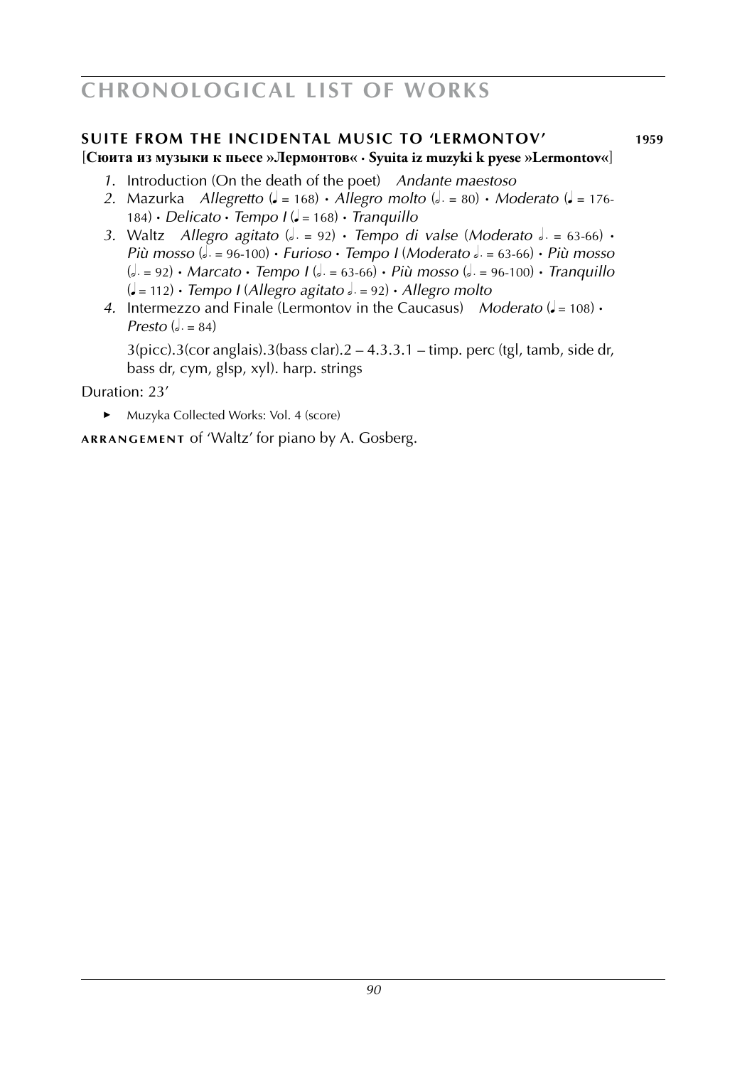## SUITE FROM THE INCIDENTAL MUSIC TO 'LERMONTOV' 1959

[**Сюита из музыки к пьесе »Лермонтов« · Syuita iz muzyki k pyese »Lermontov«**]

1. Introduction (On the death of the poet) *Andante maestoso*
2. Mazurka *Allegretto* (♩ = 168) • *Allegro molto* (𝅗𝅥. = 80) • *Moderato* (♩ = 176-184) • *Delicato* • *Tempo I* (♩ = 168) • *Tranquillo*
3. Waltz *Allegro agitato* (𝅗𝅥. = 92) • *Tempo di valse* (*Moderato* 𝅗𝅥. = 63-66) • *Più mosso* (𝅗𝅥. = 96-100) • *Furioso* • *Tempo I* (*Moderato* 𝅗𝅥. = 63-66) • *Più mosso* (𝅗𝅥. = 92) • *Marcato* • *Tempo I* (𝅗𝅥. = 63-66) • *Più mosso* (𝅗𝅥. = 96-100) • *Tranquillo* (♩ = 112) • *Tempo I* (*Allegro agitato* 𝅗𝅥. = 92) • *Allegro molto*
4. Intermezzo and Finale (Lermontov in the Caucasus) *Moderato* (♩ = 108) • *Presto* (𝅗𝅥. = 84)

   3(picc).3(cor anglais).3(bass clar).2 – 4.3.3.1 – timp. perc (tgl, tamb, side dr, bass dr, cym, glsp, xyl). harp. strings

Duration: 23'

- Muzyka Collected Works: Vol. 4 (score)

**ARRANGEMENT** of 'Waltz' for piano by A. Gosberg.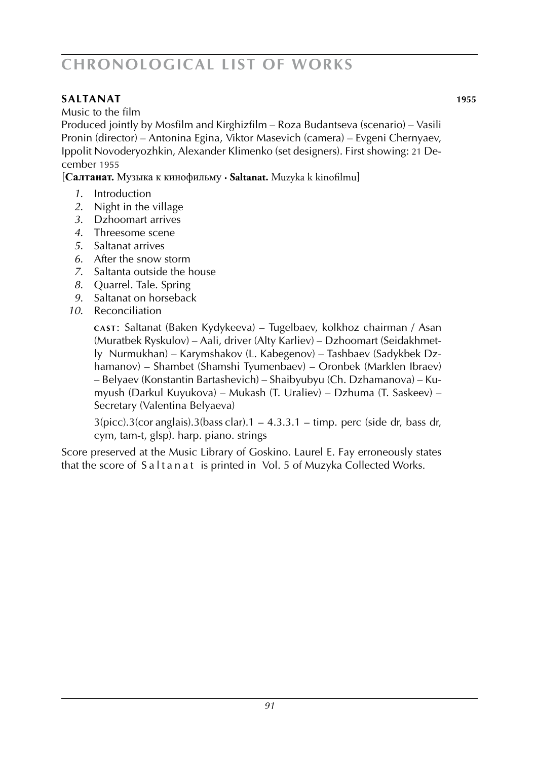## SALTANAT 1955

Music to the film

Produced jointly by Mosfilm and Kirghizfilm – Roza Budantseva (scenario) – Vasili Pronin (director) – Antonina Egina, Viktor Masevich (camera) – Evgeni Chernyaev, Ippolit Novoderyozhkin, Alexander Klimenko (set designers). First showing: 21 December 1955

[**Салтанат.** Музыка к кинофильму · **Saltanat.** Muzyka k kinofilmu]

1. Introduction
2. Night in the village
3. Dzhoomart arrives
4. Threesome scene
5. Saltanat arrives
6. After the snow storm
7. Saltanta outside the house
8. Quarrel. Tale. Spring
9. Saltanat on horseback
10. Reconciliation

CAST: Saltanat (Baken Kydykeeva) – Tugelbaev, kolkhoz chairman / Asan (Muratbek Ryskulov) – Aali, driver (Alty Karliev) – Dzhoomart (Seidakhmetly Nurmukhan) – Karymshakov (L. Kabegenov) – Tashbaev (Sadykbek Dzhamanov) – Shambet (Shamshi Tyumenbaev) – Oronbek (Marklen Ibraev) – Belyaev (Konstantin Bartashevich) – Shaibyubyu (Ch. Dzhamanova) – Kumyush (Darkul Kuyukova) – Mukash (T. Uraliev) – Dzhuma (T. Saskeev) – Secretary (Valentina Belyaeva)

3(picc).3(cor anglais).3(bass clar).1 – 4.3.3.1 – timp. perc (side dr, bass dr, cym, tam-t, glsp). harp. piano. strings

Score preserved at the Music Library of Goskino. Laurel E. Fay erroneously states that the score of *Saltanat* is printed in Vol. 5 of Muzyka Collected Works.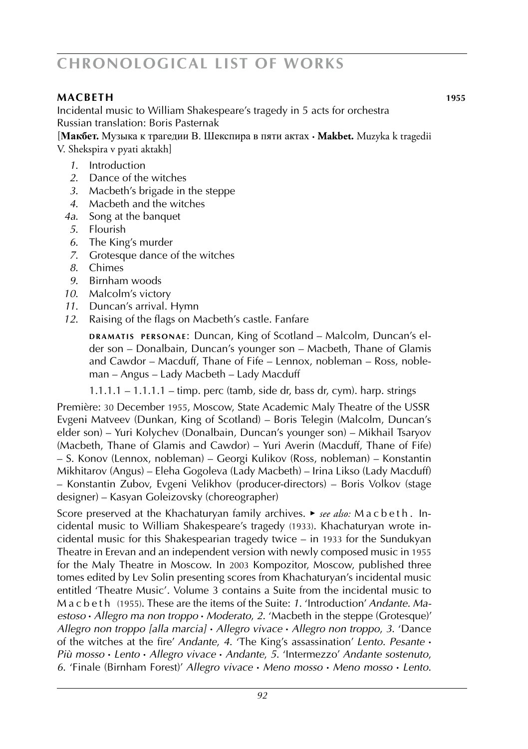## MACBETH 1955

Incidental music to William Shakespeare's tragedy in 5 acts for orchestra
Russian translation: Boris Pasternak

[**Макбет.** Музыка к трагедии В. Шекспира в пяти актах · **Makbet.** Muzyka k tragedii V. Shekspira v pyati aktakh]

*1.* Introduction
*2.* Dance of the witches
*3.* Macbeth's brigade in the steppe
*4.* Macbeth and the witches
*4a.* Song at the banquet
*5.* Flourish
*6.* The King's murder
*7.* Grotesque dance of the witches
*8.* Chimes
*9.* Birnham woods
*10.* Malcolm's victory
*11.* Duncan's arrival. Hymn
*12.* Raising of the flags on Macbeth's castle. Fanfare

**dramatis personae**: Duncan, King of Scotland – Malcolm, Duncan's elder son – Donalbain, Duncan's younger son – Macbeth, Thane of Glamis and Cawdor – Macduff, Thane of Fife – Lennox, nobleman – Ross, nobleman – Angus – Lady Macbeth – Lady Macduff

1.1.1.1 – 1.1.1.1 – timp. perc (tamb, side dr, bass dr, cym). harp. strings

Première: 30 December 1955, Moscow, State Academic Maly Theatre of the USSR
Evgeni Matveev (Dunkan, King of Scotland) – Boris Telegin (Malcolm, Duncan's elder son) – Yuri Kolychev (Donalbain, Duncan's younger son) – Mikhail Tsaryov (Macbeth, Thane of Glamis and Cawdor) – Yuri Averin (Macduff, Thane of Fife) – S. Konov (Lennox, nobleman) – Georgi Kulikov (Ross, nobleman) – Konstantin Mikhitarov (Angus) – Eleha Gogoleva (Lady Macbeth) – Irina Likso (Lady Macduff) – Konstantin Zubov, Evgeni Velikhov (producer-directors) – Boris Volkov (stage designer) – Kasyan Goleizovsky (choreographer)

Score preserved at the Khachaturyan family archives. ▸ *see also:* M a c b e t h . Incidental music to William Shakespeare's tragedy (1933). Khachaturyan wrote incidental music for this Shakespearian tragedy twice – in 1933 for the Sundukyan Theatre in Erevan and an independent version with newly composed music in 1955 for the Maly Theatre in Moscow. In 2003 Kompozitor, Moscow, published three tomes edited by Lev Solin presenting scores from Khachaturyan's incidental music entitled 'Theatre Music'. Volume 3 contains a Suite from the incidental music to M a c b e t h (1955). These are the items of the Suite: *1.* 'Introduction' *Andante. Maestoso* · *Allegro ma non troppo* · *Moderato*, *2.* 'Macbeth in the steppe (Grotesque)' *Allegro non troppo [alla marcia]* · *Allegro vivace* · *Allegro non troppo*, *3.* 'Dance of the witches at the fire' *Andante*, *4.* 'The King's assassination' *Lento. Pesante* · *Più mosso* · *Lento* · *Allegro vivace* · *Andante*, *5.* 'Intermezzo' *Andante sostenuto*, *6.* 'Finale (Birnham Forest)' *Allegro vivace* · *Meno mosso* · *Meno mosso* · *Lento*.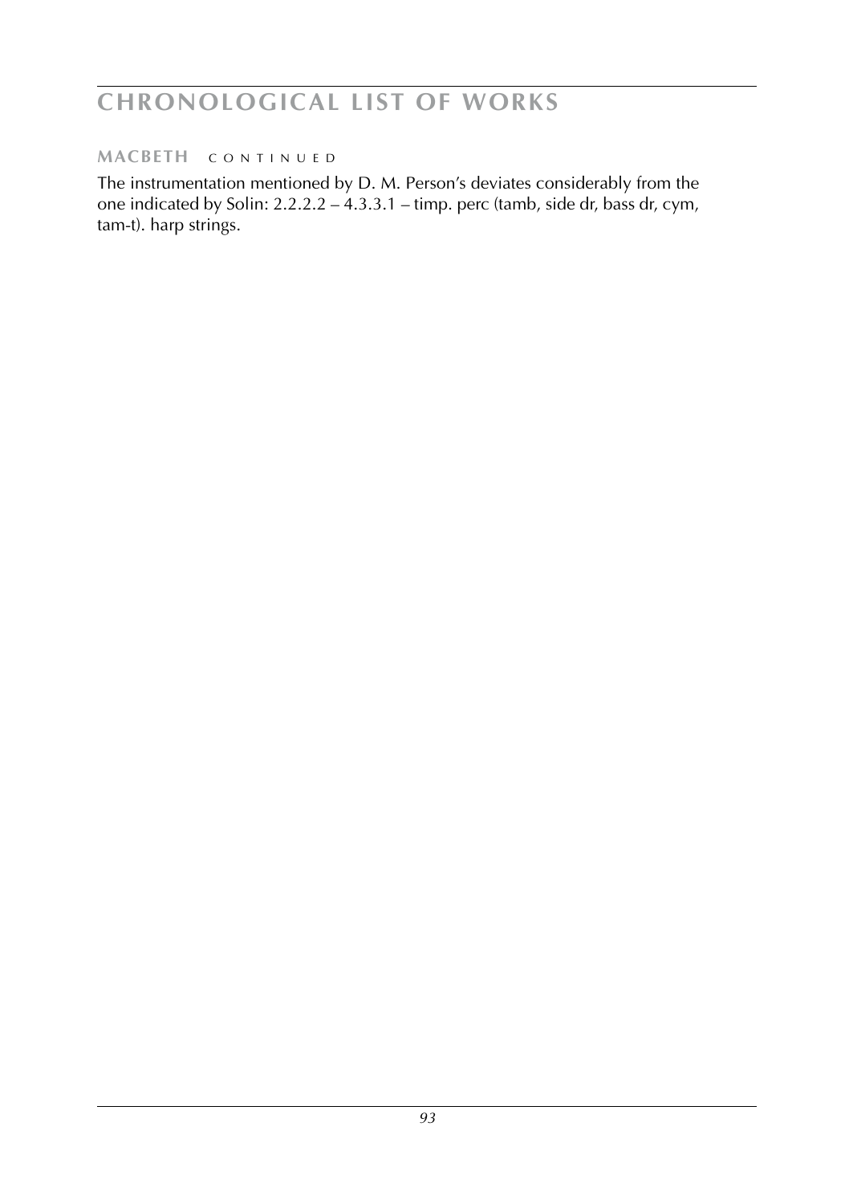**MACBETH** continued

The instrumentation mentioned by D. M. Person's deviates considerably from the one indicated by Solin: 2.2.2.2 – 4.3.3.1 – timp. perc (tamb, side dr, bass dr, cym, tam-t). harp strings.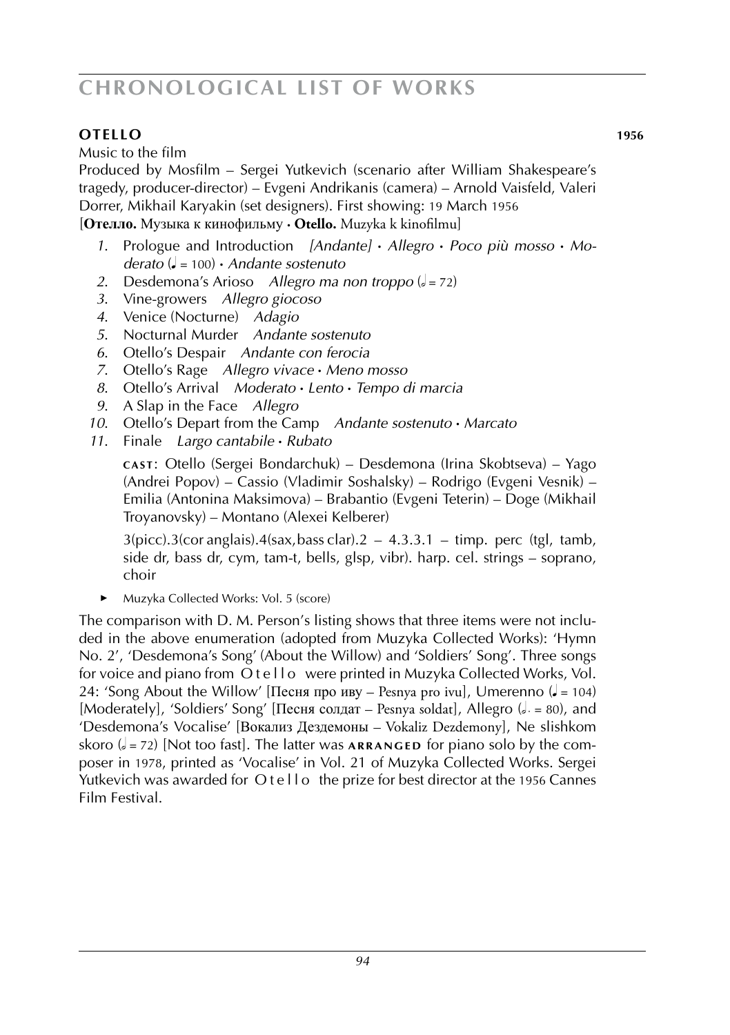## OTELLO **1956**

Music to the film

Produced by Mosfilm – Sergei Yutkevich (scenario after William Shakespeare's tragedy, producer-director) – Evgeni Andrikanis (camera) – Arnold Vaisfeld, Valeri Dorrer, Mikhail Karyakin (set designers). First showing: 19 March 1956

[**Отелло.** Музыка к кинофильму · **Otello.** Muzyka k kinofilmu]

1. Prologue and Introduction *[Andante] · Allegro · Poco più mosso · Moderato* (♩ = 100) · *Andante sostenuto*
2. Desdemona's Arioso *Allegro ma non troppo* (𝅗𝅥 = 72)
3. Vine-growers *Allegro giocoso*
4. Venice (Nocturne) *Adagio*
5. Nocturnal Murder *Andante sostenuto*
6. Otello's Despair *Andante con ferocia*
7. Otello's Rage *Allegro vivace · Meno mosso*
8. Otello's Arrival *Moderato · Lento · Tempo di marcia*
9. A Slap in the Face *Allegro*
10. Otello's Depart from the Camp *Andante sostenuto · Marcato*
11. Finale *Largo cantabile · Rubato*

**CAST**: Otello (Sergei Bondarchuk) – Desdemona (Irina Skobtseva) – Yago (Andrei Popov) – Cassio (Vladimir Soshalsky) – Rodrigo (Evgeni Vesnik) – Emilia (Antonina Maksimova) – Brabantio (Evgeni Teterin) – Doge (Mikhail Troyanovsky) – Montano (Alexei Kelberer)

3(picc).3(cor anglais).4(sax,bass clar).2 – 4.3.3.1 – timp. perc (tgl, tamb, side dr, bass dr, cym, tam-t, bells, glsp, vibr). harp. cel. strings – soprano, choir

- Muzyka Collected Works: Vol. 5 (score)

The comparison with D. M. Person's listing shows that three items were not included in the above enumeration (adopted from Muzyka Collected Works): 'Hymn No. 2', 'Desdemona's Song' (About the Willow) and 'Soldiers' Song'. Three songs for voice and piano from Otello were printed in Muzyka Collected Works, Vol. 24: 'Song About the Willow' [Песня про иву – Pesnya pro ivu], Umerenno (♩ = 104) [Moderately], 'Soldiers' Song' [Песня солдат – Pesnya soldat], Allegro (𝅗𝅥. = 80), and 'Desdemona's Vocalise' [Вокализ Дездемоны – Vokaliz Dezdemony], Ne slishkom skoro (𝅗𝅥 = 72) [Not too fast]. The latter was **ARRANGED** for piano solo by the composer in 1978, printed as 'Vocalise' in Vol. 21 of Muzyka Collected Works. Sergei Yutkevich was awarded for Otello the prize for best director at the 1956 Cannes Film Festival.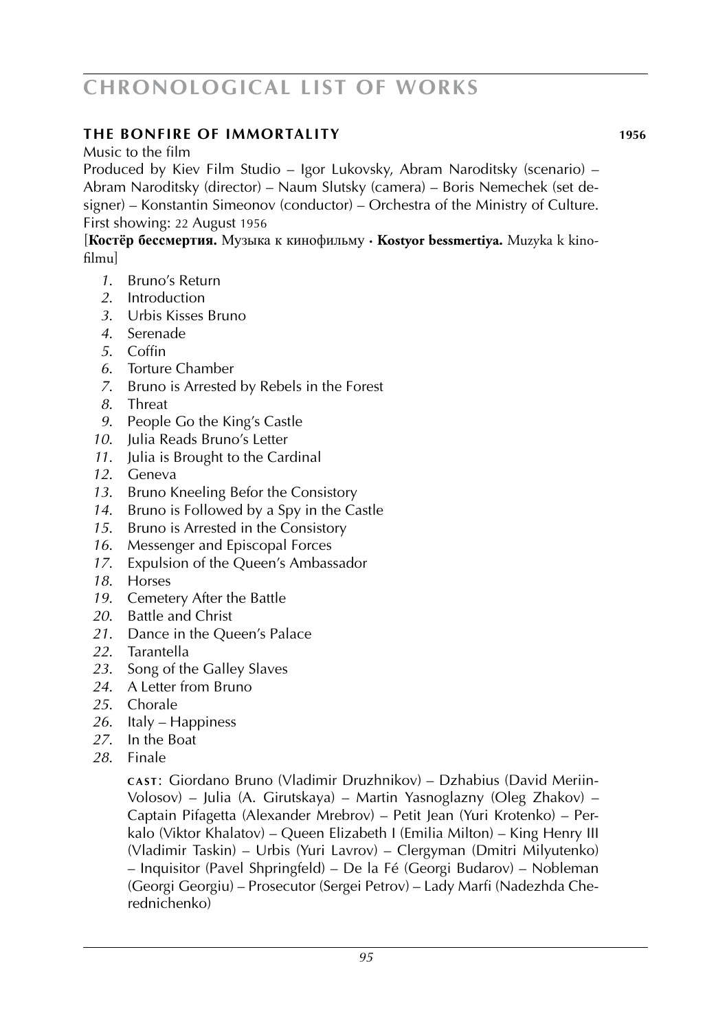## THE BONFIRE OF IMMORTALITY 1956

Music to the film

Produced by Kiev Film Studio – Igor Lukovsky, Abram Naroditsky (scenario) – Abram Naroditsky (director) – Naum Slutsky (camera) – Boris Nemechek (set designer) – Konstantin Simeonov (conductor) – Orchestra of the Ministry of Culture.
First showing: 22 August 1956

[**Костёр бессмертия.** Музыка к кинофильму · **Kostyor bessmertiya.** Muzyka k kinofilmu]

1. Bruno's Return
2. Introduction
3. Urbis Kisses Bruno
4. Serenade
5. Coffin
6. Torture Chamber
7. Bruno is Arrested by Rebels in the Forest
8. Threat
9. People Go the King's Castle
10. Julia Reads Bruno's Letter
11. Julia is Brought to the Cardinal
12. Geneva
13. Bruno Kneeling Befor the Consistory
14. Bruno is Followed by a Spy in the Castle
15. Bruno is Arrested in the Consistory
16. Messenger and Episcopal Forces
17. Expulsion of the Queen's Ambassador
18. Horses
19. Cemetery After the Battle
20. Battle and Christ
21. Dance in the Queen's Palace
22. Tarantella
23. Song of the Galley Slaves
24. A Letter from Bruno
25. Chorale
26. Italy – Happiness
27. In the Boat
28. Finale

CAST: Giordano Bruno (Vladimir Druzhnikov) – Dzhabius (David Meriin-Volosov) – Julia (A. Girutskaya) – Martin Yasnoglazny (Oleg Zhakov) – Captain Pifagetta (Alexander Mrebrov) – Petit Jean (Yuri Krotenko) – Perkalo (Viktor Khalatov) – Queen Elizabeth I (Emilia Milton) – King Henry III (Vladimir Taskin) – Urbis (Yuri Lavrov) – Clergyman (Dmitri Milyutenko) – Inquisitor (Pavel Shpringfeld) – De la Fé (Georgi Budarov) – Nobleman (Georgi Georgiu) – Prosecutor (Sergei Petrov) – Lady Marfi (Nadezhda Cherednichenko)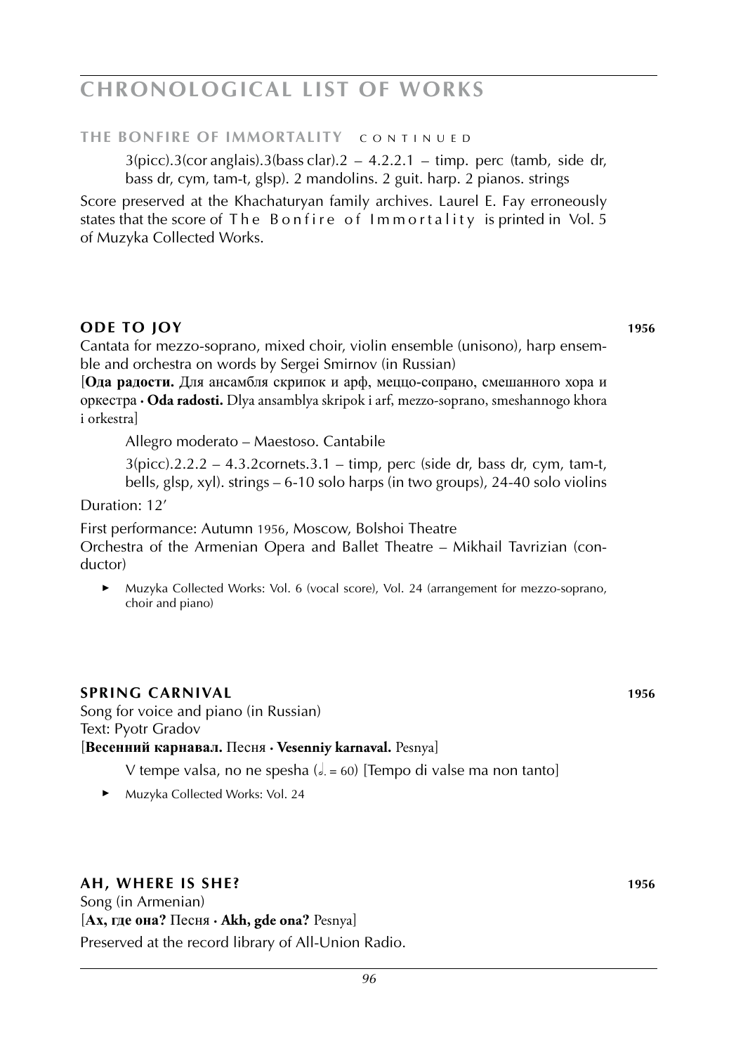# CHRONOLOGICAL LIST OF WORKS

**THE BONFIRE OF IMMORTALITY** CONTINUED

3(picc).3(cor anglais).3(bass clar).2 – 4.2.2.1 – timp. perc (tamb, side dr, bass dr, cym, tam-t, glsp). 2 mandolins. 2 guit. harp. 2 pianos. strings

Score preserved at the Khachaturyan family archives. Laurel E. Fay erroneously states that the score of The Bonfire of Immortality is printed in Vol. 5 of Muzyka Collected Works.

## ODE TO JOY 1956

Cantata for mezzo-soprano, mixed choir, violin ensemble (unisono), harp ensemble and orchestra on words by Sergei Smirnov (in Russian)

[**Ода радости.** Для ансамбля скрипок и арф, меццо-сопрано, смешанного хора и оркестра · **Oda radosti.** Dlya ansamblya skripok i arf, mezzo-soprano, smeshannogo khora i orkestra]

Allegro moderato – Maestoso. Cantabile

3(picc).2.2.2 – 4.3.2cornets.3.1 – timp, perc (side dr, bass dr, cym, tam-t, bells, glsp, xyl). strings – 6-10 solo harps (in two groups), 24-40 solo violins

Duration: 12′

First performance: Autumn 1956, Moscow, Bolshoi Theatre
Orchestra of the Armenian Opera and Ballet Theatre – Mikhail Tavrizian (conductor)

► Muzyka Collected Works: Vol. 6 (vocal score), Vol. 24 (arrangement for mezzo-soprano, choir and piano)

## SPRING CARNIVAL 1956

Song for voice and piano (in Russian)
Text: Pyotr Gradov
[**Весенний карнавал.** Песня · **Vesenniy karnaval.** Pesnya]

V tempe valsa, no ne spesha (𝅗𝅥. = 60) [Tempo di valse ma non tanto]

► Muzyka Collected Works: Vol. 24

## AH, WHERE IS SHE? 1956

Song (in Armenian)
[**Ах, где она?** Песня · **Akh, gde ona?** Pesnya]
Preserved at the record library of All-Union Radio.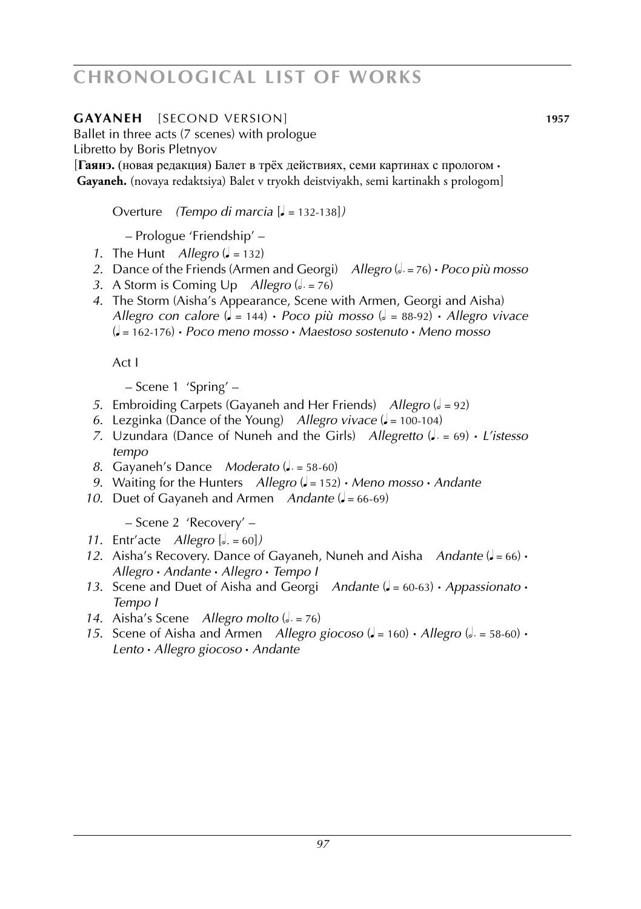**GAYANEH** [SECOND VERSION] **1957**

Ballet in three acts (7 scenes) with prologue
Libretto by Boris Pletnyov
[**Гаянэ.** (новая редакция) Балет в трёх действиях, семи картинах с прологом • **Gayaneh.** (novaya redaktsiya) Balet v tryokh deistviyakh, semi kartinakh s prologom]

Overture *(Tempo di marcia* [♩ = 132-138]*)*

– Prologue 'Friendship' –

1. The Hunt *Allegro* (♩ = 132)
2. Dance of the Friends (Armen and Georgi) *Allegro* (𝅗𝅥. = 76) • *Poco più mosso*
3. A Storm is Coming Up *Allegro* (𝅗𝅥. = 76)
4. The Storm (Aisha's Appearance, Scene with Armen, Georgi and Aisha) *Allegro con calore* (♩ = 144) • *Poco più mosso* (𝅗𝅥 = 88-92) • *Allegro vivace* (♩ = 162-176) • *Poco meno mosso* • *Maestoso sostenuto* • *Meno mosso*

Act I

– Scene 1 'Spring' –

5. Embroiding Carpets (Gayaneh and Her Friends) *Allegro* (𝅗𝅥 = 92)
6. Lezginka (Dance of the Young) *Allegro vivace* (♩ = 100-104)
7. Uzundara (Dance of Nuneh and the Girls) *Allegretto* (♩. = 69) • *L'istesso tempo*
8. Gayaneh's Dance *Moderato* (♩. = 58-60)
9. Waiting for the Hunters *Allegro* (♩ = 152) • *Meno mosso* • *Andante*
10. Duet of Gayaneh and Armen *Andante* (♩ = 66-69)

– Scene 2 'Recovery' –

11. Entr'acte *Allegro* [𝅗𝅥. = 60]*)*
12. Aisha's Recovery. Dance of Gayaneh, Nuneh and Aisha *Andante* (♩ = 66) • *Allegro* • *Andante* • *Allegro* • *Tempo I*
13. Scene and Duet of Aisha and Georgi *Andante* (♩ = 60-63) • *Appassionato* • *Tempo I*
14. Aisha's Scene *Allegro molto* (𝅗𝅥. = 76)
15. Scene of Aisha and Armen *Allegro giocoso* (♩ = 160) • *Allegro* (𝅗𝅥. = 58-60) • *Lento* • *Allegro giocoso* • *Andante*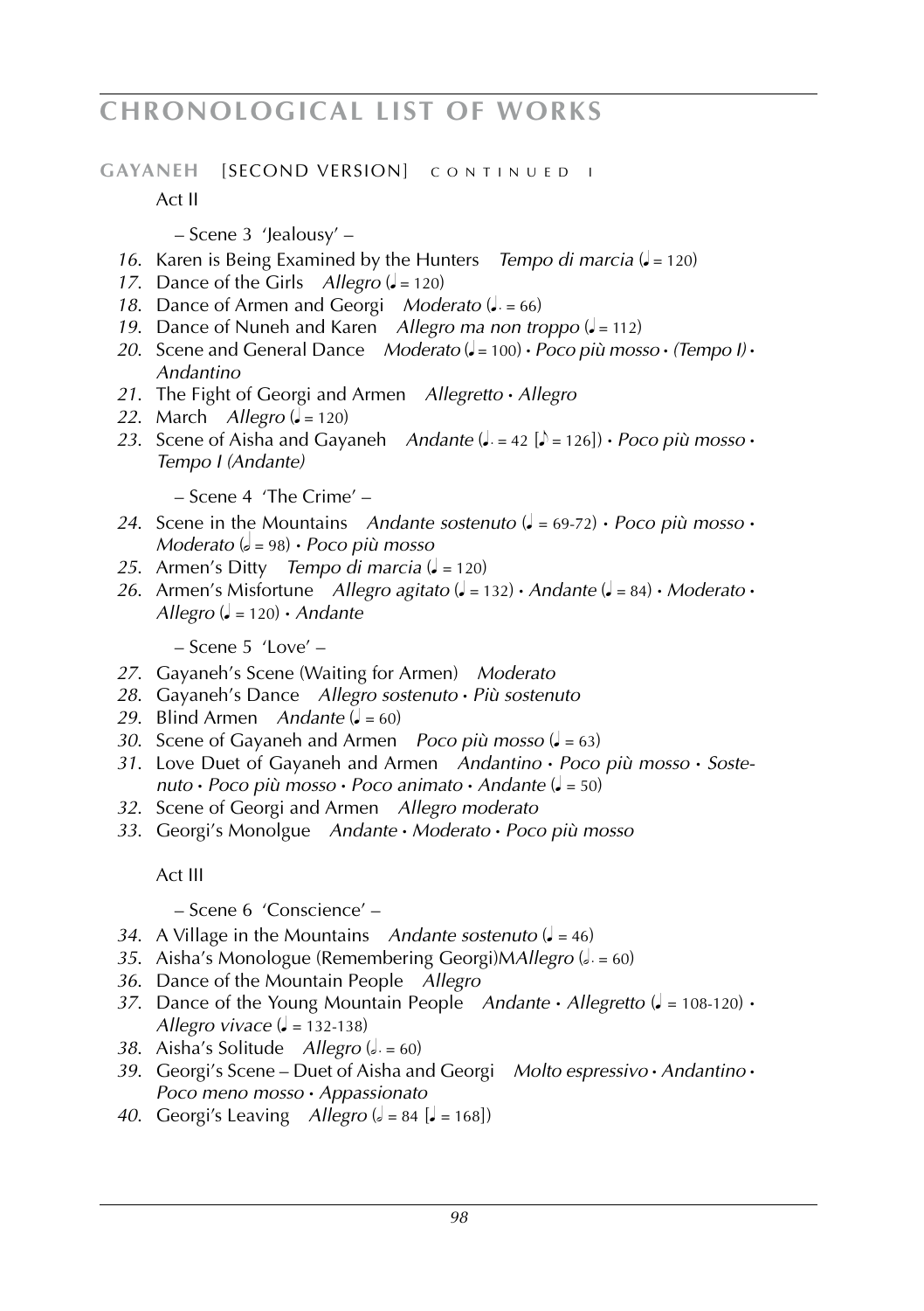**GAYANEH** [SECOND VERSION] CONTINUED I

Act II

– Scene 3 'Jealousy' –

*16.* Karen is Being Examined by the Hunters *Tempo di marcia* (♩ = 120)
*17.* Dance of the Girls *Allegro* (♩ = 120)
*18.* Dance of Armen and Georgi *Moderato* (♩. = 66)
*19.* Dance of Nuneh and Karen *Allegro ma non troppo* (♩ = 112)
*20.* Scene and General Dance *Moderato* (♩ = 100) • *Poco più mosso* • *(Tempo I)* • *Andantino*
*21.* The Fight of Georgi and Armen *Allegretto* • *Allegro*
*22.* March *Allegro* (♩ = 120)
*23.* Scene of Aisha and Gayaneh *Andante* (♩. = 42 [♪ = 126]) • *Poco più mosso* • *Tempo I (Andante)*

– Scene 4 'The Crime' –

*24.* Scene in the Mountains *Andante sostenuto* (♩ = 69-72) • *Poco più mosso* • *Moderato* (𝅗𝅥 = 98) • *Poco più mosso*
*25.* Armen's Ditty *Tempo di marcia* (♩ = 120)
*26.* Armen's Misfortune *Allegro agitato* (♩ = 132) • *Andante* (♩ = 84) • *Moderato* • *Allegro* (♩ = 120) • *Andante*

– Scene 5 'Love' –

*27.* Gayaneh's Scene (Waiting for Armen) *Moderato*
*28.* Gayaneh's Dance *Allegro sostenuto* • *Più sostenuto*
*29.* Blind Armen *Andante* (♩ = 60)
*30.* Scene of Gayaneh and Armen *Poco più mosso* (♩ = 63)
*31.* Love Duet of Gayaneh and Armen *Andantino* • *Poco più mosso* • *Sostenuto* • *Poco più mosso* • *Poco animato* • *Andante* (♩ = 50)
*32.* Scene of Georgi and Armen *Allegro moderato*
*33.* Georgi's Monolgue *Andante* • *Moderato* • *Poco più mosso*

Act III

– Scene 6 'Conscience' –

*34.* A Village in the Mountains *Andante sostenuto* (♩ = 46)
*35.* Aisha's Monologue (Remembering Georgi)M*Allegro* (𝅗𝅥. = 60)
*36.* Dance of the Mountain People *Allegro*
*37.* Dance of the Young Mountain People *Andante* • *Allegretto* (♩ = 108-120) • *Allegro vivace* (♩ = 132-138)
*38.* Aisha's Solitude *Allegro* (𝅗𝅥. = 60)
*39.* Georgi's Scene – Duet of Aisha and Georgi *Molto espressivo* • *Andantino* • *Poco meno mosso* • *Appassionato*
*40.* Georgi's Leaving *Allegro* (𝅗𝅥 = 84 [♩ = 168])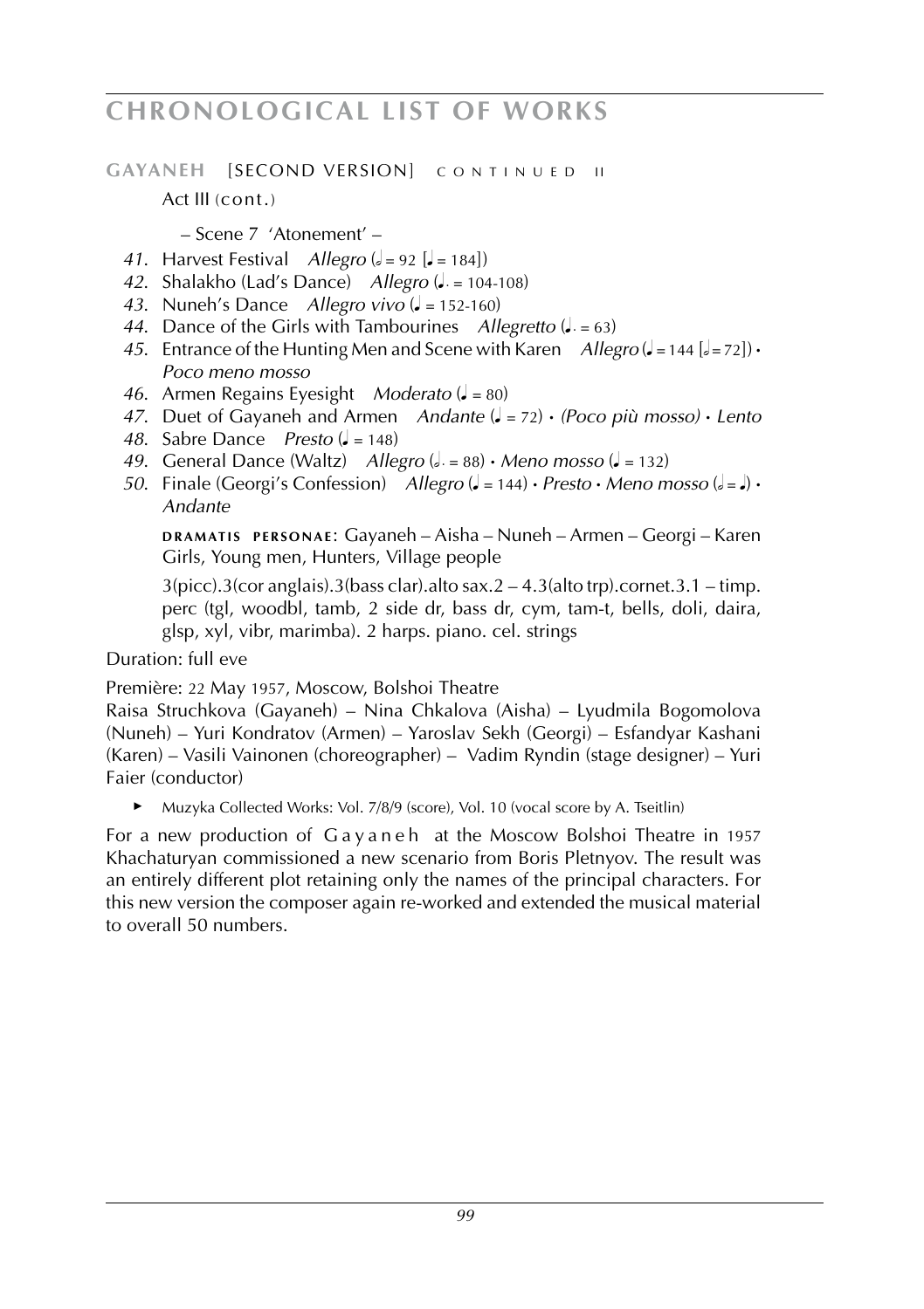## GAYANEH [SECOND VERSION] CONTINUED II

Act III (cont.)

– Scene 7 'Atonement' –

*41.* Harvest Festival *Allegro* (𝅗𝅥 = 92 [♩ = 184])
*42.* Shalakho (Lad's Dance) *Allegro* (♩. = 104-108)
*43.* Nuneh's Dance *Allegro vivo* (♩ = 152-160)
*44.* Dance of the Girls with Tambourines *Allegretto* (♩. = 63)
*45.* Entrance of the Hunting Men and Scene with Karen *Allegro* (♩ = 144 [𝅗𝅥 = 72]) • *Poco meno mosso*
*46.* Armen Regains Eyesight *Moderato* (♩ = 80)
*47.* Duet of Gayaneh and Armen *Andante* (♩ = 72) • *(Poco più mosso)* • *Lento*
*48.* Sabre Dance *Presto* (♩ = 148)
*49.* General Dance (Waltz) *Allegro* (𝅗𝅥. = 88) • *Meno mosso* (♩ = 132)
*50.* Finale (Georgi's Confession) *Allegro* (♩ = 144) • *Presto* • *Meno mosso* (𝅗𝅥 = ♩) • *Andante*

**DRAMATIS PERSONAE**: Gayaneh – Aisha – Nuneh – Armen – Georgi – Karen Girls, Young men, Hunters, Village people

3(picc).3(cor anglais).3(bass clar).alto sax.2 – 4.3(alto trp).cornet.3.1 – timp. perc (tgl, woodbl, tamb, 2 side dr, bass dr, cym, tam-t, bells, doli, daira, glsp, xyl, vibr, marimba). 2 harps. piano. cel. strings

Duration: full eve

Première: 22 May 1957, Moscow, Bolshoi Theatre
Raisa Struchkova (Gayaneh) – Nina Chkalova (Aisha) – Lyudmila Bogomolova (Nuneh) – Yuri Kondratov (Armen) – Yaroslav Sekh (Georgi) – Esfandyar Kashani (Karen) – Vasili Vainonen (choreographer) – Vadim Ryndin (stage designer) – Yuri Faier (conductor)

► Muzyka Collected Works: Vol. 7/8/9 (score), Vol. 10 (vocal score by A. Tseitlin)

For a new production of *Gayaneh* at the Moscow Bolshoi Theatre in 1957 Khachaturyan commissioned a new scenario from Boris Pletnyov. The result was an entirely different plot retaining only the names of the principal characters. For this new version the composer again re-worked and extended the musical material to overall 50 numbers.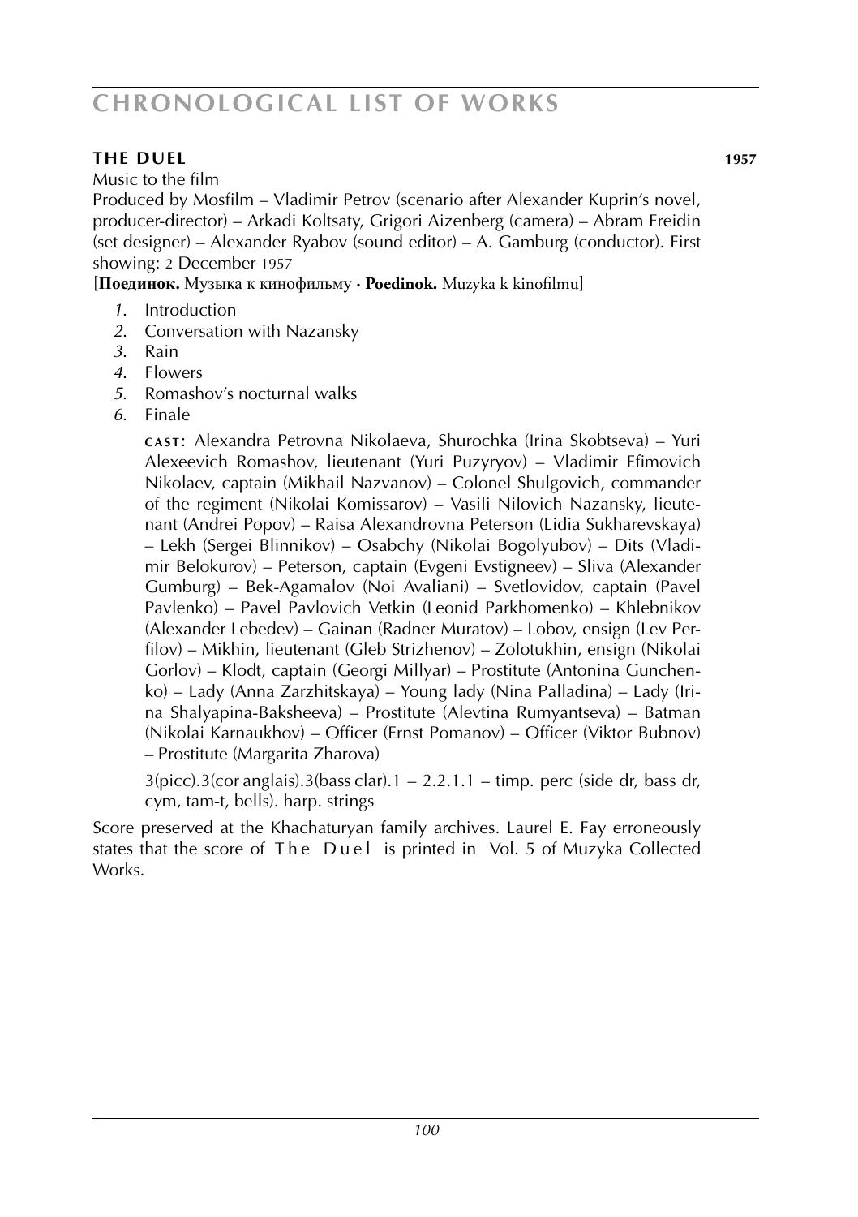## THE DUEL 1957

Music to the film

Produced by Mosfilm – Vladimir Petrov (scenario after Alexander Kuprin's novel, producer-director) – Arkadi Koltsaty, Grigori Aizenberg (camera) – Abram Freidin (set designer) – Alexander Ryabov (sound editor) – A. Gamburg (conductor). First showing: 2 December 1957

[**Поединок.** Музыка к кинофильму · **Poedinok.** Muzyka k kinofilmu]

1. Introduction
2. Conversation with Nazansky
3. Rain
4. Flowers
5. Romashov's nocturnal walks
6. Finale

CAST: Alexandra Petrovna Nikolaeva, Shurochka (Irina Skobtseva) – Yuri Alexeevich Romashov, lieutenant (Yuri Puzyryov) – Vladimir Efimovich Nikolaev, captain (Mikhail Nazvanov) – Colonel Shulgovich, commander of the regiment (Nikolai Komissarov) – Vasili Nilovich Nazansky, lieutenant (Andrei Popov) – Raisa Alexandrovna Peterson (Lidia Sukharevskaya) – Lekh (Sergei Blinnikov) – Osabchy (Nikolai Bogolyubov) – Dits (Vladimir Belokurov) – Peterson, captain (Evgeni Evstigneev) – Sliva (Alexander Gumburg) – Bek-Agamalov (Noi Avaliani) – Svetlovidov, captain (Pavel Pavlenko) – Pavel Pavlovich Vetkin (Leonid Parkhomenko) – Khlebnikov (Alexander Lebedev) – Gainan (Radner Muratov) – Lobov, ensign (Lev Perfilov) – Mikhin, lieutenant (Gleb Strizhenov) – Zolotukhin, ensign (Nikolai Gorlov) – Klodt, captain (Georgi Millyar) – Prostitute (Antonina Gunchenko) – Lady (Anna Zarzhitskaya) – Young lady (Nina Palladina) – Lady (Irina Shalyapina-Baksheeva) – Prostitute (Alevtina Rumyantseva) – Batman (Nikolai Karnaukhov) – Officer (Ernst Pomanov) – Officer (Viktor Bubnov) – Prostitute (Margarita Zharova)

3(picc).3(cor anglais).3(bass clar).1 – 2.2.1.1 – timp. perc (side dr, bass dr, cym, tam-t, bells). harp. strings

Score preserved at the Khachaturyan family archives. Laurel E. Fay erroneously states that the score of The Duel is printed in Vol. 5 of Muzyka Collected Works.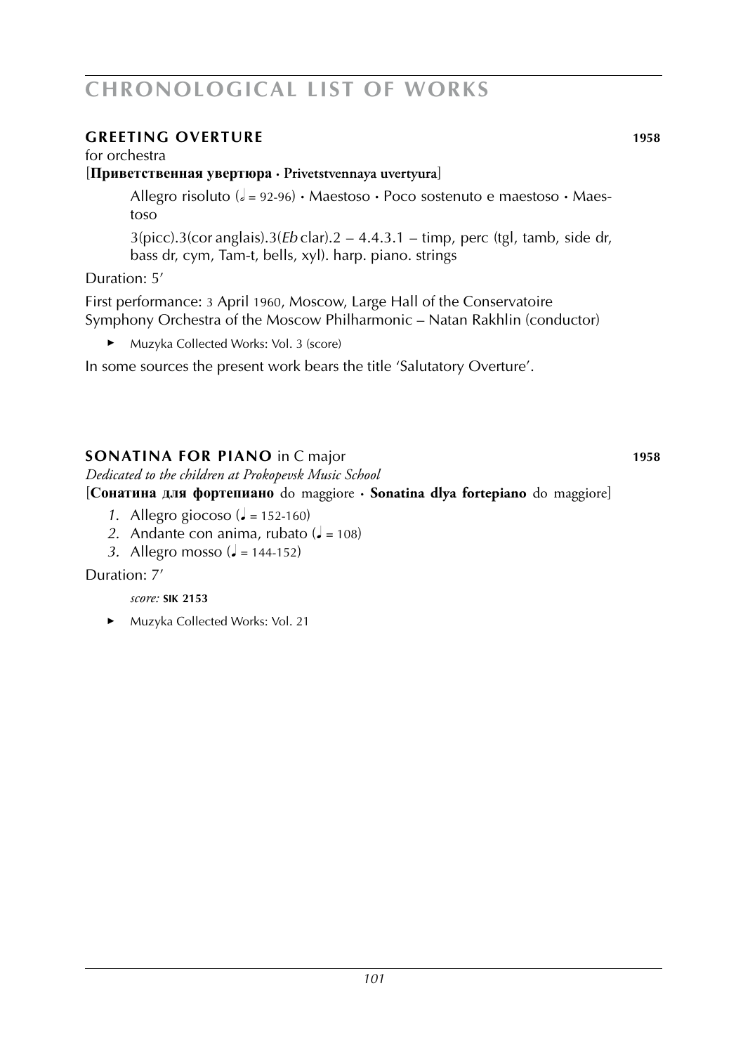## GREETING OVERTURE 1958

for orchestra

[**Приветственная увертюра** · **Privetstvennaya uvertyura**]

Allegro risoluto (𝅗𝅥 = 92-96) · Maestoso · Poco sostenuto e maestoso · Maestoso

3(picc).3(cor anglais).3(*Eb* clar).2 – 4.4.3.1 – timp, perc (tgl, tamb, side dr, bass dr, cym, Tam-t, bells, xyl). harp. piano. strings

Duration: 5'

First performance: 3 April 1960, Moscow, Large Hall of the Conservatoire
Symphony Orchestra of the Moscow Philharmonic – Natan Rakhlin (conductor)

- Muzyka Collected Works: Vol. 3 (score)

In some sources the present work bears the title 'Salutatory Overture'.

## SONATINA FOR PIANO in C major 1958

*Dedicated to the children at Prokopevsk Music School*

[**Сонатина для фортепиано** do maggiore · **Sonatina dlya fortepiano** do maggiore]

*1.* Allegro giocoso (♩ = 152-160)
*2.* Andante con anima, rubato (♩ = 108)
*3.* Allegro mosso (♩ = 144-152)

Duration: 7'

*score:* **SIK 2153**

- Muzyka Collected Works: Vol. 21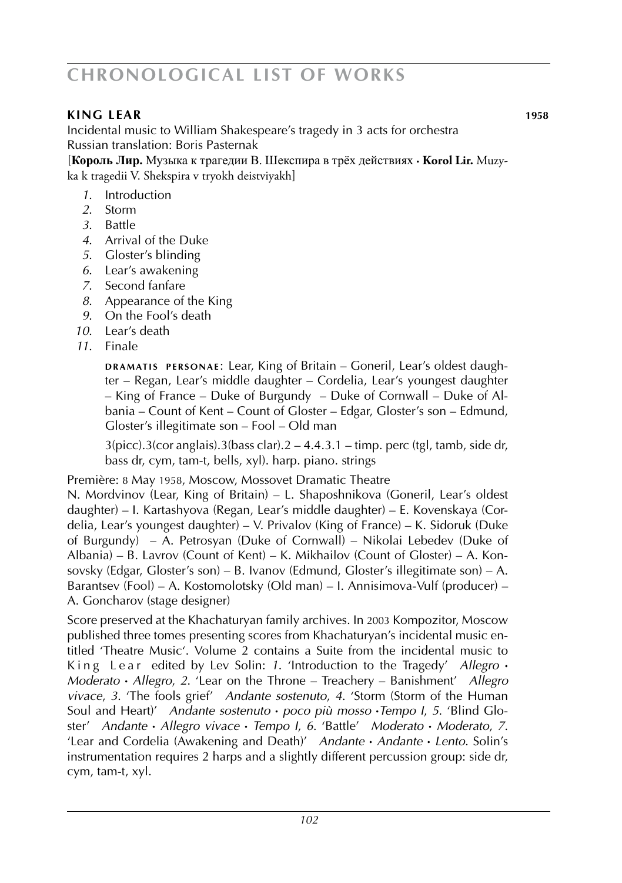## KING LEAR 1958

Incidental music to William Shakespeare's tragedy in 3 acts for orchestra
Russian translation: Boris Pasternak
[**Король Лир.** Музыка к трагедии В. Шекспира в трёх действиях • **Korol Lir.** Muzyka k tragedii V. Shekspira v tryokh deistviyakh]

1. Introduction
2. Storm
3. Battle
4. Arrival of the Duke
5. Gloster's blinding
6. Lear's awakening
7. Second fanfare
8. Appearance of the King
9. On the Fool's death
10. Lear's death
11. Finale

> **DRAMATIS PERSONAE:** Lear, King of Britain – Goneril, Lear's oldest daughter – Regan, Lear's middle daughter – Cordelia, Lear's youngest daughter – King of France – Duke of Burgundy – Duke of Cornwall – Duke of Albania – Count of Kent – Count of Gloster – Edgar, Gloster's son – Edmund, Gloster's illegitimate son – Fool – Old man
>
> 3(picc).3(cor anglais).3(bass clar).2 – 4.4.3.1 – timp. perc (tgl, tamb, side dr, bass dr, cym, tam-t, bells, xyl). harp. piano. strings

Première: 8 May 1958, Moscow, Mossovet Dramatic Theatre
N. Mordvinov (Lear, King of Britain) – L. Shaposhnikova (Goneril, Lear's oldest daughter) – I. Kartashyova (Regan, Lear's middle daughter) – E. Kovenskaya (Cordelia, Lear's youngest daughter) – V. Privalov (King of France) – K. Sidoruk (Duke of Burgundy) – A. Petrosyan (Duke of Cornwall) – Nikolai Lebedev (Duke of Albania) – B. Lavrov (Count of Kent) – K. Mikhailov (Count of Gloster) – A. Konsovsky (Edgar, Gloster's son) – B. Ivanov (Edmund, Gloster's illegitimate son) – A. Barantsev (Fool) – A. Kostomolotsky (Old man) – I. Annisimova-Vulf (producer) – A. Goncharov (stage designer)

Score preserved at the Khachaturyan family archives. In 2003 Kompozitor, Moscow published three tomes presenting scores from Khachaturyan's incidental music entitled 'Theatre Music'. Volume 2 contains a Suite from the incidental music to King Lear edited by Lev Solin: *1*. 'Introduction to the Tragedy' *Allegro • Moderato • Allegro*, *2*. 'Lear on the Throne – Treachery – Banishment' *Allegro vivace*, *3*. 'The fools grief' *Andante sostenuto*, *4*. 'Storm (Storm of the Human Soul and Heart)' *Andante sostenuto • poco più mosso •Tempo I*, *5*. 'Blind Gloster' *Andante • Allegro vivace • Tempo I*, *6*. 'Battle' *Moderato • Moderato*, *7*. 'Lear and Cordelia (Awakening and Death)' *Andante • Andante • Lento*. Solin's instrumentation requires 2 harps and a slightly different percussion group: side dr, cym, tam-t, xyl.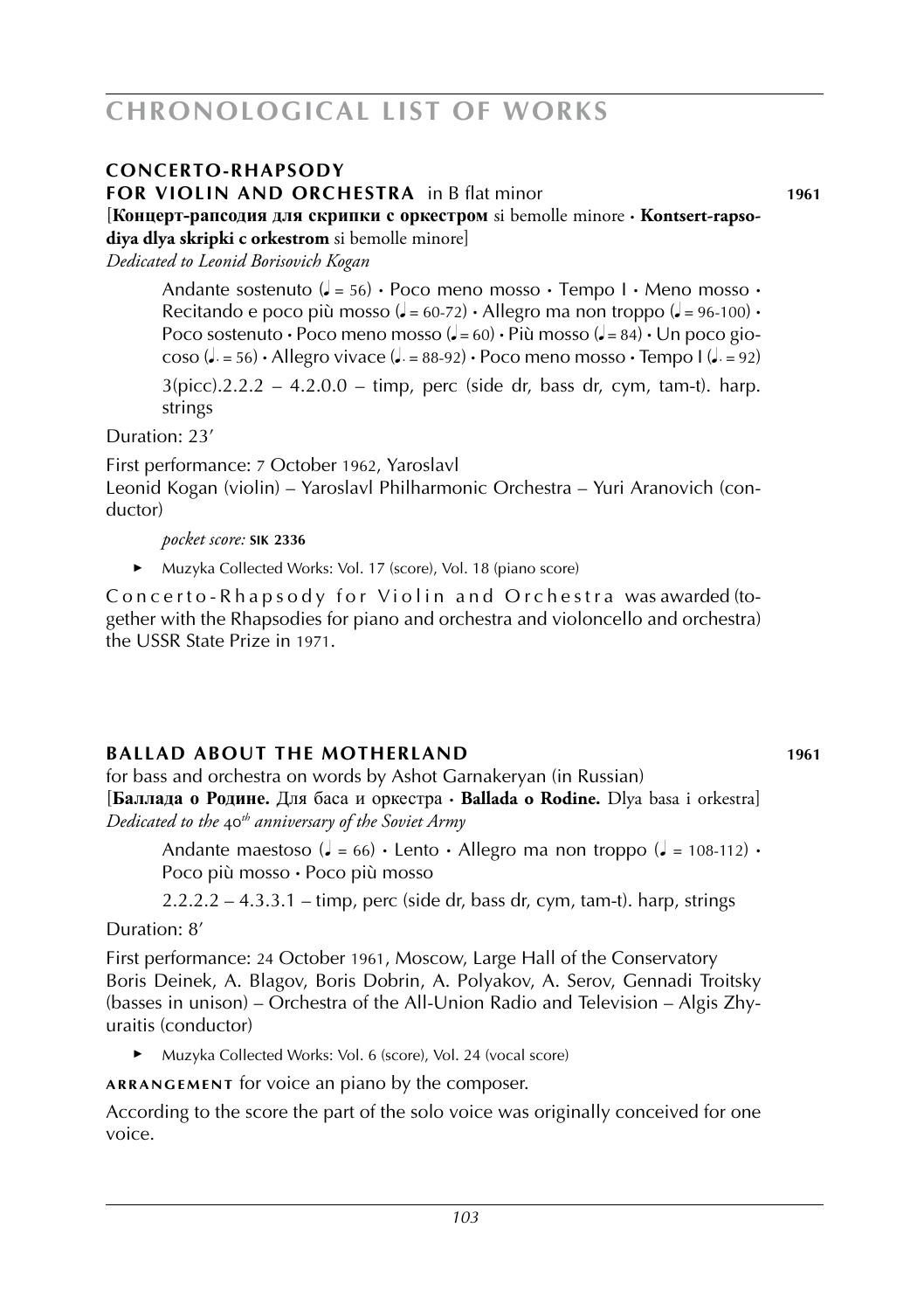## CONCERTO-RHAPSODY FOR VIOLIN AND ORCHESTRA in B flat minor **1961**

[**Концерт-рапсодия для скрипки с оркестром** si bemolle minore • **Kontsert-rapsodiya dlya skripki c orkestrom** si bemolle minore]

*Dedicated to Leonid Borisovich Kogan*

> Andante sostenuto (♩ = 56) • Poco meno mosso • Tempo I • Meno mosso • Recitando e poco più mosso (♩ = 60-72) • Allegro ma non troppo (♩ = 96-100) • Poco sostenuto • Poco meno mosso (♩ = 60) • Più mosso (♩ = 84) • Un poco giocoso (♩. = 56) • Allegro vivace (♩. = 88-92) • Poco meno mosso • Tempo I (♩. = 92)
>
> 3(picc).2.2.2 – 4.2.0.0 – timp, perc (side dr, bass dr, cym, tam-t). harp. strings

Duration: 23'

First performance: 7 October 1962, Yaroslavl
Leonid Kogan (violin) – Yaroslavl Philharmonic Orchestra – Yuri Aranovich (conductor)

> *pocket score:* **SIK 2336**

► Muzyka Collected Works: Vol. 17 (score), Vol. 18 (piano score)

Concerto-Rhapsody for Violin and Orchestra was awarded (together with the Rhapsodies for piano and orchestra and violoncello and orchestra) the USSR State Prize in 1971.

## BALLAD ABOUT THE MOTHERLAND **1961**

for bass and orchestra on words by Ashot Garnakeryan (in Russian)
[**Баллада о Родине.** Для баса и оркестра • **Ballada o Rodine.** Dlya basa i orkestra]
*Dedicated to the 40th anniversary of the Soviet Army*

> Andante maestoso (♩ = 66) • Lento • Allegro ma non troppo (♩ = 108-112) • Poco più mosso • Poco più mosso
>
> 2.2.2.2 – 4.3.3.1 – timp, perc (side dr, bass dr, cym, tam-t). harp, strings

Duration: 8'

First performance: 24 October 1961, Moscow, Large Hall of the Conservatory
Boris Deinek, A. Blagov, Boris Dobrin, A. Polyakov, A. Serov, Gennadi Troitsky (basses in unison) – Orchestra of the All-Union Radio and Television – Algis Zhyuraitis (conductor)

► Muzyka Collected Works: Vol. 6 (score), Vol. 24 (vocal score)

**ARRANGEMENT** for voice an piano by the composer.

According to the score the part of the solo voice was originally conceived for one voice.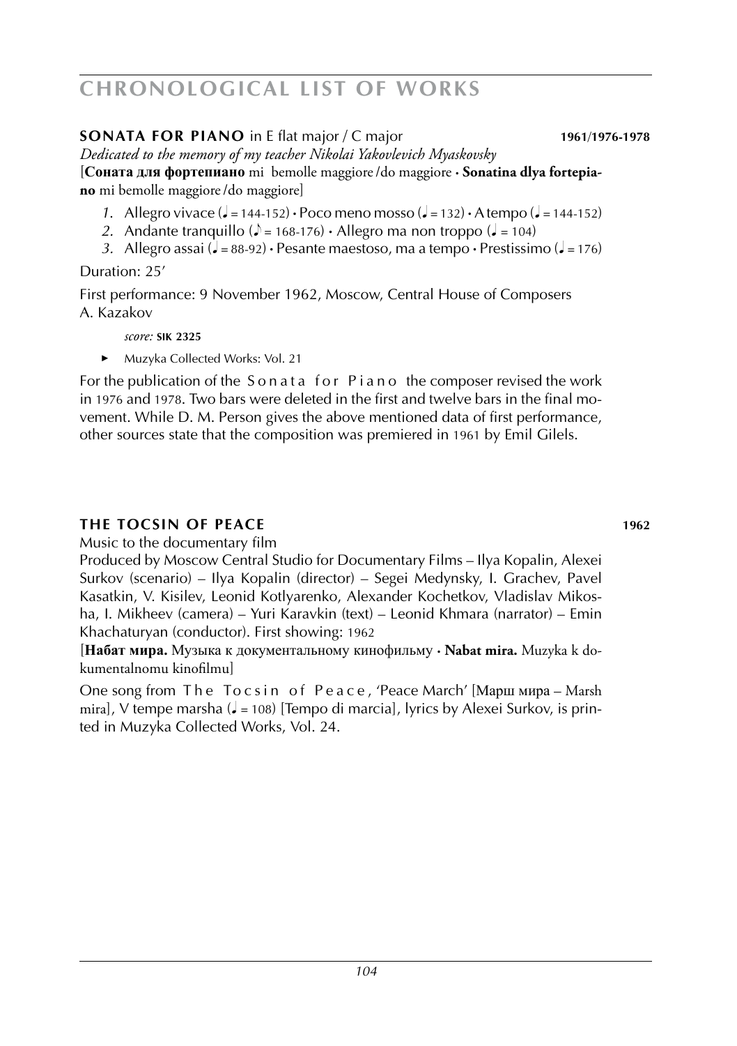## **SONATA FOR PIANO** in E flat major / C major **1961/1976-1978**

*Dedicated to the memory of my teacher Nikolai Yakovlevich Myaskovsky*

[**Соната для фортепиано** mi bemolle maggiore /do maggiore • **Sonatina dlya fortepiano** mi bemolle maggiore /do maggiore]

1. Allegro vivace (♩ = 144-152) • Poco meno mosso (♩ = 132) • A tempo (♩ = 144-152)
2. Andante tranquillo (♪ = 168-176) • Allegro ma non troppo (♩ = 104)
3. Allegro assai (♩ = 88-92) • Pesante maestoso, ma a tempo • Prestissimo (♩ = 176)

Duration: 25'

First performance: 9 November 1962, Moscow, Central House of Composers
A. Kazakov

*score:* **SIK 2325**

- Muzyka Collected Works: Vol. 21

For the publication of the Sonata for Piano the composer revised the work in 1976 and 1978. Two bars were deleted in the first and twelve bars in the final movement. While D. M. Person gives the above mentioned data of first performance, other sources state that the composition was premiered in 1961 by Emil Gilels.

## **THE TOCSIN OF PEACE** **1962**

Music to the documentary film

Produced by Moscow Central Studio for Documentary Films – Ilya Kopalin, Alexei Surkov (scenario) – Ilya Kopalin (director) – Segei Medynsky, I. Grachev, Pavel Kasatkin, V. Kisilev, Leonid Kotlyarenko, Alexander Kochetkov, Vladislav Mikosha, I. Mikheev (camera) – Yuri Karavkin (text) – Leonid Khmara (narrator) – Emin Khachaturyan (conductor). First showing: 1962

[**Набат мира.** Музыка к документальному кинофильму • **Nabat mira.** Muzyka k dokumentalnomu kinofilmu]

One song from The Tocsin of Peace, 'Peace March' [Марш мира – Marsh mira], V tempe marsha (♩ = 108) [Tempo di marcia], lyrics by Alexei Surkov, is printed in Muzyka Collected Works, Vol. 24.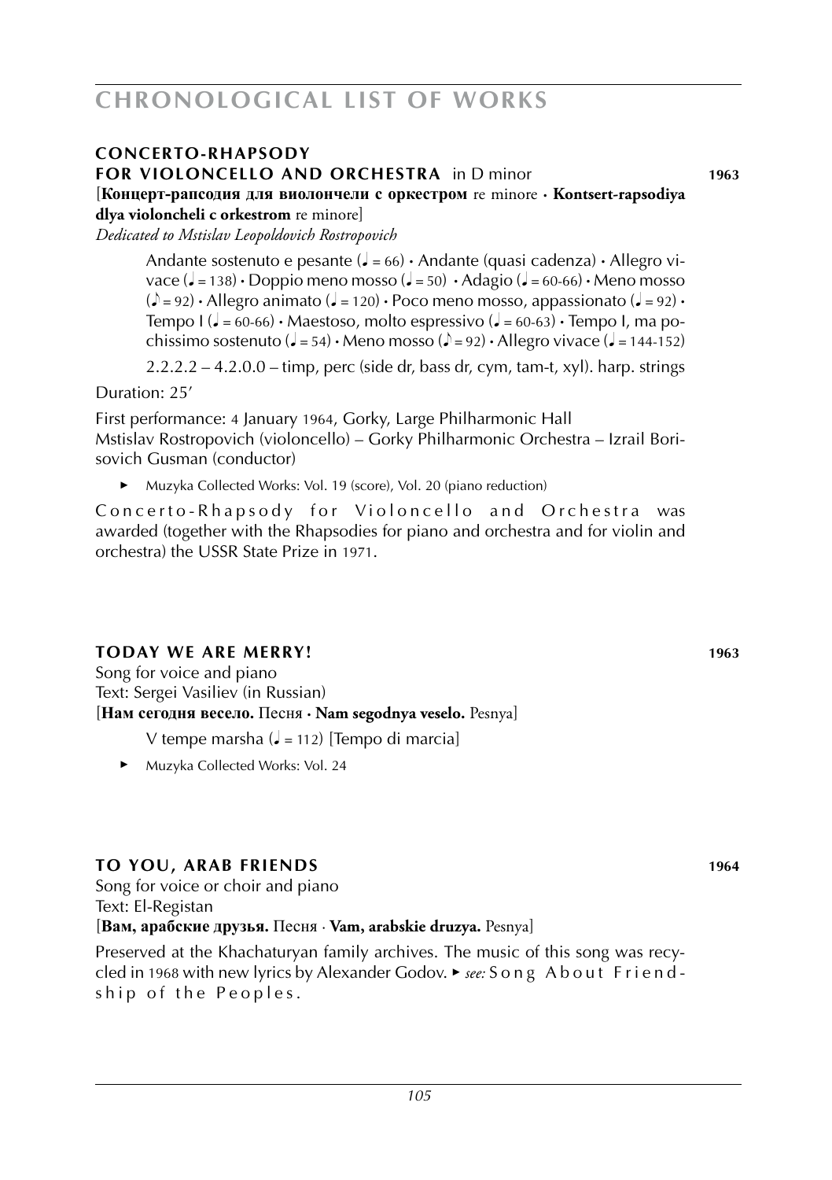## CONCERTO-RHAPSODY FOR VIOLONCELLO AND ORCHESTRA in D minor **1963**

[**Концерт-рапсодия для виолончели с оркестром** re minore · **Kontsert-rapsodiya dlya violoncheli c orkestrom** re minore]

*Dedicated to Mstislav Leopoldovich Rostropovich*

Andante sostenuto e pesante (♩ = 66) · Andante (quasi cadenza) · Allegro vivace (♩ = 138) · Doppio meno mosso (♩ = 50) · Adagio (♩ = 60-66) · Meno mosso (♪ = 92) · Allegro animato (♩ = 120) · Poco meno mosso, appassionato (♩ = 92) · Tempo I (♩ = 60-66) · Maestoso, molto espressivo (♩ = 60-63) · Tempo I, ma pochissimo sostenuto (♩ = 54) · Meno mosso (♪ = 92) · Allegro vivace (♩ = 144-152)

2.2.2.2 – 4.2.0.0 – timp, perc (side dr, bass dr, cym, tam-t, xyl). harp. strings

Duration: 25’

First performance: 4 January 1964, Gorky, Large Philharmonic Hall
Mstislav Rostropovich (violoncello) – Gorky Philharmonic Orchestra – Izrail Borisovich Gusman (conductor)

► Muzyka Collected Works: Vol. 19 (score), Vol. 20 (piano reduction)

Concerto-Rhapsody for Violoncello and Orchestra was awarded (together with the Rhapsodies for piano and orchestra and for violin and orchestra) the USSR State Prize in 1971.

## TODAY WE ARE MERRY! **1963**

Song for voice and piano
Text: Sergei Vasiliev (in Russian)
[**Нам сегодня весело.** Песня · **Nam segodnya veselo.** Pesnya]

V tempe marsha (♩ = 112) [Tempo di marcia]

► Muzyka Collected Works: Vol. 24

## TO YOU, ARAB FRIENDS **1964**

Song for voice or choir and piano
Text: El-Registan
[**Вам, арабские друзья.** Песня · **Vam, arabskie druzya.** Pesnya]

Preserved at the Khachaturyan family archives. The music of this song was recycled in 1968 with new lyrics by Alexander Godov. ► *see:* Song About Friendship of the Peoples.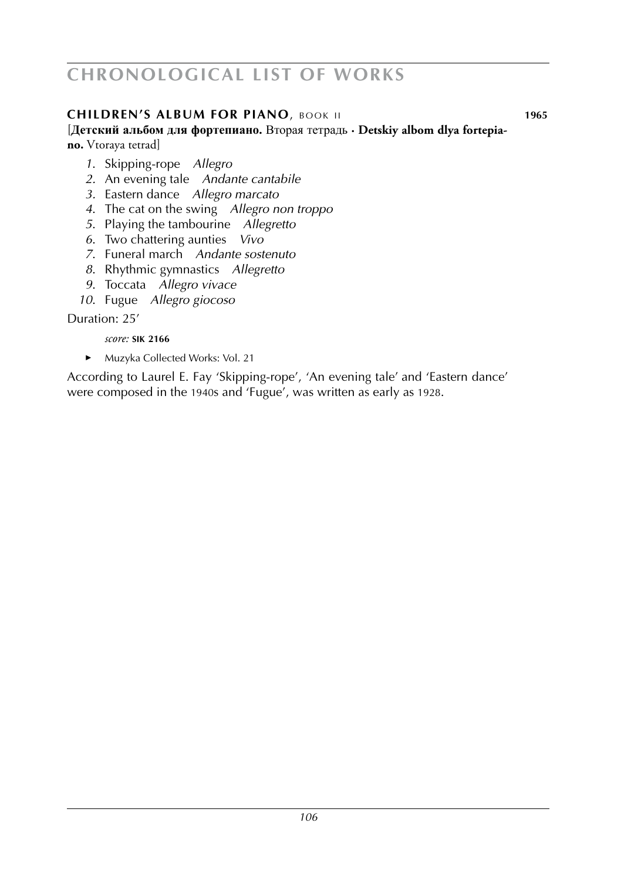### **CHILDREN'S ALBUM FOR PIANO**, BOOK II **1965**

[**Детский альбом для фортепиано.** Вторая тетрадь · **Detskiy albom dlya fortepiano.** Vtoraya tetrad]

1. Skipping-rope *Allegro*
2. An evening tale *Andante cantabile*
3. Eastern dance *Allegro marcato*
4. The cat on the swing *Allegro non troppo*
5. Playing the tambourine *Allegretto*
6. Two chattering aunties *Vivo*
7. Funeral march *Andante sostenuto*
8. Rhythmic gymnastics *Allegretto*
9. Toccata *Allegro vivace*
10. Fugue *Allegro giocoso*

Duration: 25'

*score:* **SIK 2166**

► Muzyka Collected Works: Vol. 21

According to Laurel E. Fay 'Skipping-rope', 'An evening tale' and 'Eastern dance' were composed in the 1940s and 'Fugue', was written as early as 1928.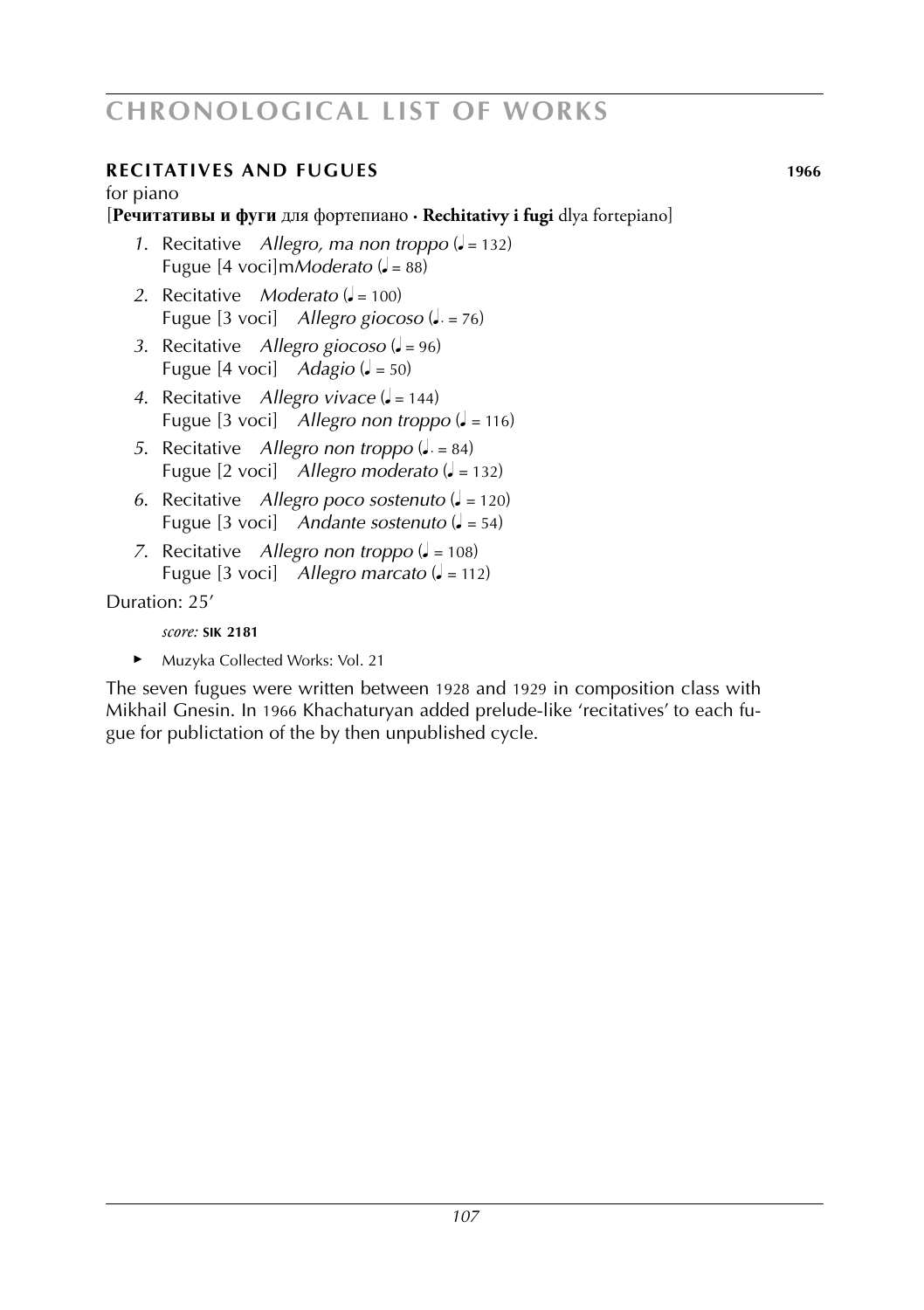## RECITATIVES AND FUGUES 1966

for piano

[**Речитативы и фуги** для фортепиано · **Rechitativy i fugi** dlya fortepiano]

1. Recitative *Allegro, ma non troppo* (♩ = 132)
   Fugue [4 voci]m*Moderato* (♩ = 88)
2. Recitative *Moderato* (♩ = 100)
   Fugue [3 voci] *Allegro giocoso* (♩. = 76)
3. Recitative *Allegro giocoso* (♩ = 96)
   Fugue [4 voci] *Adagio* (♩ = 50)
4. Recitative *Allegro vivace* (♩ = 144)
   Fugue [3 voci] *Allegro non troppo* (♩ = 116)
5. Recitative *Allegro non troppo* (♩. = 84)
   Fugue [2 voci] *Allegro moderato* (♩ = 132)
6. Recitative *Allegro poco sostenuto* (♩ = 120)
   Fugue [3 voci] *Andante sostenuto* (♩ = 54)
7. Recitative *Allegro non troppo* (♩ = 108)
   Fugue [3 voci] *Allegro marcato* (♩ = 112)

Duration: 25′

*score:* **SIK 2181**

► Muzyka Collected Works: Vol. 21

The seven fugues were written between 1928 and 1929 in composition class with Mikhail Gnesin. In 1966 Khachaturyan added prelude-like 'recitatives' to each fugue for publictation of the by then unpublished cycle.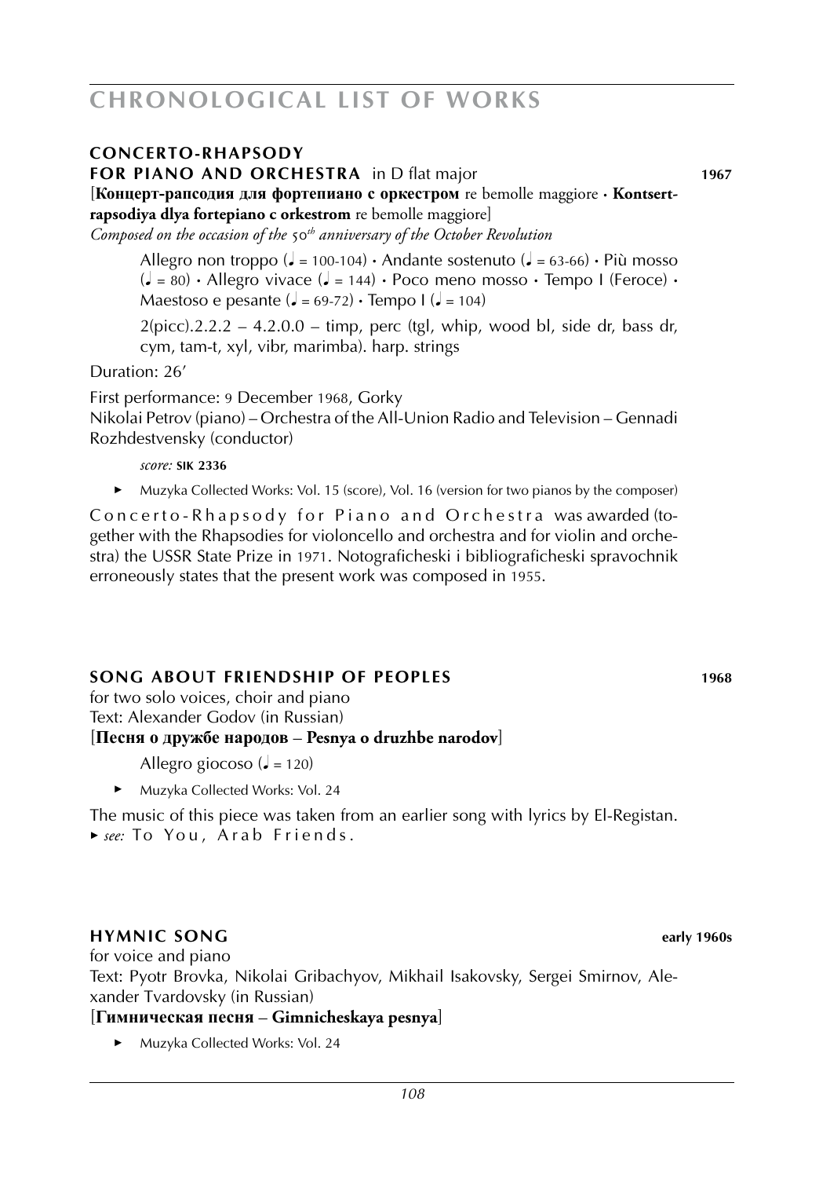# CHRONOLOGICAL LIST OF WORKS

## CONCERTO-RHAPSODY FOR PIANO AND ORCHESTRA in D flat major **1967**

[**Концерт-рапсодия для фортепиано с оркестром** re bemolle maggiore · **Kontsert-rapsodiya dlya fortepiano c orkestrom** re bemolle maggiore]

*Composed on the occasion of the 50th anniversary of the October Revolution*

Allegro non troppo (♩ = 100-104) · Andante sostenuto (♩ = 63-66) · Più mosso (♩ = 80) · Allegro vivace (♩ = 144) · Poco meno mosso · Tempo I (Feroce) · Maestoso e pesante (♩ = 69-72) · Tempo I (♩ = 104)

2(picc).2.2.2 – 4.2.0.0 – timp, perc (tgl, whip, wood bl, side dr, bass dr, cym, tam-t, xyl, vibr, marimba). harp. strings

Duration: 26'

First performance: 9 December 1968, Gorky
Nikolai Petrov (piano) – Orchestra of the All-Union Radio and Television – Gennadi Rozhdestvensky (conductor)

*score:* **SIK 2336**

- Muzyka Collected Works: Vol. 15 (score), Vol. 16 (version for two pianos by the composer)

Concerto-Rhapsody for Piano and Orchestra was awarded (together with the Rhapsodies for violoncello and orchestra and for violin and orchestra) the USSR State Prize in 1971. Notograficheski i bibliograficheski spravochnik erroneously states that the present work was composed in 1955.

## SONG ABOUT FRIENDSHIP OF PEOPLES **1968**

for two solo voices, choir and piano
Text: Alexander Godov (in Russian)
[**Песня о дружбе народов** – **Pesnya o druzhbe narodov**]

Allegro giocoso (♩ = 120)

- Muzyka Collected Works: Vol. 24

The music of this piece was taken from an earlier song with lyrics by El-Registan.
► *see:* To You, Arab Friends.

## HYMNIC SONG **early 1960s**

for voice and piano
Text: Pyotr Brovka, Nikolai Gribachyov, Mikhail Isakovsky, Sergei Smirnov, Alexander Tvardovsky (in Russian)
[**Гимническая песня** – **Gimnicheskaya pesnya**]

- Muzyka Collected Works: Vol. 24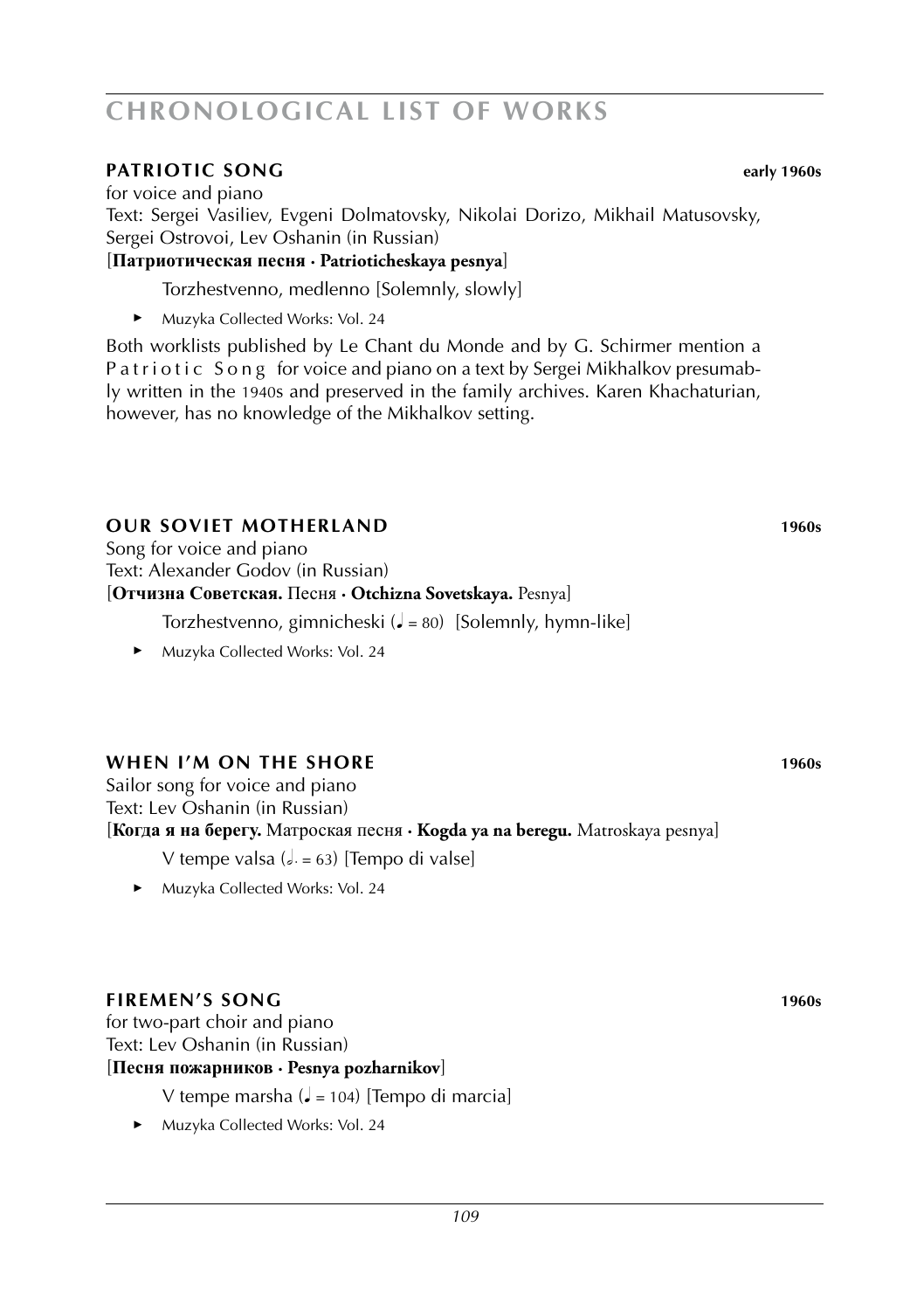# CHRONOLOGICAL LIST OF WORKS

### PATRIOTIC SONG — early 1960s

for voice and piano
Text: Sergei Vasiliev, Evgeni Dolmatovsky, Nikolai Dorizo, Mikhail Matusovsky, Sergei Ostrovoi, Lev Oshanin (in Russian)
[**Патриотическая песня · Patrioticheskaya pesnya**]

Torzhestvenno, medlenno [Solemnly, slowly]

- Muzyka Collected Works: Vol. 24

Both worklists published by Le Chant du Monde and by G. Schirmer mention a Patriotic Song for voice and piano on a text by Sergei Mikhalkov presumably written in the 1940s and preserved in the family archives. Karen Khachaturian, however, has no knowledge of the Mikhalkov setting.

### OUR SOVIET MOTHERLAND — 1960s

Song for voice and piano
Text: Alexander Godov (in Russian)
[**Отчизна Советская.** Песня · **Otchizna Sovetskaya.** Pesnya]

Torzhestvenno, gimnicheski (♩ = 80) [Solemnly, hymn-like]

- Muzyka Collected Works: Vol. 24

### WHEN I'M ON THE SHORE — 1960s

Sailor song for voice and piano
Text: Lev Oshanin (in Russian)
[**Когда я на берегу.** Матроская песня · **Kogda ya na beregu.** Matroskaya pesnya]

V tempe valsa (𝅗𝅥. = 63) [Tempo di valse]

- Muzyka Collected Works: Vol. 24

### FIREMEN'S SONG — 1960s

for two-part choir and piano
Text: Lev Oshanin (in Russian)
[**Песня пожарников · Pesnya pozharnikov**]

V tempe marsha (♩ = 104) [Tempo di marcia]

- Muzyka Collected Works: Vol. 24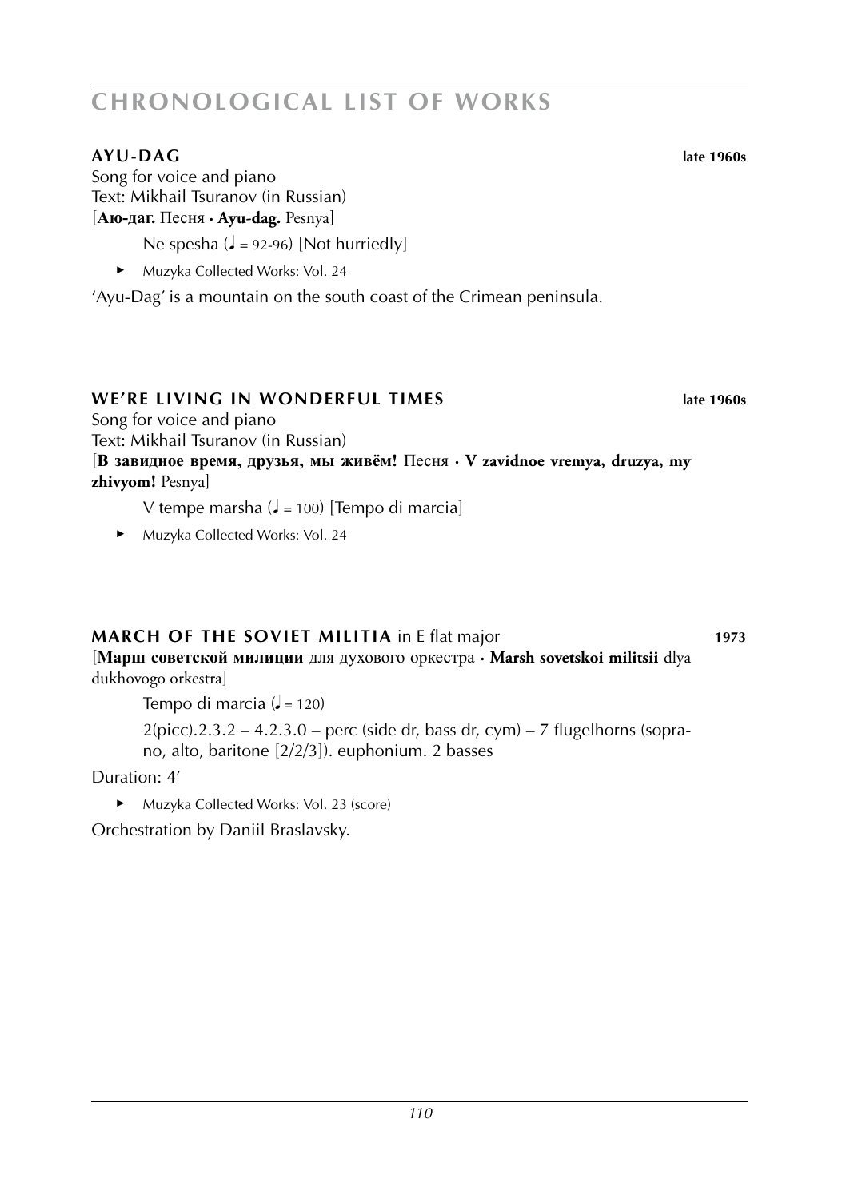# CHRONOLOGICAL LIST OF WORKS

### AYU-DAG — late 1960s

Song for voice and piano
Text: Mikhail Tsuranov (in Russian)
[**Аю-даг.** Песня · **Ayu-dag.** Pesnya]

Ne spesha (♩ = 92-96) [Not hurriedly]

► Muzyka Collected Works: Vol. 24

'Ayu-Dag' is a mountain on the south coast of the Crimean peninsula.

### WE'RE LIVING IN WONDERFUL TIMES — late 1960s

Song for voice and piano
Text: Mikhail Tsuranov (in Russian)
[**В завидное время, друзья, мы живём!** Песня · **V zavidnoe vremya, druzya, my zhivyom!** Pesnya]

V tempe marsha (♩ = 100) [Tempo di marcia]

► Muzyka Collected Works: Vol. 24

### MARCH OF THE SOVIET MILITIA in E flat major — 1973

[**Марш советской милиции** для духового оркестра · **Marsh sovetskoi militsii** dlya dukhovogo orkestra]

Tempo di marcia (♩ = 120)

2(picc).2.3.2 – 4.2.3.0 – perc (side dr, bass dr, cym) – 7 flugelhorns (soprano, alto, baritone [2/2/3]). euphonium. 2 basses

Duration: 4'

► Muzyka Collected Works: Vol. 23 (score)

Orchestration by Daniil Braslavsky.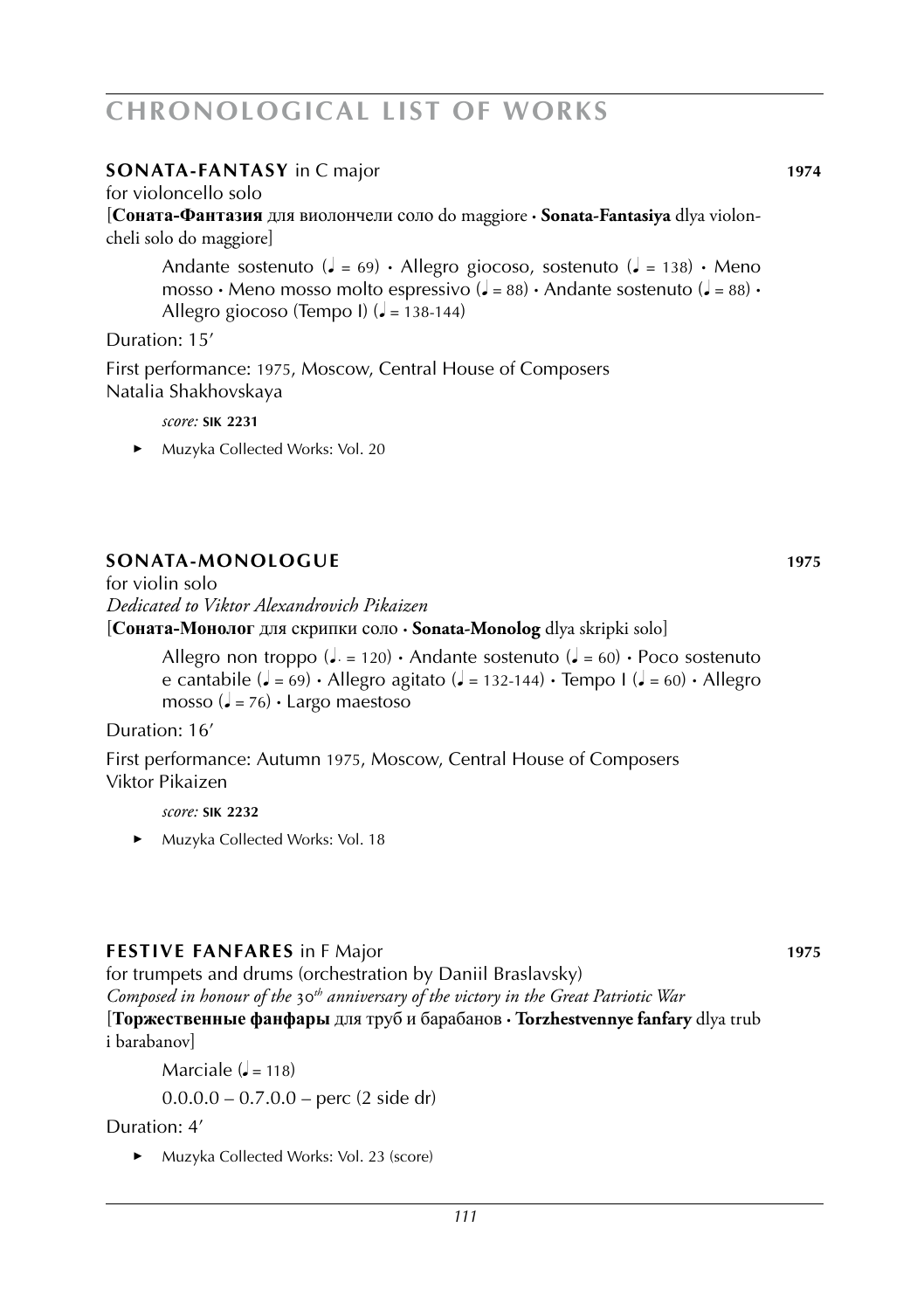## SONATA-FANTASY in C major **1974**

for violoncello solo

[**Соната-Фантазия** для виолончели соло do maggiore · **Sonata-Fantasiya** dlya violoncheli solo do maggiore]

Andante sostenuto (♩ = 69) · Allegro giocoso, sostenuto (♩ = 138) · Meno mosso · Meno mosso molto espressivo (♩ = 88) · Andante sostenuto (♩ = 88) · Allegro giocoso (Tempo I) (♩ = 138-144)

Duration: 15′

First performance: 1975, Moscow, Central House of Composers
Natalia Shakhovskaya

*score:* **SIK 2231**

► Muzyka Collected Works: Vol. 20

## SONATA-MONOLOGUE **1975**

for violin solo

*Dedicated to Viktor Alexandrovich Pikaizen*

[**Соната-Монолог** для скрипки соло · **Sonata-Monolog** dlya skripki solo]

Allegro non troppo (♩. = 120) · Andante sostenuto (♩ = 60) · Poco sostenuto e cantabile (♩ = 69) · Allegro agitato (♩ = 132-144) · Tempo I (♩ = 60) · Allegro mosso (♩ = 76) · Largo maestoso

Duration: 16′

First performance: Autumn 1975, Moscow, Central House of Composers
Viktor Pikaizen

*score:* **SIK 2232**

► Muzyka Collected Works: Vol. 18

## FESTIVE FANFARES in F Major **1975**

for trumpets and drums (orchestration by Daniil Braslavsky)

*Composed in honour of the 30th anniversary of the victory in the Great Patriotic War*

[**Торжественные фанфары** для труб и барабанов · **Torzhestvennye fanfary** dlya trub i barabanov]

Marciale (♩ = 118)

0.0.0.0 – 0.7.0.0 – perc (2 side dr)

Duration: 4′

► Muzyka Collected Works: Vol. 23 (score)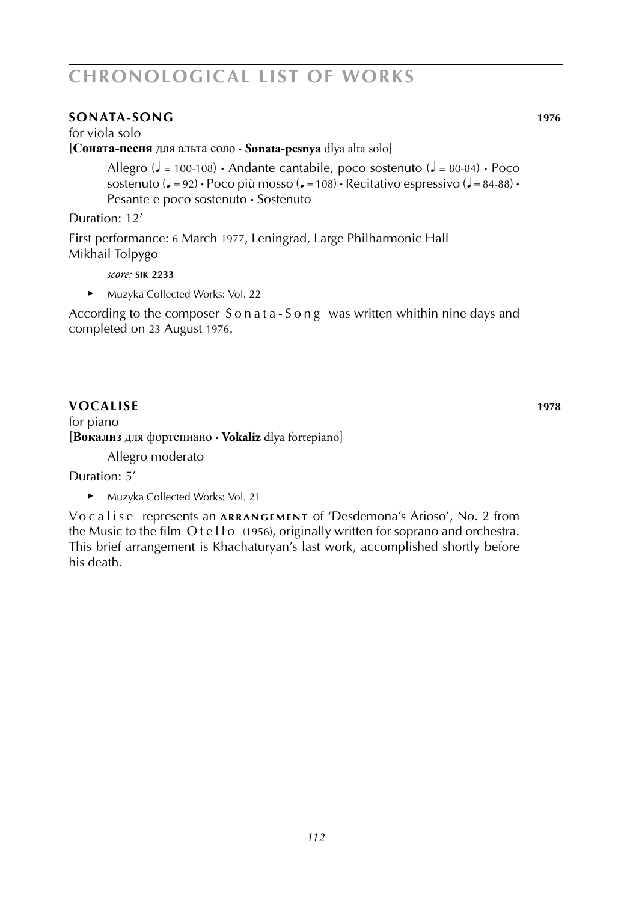## SONATA-SONG **1976**

for viola solo
[**Соната-песня** для альта соло · **Sonata-pesnya** dlya alta solo]

> Allegro (♩ = 100-108) · Andante cantabile, poco sostenuto (♩ = 80-84) · Poco sostenuto (♩ = 92) · Poco più mosso (♩ = 108) · Recitativo espressivo (♩ = 84-88) · Pesante e poco sostenuto · Sostenuto

Duration: 12′

First performance: 6 March 1977, Leningrad, Large Philharmonic Hall
Mikhail Tolpygo

> *score:* **SIK 2233**

- Muzyka Collected Works: Vol. 22

According to the composer *Sonata-Song* was written whithin nine days and completed on 23 August 1976.

## VOCALISE **1978**

for piano
[**Вокализ** для фортепиано · **Vokaliz** dlya fortepiano]

> Allegro moderato

Duration: 5′

- Muzyka Collected Works: Vol. 21

*Vocalise* represents an **ARRANGEMENT** of 'Desdemona's Arioso', No. 2 from the Music to the film *Otello* (1956), originally written for soprano and orchestra. This brief arrangement is Khachaturyan's last work, accomplished shortly before his death.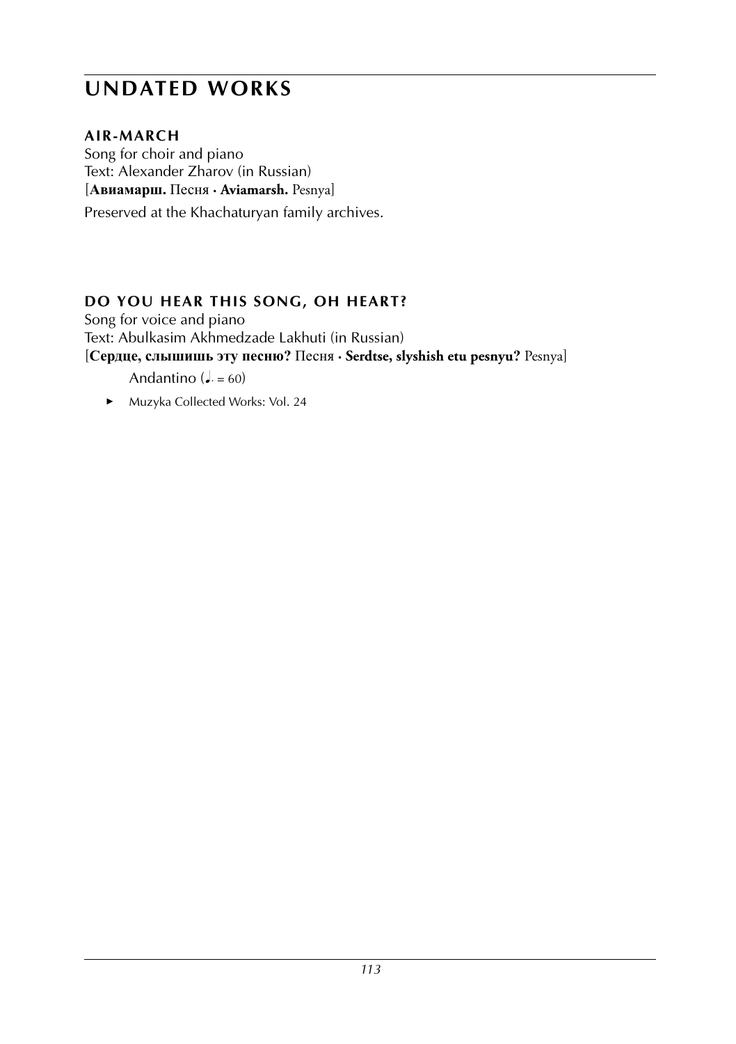# UNDATED WORKS

### AIR-MARCH

Song for choir and piano
Text: Alexander Zharov (in Russian)
[**Авиамарш.** Песня · **Aviamarsh.** Pesnya]

Preserved at the Khachaturyan family archives.

### DO YOU HEAR THIS SONG, OH HEART?

Song for voice and piano
Text: Abulkasim Akhmedzade Lakhuti (in Russian)
[**Сердце, слышишь эту песню?** Песня · **Serdtse, slyshish etu pesnyu?** Pesnya]

Andantino (♩. = 60)

- Muzyka Collected Works: Vol. 24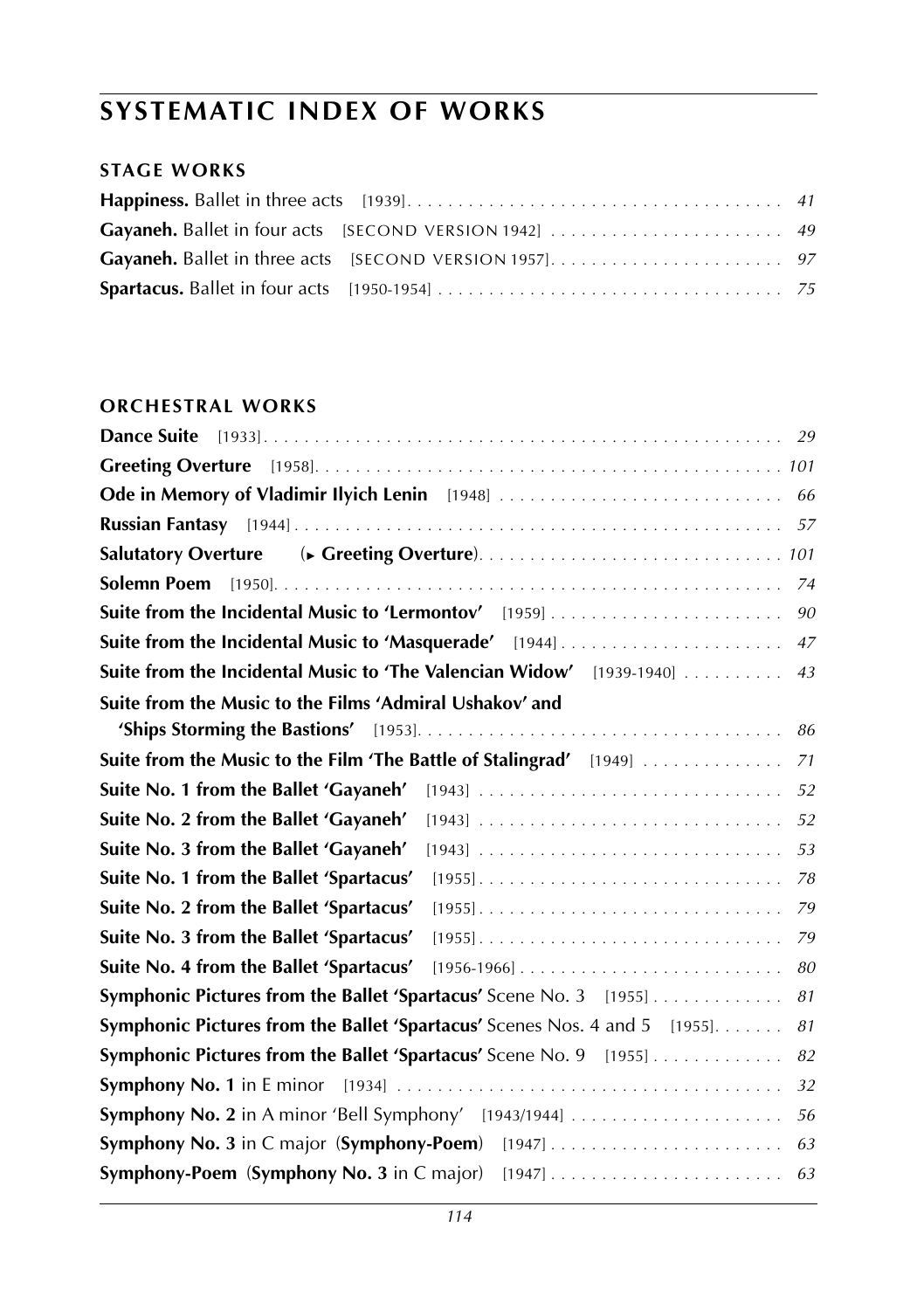# SYSTEMATIC INDEX OF WORKS

## STAGE WORKS

**Happiness.** Ballet in three acts [1939] . . . . . . . . . . . . . . . . . . . . . . . . . . . . . . . . . . . . . 41

**Gayaneh.** Ballet in four acts [SECOND VERSION 1942] . . . . . . . . . . . . . . . . . . . . . . . 49

**Gayaneh.** Ballet in three acts [SECOND VERSION 1957]. . . . . . . . . . . . . . . . . . . . . . . 97

**Spartacus.** Ballet in four acts [1950-1954] . . . . . . . . . . . . . . . . . . . . . . . . . . . . . . . . . 75

## ORCHESTRAL WORKS

**Dance Suite** [1933]. . . . . . . . . . . . . . . . . . . . . . . . . . . . . . . . . . . . . . . . . . . . . . . . . . . 29

**Greeting Overture** [1958]. . . . . . . . . . . . . . . . . . . . . . . . . . . . . . . . . . . . . . . . . . . . . 101

**Ode in Memory of Vladimir Ilyich Lenin** [1948] . . . . . . . . . . . . . . . . . . . . . . . . . . . 66

**Russian Fantasy** [1944] . . . . . . . . . . . . . . . . . . . . . . . . . . . . . . . . . . . . . . . . . . . . . . . 57

**Salutatory Overture** (► **Greeting Overture**). . . . . . . . . . . . . . . . . . . . . . . . . . . . . 101

**Solemn Poem** [1950]. . . . . . . . . . . . . . . . . . . . . . . . . . . . . . . . . . . . . . . . . . . . . . . . . 74

**Suite from the Incidental Music to 'Lermontov'** [1959] . . . . . . . . . . . . . . . . . . . . . . . 90

**Suite from the Incidental Music to 'Masquerade'** [1944] . . . . . . . . . . . . . . . . . . . . . . 47

**Suite from the Incidental Music to 'The Valencian Widow'** [1939-1940] . . . . . . . . . . 43

**Suite from the Music to the Films 'Admiral Ushakov' and 'Ships Storming the Bastions'** [1953]. . . . . . . . . . . . . . . . . . . . . . . . . . . . . . . . . . . . 86

**Suite from the Music to the Film 'The Battle of Stalingrad'** [1949] . . . . . . . . . . . . . 71

**Suite No. 1 from the Ballet 'Gayaneh'** [1943] . . . . . . . . . . . . . . . . . . . . . . . . . . . . . . 52

**Suite No. 2 from the Ballet 'Gayaneh'** [1943] . . . . . . . . . . . . . . . . . . . . . . . . . . . . . . 52

**Suite No. 3 from the Ballet 'Gayaneh'** [1943] . . . . . . . . . . . . . . . . . . . . . . . . . . . . . . 53

**Suite No. 1 from the Ballet 'Spartacus'** [1955]. . . . . . . . . . . . . . . . . . . . . . . . . . . . . . 78

**Suite No. 2 from the Ballet 'Spartacus'** [1955]. . . . . . . . . . . . . . . . . . . . . . . . . . . . . . 79

**Suite No. 3 from the Ballet 'Spartacus'** [1955]. . . . . . . . . . . . . . . . . . . . . . . . . . . . . . 79

**Suite No. 4 from the Ballet 'Spartacus'** [1956-1966] . . . . . . . . . . . . . . . . . . . . . . . . . 80

**Symphonic Pictures from the Ballet 'Spartacus'** Scene No. 3 [1955] . . . . . . . . . . . . . 81

**Symphonic Pictures from the Ballet 'Spartacus'** Scenes Nos. 4 and 5 [1955]. . . . . . . 81

**Symphonic Pictures from the Ballet 'Spartacus'** Scene No. 9 [1955] . . . . . . . . . . . . . 82

**Symphony No. 1** in E minor [1934] . . . . . . . . . . . . . . . . . . . . . . . . . . . . . . . . . . . . . 32

**Symphony No. 2** in A minor 'Bell Symphony' [1943/1944] . . . . . . . . . . . . . . . . . . . . . 56

**Symphony No. 3** in C major (**Symphony-Poem**) [1947] . . . . . . . . . . . . . . . . . . . . . . . 63

**Symphony-Poem** (**Symphony No. 3** in C major) [1947] . . . . . . . . . . . . . . . . . . . . . . . 63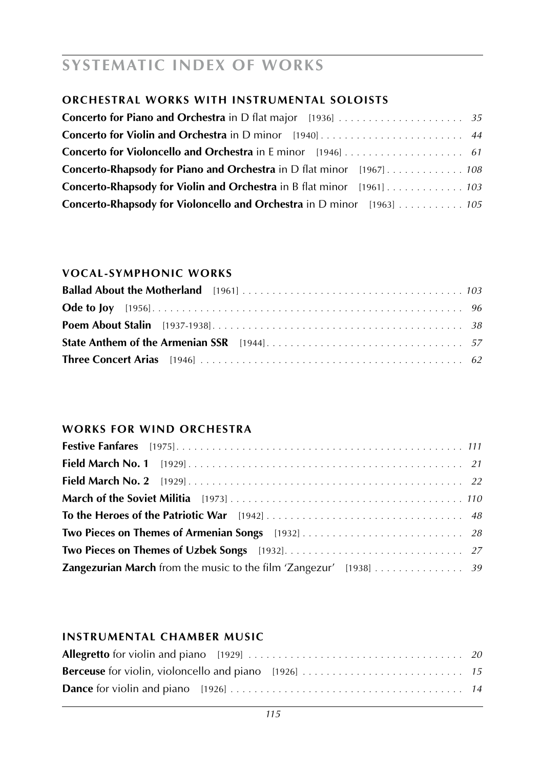# SYSTEMATIC INDEX OF WORKS

## ORCHESTRAL WORKS WITH INSTRUMENTAL SOLOISTS

**Concerto for Piano and Orchestra** in D flat major [1936] . . . . . . . . . . . . . . . . . . . . . *35*
**Concerto for Violin and Orchestra** in D minor [1940] . . . . . . . . . . . . . . . . . . . . . . . . *44*
**Concerto for Violoncello and Orchestra** in E minor [1946] . . . . . . . . . . . . . . . . . . . . *61*
**Concerto-Rhapsody for Piano and Orchestra** in D flat minor [1967] . . . . . . . . . . . . . *108*
**Concerto-Rhapsody for Violin and Orchestra** in B flat minor [1961] . . . . . . . . . . . . . *103*
**Concerto-Rhapsody for Violoncello and Orchestra** in D minor [1963] . . . . . . . . . . . *105*

## VOCAL-SYMPHONIC WORKS

**Ballad About the Motherland** [1961] . . . . . . . . . . . . . . . . . . . . . . . . . . . . . . . . . . . . *103*
**Ode to Joy** [1956] . . . . . . . . . . . . . . . . . . . . . . . . . . . . . . . . . . . . . . . . . . . . . . . . . *96*
**Poem About Stalin** [1937-1938] . . . . . . . . . . . . . . . . . . . . . . . . . . . . . . . . . . . . . . . . *38*
**State Anthem of the Armenian SSR** [1944] . . . . . . . . . . . . . . . . . . . . . . . . . . . . . . . . *57*
**Three Concert Arias** [1946] . . . . . . . . . . . . . . . . . . . . . . . . . . . . . . . . . . . . . . . . . . . *62*

## WORKS FOR WIND ORCHESTRA

**Festive Fanfares** [1975] . . . . . . . . . . . . . . . . . . . . . . . . . . . . . . . . . . . . . . . . . . . . . . *111*
**Field March No. 1** [1929] . . . . . . . . . . . . . . . . . . . . . . . . . . . . . . . . . . . . . . . . . . . . . *21*
**Field March No. 2** [1929] . . . . . . . . . . . . . . . . . . . . . . . . . . . . . . . . . . . . . . . . . . . . . *22*
**March of the Soviet Militia** [1973] . . . . . . . . . . . . . . . . . . . . . . . . . . . . . . . . . . . . . . *110*
**To the Heroes of the Patriotic War** [1942] . . . . . . . . . . . . . . . . . . . . . . . . . . . . . . . . *48*
**Two Pieces on Themes of Armenian Songs** [1932] . . . . . . . . . . . . . . . . . . . . . . . . . . *28*
**Two Pieces on Themes of Uzbek Songs** [1932] . . . . . . . . . . . . . . . . . . . . . . . . . . . . . *27*
**Zangezurian March** from the music to the film 'Zangezur' [1938] . . . . . . . . . . . . . . . *39*

## INSTRUMENTAL CHAMBER MUSIC

**Allegretto** for violin and piano [1929] . . . . . . . . . . . . . . . . . . . . . . . . . . . . . . . . . . . *20*
**Berceuse** for violin, violoncello and piano [1926] . . . . . . . . . . . . . . . . . . . . . . . . . . . *15*
**Dance** for violin and piano [1926] . . . . . . . . . . . . . . . . . . . . . . . . . . . . . . . . . . . . . . . *14*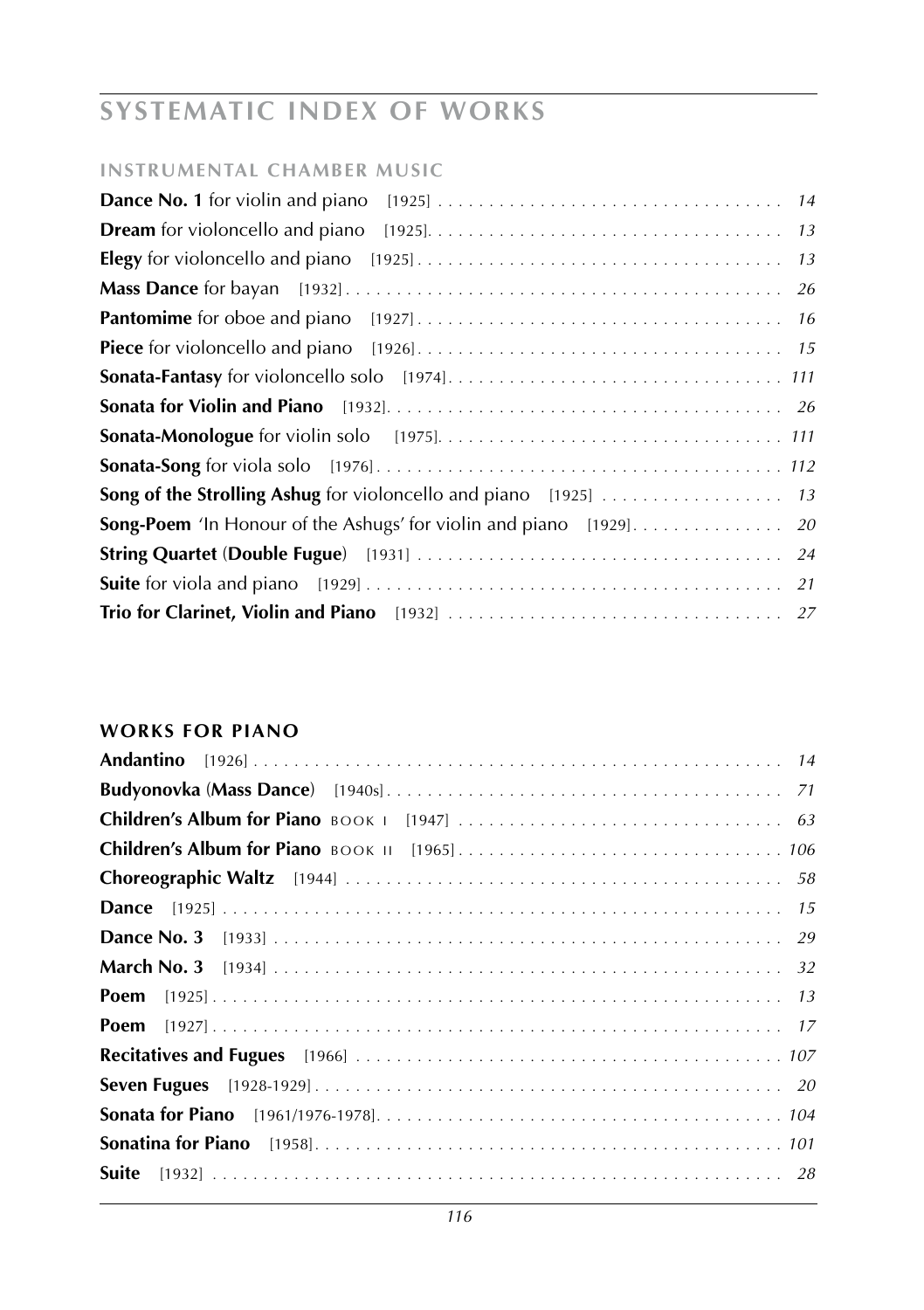# SYSTEMATIC INDEX OF WORKS

## INSTRUMENTAL CHAMBER MUSIC

**Dance No. 1** for violin and piano [1925] . . . . . . . . . . . . . . . . . . . . . . . . . . . . . . . . . . . *14*
**Dream** for violoncello and piano [1925]. . . . . . . . . . . . . . . . . . . . . . . . . . . . . . . . . . . *13*
**Elegy** for violoncello and piano [1925] . . . . . . . . . . . . . . . . . . . . . . . . . . . . . . . . . . . *13*
**Mass Dance** for bayan [1932] . . . . . . . . . . . . . . . . . . . . . . . . . . . . . . . . . . . . . . . . . . *26*
**Pantomime** for oboe and piano [1927] . . . . . . . . . . . . . . . . . . . . . . . . . . . . . . . . . . . *16*
**Piece** for violoncello and piano [1926]. . . . . . . . . . . . . . . . . . . . . . . . . . . . . . . . . . . *15*
**Sonata-Fantasy** for violoncello solo [1974]. . . . . . . . . . . . . . . . . . . . . . . . . . . . . . . . *111*
**Sonata for Violin and Piano** [1932]. . . . . . . . . . . . . . . . . . . . . . . . . . . . . . . . . . . . . *26*
**Sonata-Monologue** for violin solo [1975]. . . . . . . . . . . . . . . . . . . . . . . . . . . . . . . . . *111*
**Sonata-Song** for viola solo [1976] . . . . . . . . . . . . . . . . . . . . . . . . . . . . . . . . . . . . . . *112*
**Song of the Strolling Ashug** for violoncello and piano [1925] . . . . . . . . . . . . . . . . . . *13*
**Song-Poem** 'In Honour of the Ashugs' for violin and piano [1929]. . . . . . . . . . . . . . . *20*
**String Quartet** (**Double Fugue**) [1931] . . . . . . . . . . . . . . . . . . . . . . . . . . . . . . . . . . . *24*
**Suite** for viola and piano [1929] . . . . . . . . . . . . . . . . . . . . . . . . . . . . . . . . . . . . . . . . *21*
**Trio for Clarinet, Violin and Piano** [1932] . . . . . . . . . . . . . . . . . . . . . . . . . . . . . . . . *27*

## WORKS FOR PIANO

**Andantino** [1926] . . . . . . . . . . . . . . . . . . . . . . . . . . . . . . . . . . . . . . . . . . . . . . . . . . . . *14*
**Budyonovka** (**Mass Dance**) [1940s] . . . . . . . . . . . . . . . . . . . . . . . . . . . . . . . . . . . . . . *71*
**Children's Album for Piano** BOOK I [1947] . . . . . . . . . . . . . . . . . . . . . . . . . . . . . . . . *63*
**Children's Album for Piano** BOOK II [1965] . . . . . . . . . . . . . . . . . . . . . . . . . . . . . . . . *106*
**Choreographic Waltz** [1944] . . . . . . . . . . . . . . . . . . . . . . . . . . . . . . . . . . . . . . . . . . . *58*
**Dance** [1925] . . . . . . . . . . . . . . . . . . . . . . . . . . . . . . . . . . . . . . . . . . . . . . . . . . . . . . . *15*
**Dance No. 3** [1933] . . . . . . . . . . . . . . . . . . . . . . . . . . . . . . . . . . . . . . . . . . . . . . . . . . *29*
**March No. 3** [1934] . . . . . . . . . . . . . . . . . . . . . . . . . . . . . . . . . . . . . . . . . . . . . . . . . . *32*
**Poem** [1925] . . . . . . . . . . . . . . . . . . . . . . . . . . . . . . . . . . . . . . . . . . . . . . . . . . . . . . . *13*
**Poem** [1927] . . . . . . . . . . . . . . . . . . . . . . . . . . . . . . . . . . . . . . . . . . . . . . . . . . . . . . . *17*
**Recitatives and Fugues** [1966] . . . . . . . . . . . . . . . . . . . . . . . . . . . . . . . . . . . . . . . . . . *107*
**Seven Fugues** [1928-1929] . . . . . . . . . . . . . . . . . . . . . . . . . . . . . . . . . . . . . . . . . . . . . *20*
**Sonata for Piano** [1961/1976-1978]. . . . . . . . . . . . . . . . . . . . . . . . . . . . . . . . . . . . . . . *104*
**Sonatina for Piano** [1958]. . . . . . . . . . . . . . . . . . . . . . . . . . . . . . . . . . . . . . . . . . . . . . *101*
**Suite** [1932] . . . . . . . . . . . . . . . . . . . . . . . . . . . . . . . . . . . . . . . . . . . . . . . . . . . . . . . *28*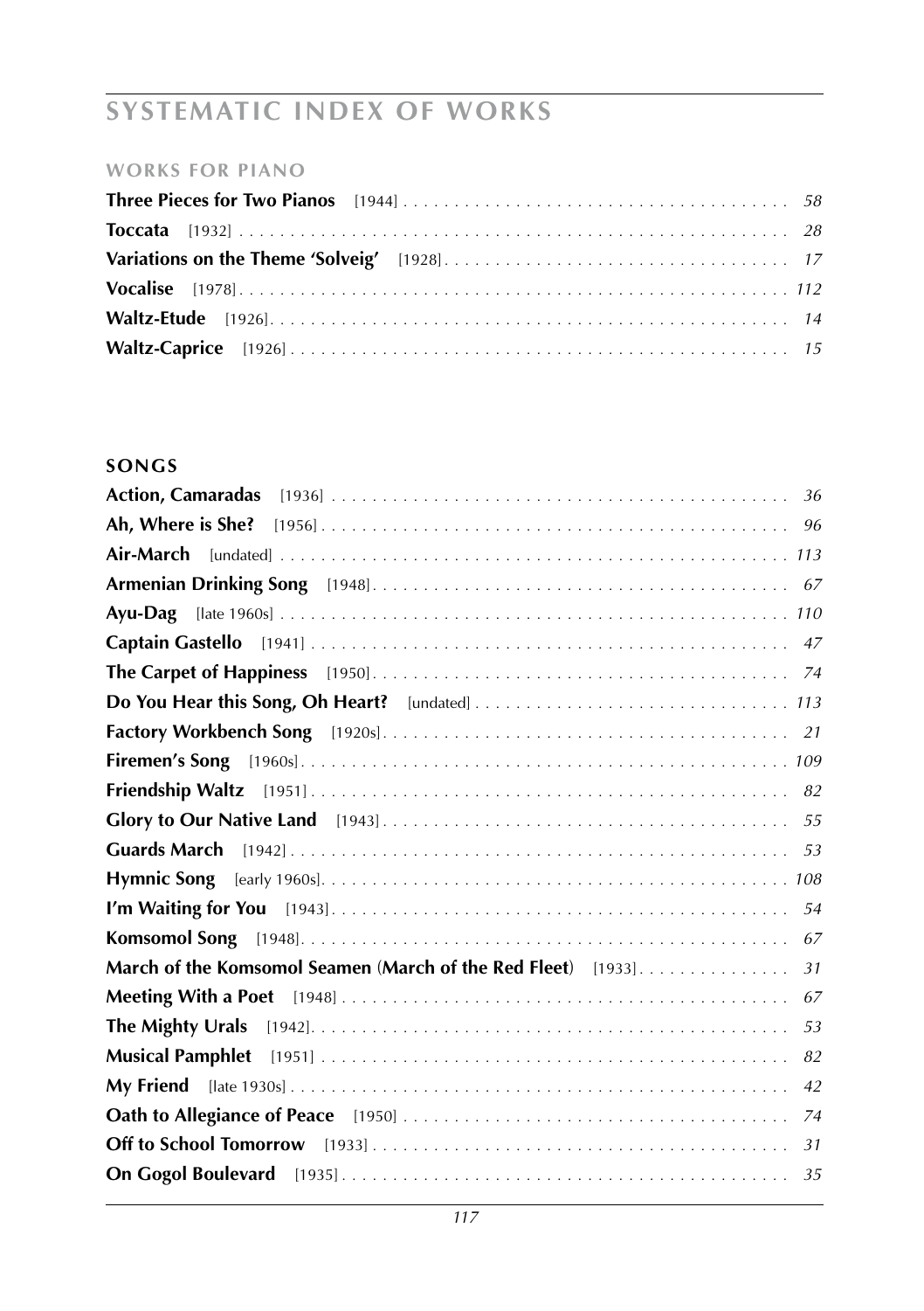# SYSTEMATIC INDEX OF WORKS

## WORKS FOR PIANO

**Three Pieces for Two Pianos** [1944] . . . . . . . . . . . . . . . . . . . . . . . . . . . . . . . . . . . . . . *58*
**Toccata** [1932] . . . . . . . . . . . . . . . . . . . . . . . . . . . . . . . . . . . . . . . . . . . . . . . . . . . . *28*
**Variations on the Theme 'Solveig'** [1928] . . . . . . . . . . . . . . . . . . . . . . . . . . . . . . . . . *17*
**Vocalise** [1978] . . . . . . . . . . . . . . . . . . . . . . . . . . . . . . . . . . . . . . . . . . . . . . . . . . . *112*
**Waltz-Etude** [1926] . . . . . . . . . . . . . . . . . . . . . . . . . . . . . . . . . . . . . . . . . . . . . . . . . *14*
**Waltz-Caprice** [1926] . . . . . . . . . . . . . . . . . . . . . . . . . . . . . . . . . . . . . . . . . . . . . . . *15*

## SONGS

**Action, Camaradas** [1936] . . . . . . . . . . . . . . . . . . . . . . . . . . . . . . . . . . . . . . . . . . . . *36*
**Ah, Where is She?** [1956] . . . . . . . . . . . . . . . . . . . . . . . . . . . . . . . . . . . . . . . . . . . . *96*
**Air-March** [undated] . . . . . . . . . . . . . . . . . . . . . . . . . . . . . . . . . . . . . . . . . . . . . . . . *113*
**Armenian Drinking Song** [1948] . . . . . . . . . . . . . . . . . . . . . . . . . . . . . . . . . . . . . . . . *67*
**Ayu-Dag** [late 1960s] . . . . . . . . . . . . . . . . . . . . . . . . . . . . . . . . . . . . . . . . . . . . . . . . *110*
**Captain Gastello** [1941] . . . . . . . . . . . . . . . . . . . . . . . . . . . . . . . . . . . . . . . . . . . . . . *47*
**The Carpet of Happiness** [1950] . . . . . . . . . . . . . . . . . . . . . . . . . . . . . . . . . . . . . . . . *74*
**Do You Hear this Song, Oh Heart?** [undated] . . . . . . . . . . . . . . . . . . . . . . . . . . . . . . *113*
**Factory Workbench Song** [1920s] . . . . . . . . . . . . . . . . . . . . . . . . . . . . . . . . . . . . . . . *21*
**Firemen's Song** [1960s] . . . . . . . . . . . . . . . . . . . . . . . . . . . . . . . . . . . . . . . . . . . . . . *109*
**Friendship Waltz** [1951] . . . . . . . . . . . . . . . . . . . . . . . . . . . . . . . . . . . . . . . . . . . . . . *82*
**Glory to Our Native Land** [1943] . . . . . . . . . . . . . . . . . . . . . . . . . . . . . . . . . . . . . . . . *55*
**Guards March** [1942] . . . . . . . . . . . . . . . . . . . . . . . . . . . . . . . . . . . . . . . . . . . . . . . . *53*
**Hymnic Song** [early 1960s] . . . . . . . . . . . . . . . . . . . . . . . . . . . . . . . . . . . . . . . . . . . . *108*
**I'm Waiting for You** [1943] . . . . . . . . . . . . . . . . . . . . . . . . . . . . . . . . . . . . . . . . . . . . *54*
**Komsomol Song** [1948] . . . . . . . . . . . . . . . . . . . . . . . . . . . . . . . . . . . . . . . . . . . . . . . *67*
**March of the Komsomol Seamen** (**March of the Red Fleet**) [1933] . . . . . . . . . . . . . . . *31*
**Meeting With a Poet** [1948] . . . . . . . . . . . . . . . . . . . . . . . . . . . . . . . . . . . . . . . . . . . *67*
**The Mighty Urals** [1942] . . . . . . . . . . . . . . . . . . . . . . . . . . . . . . . . . . . . . . . . . . . . . . *53*
**Musical Pamphlet** [1951] . . . . . . . . . . . . . . . . . . . . . . . . . . . . . . . . . . . . . . . . . . . . . . *82*
**My Friend** [late 1930s] . . . . . . . . . . . . . . . . . . . . . . . . . . . . . . . . . . . . . . . . . . . . . . . *42*
**Oath to Allegiance of Peace** [1950] . . . . . . . . . . . . . . . . . . . . . . . . . . . . . . . . . . . . . . *74*
**Off to School Tomorrow** [1933] . . . . . . . . . . . . . . . . . . . . . . . . . . . . . . . . . . . . . . . . . *31*
**On Gogol Boulevard** [1935] . . . . . . . . . . . . . . . . . . . . . . . . . . . . . . . . . . . . . . . . . . . . *35*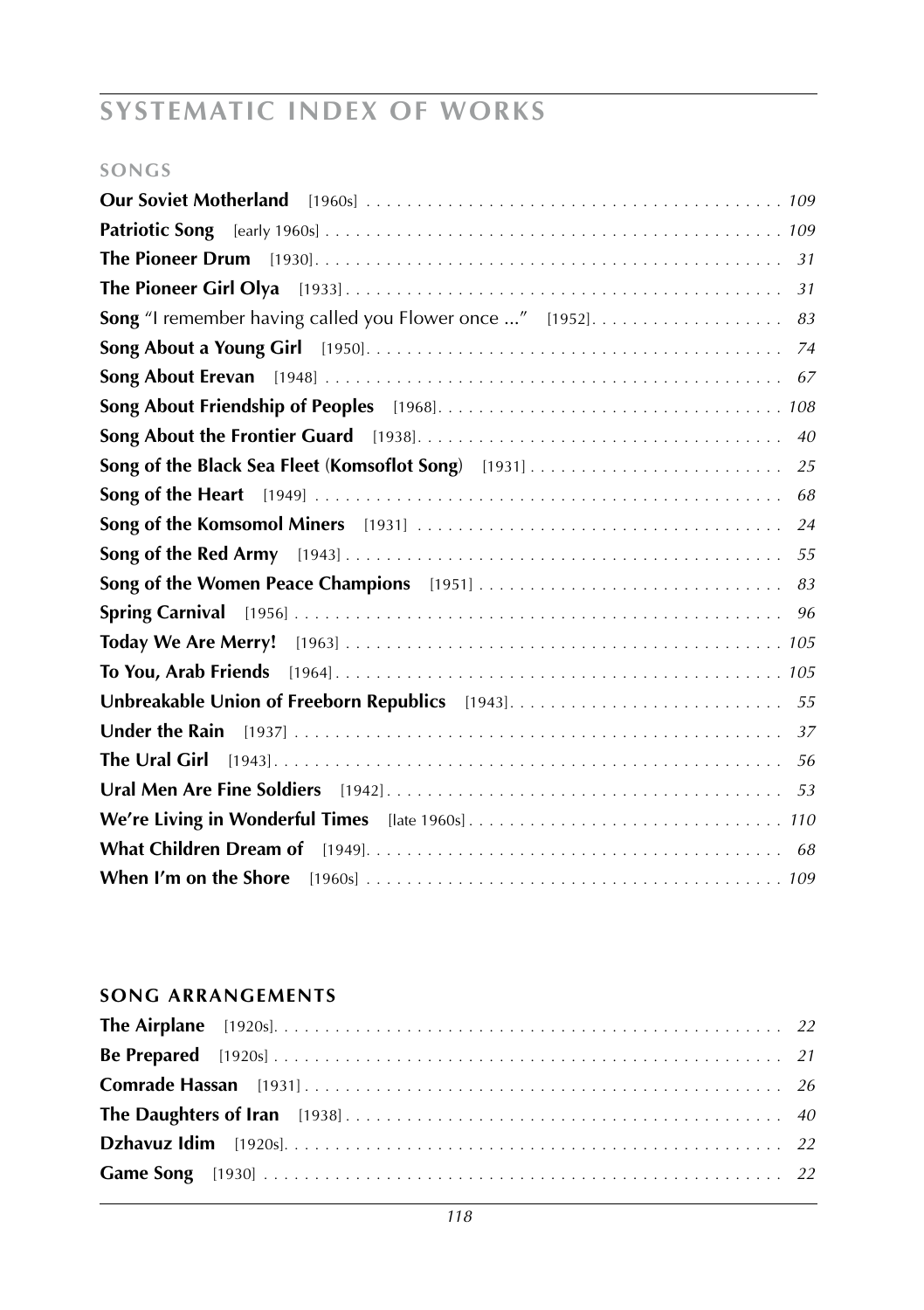# SYSTEMATIC INDEX OF WORKS

## SONGS

**Our Soviet Motherland** [1960s] . . . . . . . . . . . . . . . . . . . . . . . . . . . . . . . . . . . . . . . . *109*

**Patriotic Song** [early 1960s] . . . . . . . . . . . . . . . . . . . . . . . . . . . . . . . . . . . . . . . . *109*

**The Pioneer Drum** [1930] . . . . . . . . . . . . . . . . . . . . . . . . . . . . . . . . . . . . . . . . *31*

**The Pioneer Girl Olya** [1933] . . . . . . . . . . . . . . . . . . . . . . . . . . . . . . . . . . . . . . . . *31*

**Song** "I remember having called you Flower once ..." [1952] . . . . . . . . . . . . . . . . . . . *83*

**Song About a Young Girl** [1950] . . . . . . . . . . . . . . . . . . . . . . . . . . . . . . . . . . . . . . . . *74*

**Song About Erevan** [1948] . . . . . . . . . . . . . . . . . . . . . . . . . . . . . . . . . . . . . . . . *67*

**Song About Friendship of Peoples** [1968] . . . . . . . . . . . . . . . . . . . . . . . . . . . . . . . . . . *108*

**Song About the Frontier Guard** [1938] . . . . . . . . . . . . . . . . . . . . . . . . . . . . . . . . . . *40*

**Song of the Black Sea Fleet** (**Komsoflot Song**) [1931] . . . . . . . . . . . . . . . . . . . . . . . . *25*

**Song of the Heart** [1949] . . . . . . . . . . . . . . . . . . . . . . . . . . . . . . . . . . . . . . . . *68*

**Song of the Komsomol Miners** [1931] . . . . . . . . . . . . . . . . . . . . . . . . . . . . . . . . . . *24*

**Song of the Red Army** [1943] . . . . . . . . . . . . . . . . . . . . . . . . . . . . . . . . . . . . . . . . *55*

**Song of the Women Peace Champions** [1951] . . . . . . . . . . . . . . . . . . . . . . . . . . . . . . *83*

**Spring Carnival** [1956] . . . . . . . . . . . . . . . . . . . . . . . . . . . . . . . . . . . . . . . . *96*

**Today We Are Merry!** [1963] . . . . . . . . . . . . . . . . . . . . . . . . . . . . . . . . . . . . . . . . *105*

**To You, Arab Friends** [1964] . . . . . . . . . . . . . . . . . . . . . . . . . . . . . . . . . . . . . . . . *105*

**Unbreakable Union of Freeborn Republics** [1943] . . . . . . . . . . . . . . . . . . . . . . . . . . . *55*

**Under the Rain** [1937] . . . . . . . . . . . . . . . . . . . . . . . . . . . . . . . . . . . . . . . . *37*

**The Ural Girl** [1943] . . . . . . . . . . . . . . . . . . . . . . . . . . . . . . . . . . . . . . . . *56*

**Ural Men Are Fine Soldiers** [1942] . . . . . . . . . . . . . . . . . . . . . . . . . . . . . . . . . . . . *53*

**We're Living in Wonderful Times** [late 1960s] . . . . . . . . . . . . . . . . . . . . . . . . . . . . . . *110*

**What Children Dream of** [1949] . . . . . . . . . . . . . . . . . . . . . . . . . . . . . . . . . . . . . . . . *68*

**When I'm on the Shore** [1960s] . . . . . . . . . . . . . . . . . . . . . . . . . . . . . . . . . . . . . . . . *109*

## SONG ARRANGEMENTS

**The Airplane** [1920s] . . . . . . . . . . . . . . . . . . . . . . . . . . . . . . . . . . . . . . . . *22*

**Be Prepared** [1920s] . . . . . . . . . . . . . . . . . . . . . . . . . . . . . . . . . . . . . . . . *21*

**Comrade Hassan** [1931] . . . . . . . . . . . . . . . . . . . . . . . . . . . . . . . . . . . . . . . . *26*

**The Daughters of Iran** [1938] . . . . . . . . . . . . . . . . . . . . . . . . . . . . . . . . . . . . . . . . *40*

**Dzhavuz Idim** [1920s] . . . . . . . . . . . . . . . . . . . . . . . . . . . . . . . . . . . . . . . . *22*

**Game Song** [1930] . . . . . . . . . . . . . . . . . . . . . . . . . . . . . . . . . . . . . . . . *22*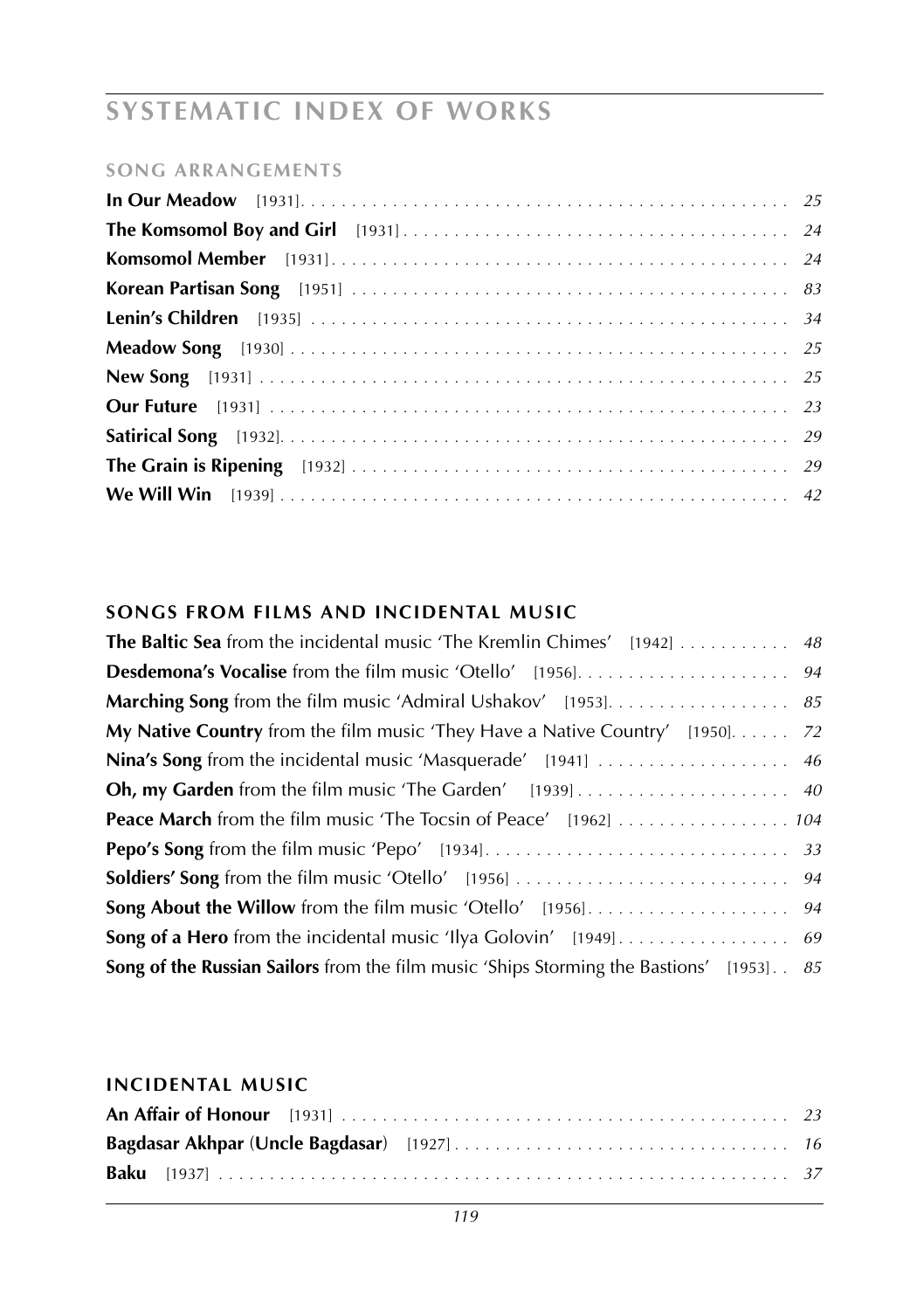# SYSTEMATIC INDEX OF WORKS

## SONG ARRANGEMENTS

**In Our Meadow** [1931] . . . . . . . . . . . . . . . . . . . . . . . . . . . . . . . . . . . . . . . . . . . . . . . . *25*
**The Komsomol Boy and Girl** [1931] . . . . . . . . . . . . . . . . . . . . . . . . . . . . . . . . . . . . . . . *24*
**Komsomol Member** [1931] . . . . . . . . . . . . . . . . . . . . . . . . . . . . . . . . . . . . . . . . . . . . . *24*
**Korean Partisan Song** [1951] . . . . . . . . . . . . . . . . . . . . . . . . . . . . . . . . . . . . . . . . . . . *83*
**Lenin's Children** [1935] . . . . . . . . . . . . . . . . . . . . . . . . . . . . . . . . . . . . . . . . . . . . . . . *34*
**Meadow Song** [1930] . . . . . . . . . . . . . . . . . . . . . . . . . . . . . . . . . . . . . . . . . . . . . . . . . *25*
**New Song** [1931] . . . . . . . . . . . . . . . . . . . . . . . . . . . . . . . . . . . . . . . . . . . . . . . . . . . *25*
**Our Future** [1931] . . . . . . . . . . . . . . . . . . . . . . . . . . . . . . . . . . . . . . . . . . . . . . . . . . *23*
**Satirical Song** [1932] . . . . . . . . . . . . . . . . . . . . . . . . . . . . . . . . . . . . . . . . . . . . . . . . . *29*
**The Grain is Ripening** [1932] . . . . . . . . . . . . . . . . . . . . . . . . . . . . . . . . . . . . . . . . . . . *29*
**We Will Win** [1939] . . . . . . . . . . . . . . . . . . . . . . . . . . . . . . . . . . . . . . . . . . . . . . . . . . *42*

## SONGS FROM FILMS AND INCIDENTAL MUSIC

**The Baltic Sea** from the incidental music 'The Kremlin Chimes' [1942] . . . . . . . . . . . *48*
**Desdemona's Vocalise** from the film music 'Otello' [1956] . . . . . . . . . . . . . . . . . . . . . *94*
**Marching Song** from the film music 'Admiral Ushakov' [1953] . . . . . . . . . . . . . . . . . . *85*
**My Native Country** from the film music 'They Have a Native Country' [1950] . . . . . . *72*
**Nina's Song** from the incidental music 'Masquerade' [1941] . . . . . . . . . . . . . . . . . . . *46*
**Oh, my Garden** from the film music 'The Garden' [1939] . . . . . . . . . . . . . . . . . . . . . *40*
**Peace March** from the film music 'The Tocsin of Peace' [1962] . . . . . . . . . . . . . . . . . *104*
**Pepo's Song** from the film music 'Pepo' [1934] . . . . . . . . . . . . . . . . . . . . . . . . . . . . . . *33*
**Soldiers' Song** from the film music 'Otello' [1956] . . . . . . . . . . . . . . . . . . . . . . . . . . . *94*
**Song About the Willow** from the film music 'Otello' [1956] . . . . . . . . . . . . . . . . . . . . *94*
**Song of a Hero** from the incidental music 'Ilya Golovin' [1949] . . . . . . . . . . . . . . . . . *69*
**Song of the Russian Sailors** from the film music 'Ships Storming the Bastions' [1953] . . *85*

## INCIDENTAL MUSIC

**An Affair of Honour** [1931] . . . . . . . . . . . . . . . . . . . . . . . . . . . . . . . . . . . . . . . . . . . . *23*
**Bagdasar Akhpar** (**Uncle Bagdasar**) [1927] . . . . . . . . . . . . . . . . . . . . . . . . . . . . . . . . . *16*
**Baku** [1937] . . . . . . . . . . . . . . . . . . . . . . . . . . . . . . . . . . . . . . . . . . . . . . . . . . . . . . . . *37*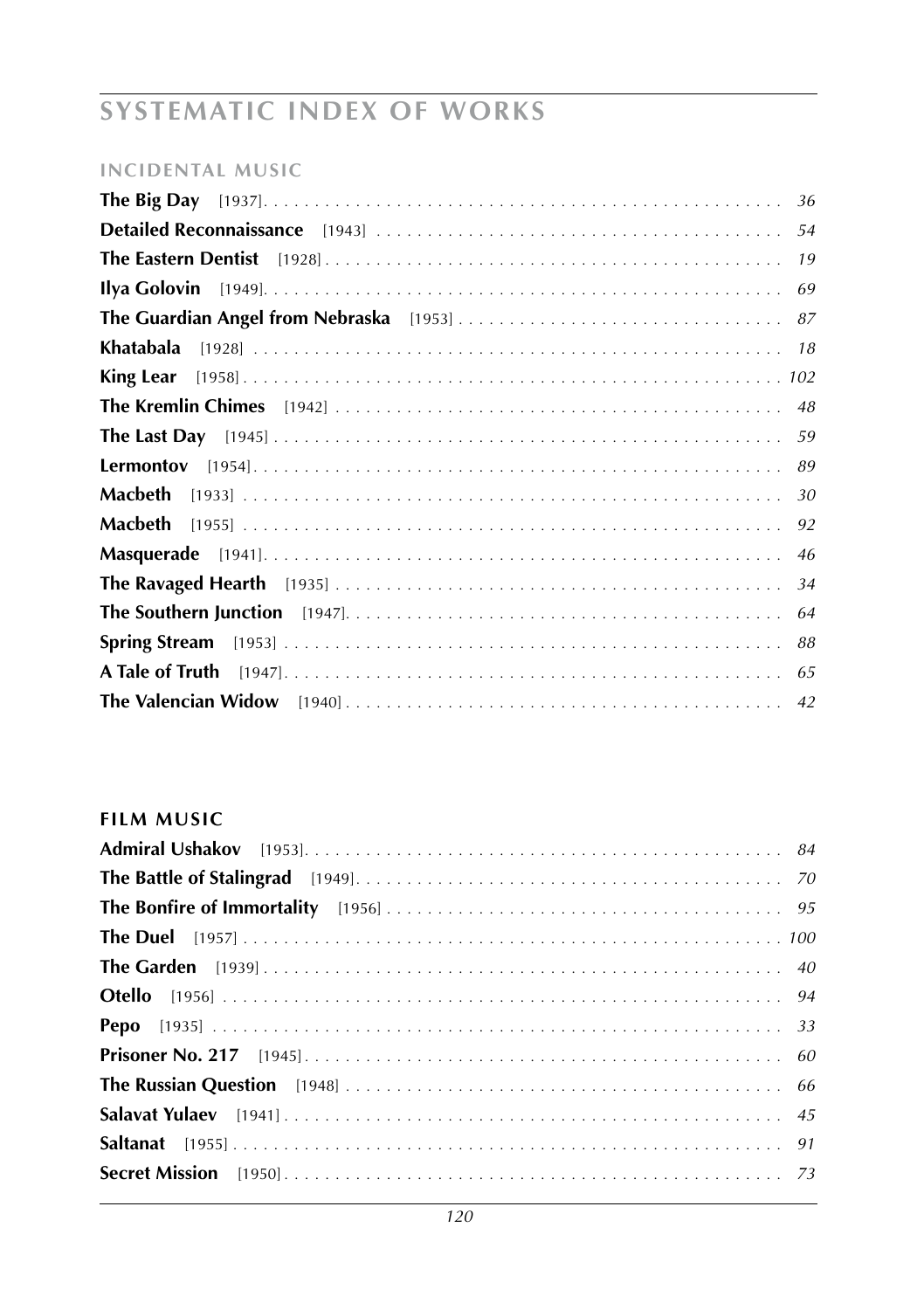# SYSTEMATIC INDEX OF WORKS

## INCIDENTAL MUSIC

**The Big Day** [1937] . . . . . . . . . . . . . . . . . . . . . . . . . . . . . . . . . . . . . . . . . . . . . . . . . . *36*
**Detailed Reconnaissance** [1943] . . . . . . . . . . . . . . . . . . . . . . . . . . . . . . . . . . . . . . . . *54*
**The Eastern Dentist** [1928] . . . . . . . . . . . . . . . . . . . . . . . . . . . . . . . . . . . . . . . . . . . . . *19*
**Ilya Golovin** [1949] . . . . . . . . . . . . . . . . . . . . . . . . . . . . . . . . . . . . . . . . . . . . . . . . . . *69*
**The Guardian Angel from Nebraska** [1953] . . . . . . . . . . . . . . . . . . . . . . . . . . . . . . . . *87*
**Khatabala** [1928] . . . . . . . . . . . . . . . . . . . . . . . . . . . . . . . . . . . . . . . . . . . . . . . . . . . . *18*
**King Lear** [1958] . . . . . . . . . . . . . . . . . . . . . . . . . . . . . . . . . . . . . . . . . . . . . . . . . . . *102*
**The Kremlin Chimes** [1942] . . . . . . . . . . . . . . . . . . . . . . . . . . . . . . . . . . . . . . . . . . . . *48*
**The Last Day** [1945] . . . . . . . . . . . . . . . . . . . . . . . . . . . . . . . . . . . . . . . . . . . . . . . . . *59*
**Lermontov** [1954] . . . . . . . . . . . . . . . . . . . . . . . . . . . . . . . . . . . . . . . . . . . . . . . . . . . *89*
**Macbeth** [1933] . . . . . . . . . . . . . . . . . . . . . . . . . . . . . . . . . . . . . . . . . . . . . . . . . . . . . *30*
**Macbeth** [1955] . . . . . . . . . . . . . . . . . . . . . . . . . . . . . . . . . . . . . . . . . . . . . . . . . . . . . *92*
**Masquerade** [1941] . . . . . . . . . . . . . . . . . . . . . . . . . . . . . . . . . . . . . . . . . . . . . . . . . . *46*
**The Ravaged Hearth** [1935] . . . . . . . . . . . . . . . . . . . . . . . . . . . . . . . . . . . . . . . . . . . . *34*
**The Southern Junction** [1947] . . . . . . . . . . . . . . . . . . . . . . . . . . . . . . . . . . . . . . . . . . *64*
**Spring Stream** [1953] . . . . . . . . . . . . . . . . . . . . . . . . . . . . . . . . . . . . . . . . . . . . . . . . *88*
**A Tale of Truth** [1947] . . . . . . . . . . . . . . . . . . . . . . . . . . . . . . . . . . . . . . . . . . . . . . . . *65*
**The Valencian Widow** [1940] . . . . . . . . . . . . . . . . . . . . . . . . . . . . . . . . . . . . . . . . . . . *42*

## FILM MUSIC

**Admiral Ushakov** [1953] . . . . . . . . . . . . . . . . . . . . . . . . . . . . . . . . . . . . . . . . . . . . . . . *84*
**The Battle of Stalingrad** [1949] . . . . . . . . . . . . . . . . . . . . . . . . . . . . . . . . . . . . . . . . . *70*
**The Bonfire of Immortality** [1956] . . . . . . . . . . . . . . . . . . . . . . . . . . . . . . . . . . . . . . . *95*
**The Duel** [1957] . . . . . . . . . . . . . . . . . . . . . . . . . . . . . . . . . . . . . . . . . . . . . . . . . . . . *100*
**The Garden** [1939] . . . . . . . . . . . . . . . . . . . . . . . . . . . . . . . . . . . . . . . . . . . . . . . . . . . *40*
**Otello** [1956] . . . . . . . . . . . . . . . . . . . . . . . . . . . . . . . . . . . . . . . . . . . . . . . . . . . . . . . *94*
**Pepo** [1935] . . . . . . . . . . . . . . . . . . . . . . . . . . . . . . . . . . . . . . . . . . . . . . . . . . . . . . . . *33*
**Prisoner No. 217** [1945] . . . . . . . . . . . . . . . . . . . . . . . . . . . . . . . . . . . . . . . . . . . . . . . *60*
**The Russian Question** [1948] . . . . . . . . . . . . . . . . . . . . . . . . . . . . . . . . . . . . . . . . . . . *66*
**Salavat Yulaev** [1941] . . . . . . . . . . . . . . . . . . . . . . . . . . . . . . . . . . . . . . . . . . . . . . . . . *45*
**Saltanat** [1955] . . . . . . . . . . . . . . . . . . . . . . . . . . . . . . . . . . . . . . . . . . . . . . . . . . . . . . *91*
**Secret Mission** [1950] . . . . . . . . . . . . . . . . . . . . . . . . . . . . . . . . . . . . . . . . . . . . . . . . . *73*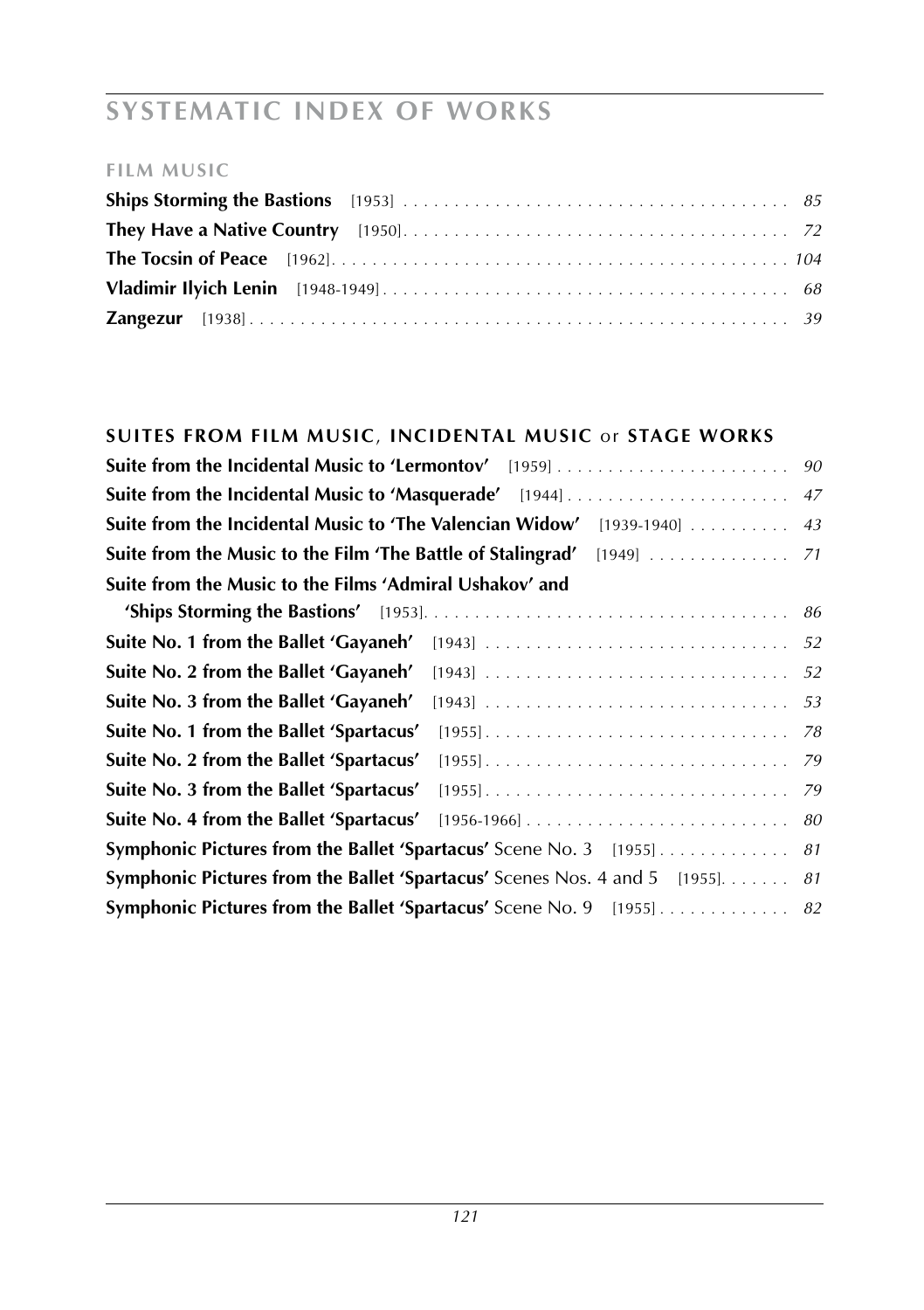# SYSTEMATIC INDEX OF WORKS

## FILM MUSIC

**Ships Storming the Bastions** [1953] . . . . . . . . . . . . . . . . . . . . . . . . . . . . . . . . . . . . . *85*
**They Have a Native Country** [1950]. . . . . . . . . . . . . . . . . . . . . . . . . . . . . . . . . . . . . *72*
**The Tocsin of Peace** [1962]. . . . . . . . . . . . . . . . . . . . . . . . . . . . . . . . . . . . . . . . . . . . *104*
**Vladimir Ilyich Lenin** [1948-1949] . . . . . . . . . . . . . . . . . . . . . . . . . . . . . . . . . . . . . . . *68*
**Zangezur** [1938] . . . . . . . . . . . . . . . . . . . . . . . . . . . . . . . . . . . . . . . . . . . . . . . . . . . . *39*

## SUITES FROM FILM MUSIC, INCIDENTAL MUSIC or STAGE WORKS

**Suite from the Incidental Music to 'Lermontov'** [1959] . . . . . . . . . . . . . . . . . . . . . . . *90*
**Suite from the Incidental Music to 'Masquerade'** [1944] . . . . . . . . . . . . . . . . . . . . . . *47*
**Suite from the Incidental Music to 'The Valencian Widow'** [1939-1940] . . . . . . . . . . *43*
**Suite from the Music to the Film 'The Battle of Stalingrad'** [1949] . . . . . . . . . . . . . . *71*
**Suite from the Music to the Films 'Admiral Ushakov' and 'Ships Storming the Bastions'** [1953]. . . . . . . . . . . . . . . . . . . . . . . . . . . . . . . . . . . . *86*
**Suite No. 1 from the Ballet 'Gayaneh'** [1943] . . . . . . . . . . . . . . . . . . . . . . . . . . . . . . *52*
**Suite No. 2 from the Ballet 'Gayaneh'** [1943] . . . . . . . . . . . . . . . . . . . . . . . . . . . . . . *52*
**Suite No. 3 from the Ballet 'Gayaneh'** [1943] . . . . . . . . . . . . . . . . . . . . . . . . . . . . . . *53*
**Suite No. 1 from the Ballet 'Spartacus'** [1955] . . . . . . . . . . . . . . . . . . . . . . . . . . . . . . *78*
**Suite No. 2 from the Ballet 'Spartacus'** [1955] . . . . . . . . . . . . . . . . . . . . . . . . . . . . . . *79*
**Suite No. 3 from the Ballet 'Spartacus'** [1955] . . . . . . . . . . . . . . . . . . . . . . . . . . . . . . *79*
**Suite No. 4 from the Ballet 'Spartacus'** [1956-1966] . . . . . . . . . . . . . . . . . . . . . . . . . . *80*
**Symphonic Pictures from the Ballet 'Spartacus'** Scene No. 3 [1955] . . . . . . . . . . . . . *81*
**Symphonic Pictures from the Ballet 'Spartacus'** Scenes Nos. 4 and 5 [1955]. . . . . . . *81*
**Symphonic Pictures from the Ballet 'Spartacus'** Scene No. 9 [1955] . . . . . . . . . . . . . *82*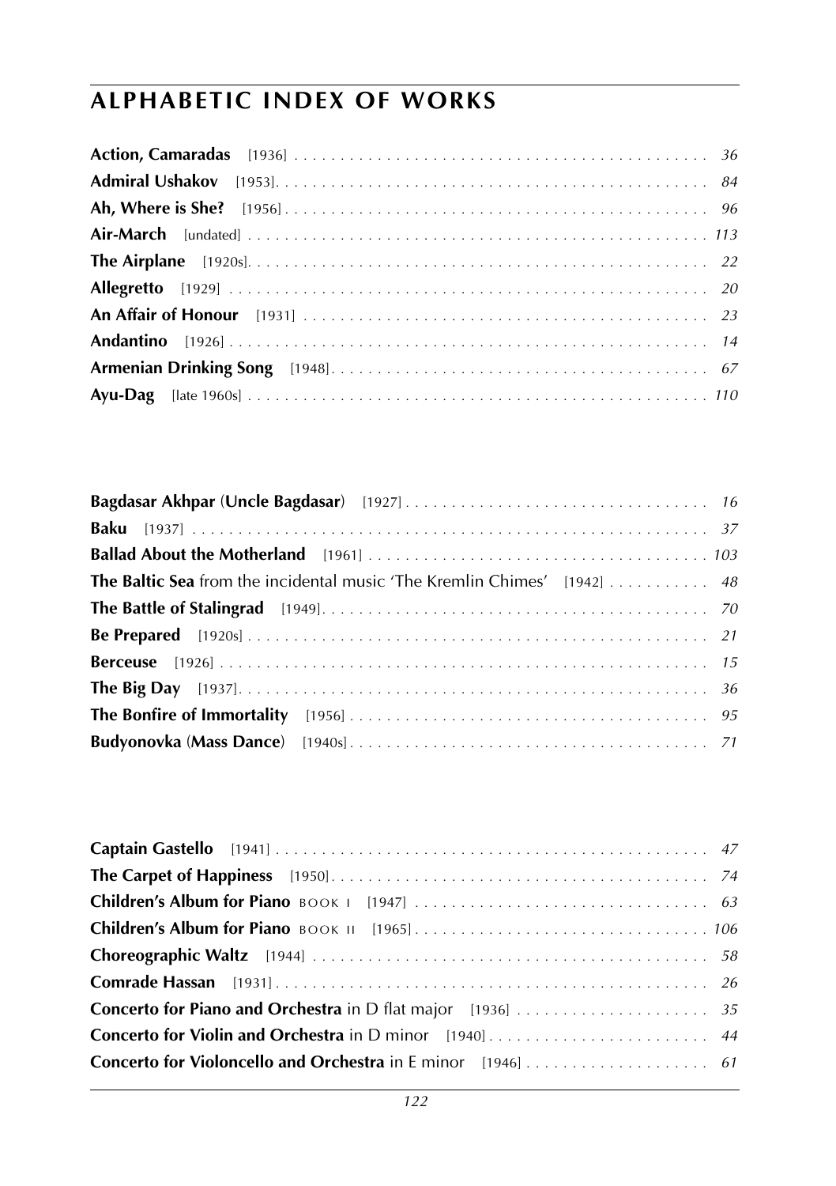# ALPHABETIC INDEX OF WORKS

**Action, Camaradas** [1936] . . . . . . . . . . . . . . . . . . . . . . . . . . . . . . . . . . . . . . . . . . . . . *36*
**Admiral Ushakov** [1953]. . . . . . . . . . . . . . . . . . . . . . . . . . . . . . . . . . . . . . . . . . . . . . . *84*
**Ah, Where is She?** [1956] . . . . . . . . . . . . . . . . . . . . . . . . . . . . . . . . . . . . . . . . . . . . . *96*
**Air-March** [undated] . . . . . . . . . . . . . . . . . . . . . . . . . . . . . . . . . . . . . . . . . . . . . . . . *113*
**The Airplane** [1920s]. . . . . . . . . . . . . . . . . . . . . . . . . . . . . . . . . . . . . . . . . . . . . . . . . *22*
**Allegretto** [1929] . . . . . . . . . . . . . . . . . . . . . . . . . . . . . . . . . . . . . . . . . . . . . . . . . . . *20*
**An Affair of Honour** [1931] . . . . . . . . . . . . . . . . . . . . . . . . . . . . . . . . . . . . . . . . . . . . *23*
**Andantino** [1926] . . . . . . . . . . . . . . . . . . . . . . . . . . . . . . . . . . . . . . . . . . . . . . . . . . . *14*
**Armenian Drinking Song** [1948]. . . . . . . . . . . . . . . . . . . . . . . . . . . . . . . . . . . . . . . . . *67*
**Ayu-Dag** [late 1960s] . . . . . . . . . . . . . . . . . . . . . . . . . . . . . . . . . . . . . . . . . . . . . . . . *110*

**Bagdasar Akhpar** (**Uncle Bagdasar**) [1927] . . . . . . . . . . . . . . . . . . . . . . . . . . . . . . . . *16*
**Baku** [1937] . . . . . . . . . . . . . . . . . . . . . . . . . . . . . . . . . . . . . . . . . . . . . . . . . . . . . . . *37*
**Ballad About the Motherland** [1961] . . . . . . . . . . . . . . . . . . . . . . . . . . . . . . . . . . . . . *103*
**The Baltic Sea** from the incidental music 'The Kremlin Chimes' [1942] . . . . . . . . . . . *48*
**The Battle of Stalingrad** [1949]. . . . . . . . . . . . . . . . . . . . . . . . . . . . . . . . . . . . . . . . . . *70*
**Be Prepared** [1920s] . . . . . . . . . . . . . . . . . . . . . . . . . . . . . . . . . . . . . . . . . . . . . . . . . *21*
**Berceuse** [1926] . . . . . . . . . . . . . . . . . . . . . . . . . . . . . . . . . . . . . . . . . . . . . . . . . . . . *15*
**The Big Day** [1937]. . . . . . . . . . . . . . . . . . . . . . . . . . . . . . . . . . . . . . . . . . . . . . . . . . *36*
**The Bonfire of Immortality** [1956] . . . . . . . . . . . . . . . . . . . . . . . . . . . . . . . . . . . . . . . *95*
**Budyonovka** (**Mass Dance**) [1940s] . . . . . . . . . . . . . . . . . . . . . . . . . . . . . . . . . . . . . . *71*

**Captain Gastello** [1941] . . . . . . . . . . . . . . . . . . . . . . . . . . . . . . . . . . . . . . . . . . . . . . . *47*
**The Carpet of Happiness** [1950]. . . . . . . . . . . . . . . . . . . . . . . . . . . . . . . . . . . . . . . . . *74*
**Children's Album for Piano** BOOK I [1947] . . . . . . . . . . . . . . . . . . . . . . . . . . . . . . . . *63*
**Children's Album for Piano** BOOK II [1965]. . . . . . . . . . . . . . . . . . . . . . . . . . . . . . . . *106*
**Choreographic Waltz** [1944] . . . . . . . . . . . . . . . . . . . . . . . . . . . . . . . . . . . . . . . . . . . *58*
**Comrade Hassan** [1931]. . . . . . . . . . . . . . . . . . . . . . . . . . . . . . . . . . . . . . . . . . . . . . . *26*
**Concerto for Piano and Orchestra** in D flat major [1936] . . . . . . . . . . . . . . . . . . . . . *35*
**Concerto for Violin and Orchestra** in D minor [1940]. . . . . . . . . . . . . . . . . . . . . . . . *44*
**Concerto for Violoncello and Orchestra** in E minor [1946] . . . . . . . . . . . . . . . . . . . . *61*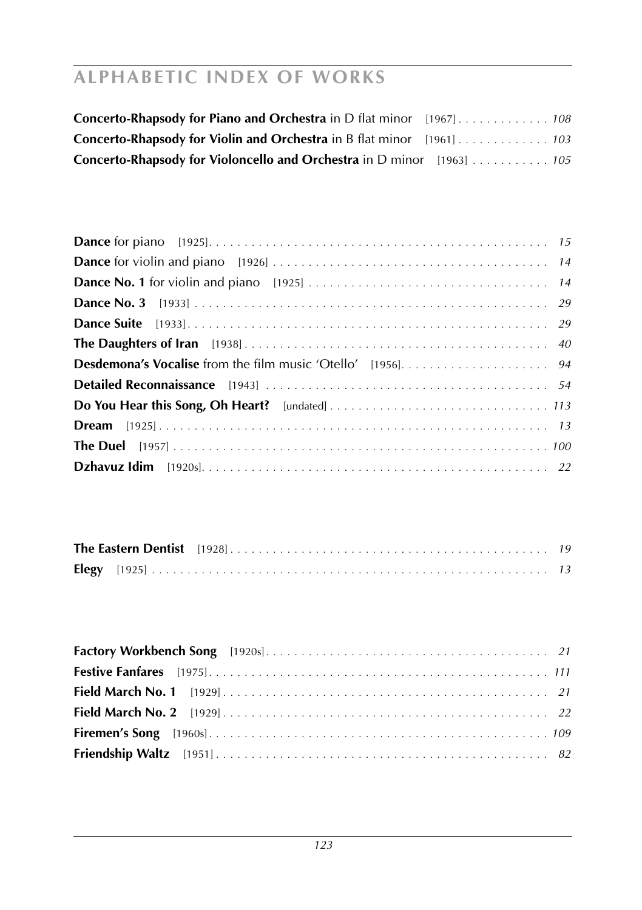# ALPHABETIC INDEX OF WORKS

**Concerto-Rhapsody for Piano and Orchestra** in D flat minor [1967] . . . . . . . . . . . . . *108*
**Concerto-Rhapsody for Violin and Orchestra** in B flat minor [1961] . . . . . . . . . . . . . *103*
**Concerto-Rhapsody for Violoncello and Orchestra** in D minor [1963] . . . . . . . . . . . *105*

**Dance** for piano [1925]. . . . . . . . . . . . . . . . . . . . . . . . . . . . . . . . . . . . . . . . . . . . . . . . *15*
**Dance** for violin and piano [1926] . . . . . . . . . . . . . . . . . . . . . . . . . . . . . . . . . . . . . . . *14*
**Dance No. 1** for violin and piano [1925] . . . . . . . . . . . . . . . . . . . . . . . . . . . . . . . . . . *14*
**Dance No. 3** [1933] . . . . . . . . . . . . . . . . . . . . . . . . . . . . . . . . . . . . . . . . . . . . . . . . . . *29*
**Dance Suite** [1933]. . . . . . . . . . . . . . . . . . . . . . . . . . . . . . . . . . . . . . . . . . . . . . . . . . . *29*
**The Daughters of Iran** [1938] . . . . . . . . . . . . . . . . . . . . . . . . . . . . . . . . . . . . . . . . . . *40*
**Desdemona's Vocalise** from the film music 'Otello' [1956]. . . . . . . . . . . . . . . . . . . . . *94*
**Detailed Reconnaissance** [1943] . . . . . . . . . . . . . . . . . . . . . . . . . . . . . . . . . . . . . . . . *54*
**Do You Hear this Song, Oh Heart?** [undated] . . . . . . . . . . . . . . . . . . . . . . . . . . . . . . *113*
**Dream** [1925] . . . . . . . . . . . . . . . . . . . . . . . . . . . . . . . . . . . . . . . . . . . . . . . . . . . . . . *13*
**The Duel** [1957] . . . . . . . . . . . . . . . . . . . . . . . . . . . . . . . . . . . . . . . . . . . . . . . . . . . . *100*
**Dzhavuz Idim** [1920s]. . . . . . . . . . . . . . . . . . . . . . . . . . . . . . . . . . . . . . . . . . . . . . . . . *22*

**The Eastern Dentist** [1928] . . . . . . . . . . . . . . . . . . . . . . . . . . . . . . . . . . . . . . . . . . . . . *19*
**Elegy** [1925] . . . . . . . . . . . . . . . . . . . . . . . . . . . . . . . . . . . . . . . . . . . . . . . . . . . . . . . . *13*

**Factory Workbench Song** [1920s]. . . . . . . . . . . . . . . . . . . . . . . . . . . . . . . . . . . . . . . . *21*
**Festive Fanfares** [1975]. . . . . . . . . . . . . . . . . . . . . . . . . . . . . . . . . . . . . . . . . . . . . . . . *111*
**Field March No. 1** [1929] . . . . . . . . . . . . . . . . . . . . . . . . . . . . . . . . . . . . . . . . . . . . . . *21*
**Field March No. 2** [1929] . . . . . . . . . . . . . . . . . . . . . . . . . . . . . . . . . . . . . . . . . . . . . . *22*
**Firemen's Song** [1960s]. . . . . . . . . . . . . . . . . . . . . . . . . . . . . . . . . . . . . . . . . . . . . . . . *109*
**Friendship Waltz** [1951] . . . . . . . . . . . . . . . . . . . . . . . . . . . . . . . . . . . . . . . . . . . . . . . *82*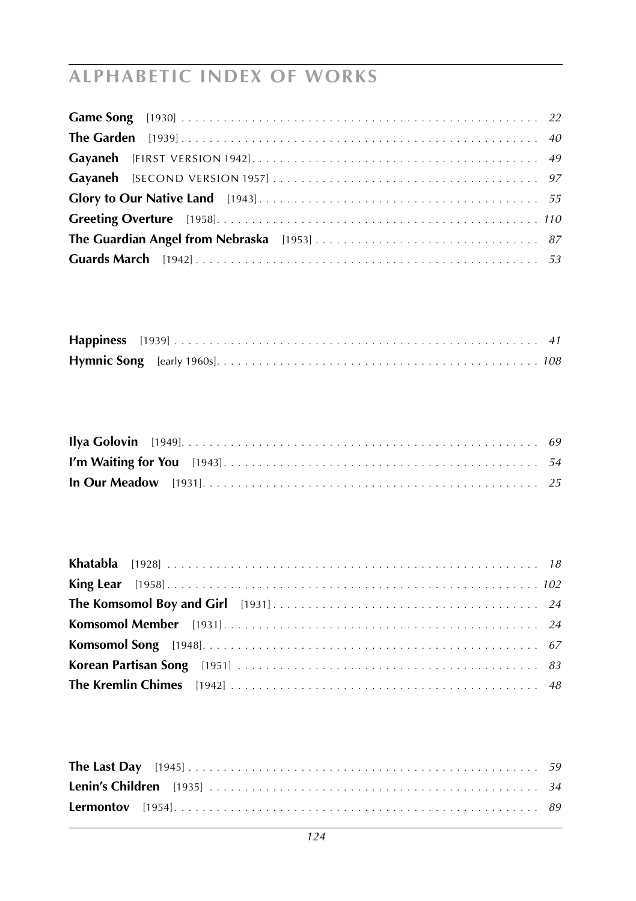## ALPHABETIC INDEX OF WORKS

**Game Song** [1930] . . . . . . . . . . . . . . . . . . . . . . . . . . . . . . . . . . . . . . . . . . . . . . . . . . . . *22*
**The Garden** [1939] . . . . . . . . . . . . . . . . . . . . . . . . . . . . . . . . . . . . . . . . . . . . . . . . . . . . *40*
**Gayaneh** [FIRST VERSION 1942] . . . . . . . . . . . . . . . . . . . . . . . . . . . . . . . . . . . . . . . . . *49*
**Gayaneh** [SECOND VERSION 1957] . . . . . . . . . . . . . . . . . . . . . . . . . . . . . . . . . . . . . . *97*
**Glory to Our Native Land** [1943] . . . . . . . . . . . . . . . . . . . . . . . . . . . . . . . . . . . . . . . . *55*
**Greeting Overture** [1958] . . . . . . . . . . . . . . . . . . . . . . . . . . . . . . . . . . . . . . . . . . . . . *110*
**The Guardian Angel from Nebraska** [1953] . . . . . . . . . . . . . . . . . . . . . . . . . . . . . . . *87*
**Guards March** [1942] . . . . . . . . . . . . . . . . . . . . . . . . . . . . . . . . . . . . . . . . . . . . . . . . . *53*

**Happiness** [1939] . . . . . . . . . . . . . . . . . . . . . . . . . . . . . . . . . . . . . . . . . . . . . . . . . . . . *41*
**Hymnic Song** [early 1960s] . . . . . . . . . . . . . . . . . . . . . . . . . . . . . . . . . . . . . . . . . . . . . *108*

**Ilya Golovin** [1949] . . . . . . . . . . . . . . . . . . . . . . . . . . . . . . . . . . . . . . . . . . . . . . . . . . . *69*
**I'm Waiting for You** [1943] . . . . . . . . . . . . . . . . . . . . . . . . . . . . . . . . . . . . . . . . . . . . . *54*
**In Our Meadow** [1931] . . . . . . . . . . . . . . . . . . . . . . . . . . . . . . . . . . . . . . . . . . . . . . . . . *25*

**Khatabla** [1928] . . . . . . . . . . . . . . . . . . . . . . . . . . . . . . . . . . . . . . . . . . . . . . . . . . . . . . *18*
**King Lear** [1958] . . . . . . . . . . . . . . . . . . . . . . . . . . . . . . . . . . . . . . . . . . . . . . . . . . . . . *102*
**The Komsomol Boy and Girl** [1931] . . . . . . . . . . . . . . . . . . . . . . . . . . . . . . . . . . . . . . *24*
**Komsomol Member** [1931] . . . . . . . . . . . . . . . . . . . . . . . . . . . . . . . . . . . . . . . . . . . . . . *24*
**Komsomol Song** [1948] . . . . . . . . . . . . . . . . . . . . . . . . . . . . . . . . . . . . . . . . . . . . . . . . . *67*
**Korean Partisan Song** [1951] . . . . . . . . . . . . . . . . . . . . . . . . . . . . . . . . . . . . . . . . . . . . *83*
**The Kremlin Chimes** [1942] . . . . . . . . . . . . . . . . . . . . . . . . . . . . . . . . . . . . . . . . . . . . . *48*

**The Last Day** [1945] . . . . . . . . . . . . . . . . . . . . . . . . . . . . . . . . . . . . . . . . . . . . . . . . . . . *59*
**Lenin's Children** [1935] . . . . . . . . . . . . . . . . . . . . . . . . . . . . . . . . . . . . . . . . . . . . . . . . *34*
**Lermontov** [1954] . . . . . . . . . . . . . . . . . . . . . . . . . . . . . . . . . . . . . . . . . . . . . . . . . . . . . *89*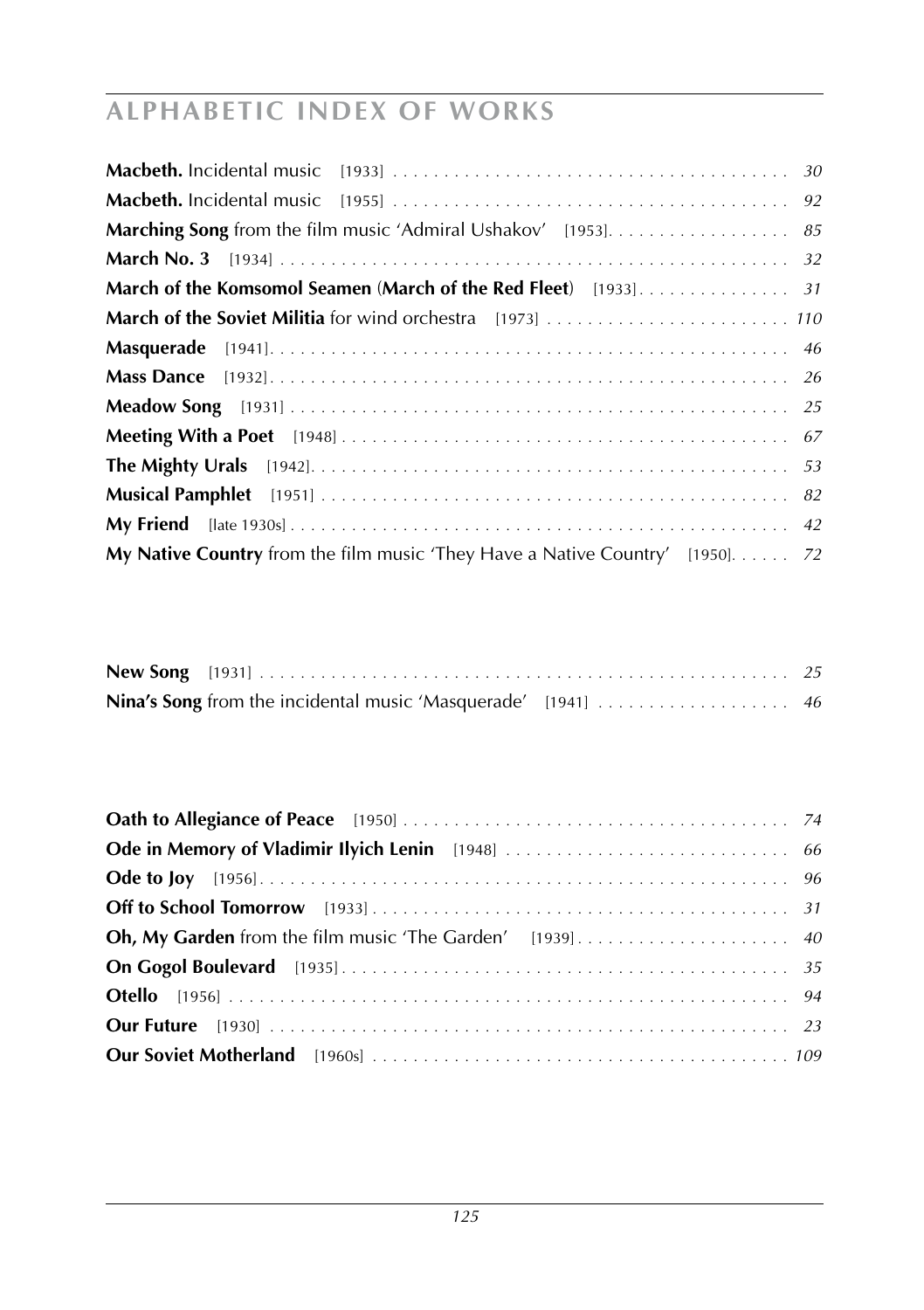# ALPHABETIC INDEX OF WORKS

**Macbeth.** Incidental music [1933] . . . . . . . . . . . . . . . . . . . . . . . . . . . . . . . . . . . . . . . *30*
**Macbeth.** Incidental music [1955] . . . . . . . . . . . . . . . . . . . . . . . . . . . . . . . . . . . . . . . *92*
**Marching Song** from the film music 'Admiral Ushakov' [1953]. . . . . . . . . . . . . . . . . . *85*
**March No. 3** [1934] . . . . . . . . . . . . . . . . . . . . . . . . . . . . . . . . . . . . . . . . . . . . . . . . . . *32*
**March of the Komsomol Seamen** (**March of the Red Fleet**) [1933]. . . . . . . . . . . . . . . *31*
**March of the Soviet Militia** for wind orchestra [1973] . . . . . . . . . . . . . . . . . . . . . . . . *110*
**Masquerade** [1941]. . . . . . . . . . . . . . . . . . . . . . . . . . . . . . . . . . . . . . . . . . . . . . . . . . *46*
**Mass Dance** [1932]. . . . . . . . . . . . . . . . . . . . . . . . . . . . . . . . . . . . . . . . . . . . . . . . . . *26*
**Meadow Song** [1931] . . . . . . . . . . . . . . . . . . . . . . . . . . . . . . . . . . . . . . . . . . . . . . . . . *25*
**Meeting With a Poet** [1948] . . . . . . . . . . . . . . . . . . . . . . . . . . . . . . . . . . . . . . . . . . . . *67*
**The Mighty Urals** [1942]. . . . . . . . . . . . . . . . . . . . . . . . . . . . . . . . . . . . . . . . . . . . . . . *53*
**Musical Pamphlet** [1951] . . . . . . . . . . . . . . . . . . . . . . . . . . . . . . . . . . . . . . . . . . . . . . *82*
**My Friend** [late 1930s] . . . . . . . . . . . . . . . . . . . . . . . . . . . . . . . . . . . . . . . . . . . . . . . . *42*
**My Native Country** from the film music 'They Have a Native Country' [1950]. . . . . . *72*

**New Song** [1931] . . . . . . . . . . . . . . . . . . . . . . . . . . . . . . . . . . . . . . . . . . . . . . . . . . . *25*
**Nina's Song** from the incidental music 'Masquerade' [1941] . . . . . . . . . . . . . . . . . . . *46*

**Oath to Allegiance of Peace** [1950] . . . . . . . . . . . . . . . . . . . . . . . . . . . . . . . . . . . . . . *74*
**Ode in Memory of Vladimir Ilyich Lenin** [1948] . . . . . . . . . . . . . . . . . . . . . . . . . . . . *66*
**Ode to Joy** [1956]. . . . . . . . . . . . . . . . . . . . . . . . . . . . . . . . . . . . . . . . . . . . . . . . . . . . *96*
**Off to School Tomorrow** [1933]. . . . . . . . . . . . . . . . . . . . . . . . . . . . . . . . . . . . . . . . . . *31*
**Oh, My Garden** from the film music 'The Garden' [1939]. . . . . . . . . . . . . . . . . . . . . . *40*
**On Gogol Boulevard** [1935] . . . . . . . . . . . . . . . . . . . . . . . . . . . . . . . . . . . . . . . . . . . . *35*
**Otello** [1956] . . . . . . . . . . . . . . . . . . . . . . . . . . . . . . . . . . . . . . . . . . . . . . . . . . . . . . . *94*
**Our Future** [1930] . . . . . . . . . . . . . . . . . . . . . . . . . . . . . . . . . . . . . . . . . . . . . . . . . . . *23*
**Our Soviet Motherland** [1960s] . . . . . . . . . . . . . . . . . . . . . . . . . . . . . . . . . . . . . . . . . *109*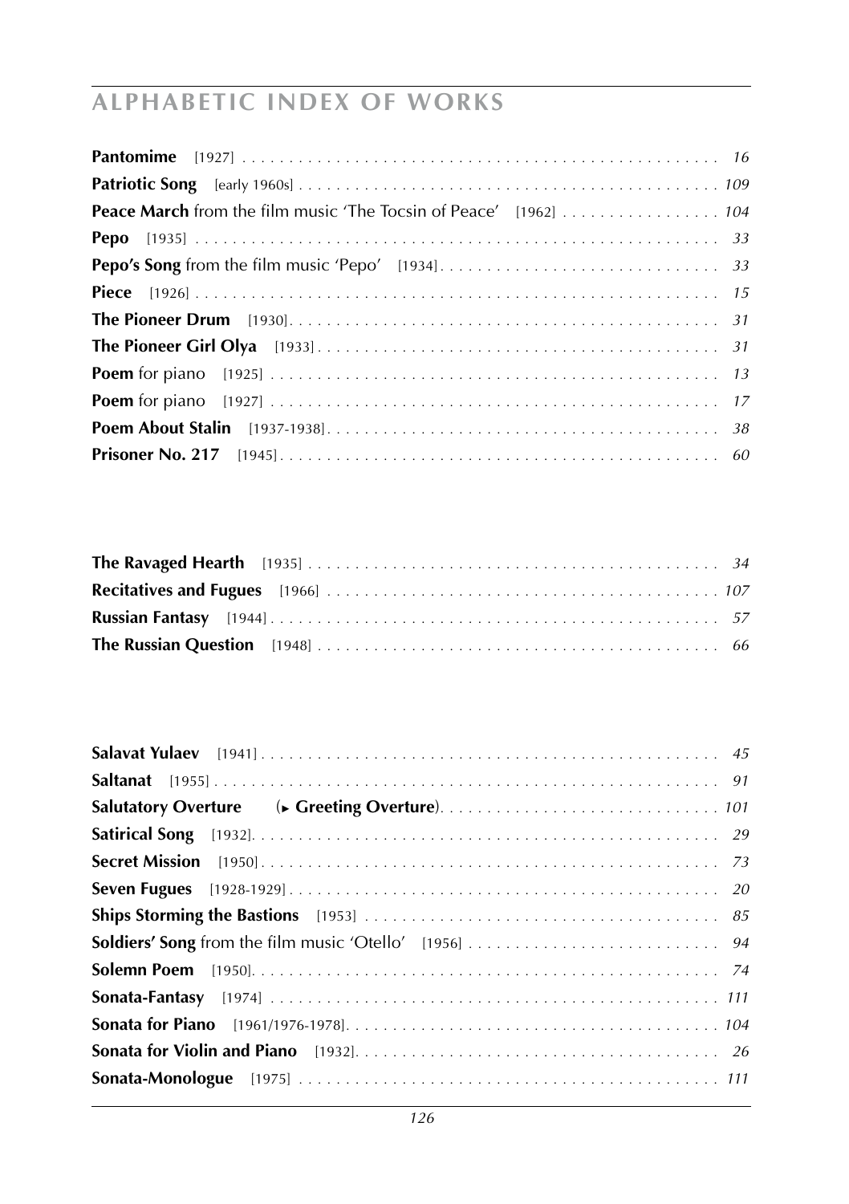## ALPHABETIC INDEX OF WORKS

**Pantomime** [1927] . . . . . . . . . . . . . . . . . . . . . . . . . . . . . . . . . . . . . . . . . . . . . . . . . 16
**Patriotic Song** [early 1960s] . . . . . . . . . . . . . . . . . . . . . . . . . . . . . . . . . . . . . . . . . . . . 109
**Peace March** from the film music 'The Tocsin of Peace' [1962] . . . . . . . . . . . . . . . . . 104
**Pepo** [1935] . . . . . . . . . . . . . . . . . . . . . . . . . . . . . . . . . . . . . . . . . . . . . . . . . . . . . 33
**Pepo's Song** from the film music 'Pepo' [1934] . . . . . . . . . . . . . . . . . . . . . . . . . . . . . 33
**Piece** [1926] . . . . . . . . . . . . . . . . . . . . . . . . . . . . . . . . . . . . . . . . . . . . . . . . . . . . . 15
**The Pioneer Drum** [1930] . . . . . . . . . . . . . . . . . . . . . . . . . . . . . . . . . . . . . . . . . . . . 31
**The Pioneer Girl Olya** [1933] . . . . . . . . . . . . . . . . . . . . . . . . . . . . . . . . . . . . . . . . . 31
**Poem** for piano [1925] . . . . . . . . . . . . . . . . . . . . . . . . . . . . . . . . . . . . . . . . . . . . . . 13
**Poem** for piano [1927] . . . . . . . . . . . . . . . . . . . . . . . . . . . . . . . . . . . . . . . . . . . . . . 17
**Poem About Stalin** [1937-1938] . . . . . . . . . . . . . . . . . . . . . . . . . . . . . . . . . . . . . . . . 38
**Prisoner No. 217** [1945] . . . . . . . . . . . . . . . . . . . . . . . . . . . . . . . . . . . . . . . . . . . . . 60

**The Ravaged Hearth** [1935] . . . . . . . . . . . . . . . . . . . . . . . . . . . . . . . . . . . . . . . . . . . 34
**Recitatives and Fugues** [1966] . . . . . . . . . . . . . . . . . . . . . . . . . . . . . . . . . . . . . . . . 107
**Russian Fantasy** [1944] . . . . . . . . . . . . . . . . . . . . . . . . . . . . . . . . . . . . . . . . . . . . . . 57
**The Russian Question** [1948] . . . . . . . . . . . . . . . . . . . . . . . . . . . . . . . . . . . . . . . . . 66

**Salavat Yulaev** [1941] . . . . . . . . . . . . . . . . . . . . . . . . . . . . . . . . . . . . . . . . . . . . . . . 45
**Saltanat** [1955] . . . . . . . . . . . . . . . . . . . . . . . . . . . . . . . . . . . . . . . . . . . . . . . . . . . 91
**Salutatory Overture** (► **Greeting Overture**) . . . . . . . . . . . . . . . . . . . . . . . . . . . . . 101
**Satirical Song** [1932] . . . . . . . . . . . . . . . . . . . . . . . . . . . . . . . . . . . . . . . . . . . . . . . 29
**Secret Mission** [1950] . . . . . . . . . . . . . . . . . . . . . . . . . . . . . . . . . . . . . . . . . . . . . . . 73
**Seven Fugues** [1928-1929] . . . . . . . . . . . . . . . . . . . . . . . . . . . . . . . . . . . . . . . . . . . . 20
**Ships Storming the Bastions** [1953] . . . . . . . . . . . . . . . . . . . . . . . . . . . . . . . . . . . . . 85
**Soldiers' Song** from the film music 'Otello' [1956] . . . . . . . . . . . . . . . . . . . . . . . . . . 94
**Solemn Poem** [1950] . . . . . . . . . . . . . . . . . . . . . . . . . . . . . . . . . . . . . . . . . . . . . . . . 74
**Sonata-Fantasy** [1974] . . . . . . . . . . . . . . . . . . . . . . . . . . . . . . . . . . . . . . . . . . . . . . 111
**Sonata for Piano** [1961/1976-1978] . . . . . . . . . . . . . . . . . . . . . . . . . . . . . . . . . . . . . 104
**Sonata for Violin and Piano** [1932] . . . . . . . . . . . . . . . . . . . . . . . . . . . . . . . . . . . . . . 26
**Sonata-Monologue** [1975] . . . . . . . . . . . . . . . . . . . . . . . . . . . . . . . . . . . . . . . . . . . . 111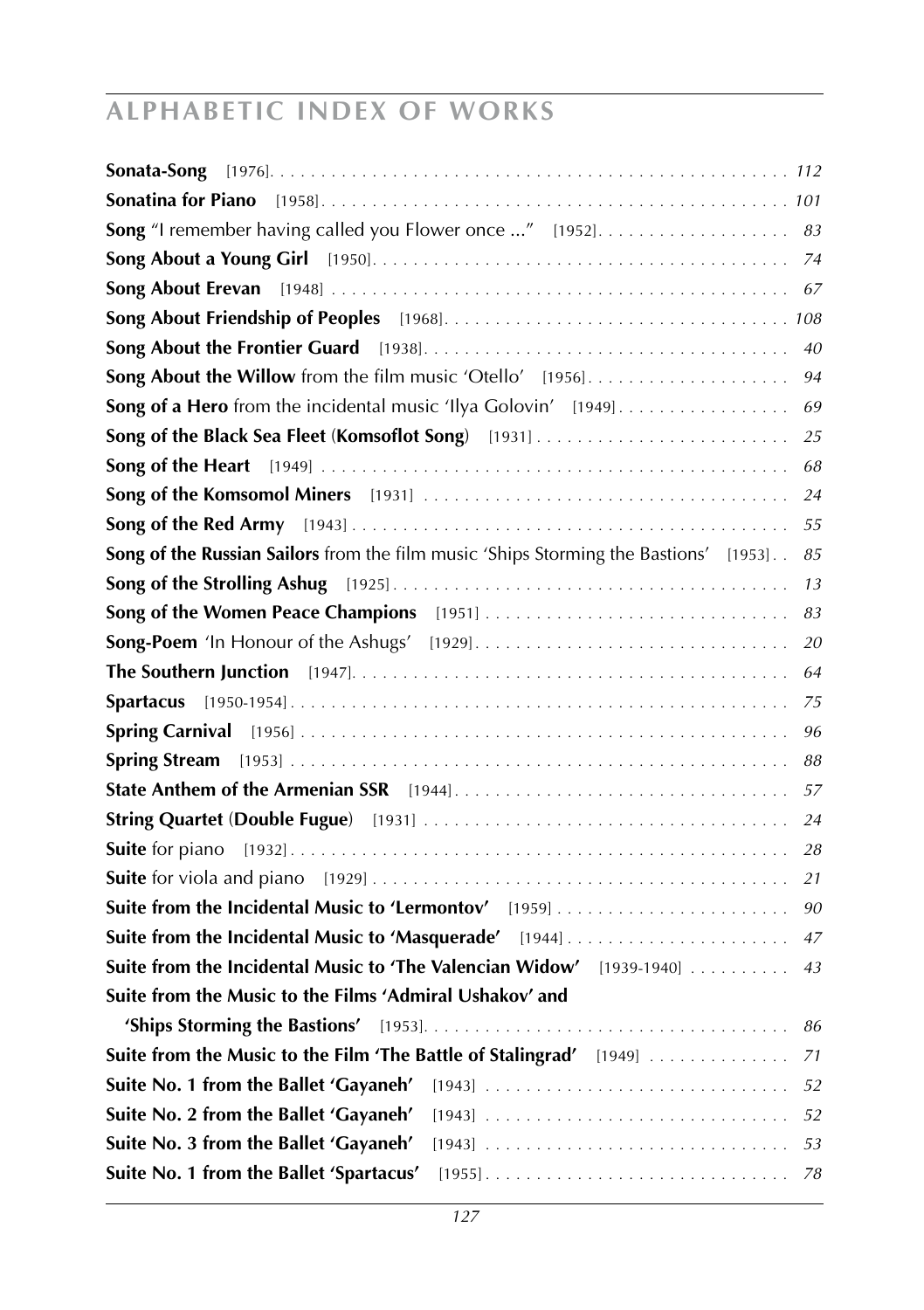## ALPHABETIC INDEX OF WORKS

**Sonata-Song** [1976] . . . 112
**Sonatina for Piano** [1958] . . . 101
**Song** "I remember having called you Flower once ..." [1952] . . . 83
**Song About a Young Girl** [1950] . . . 74
**Song About Erevan** [1948] . . . 67
**Song About Friendship of Peoples** [1968] . . . 108
**Song About the Frontier Guard** [1938] . . . 40
**Song About the Willow** from the film music 'Otello' [1956] . . . 94
**Song of a Hero** from the incidental music 'Ilya Golovin' [1949] . . . 69
**Song of the Black Sea Fleet** (**Komsoflot Song**) [1931] . . . 25
**Song of the Heart** [1949] . . . 68
**Song of the Komsomol Miners** [1931] . . . 24
**Song of the Red Army** [1943] . . . 55
**Song of the Russian Sailors** from the film music 'Ships Storming the Bastions' [1953] . . . 85
**Song of the Strolling Ashug** [1925] . . . 13
**Song of the Women Peace Champions** [1951] . . . 83
**Song-Poem** 'In Honour of the Ashugs' [1929] . . . 20
**The Southern Junction** [1947] . . . 64
**Spartacus** [1950-1954] . . . 75
**Spring Carnival** [1956] . . . 96
**Spring Stream** [1953] . . . 88
**State Anthem of the Armenian SSR** [1944] . . . 57
**String Quartet** (**Double Fugue**) [1931] . . . 24
**Suite** for piano [1932] . . . 28
**Suite** for viola and piano [1929] . . . 21
**Suite from the Incidental Music to 'Lermontov'** [1959] . . . 90
**Suite from the Incidental Music to 'Masquerade'** [1944] . . . 47
**Suite from the Incidental Music to 'The Valencian Widow'** [1939-1940] . . . 43
**Suite from the Music to the Films 'Admiral Ushakov' and 'Ships Storming the Bastions'** [1953] . . . 86
**Suite from the Music to the Film 'The Battle of Stalingrad'** [1949] . . . 71
**Suite No. 1 from the Ballet 'Gayaneh'** [1943] . . . 52
**Suite No. 2 from the Ballet 'Gayaneh'** [1943] . . . 52
**Suite No. 3 from the Ballet 'Gayaneh'** [1943] . . . 53
**Suite No. 1 from the Ballet 'Spartacus'** [1955] . . . 78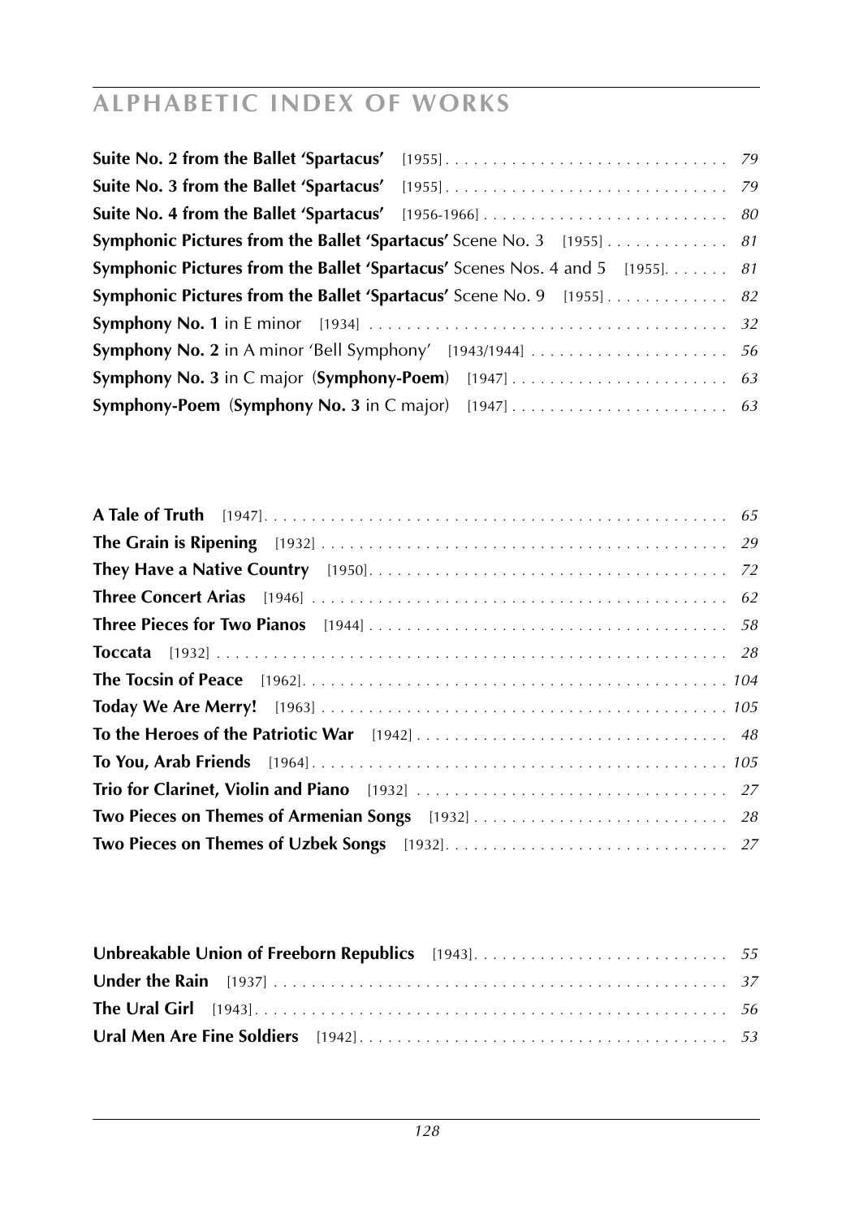## ALPHABETIC INDEX OF WORKS

**Suite No. 2 from the Ballet 'Spartacus'** [1955] . . . . . . . . . . . . . . . . . . . . . . . . . . . . . . *79*
**Suite No. 3 from the Ballet 'Spartacus'** [1955] . . . . . . . . . . . . . . . . . . . . . . . . . . . . . . *79*
**Suite No. 4 from the Ballet 'Spartacus'** [1956-1966] . . . . . . . . . . . . . . . . . . . . . . . . . . *80*
**Symphonic Pictures from the Ballet 'Spartacus'** Scene No. 3 [1955] . . . . . . . . . . . . . *81*
**Symphonic Pictures from the Ballet 'Spartacus'** Scenes Nos. 4 and 5 [1955]. . . . . . . *81*
**Symphonic Pictures from the Ballet 'Spartacus'** Scene No. 9 [1955] . . . . . . . . . . . . . *82*
**Symphony No. 1** in E minor [1934] . . . . . . . . . . . . . . . . . . . . . . . . . . . . . . . . . . . . . *32*
**Symphony No. 2** in A minor 'Bell Symphony' [1943/1944] . . . . . . . . . . . . . . . . . . . . . *56*
**Symphony No. 3** in C major (**Symphony-Poem**) [1947] . . . . . . . . . . . . . . . . . . . . . . . *63*
**Symphony-Poem** (**Symphony No. 3** in C major) [1947] . . . . . . . . . . . . . . . . . . . . . . . *63*

**A Tale of Truth** [1947]. . . . . . . . . . . . . . . . . . . . . . . . . . . . . . . . . . . . . . . . . . . . . . . . . . *65*
**The Grain is Ripening** [1932] . . . . . . . . . . . . . . . . . . . . . . . . . . . . . . . . . . . . . . . . . . . *29*
**They Have a Native Country** [1950]. . . . . . . . . . . . . . . . . . . . . . . . . . . . . . . . . . . . . . *72*
**Three Concert Arias** [1946] . . . . . . . . . . . . . . . . . . . . . . . . . . . . . . . . . . . . . . . . . . . . *62*
**Three Pieces for Two Pianos** [1944] . . . . . . . . . . . . . . . . . . . . . . . . . . . . . . . . . . . . . . *58*
**Toccata** [1932] . . . . . . . . . . . . . . . . . . . . . . . . . . . . . . . . . . . . . . . . . . . . . . . . . . . . . . *28*
**The Tocsin of Peace** [1962]. . . . . . . . . . . . . . . . . . . . . . . . . . . . . . . . . . . . . . . . . . . . *104*
**Today We Are Merry!** [1963] . . . . . . . . . . . . . . . . . . . . . . . . . . . . . . . . . . . . . . . . . . . *105*
**To the Heroes of the Patriotic War** [1942] . . . . . . . . . . . . . . . . . . . . . . . . . . . . . . . . . *48*
**To You, Arab Friends** [1964]. . . . . . . . . . . . . . . . . . . . . . . . . . . . . . . . . . . . . . . . . . . . *105*
**Trio for Clarinet, Violin and Piano** [1932] . . . . . . . . . . . . . . . . . . . . . . . . . . . . . . . . . *27*
**Two Pieces on Themes of Armenian Songs** [1932] . . . . . . . . . . . . . . . . . . . . . . . . . . . *28*
**Two Pieces on Themes of Uzbek Songs** [1932]. . . . . . . . . . . . . . . . . . . . . . . . . . . . . . *27*

**Unbreakable Union of Freeborn Republics** [1943]. . . . . . . . . . . . . . . . . . . . . . . . . . . *55*
**Under the Rain** [1937] . . . . . . . . . . . . . . . . . . . . . . . . . . . . . . . . . . . . . . . . . . . . . . . . *37*
**The Ural Girl** [1943]. . . . . . . . . . . . . . . . . . . . . . . . . . . . . . . . . . . . . . . . . . . . . . . . . . *56*
**Ural Men Are Fine Soldiers** [1942]. . . . . . . . . . . . . . . . . . . . . . . . . . . . . . . . . . . . . . . *53*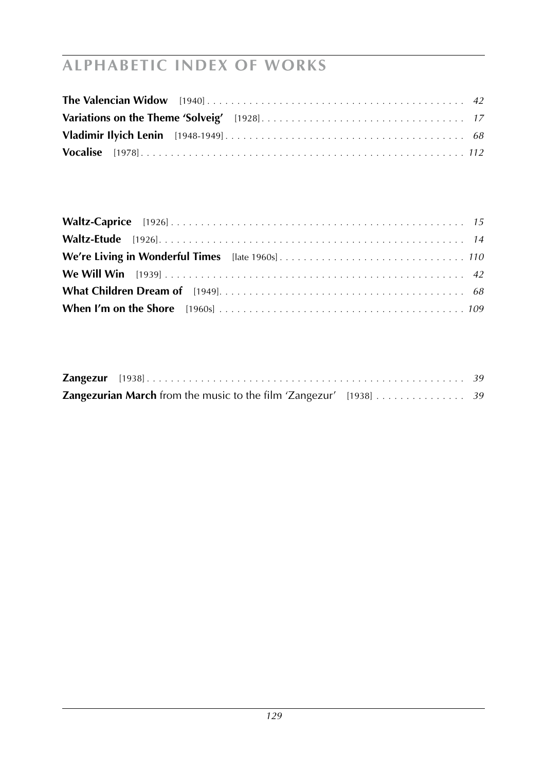# ALPHABETIC INDEX OF WORKS

**The Valencian Widow** [1940] . . . . . . . . . . . . . . . . . . . . . . . . . . . . . . . . . . . . . . . . . . . *42*

**Variations on the Theme 'Solveig'** [1928] . . . . . . . . . . . . . . . . . . . . . . . . . . . . . . . . . . *17*

**Vladimir Ilyich Lenin** [1948-1949] . . . . . . . . . . . . . . . . . . . . . . . . . . . . . . . . . . . . . . . *68*

**Vocalise** [1978] . . . . . . . . . . . . . . . . . . . . . . . . . . . . . . . . . . . . . . . . . . . . . . . . . . . . . *112*

**Waltz-Caprice** [1926] . . . . . . . . . . . . . . . . . . . . . . . . . . . . . . . . . . . . . . . . . . . . . . . . . *15*

**Waltz-Etude** [1926] . . . . . . . . . . . . . . . . . . . . . . . . . . . . . . . . . . . . . . . . . . . . . . . . . . . *14*

**We're Living in Wonderful Times** [late 1960s] . . . . . . . . . . . . . . . . . . . . . . . . . . . . . . . *110*

**We Will Win** [1939] . . . . . . . . . . . . . . . . . . . . . . . . . . . . . . . . . . . . . . . . . . . . . . . . . . *42*

**What Children Dream of** [1949] . . . . . . . . . . . . . . . . . . . . . . . . . . . . . . . . . . . . . . . . . *68*

**When I'm on the Shore** [1960s] . . . . . . . . . . . . . . . . . . . . . . . . . . . . . . . . . . . . . . . . . *109*

**Zangezur** [1938] . . . . . . . . . . . . . . . . . . . . . . . . . . . . . . . . . . . . . . . . . . . . . . . . . . . . . *39*

**Zangezurian March** from the music to the film 'Zangezur' [1938] . . . . . . . . . . . . . . . *39*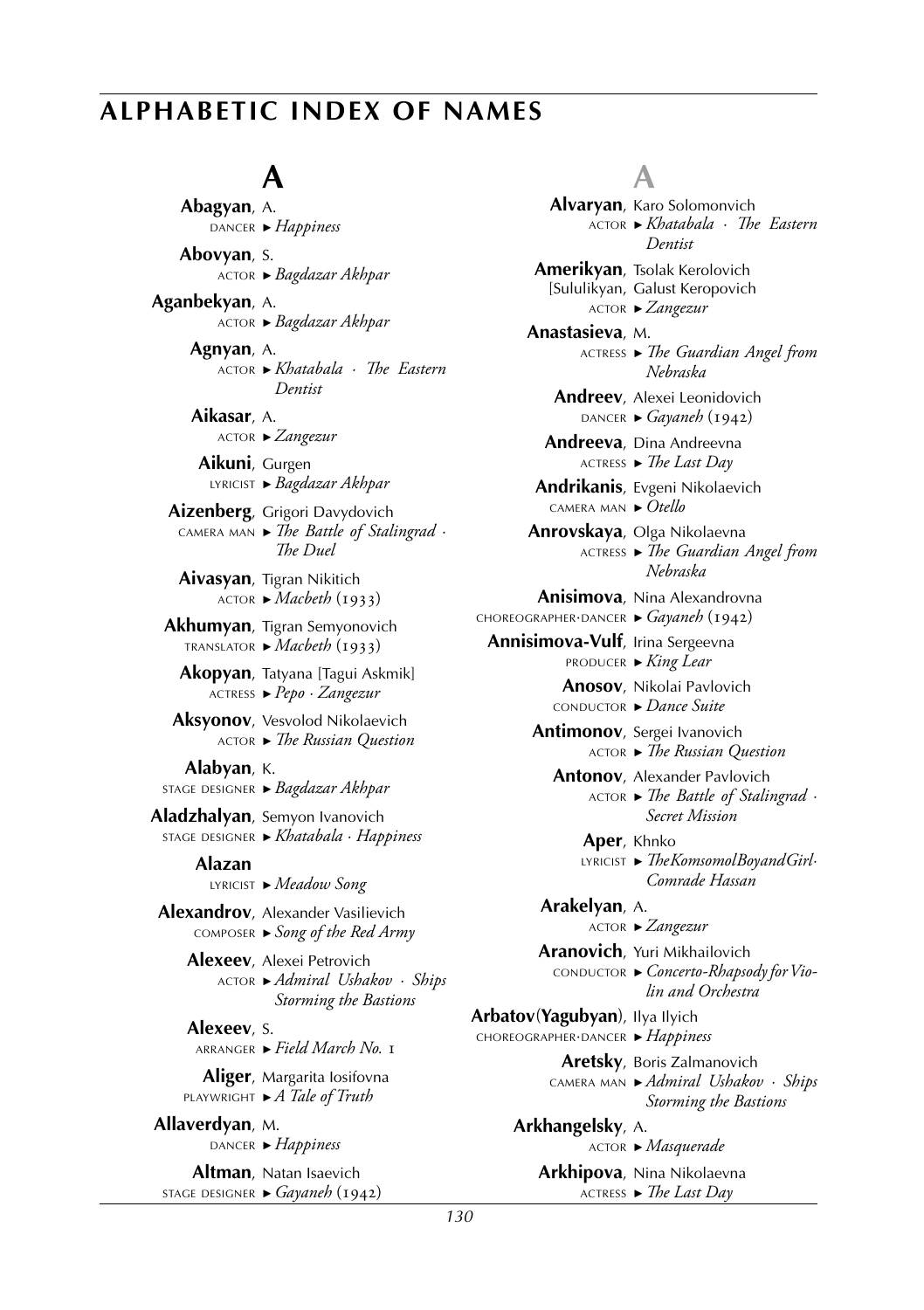# ALPHABETIC INDEX OF NAMES

## A

**Abagyan**, A.
DANCER ► *Happiness*

**Abovyan**, S.
ACTOR ► *Bagdazar Akhpar*

**Aganbekyan**, A.
ACTOR ► *Bagdazar Akhpar*

**Agnyan**, A.
ACTOR ► *Khatabala* · *The Eastern Dentist*

**Aikasar**, A.
ACTOR ► *Zangezur*

**Aikuni**, Gurgen
LYRICIST ► *Bagdazar Akhpar*

**Aizenberg**, Grigori Davydovich
CAMERA MAN ► *The Battle of Stalingrad* · *The Duel*

**Aivasyan**, Tigran Nikitich
ACTOR ► *Macbeth* (1933)

**Akhumyan**, Tigran Semyonovich
TRANSLATOR ► *Macbeth* (1933)

**Akopyan**, Tatyana [Tagui Askmik]
ACTRESS ► *Pepo* · *Zangezur*

**Aksyonov**, Vesvolod Nikolaevich
ACTOR ► *The Russian Question*

**Alabyan**, K.
STAGE DESIGNER ► *Bagdazar Akhpar*

**Aladzhalyan**, Semyon Ivanovich
STAGE DESIGNER ► *Khatabala* · *Happiness*

**Alazan**
LYRICIST ► *Meadow Song*

**Alexandrov**, Alexander Vasilievich
COMPOSER ► *Song of the Red Army*

**Alexeev**, Alexei Petrovich
ACTOR ► *Admiral Ushakov* · *Ships Storming the Bastions*

**Alexeev**, S.
ARRANGER ► *Field March No. 1*

**Aliger**, Margarita Iosifovna
PLAYWRIGHT ► *A Tale of Truth*

**Allaverdyan**, M.
DANCER ► *Happiness*

**Altman**, Natan Isaevich
STAGE DESIGNER ► *Gayaneh* (1942)

**Alvaryan**, Karo Solomonvich
ACTOR ► *Khatabala* · *The Eastern Dentist*

**Amerikyan**, Tsolak Kerolovich
[Sululikyan, Galust Keropovich
ACTOR ► *Zangezur*

**Anastasieva**, M.
ACTRESS ► *The Guardian Angel from Nebraska*

**Andreev**, Alexei Leonidovich
DANCER ► *Gayaneh* (1942)

**Andreeva**, Dina Andreevna
ACTRESS ► *The Last Day*

**Andrikanis**, Evgeni Nikolaevich
CAMERA MAN ► *Otello*

**Anrovskaya**, Olga Nikolaevna
ACTRESS ► *The Guardian Angel from Nebraska*

**Anisimova**, Nina Alexandrovna
CHOREOGRAPHER·DANCER ► *Gayaneh* (1942)

**Annisimova-Vulf**, Irina Sergeevna
PRODUCER ► *King Lear*

**Anosov**, Nikolai Pavlovich
CONDUCTOR ► *Dance Suite*

**Antimonov**, Sergei Ivanovich
ACTOR ► *The Russian Question*

**Antonov**, Alexander Pavlovich
ACTOR ► *The Battle of Stalingrad* · *Secret Mission*

**Aper**, Khnko
LYRICIST ► *The Komsomol Boy and Girl* · *Comrade Hassan*

**Arakelyan**, A.
ACTOR ► *Zangezur*

**Aranovich**, Yuri Mikhailovich
CONDUCTOR ► *Concerto-Rhapsody for Violin and Orchestra*

**Arbatov**(**Yagubyan**), Ilya Ilyich
CHOREOGRAPHER·DANCER ► *Happiness*

**Aretsky**, Boris Zalmanovich
CAMERA MAN ► *Admiral Ushakov* · *Ships Storming the Bastions*

**Arkhangelsky**, A.
ACTOR ► *Masquerade*

**Arkhipova**, Nina Nikolaevna
ACTRESS ► *The Last Day*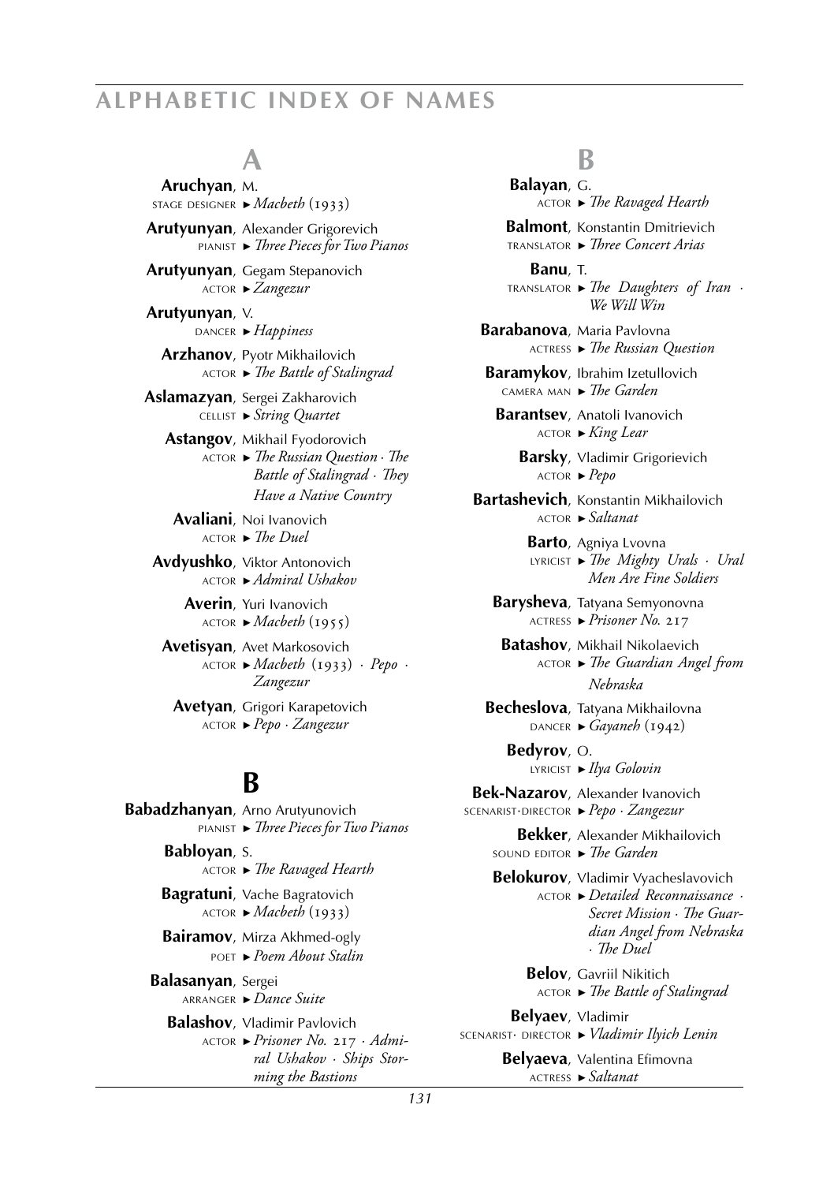# ALPHABETIC INDEX OF NAMES

## A

**Aruchyan**, M.
stage designer ► *Macbeth* (1933)

**Arutyunyan**, Alexander Grigorevich
pianist ► *Three Pieces for Two Pianos*

**Arutyunyan**, Gegam Stepanovich
actor ► *Zangezur*

**Arutyunyan**, V.
dancer ► *Happiness*

**Arzhanov**, Pyotr Mikhailovich
actor ► *The Battle of Stalingrad*

**Aslamazyan**, Sergei Zakharovich
cellist ► *String Quartet*

**Astangov**, Mikhail Fyodorovich
actor ► *The Russian Question · The Battle of Stalingrad · They Have a Native Country*

**Avaliani**, Noi Ivanovich
actor ► *The Duel*

**Avdyushko**, Viktor Antonovich
actor ► *Admiral Ushakov*

**Averin**, Yuri Ivanovich
actor ► *Macbeth* (1955)

**Avetisyan**, Avet Markosovich
actor ► *Macbeth* (1933) · *Pepo* · *Zangezur*

**Avetyan**, Grigori Karapetovich
actor ► *Pepo · Zangezur*

## B

**Babadzhanyan**, Arno Arutyunovich
pianist ► *Three Pieces for Two Pianos*

**Babloyan**, S.
actor ► *The Ravaged Hearth*

**Bagratuni**, Vache Bagratovich
actor ► *Macbeth* (1933)

**Bairamov**, Mirza Akhmed-ogly
poet ► *Poem About Stalin*

**Balasanyan**, Sergei
arranger ► *Dance Suite*

**Balashov**, Vladimir Pavlovich
actor ► *Prisoner No.* 217 · *Admiral Ushakov · Ships Storming the Bastions*

**Balayan**, G.
actor ► *The Ravaged Hearth*

**Balmont**, Konstantin Dmitrievich
translator ► *Three Concert Arias*

**Banu**, T.
translator ► *The Daughters of Iran · We Will Win*

**Barabanova**, Maria Pavlovna
actress ► *The Russian Question*

**Baramykov**, Ibrahim Izetullovich
camera man ► *The Garden*

**Barantsev**, Anatoli Ivanovich
actor ► *King Lear*

**Barsky**, Vladimir Grigorievich
actor ► *Pepo*

**Bartashevich**, Konstantin Mikhailovich
actor ► *Saltanat*

**Barto**, Agniya Lvovna
lyricist ► *The Mighty Urals · Ural Men Are Fine Soldiers*

**Barysheva**, Tatyana Semyonovna
actress ► *Prisoner No.* 217

**Batashov**, Mikhail Nikolaevich
actor ► *The Guardian Angel from Nebraska*

**Becheslova**, Tatyana Mikhailovna
dancer ► *Gayaneh* (1942)

**Bedyrov**, O.
lyricist ► *Ilya Golovin*

**Bek-Nazarov**, Alexander Ivanovich
scenarist·director ► *Pepo · Zangezur*

**Bekker**, Alexander Mikhailovich
sound editor ► *The Garden*

**Belokurov**, Vladimir Vyacheslavovich
actor ► *Detailed Reconnaissance · Secret Mission · The Guardian Angel from Nebraska · The Duel*

**Belov**, Gavriil Nikitich
actor ► *The Battle of Stalingrad*

**Belyaev**, Vladimir
scenarist· director ► *Vladimir Ilyich Lenin*

**Belyaeva**, Valentina Efimovna
actress ► *Saltanat*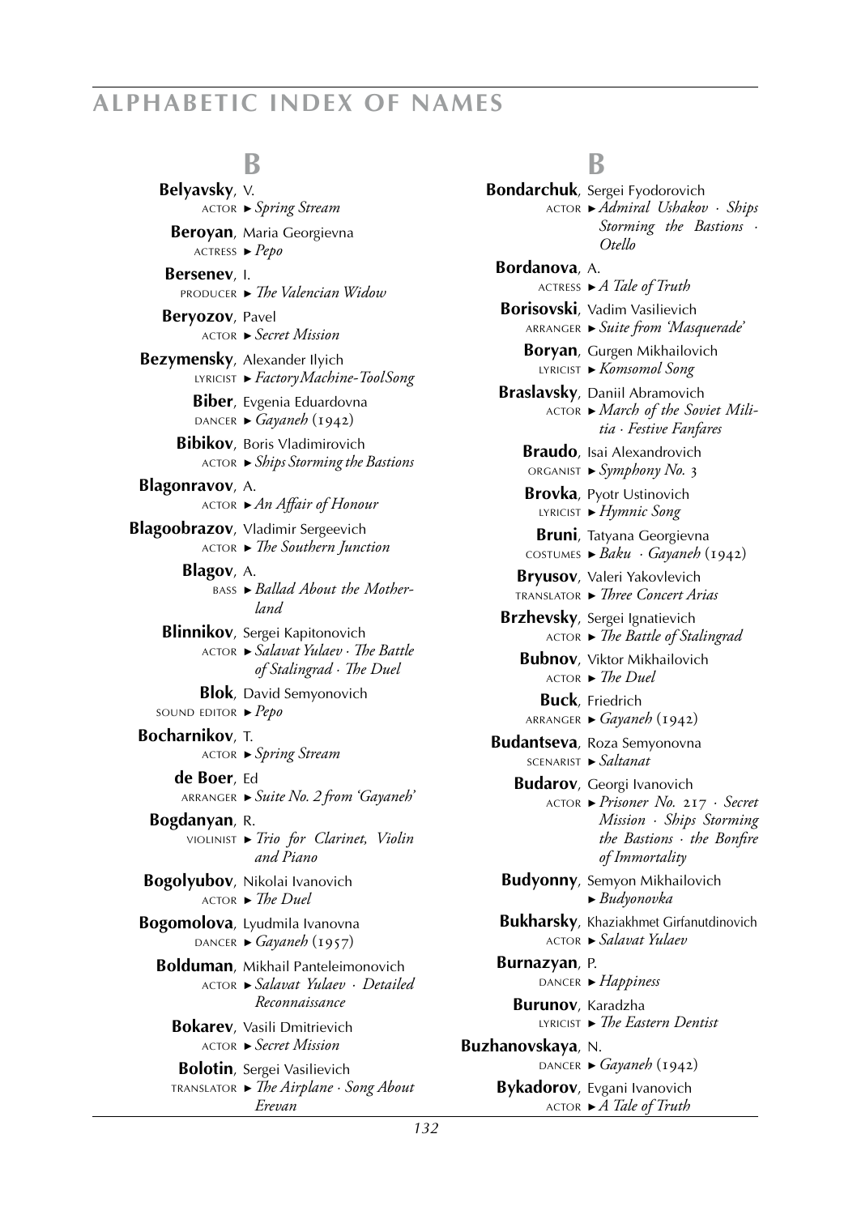## B

**Belyavsky**, V.
actor ► *Spring Stream*

**Beroyan**, Maria Georgievna
actress ► *Pepo*

**Bersenev**, I.
producer ► *The Valencian Widow*

**Beryozov**, Pavel
actor ► *Secret Mission*

**Bezymensky**, Alexander Ilyich
lyricist ► *Factory Machine-Tool Song*

**Biber**, Evgenia Eduardovna
dancer ► *Gayaneh* (1942)

**Bibikov**, Boris Vladimirovich
actor ► *Ships Storming the Bastions*

**Blagonravov**, A.
actor ► *An Affair of Honour*

**Blagoobrazov**, Vladimir Sergeevich
actor ► *The Southern Junction*

**Blagov**, A.
bass ► *Ballad About the Motherland*

**Blinnikov**, Sergei Kapitonovich
actor ► *Salavat Yulaev* · *The Battle of Stalingrad* · *The Duel*

**Blok**, David Semyonovich
sound editor ► *Pepo*

**Bocharnikov**, T.
actor ► *Spring Stream*

**de Boer**, Ed
arranger ► *Suite No. 2 from 'Gayaneh'*

**Bogdanyan**, R.
violinist ► *Trio for Clarinet, Violin and Piano*

**Bogolyubov**, Nikolai Ivanovich
actor ► *The Duel*

**Bogomolova**, Lyudmila Ivanovna
dancer ► *Gayaneh* (1957)

**Bolduman**, Mikhail Panteleimonovich
actor ► *Salavat Yulaev* · *Detailed Reconnaissance*

**Bokarev**, Vasili Dmitrievich
actor ► *Secret Mission*

**Bolotin**, Sergei Vasilievich
translator ► *The Airplane* · *Song About Erevan*

## B

**Bondarchuk**, Sergei Fyodorovich
actor ► *Admiral Ushakov* · *Ships Storming the Bastions* · *Otello*

**Bordanova**, A.
actress ► *A Tale of Truth*

**Borisovski**, Vadim Vasilievich
arranger ► *Suite from 'Masquerade'*

**Boryan**, Gurgen Mikhailovich
lyricist ► *Komsomol Song*

**Braslavsky**, Daniil Abramovich
actor ► *March of the Soviet Militia* · *Festive Fanfares*

**Braudo**, Isai Alexandrovich
organist ► *Symphony No. 3*

**Brovka**, Pyotr Ustinovich
lyricist ► *Hymnic Song*

**Bruni**, Tatyana Georgievna
costumes ► *Baku* · *Gayaneh* (1942)

**Bryusov**, Valeri Yakovlevich
translator ► *Three Concert Arias*

**Brzhevsky**, Sergei Ignatievich
actor ► *The Battle of Stalingrad*

**Bubnov**, Viktor Mikhailovich
actor ► *The Duel*

**Buck**, Friedrich
arranger ► *Gayaneh* (1942)

**Budantseva**, Roza Semyonovna
scenarist ► *Saltanat*

**Budarov**, Georgi Ivanovich
actor ► *Prisoner No. 217* · *Secret Mission* · *Ships Storming the Bastions* · *the Bonfire of Immortality*

**Budyonny**, Semyon Mikhailovich
► *Budyonovka*

**Bukharsky**, Khaziakhmet Girfanutdinovich
actor ► *Salavat Yulaev*

**Burnazyan**, P.
dancer ► *Happiness*

**Burunov**, Karadzha
lyricist ► *The Eastern Dentist*

**Buzhanovskaya**, N.
dancer ► *Gayaneh* (1942)

**Bykadorov**, Evgani Ivanovich
actor ► *A Tale of Truth*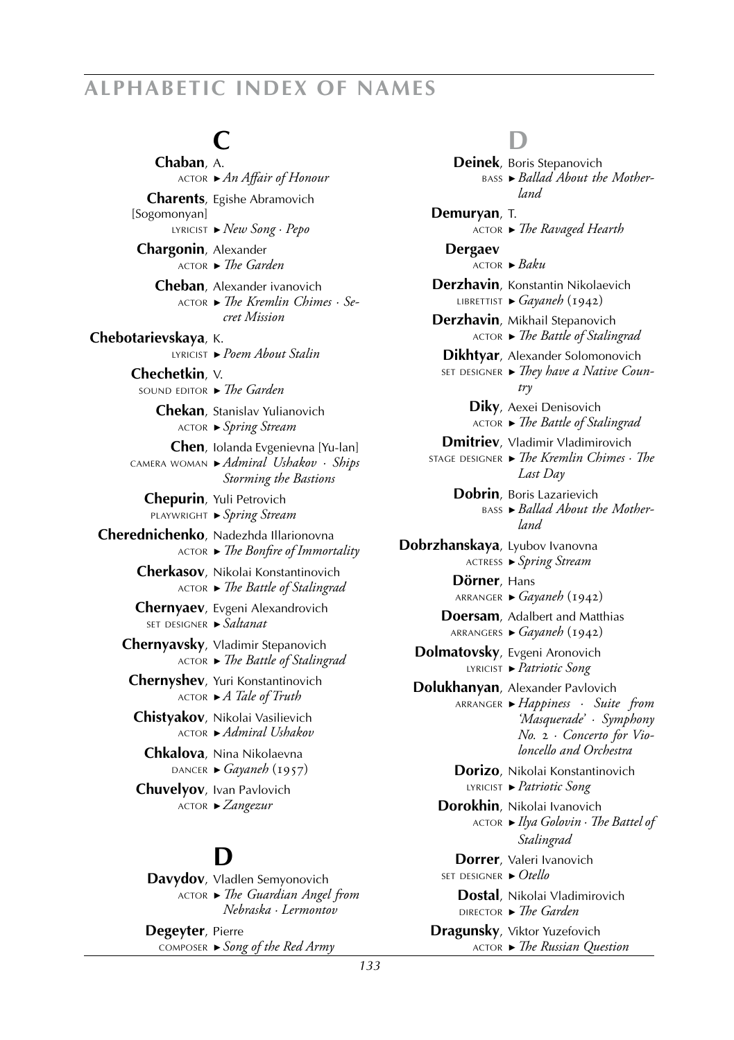# ALPHABETIC INDEX OF NAMES

## C

**Chaban**, A.
ACTOR ► *An Affair of Honour*

**Charents**, Egishe Abramovich [Sogomonyan]
LYRICIST ► *New Song · Pepo*

**Chargonin**, Alexander
ACTOR ► *The Garden*

**Cheban**, Alexander ivanovich
ACTOR ► *The Kremlin Chimes · Secret Mission*

**Chebotarievskaya**, K.
LYRICIST ► *Poem About Stalin*

**Chechetkin**, V.
SOUND EDITOR ► *The Garden*

**Chekan**, Stanislav Yulianovich
ACTOR ► *Spring Stream*

**Chen**, Iolanda Evgenievna [Yu-lan]
CAMERA WOMAN ► *Admiral Ushakov · Ships Storming the Bastions*

**Chepurin**, Yuli Petrovich
PLAYWRIGHT ► *Spring Stream*

**Cherednichenko**, Nadezhda Illarionovna
ACTOR ► *The Bonfire of Immortality*

**Cherkasov**, Nikolai Konstantinovich
ACTOR ► *The Battle of Stalingrad*

**Chernyaev**, Evgeni Alexandrovich
SET DESIGNER ► *Saltanat*

**Chernyavsky**, Vladimir Stepanovich
ACTOR ► *The Battle of Stalingrad*

**Chernyshev**, Yuri Konstantinovich
ACTOR ► *A Tale of Truth*

**Chistyakov**, Nikolai Vasilievich
ACTOR ► *Admiral Ushakov*

**Chkalova**, Nina Nikolaevna
DANCER ► *Gayaneh* (1957)

**Chuvelyov**, Ivan Pavlovich
ACTOR ► *Zangezur*

## D

**Davydov**, Vladlen Semyonovich
ACTOR ► *The Guardian Angel from Nebraska · Lermontov*

**Degeyter**, Pierre
COMPOSER ► *Song of the Red Army*

**Deinek**, Boris Stepanovich
BASS ► *Ballad About the Motherland*

**Demuryan**, T.
ACTOR ► *The Ravaged Hearth*

**Dergaev**
ACTOR ► *Baku*

**Derzhavin**, Konstantin Nikolaevich
LIBRETTIST ► *Gayaneh* (1942)

**Derzhavin**, Mikhail Stepanovich
ACTOR ► *The Battle of Stalingrad*

**Dikhtyar**, Alexander Solomonovich
SET DESIGNER ► *They have a Native Country*

**Diky**, Aexei Denisovich
ACTOR ► *The Battle of Stalingrad*

**Dmitriev**, Vladimir Vladimirovich
STAGE DESIGNER ► *The Kremlin Chimes · The Last Day*

**Dobrin**, Boris Lazarievich
BASS ► *Ballad About the Motherland*

**Dobrzhanskaya**, Lyubov Ivanovna
ACTRESS ► *Spring Stream*

**Dörner**, Hans
ARRANGER ► *Gayaneh* (1942)

**Doersam**, Adalbert and Matthias
ARRANGERS ► *Gayaneh* (1942)

**Dolmatovsky**, Evgeni Aronovich
LYRICIST ► *Patriotic Song*

**Dolukhanyan**, Alexander Pavlovich
ARRANGER ► *Happiness · Suite from 'Masquerade' · Symphony No. 2 · Concerto for Violoncello and Orchestra*

**Dorizo**, Nikolai Konstantinovich
LYRICIST ► *Patriotic Song*

**Dorokhin**, Nikolai Ivanovich
ACTOR ► *Ilya Golovin · The Battel of Stalingrad*

**Dorrer**, Valeri Ivanovich
SET DESIGNER ► *Otello*

**Dostal**, Nikolai Vladimirovich
DIRECTOR ► *The Garden*

**Dragunsky**, Viktor Yuzefovich
ACTOR ► *The Russian Question*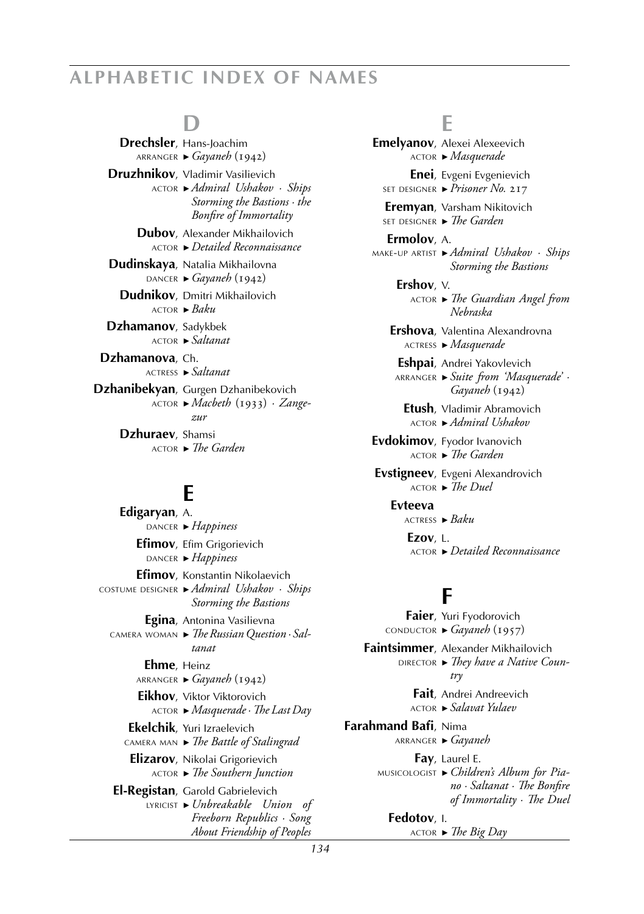## D

**Drechsler**, Hans-Joachim
arranger ► *Gayaneh* (1942)

**Druzhnikov**, Vladimir Vasilievich
actor ► *Admiral Ushakov · Ships Storming the Bastions · the Bonfire of Immortality*

**Dubov**, Alexander Mikhailovich
actor ► *Detailed Reconnaissance*

**Dudinskaya**, Natalia Mikhailovna
dancer ► *Gayaneh* (1942)

**Dudnikov**, Dmitri Mikhailovich
actor ► *Baku*

**Dzhamanov**, Sadykbek
actor ► *Saltanat*

**Dzhamanova**, Ch.
actress ► *Saltanat*

**Dzhanibekyan**, Gurgen Dzhanibekovich
actor ► *Macbeth* (1933) *· Zangezur*

**Dzhuraev**, Shamsi
actor ► *The Garden*

## E

**Edigaryan**, A.
dancer ► *Happiness*

**Efimov**, Efim Grigorievich
dancer ► *Happiness*

**Efimov**, Konstantin Nikolaevich
costume designer ► *Admiral Ushakov · Ships Storming the Bastions*

**Egina**, Antonina Vasilievna
camera woman ► *The Russian Question · Saltanat*

**Ehme**, Heinz
arranger ► *Gayaneh* (1942)

**Eikhov**, Viktor Viktorovich
actor ► *Masquerade · The Last Day*

**Ekelchik**, Yuri Izraelevich
camera man ► *The Battle of Stalingrad*

**Elizarov**, Nikolai Grigorievich
actor ► *The Southern Junction*

**El-Registan**, Garold Gabrielevich
lyricist ► *Unbreakable Union of Freeborn Republics · Song About Friendship of Peoples*

**Emelyanov**, Alexei Alexeevich
actor ► *Masquerade*

**Enei**, Evgeni Evgenievich
set designer ► *Prisoner No. 217*

**Eremyan**, Varsham Nikitovich
set designer ► *The Garden*

**Ermolov**, A.
make-up artist ► *Admiral Ushakov · Ships Storming the Bastions*

**Ershov**, V.
actor ► *The Guardian Angel from Nebraska*

**Ershova**, Valentina Alexandrovna
actress ► *Masquerade*

**Eshpai**, Andrei Yakovlevich
arranger ► *Suite from 'Masquerade' · Gayaneh* (1942)

**Etush**, Vladimir Abramovich
actor ► *Admiral Ushakov*

**Evdokimov**, Fyodor Ivanovich
actor ► *The Garden*

**Evstigneev**, Evgeni Alexandrovich
actor ► *The Duel*

**Evteeva**
actress ► *Baku*

**Ezov**, L.
actor ► *Detailed Reconnaissance*

## F

**Faier**, Yuri Fyodorovich
conductor ► *Gayaneh* (1957)

**Faintsimmer**, Alexander Mikhailovich
director ► *They have a Native Country*

**Fait**, Andrei Andreevich
actor ► *Salavat Yulaev*

**Farahmand Bafi**, Nima
arranger ► *Gayaneh*

**Fay**, Laurel E.
musicologist ► *Children's Album for Piano · Saltanat · The Bonfire of Immortality · The Duel*

**Fedotov**, I.
actor ► *The Big Day*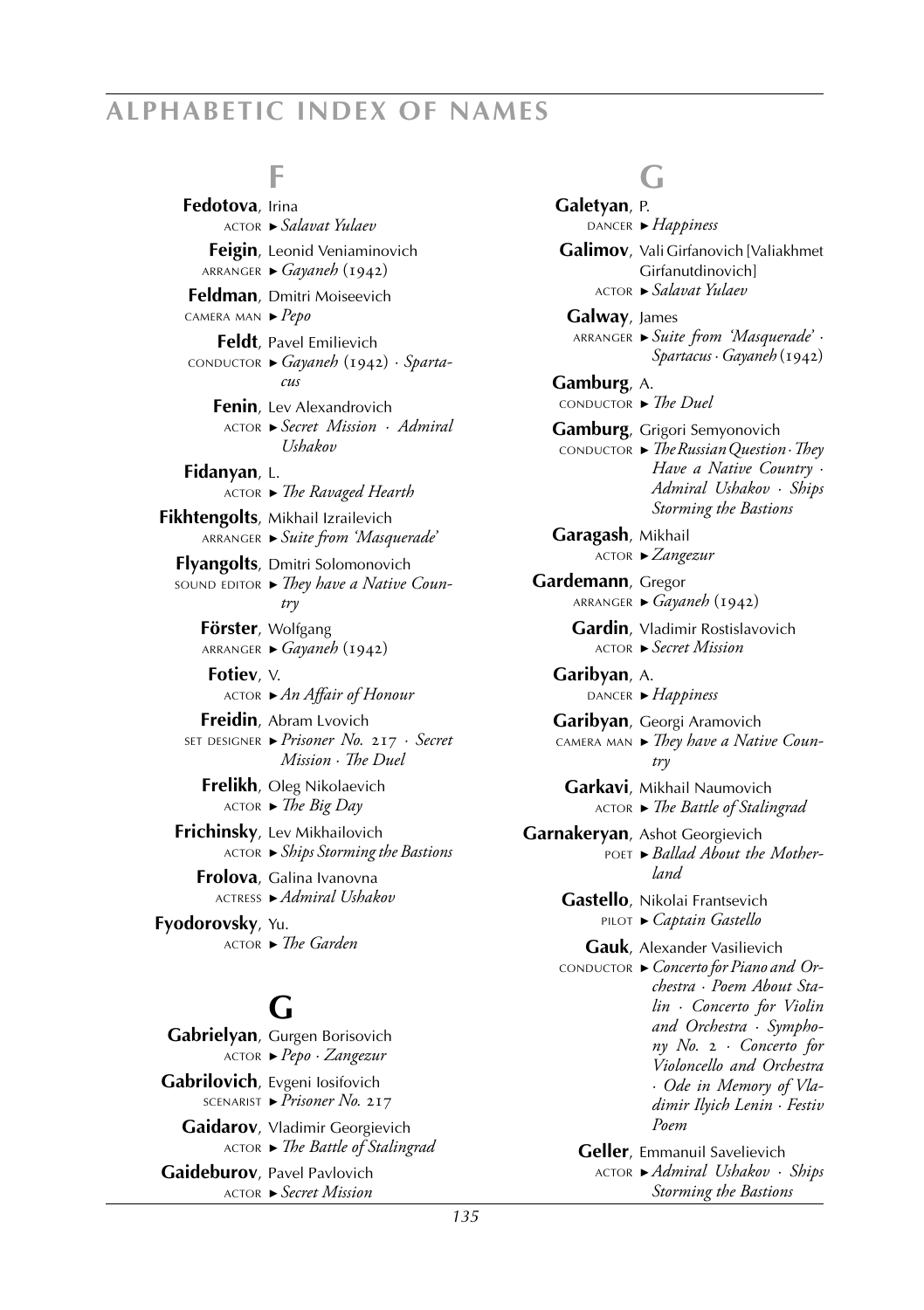# Alphabetic Index of Names

## F

**Fedotova**, Irina
ACTOR ► *Salavat Yulaev*

**Feigin**, Leonid Veniaminovich
ARRANGER ► *Gayaneh* (1942)

**Feldman**, Dmitri Moiseevich
CAMERA MAN ► *Pepo*

**Feldt**, Pavel Emilievich
CONDUCTOR ► *Gayaneh* (1942) · *Spartacus*

**Fenin**, Lev Alexandrovich
ACTOR ► *Secret Mission* · *Admiral Ushakov*

**Fidanyan**, L.
ACTOR ► *The Ravaged Hearth*

**Fikhtengolts**, Mikhail Izrailevich
ARRANGER ► *Suite from 'Masquerade'*

**Flyangolts**, Dmitri Solomonovich
SOUND EDITOR ► *They have a Native Country*

**Förster**, Wolfgang
ARRANGER ► *Gayaneh* (1942)

**Fotiev**, V.
ACTOR ► *An Affair of Honour*

**Freidin**, Abram Lvovich
SET DESIGNER ► *Prisoner No. 217* · *Secret Mission* · *The Duel*

**Frelikh**, Oleg Nikolaevich
ACTOR ► *The Big Day*

**Frichinsky**, Lev Mikhailovich
ACTOR ► *Ships Storming the Bastions*

**Frolova**, Galina Ivanovna
ACTRESS ► *Admiral Ushakov*

**Fyodorovsky**, Yu.
ACTOR ► *The Garden*

## G

**Gabrielyan**, Gurgen Borisovich
ACTOR ► *Pepo* · *Zangezur*

**Gabrilovich**, Evgeni Iosifovich
SCENARIST ► *Prisoner No. 217*

**Gaidarov**, Vladimir Georgievich
ACTOR ► *The Battle of Stalingrad*

**Gaideburov**, Pavel Pavlovich
ACTOR ► *Secret Mission*

**Galetyan**, P.
DANCER ► *Happiness*

**Galimov**, Vali Girfanovich [Valiakhmet Girfanutdinovich]
ACTOR ► *Salavat Yulaev*

**Galway**, James
ARRANGER ► *Suite from 'Masquerade'* · *Spartacus* · *Gayaneh* (1942)

**Gamburg**, A.
CONDUCTOR ► *The Duel*

**Gamburg**, Grigori Semyonovich
CONDUCTOR ► *The Russian Question* · *They Have a Native Country* · *Admiral Ushakov* · *Ships Storming the Bastions*

**Garagash**, Mikhail
ACTOR ► *Zangezur*

**Gardemann**, Gregor
ARRANGER ► *Gayaneh* (1942)

**Gardin**, Vladimir Rostislavovich
ACTOR ► *Secret Mission*

**Garibyan**, A.
DANCER ► *Happiness*

**Garibyan**, Georgi Aramovich
CAMERA MAN ► *They have a Native Country*

**Garkavi**, Mikhail Naumovich
ACTOR ► *The Battle of Stalingrad*

**Garnakeryan**, Ashot Georgievich
POET ► *Ballad About the Motherland*

**Gastello**, Nikolai Frantsevich
PILOT ► *Captain Gastello*

**Gauk**, Alexander Vasilievich
CONDUCTOR ► *Concerto for Piano and Orchestra* · *Poem About Stalin* · *Concerto for Violin and Orchestra* · *Symphony No. 2* · *Concerto for Violoncello and Orchestra* · *Ode in Memory of Vladimir Ilyich Lenin* · *Festiv Poem*

**Geller**, Emmanuil Savelievich
ACTOR ► *Admiral Ushakov* · *Ships Storming the Bastions*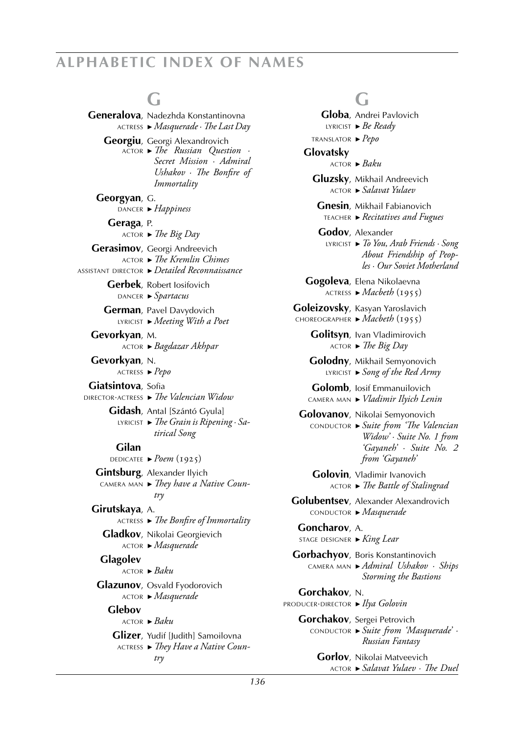## G

**Generalova**, Nadezhda Konstantinovna
ACTRESS ► *Masquerade · The Last Day*

**Georgiu**, Georgi Alexandrovich
ACTOR ► *The Russian Question · Secret Mission · Admiral Ushakov · The Bonfire of Immortality*

**Georgyan**, G.
DANCER ► *Happiness*

**Geraga**, P.
ACTOR ► *The Big Day*

**Gerasimov**, Georgi Andreevich
ACTOR ► *The Kremlin Chimes*
ASSISTANT DIRECTOR ► *Detailed Reconnaissance*

**Gerbek**, Robert Iosifovich
DANCER ► *Spartacus*

**German**, Pavel Davydovich
LYRICIST ► *Meeting With a Poet*

**Gevorkyan**, M.
ACTOR ► *Bagdazar Akhpar*

**Gevorkyan**, N.
ACTRESS ► *Pepo*

**Giatsintova**, Sofia
DIRECTOR·ACTRESS ► *The Valencian Widow*

**Gidash**, Antal [Szántó Gyula]
LYRICIST ► *The Grain is Ripening · Satirical Song*

**Gilan**
DEDICATEE ► *Poem* (1925)

**Gintsburg**, Alexander Ilyich
CAMERA MAN ► *They have a Native Country*

**Girutskaya**, A.
ACTRESS ► *The Bonfire of Immortality*

**Gladkov**, Nikolai Georgievich
ACTOR ► *Masquerade*

**Glagolev**
ACTOR ► *Baku*

**Glazunov**, Osvald Fyodorovich
ACTOR ► *Masquerade*

**Glebov**
ACTOR ► *Baku*

**Glizer**, Yudif [Judith] Samoilovna
ACTRESS ► *They Have a Native Country*

## G

**Globa**, Andrei Pavlovich
LYRICIST ► *Be Ready*
TRANSLATOR ► *Pepo*

**Glovatsky**
ACTOR ► *Baku*

**Gluzsky**, Mikhail Andreevich
ACTOR ► *Salavat Yulaev*

**Gnesin**, Mikhail Fabianovich
TEACHER ► *Recitatives and Fugues*

**Godov**, Alexander
LYRICIST ► *To You, Arab Friends · Song About Friendship of Peoples · Our Soviet Motherland*

**Gogoleva**, Elena Nikolaevna
ACTRESS ► *Macbeth* (1955)

**Goleizovsky**, Kasyan Yaroslavich
CHOREOGRAPHER ► *Macbeth* (1955)

**Golitsyn**, Ivan Vladimirovich
ACTOR ► *The Big Day*

**Golodny**, Mikhail Semyonovich
LYRICIST ► *Song of the Red Army*

**Golomb**, Iosif Emmanuilovich
CAMERA MAN ► *Vladimir Ilyich Lenin*

**Golovanov**, Nikolai Semyonovich
CONDUCTOR ► *Suite from 'The Valencian Widow' · Suite No. 1 from 'Gayaneh' · Suite No. 2 from 'Gayaneh'*

**Golovin**, Vladimir Ivanovich
ACTOR ► *The Battle of Stalingrad*

**Golubentsev**, Alexander Alexandrovich
CONDUCTOR ► *Masquerade*

**Goncharov**, A.
STAGE DESIGNER ► *King Lear*

**Gorbachyov**, Boris Konstantinovich
CAMERA MAN ► *Admiral Ushakov · Ships Storming the Bastions*

**Gorchakov**, N.
PRODUCER·DIRECTOR ► *Ilya Golovin*

**Gorchakov**, Sergei Petrovich
CONDUCTOR ► *Suite from 'Masquerade' · Russian Fantasy*

**Gorlov**, Nikolai Matveevich
ACTOR ► *Salavat Yulaev · The Duel*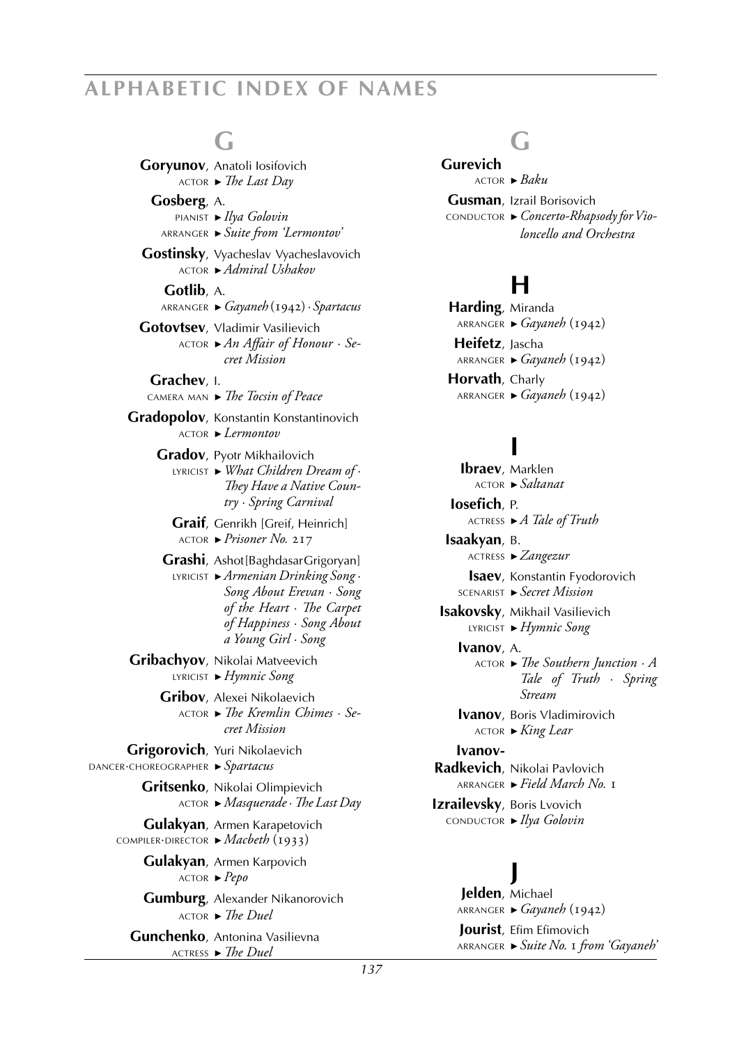## G

**Goryunov**, Anatoli Iosifovich
ACTOR ► *The Last Day*

**Gosberg**, A.
PIANIST ► *Ilya Golovin*
ARRANGER ► *Suite from 'Lermontov'*

**Gostinsky**, Vyacheslav Vyacheslavovich
ACTOR ► *Admiral Ushakov*

**Gotlib**, A.
ARRANGER ► *Gayaneh* (1942) · *Spartacus*

**Gotovtsev**, Vladimir Vasilievich
ACTOR ► *An Affair of Honour · Secret Mission*

**Grachev**, I.
CAMERA MAN ► *The Tocsin of Peace*

**Gradopolov**, Konstantin Konstantinovich
ACTOR ► *Lermontov*

**Gradov**, Pyotr Mikhailovich
LYRICIST ► *What Children Dream of · They Have a Native Country · Spring Carnival*

**Graif**, Genrikh [Greif, Heinrich]
ACTOR ► *Prisoner No. 217*

**Grashi**, Ashot[BaghdasarGrigoryan]
LYRICIST ► *Armenian Drinking Song · Song About Erevan · Song of the Heart · The Carpet of Happiness · Song About a Young Girl · Song*

**Gribachyov**, Nikolai Matveevich
LYRICIST ► *Hymnic Song*

**Gribov**, Alexei Nikolaevich
ACTOR ► *The Kremlin Chimes · Secret Mission*

**Grigorovich**, Yuri Nikolaevich
DANCER·CHOREOGRAPHER ► *Spartacus*

**Gritsenko**, Nikolai Olimpievich
ACTOR ► *Masquerade · The Last Day*

**Gulakyan**, Armen Karapetovich
COMPILER·DIRECTOR ► *Macbeth* (1933)

**Gulakyan**, Armen Karpovich
ACTOR ► *Pepo*

**Gumburg**, Alexander Nikanorovich
ACTOR ► *The Duel*

**Gunchenko**, Antonina Vasilievna
ACTRESS ► *The Duel*

**Gurevich**
ACTOR ► *Baku*

**Gusman**, Izrail Borisovich
CONDUCTOR ► *Concerto-Rhapsody for Violoncello and Orchestra*

## H

**Harding**, Miranda
ARRANGER ► *Gayaneh* (1942)

**Heifetz**, Jascha
ARRANGER ► *Gayaneh* (1942)

**Horvath**, Charly
ARRANGER ► *Gayaneh* (1942)

## I

**Ibraev**, Marklen
ACTOR ► *Saltanat*

**Iosefich**, P.
ACTRESS ► *A Tale of Truth*

**Isaakyan**, B.
ACTRESS ► *Zangezur*

**Isaev**, Konstantin Fyodorovich
SCENARIST ► *Secret Mission*

**Isakovsky**, Mikhail Vasilievich
LYRICIST ► *Hymnic Song*

**Ivanov**, A.
ACTOR ► *The Southern Junction · A Tale of Truth · Spring Stream*

**Ivanov**, Boris Vladimirovich
ACTOR ► *King Lear*

**Ivanov-Radkevich**, Nikolai Pavlovich
ARRANGER ► *Field March No. 1*

**Izrailevsky**, Boris Lvovich
CONDUCTOR ► *Ilya Golovin*

## J

**Jelden**, Michael
ARRANGER ► *Gayaneh* (1942)

**Jourist**, Efim Efimovich
ARRANGER ► *Suite No. 1 from 'Gayaneh'*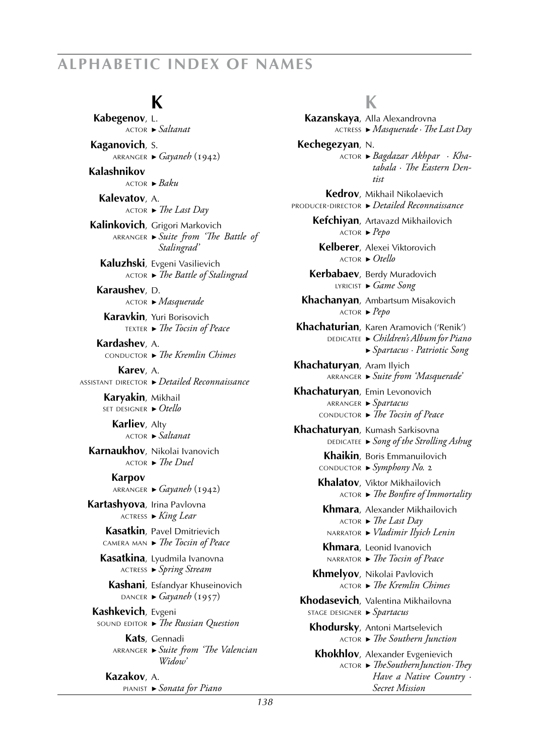## K

**Kabegenov**, L.
ACTOR ► *Saltanat*

**Kaganovich**, S.
ARRANGER ► *Gayaneh* (1942)

**Kalashnikov**
ACTOR ► *Baku*

**Kalevatov**, A.
ACTOR ► *The Last Day*

**Kalinkovich**, Grigori Markovich
ARRANGER ► *Suite from 'The Battle of Stalingrad'*

**Kaluzhski**, Evgeni Vasilievich
ACTOR ► *The Battle of Stalingrad*

**Karaushev**, D.
ACTOR ► *Masquerade*

**Karavkin**, Yuri Borisovich
TEXTER ► *The Tocsin of Peace*

**Kardashev**, A.
CONDUCTOR ► *The Kremlin Chimes*

**Karev**, A.
ASSISTANT DIRECTOR ► *Detailed Reconnaissance*

**Karyakin**, Mikhail
SET DESIGNER ► *Otello*

**Karliev**, Alty
ACTOR ► *Saltanat*

**Karnaukhov**, Nikolai Ivanovich
ACTOR ► *The Duel*

**Karpov**
ARRANGER ► *Gayaneh* (1942)

**Kartashyova**, Irina Pavlovna
ACTRESS ► *King Lear*

**Kasatkin**, Pavel Dmitrievich
CAMERA MAN ► *The Tocsin of Peace*

**Kasatkina**, Lyudmila Ivanovna
ACTRESS ► *Spring Stream*

**Kashani**, Esfandyar Khuseinovich
DANCER ► *Gayaneh* (1957)

**Kashkevich**, Evgeni
SOUND EDITOR ► *The Russian Question*

**Kats**, Gennadi
ARRANGER ► *Suite from 'The Valencian Widow'*

**Kazakov**, A.
PIANIST ► *Sonata for Piano*

**Kazanskaya**, Alla Alexandrovna
ACTRESS ► *Masquerade · The Last Day*

**Kechegezyan**, N.
ACTOR ► *Bagdazar Akhpar · Khatabala · The Eastern Dentist*

**Kedrov**, Mikhail Nikolaevich
PRODUCER·DIRECTOR ► *Detailed Reconnaissance*

**Kefchiyan**, Artavazd Mikhailovich
ACTOR ► *Pepo*

**Kelberer**, Alexei Viktorovich
ACTOR ► *Otello*

**Kerbabaev**, Berdy Muradovich
LYRICIST ► *Game Song*

**Khachanyan**, Ambartsum Misakovich
ACTOR ► *Pepo*

**Khachaturian**, Karen Aramovich ('Renik')
DEDICATEE ► *Children's Album for Piano*
► *Spartacus · Patriotic Song*

**Khachaturyan**, Aram Ilyich
ARRANGER ► *Suite from 'Masquerade'*

**Khachaturyan**, Emin Levonovich
ARRANGER ► *Spartacus*
CONDUCTOR ► *The Tocsin of Peace*

**Khachaturyan**, Kumash Sarkisovna
DEDICATEE ► *Song of the Strolling Ashug*

**Khaikin**, Boris Emmanuilovich
CONDUCTOR ► *Symphony No. 2*

**Khalatov**, Viktor Mikhailovich
ACTOR ► *The Bonfire of Immortality*

**Khmara**, Alexander Mikhailovich
ACTOR ► *The Last Day*
NARRATOR ► *Vladimir Ilyich Lenin*

**Khmara**, Leonid Ivanovich
NARRATOR ► *The Tocsin of Peace*

**Khmelyov**, Nikolai Pavlovich
ACTOR ► *The Kremlin Chimes*

**Khodasevich**, Valentina Mikhailovna
STAGE DESIGNER ► *Spartacus*

**Khodursky**, Antoni Martselevich
ACTOR ► *The Southern Junction*

**Khokhlov**, Alexander Evgenievich
ACTOR ► *The Southern Junction · They Have a Native Country · Secret Mission*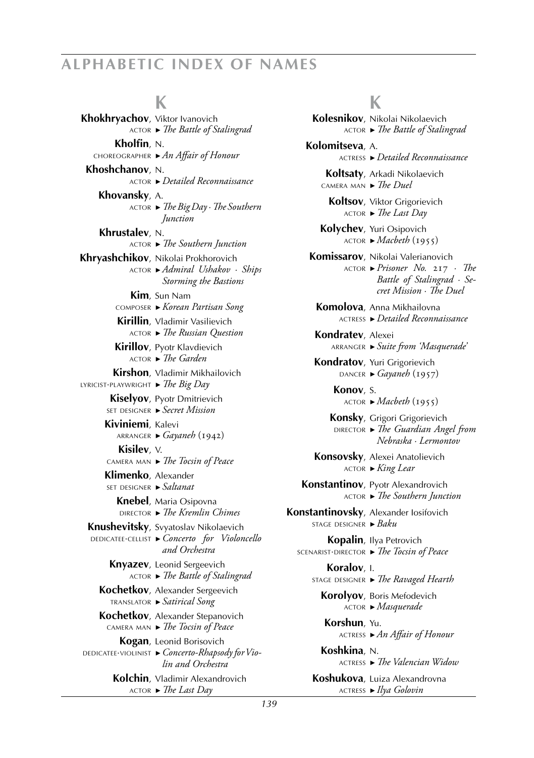## ALPHABETIC INDEX OF NAMES

### K

**Khokhryachov**, Viktor Ivanovich
ACTOR ► *The Battle of Stalingrad*

**Kholfin**, N.
CHOREOGRAPHER ► *An Affair of Honour*

**Khoshchanov**, N.
ACTOR ► *Detailed Reconnaissance*

**Khovansky**, A.
ACTOR ► *The Big Day* · *The Southern Junction*

**Khrustalev**, N.
ACTOR ► *The Southern Junction*

**Khryashchikov**, Nikolai Prokhorovich
ACTOR ► *Admiral Ushakov* · *Ships Storming the Bastions*

**Kim**, Sun Nam
COMPOSER ► *Korean Partisan Song*

**Kirillin**, Vladimir Vasilievich
ACTOR ► *The Russian Question*

**Kirillov**, Pyotr Klavdievich
ACTOR ► *The Garden*

**Kirshon**, Vladimir Mikhailovich
LYRICIST·PLAYWRIGHT ► *The Big Day*

**Kiselyov**, Pyotr Dmitrievich
SET DESIGNER ► *Secret Mission*

**Kiviniemi**, Kalevi
ARRANGER ► *Gayaneh* (1942)

**Kisilev**, V.
CAMERA MAN ► *The Tocsin of Peace*

**Klimenko**, Alexander
SET DESIGNER ► *Saltanat*

**Knebel**, Maria Osipovna
DIRECTOR ► *The Kremlin Chimes*

**Knushevitsky**, Svyatoslav Nikolaevich
DEDICATEE·CELLIST ► *Concerto for Violoncello and Orchestra*

**Knyazev**, Leonid Sergeevich
ACTOR ► *The Battle of Stalingrad*

**Kochetkov**, Alexander Sergeevich
TRANSLATOR ► *Satirical Song*

**Kochetkov**, Alexander Stepanovich
CAMERA MAN ► *The Tocsin of Peace*

**Kogan**, Leonid Borisovich
DEDICATEE·VIOLINIST ► *Concerto-Rhapsody for Violin and Orchestra*

**Kolchin**, Vladimir Alexandrovich
ACTOR ► *The Last Day*

**Kolesnikov**, Nikolai Nikolaevich
ACTOR ► *The Battle of Stalingrad*

**Kolomitseva**, A.
ACTRESS ► *Detailed Reconnaissance*

**Koltsaty**, Arkadi Nikolaevich
CAMERA MAN ► *The Duel*

**Koltsov**, Viktor Grigorievich
ACTOR ► *The Last Day*

**Kolychev**, Yuri Osipovich
ACTOR ► *Macbeth* (1955)

**Komissarov**, Nikolai Valerianovich
ACTOR ► *Prisoner No. 217* · *The Battle of Stalingrad* · *Secret Mission* · *The Duel*

**Komolova**, Anna Mikhailovna
ACTRESS ► *Detailed Reconnaissance*

**Kondratev**, Alexei
ARRANGER ► *Suite from 'Masquerade'*

**Kondratov**, Yuri Grigorievich
DANCER ► *Gayaneh* (1957)

**Konov**, S.
ACTOR ► *Macbeth* (1955)

**Konsky**, Grigori Grigorievich
DIRECTOR ► *The Guardian Angel from Nebraska* · *Lermontov*

**Konsovsky**, Alexei Anatolievich
ACTOR ► *King Lear*

**Konstantinov**, Pyotr Alexandrovich
ACTOR ► *The Southern Junction*

**Konstantinovsky**, Alexander Iosifovich
STAGE DESIGNER ► *Baku*

**Kopalin**, Ilya Petrovich
SCENARIST·DIRECTOR ► *The Tocsin of Peace*

**Koralov**, I.
STAGE DESIGNER ► *The Ravaged Hearth*

**Korolyov**, Boris Mefodevich
ACTOR ► *Masquerade*

**Korshun**, Yu.
ACTRESS ► *An Affair of Honour*

**Koshkina**, N.
ACTRESS ► *The Valencian Widow*

**Koshukova**, Luiza Alexandrovna
ACTRESS ► *Ilya Golovin*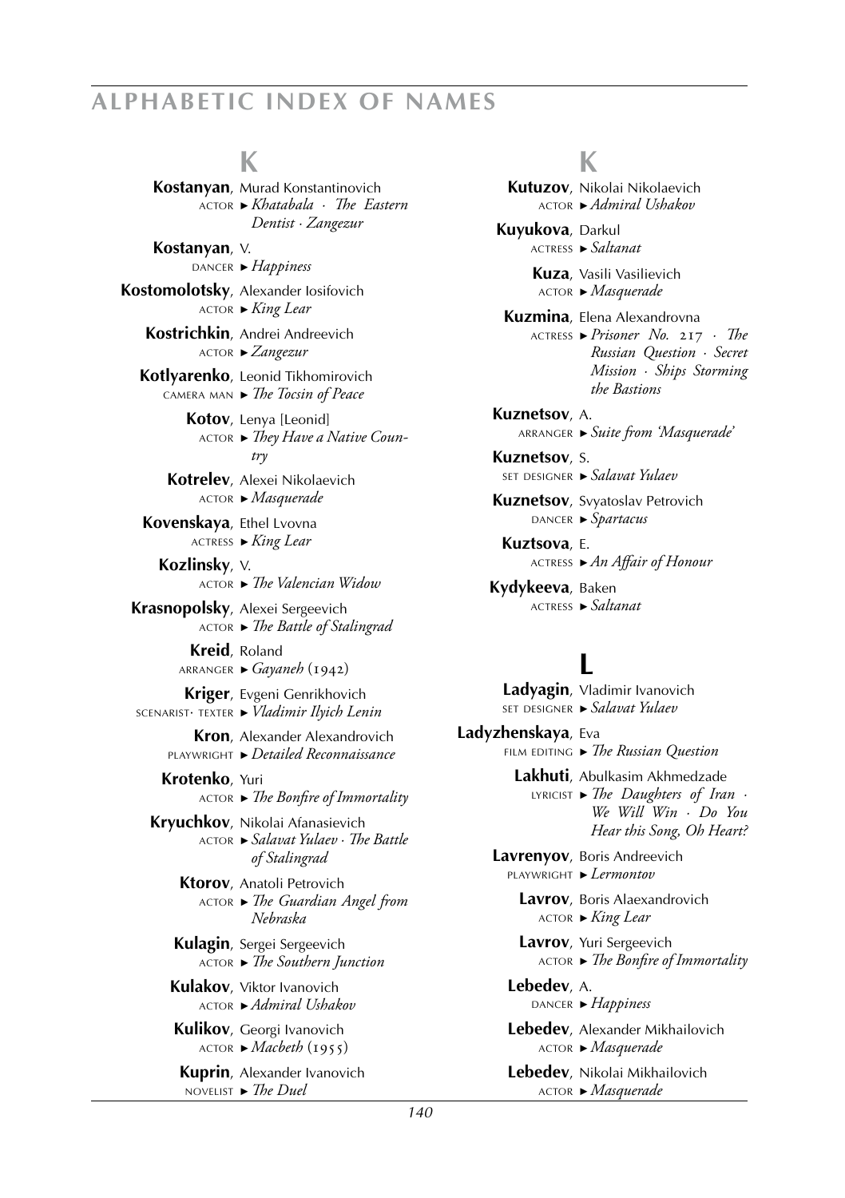## K

**Kostanyan**, Murad Konstantinovich
ACTOR ► *Khatabala · The Eastern Dentist · Zangezur*

**Kostanyan**, V.
DANCER ► *Happiness*

**Kostomolotsky**, Alexander Iosifovich
ACTOR ► *King Lear*

**Kostrichkin**, Andrei Andreevich
ACTOR ► *Zangezur*

**Kotlyarenko**, Leonid Tikhomirovich
CAMERA MAN ► *The Tocsin of Peace*

**Kotov**, Lenya [Leonid]
ACTOR ► *They Have a Native Country*

**Kotrelev**, Alexei Nikolaevich
ACTOR ► *Masquerade*

**Kovenskaya**, Ethel Lvovna
ACTRESS ► *King Lear*

**Kozlinsky**, V.
ACTOR ► *The Valencian Widow*

**Krasnopolsky**, Alexei Sergeevich
ACTOR ► *The Battle of Stalingrad*

**Kreid**, Roland
ARRANGER ► *Gayaneh* (1942)

**Kriger**, Evgeni Genrikhovich
SCENARIST· TEXTER ► *Vladimir Ilyich Lenin*

**Kron**, Alexander Alexandrovich
PLAYWRIGHT ► *Detailed Reconnaissance*

**Krotenko**, Yuri
ACTOR ► *The Bonfire of Immortality*

**Kryuchkov**, Nikolai Afanasievich
ACTOR ► *Salavat Yulaev · The Battle of Stalingrad*

**Ktorov**, Anatoli Petrovich
ACTOR ► *The Guardian Angel from Nebraska*

**Kulagin**, Sergei Sergeevich
ACTOR ► *The Southern Junction*

**Kulakov**, Viktor Ivanovich
ACTOR ► *Admiral Ushakov*

**Kulikov**, Georgi Ivanovich
ACTOR ► *Macbeth* (1955)

**Kuprin**, Alexander Ivanovich
NOVELIST ► *The Duel*

**Kutuzov**, Nikolai Nikolaevich
ACTOR ► *Admiral Ushakov*

**Kuyukova**, Darkul
ACTRESS ► *Saltanat*

**Kuza**, Vasili Vasilievich
ACTOR ► *Masquerade*

**Kuzmina**, Elena Alexandrovna
ACTRESS ► *Prisoner No. 217 · The Russian Question · Secret Mission · Ships Storming the Bastions*

**Kuznetsov**, A.
ARRANGER ► *Suite from 'Masquerade'*

**Kuznetsov**, S.
SET DESIGNER ► *Salavat Yulaev*

**Kuznetsov**, Svyatoslav Petrovich
DANCER ► *Spartacus*

**Kuztsova**, E.
ACTRESS ► *An Affair of Honour*

**Kydykeeva**, Baken
ACTRESS ► *Saltanat*

## L

**Ladyagin**, Vladimir Ivanovich
SET DESIGNER ► *Salavat Yulaev*

**Ladyzhenskaya**, Eva
FILM EDITING ► *The Russian Question*

**Lakhuti**, Abulkasim Akhmedzade
LYRICIST ► *The Daughters of Iran · We Will Win · Do You Hear this Song, Oh Heart?*

**Lavrenyov**, Boris Andreevich
PLAYWRIGHT ► *Lermontov*

**Lavrov**, Boris Alaexandrovich
ACTOR ► *King Lear*

**Lavrov**, Yuri Sergeevich
ACTOR ► *The Bonfire of Immortality*

**Lebedev**, A.
DANCER ► *Happiness*

**Lebedev**, Alexander Mikhailovich
ACTOR ► *Masquerade*

**Lebedev**, Nikolai Mikhailovich
ACTOR ► *Masquerade*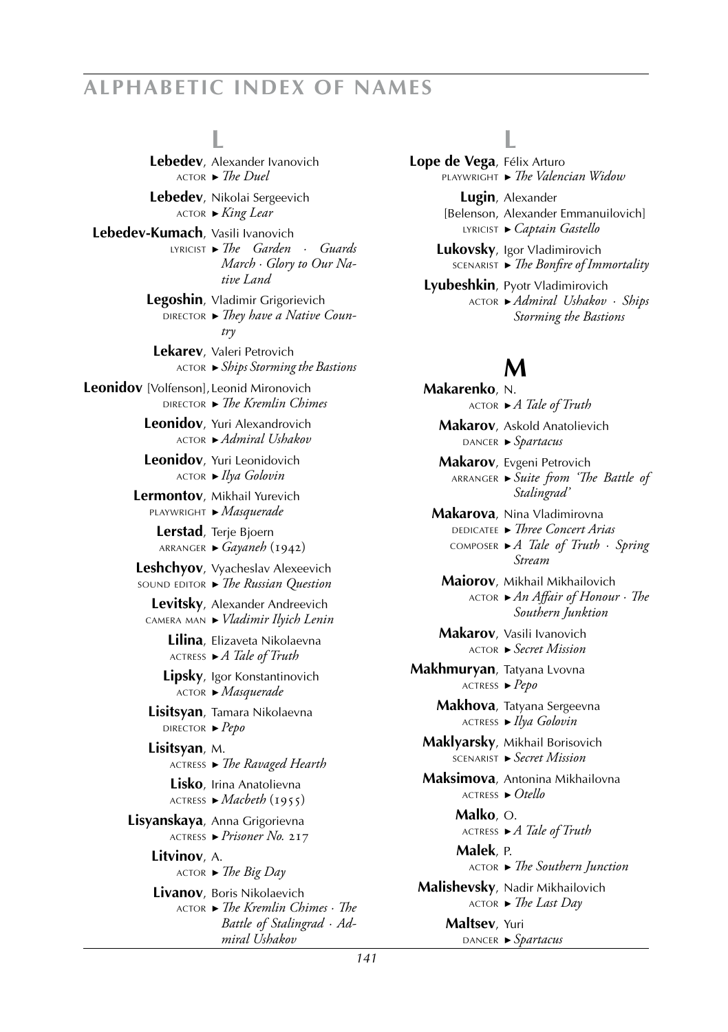## L

**Lebedev**, Alexander Ivanovich
ACTOR ► *The Duel*

**Lebedev**, Nikolai Sergeevich
ACTOR ► *King Lear*

**Lebedev-Kumach**, Vasili Ivanovich
LYRICIST ► *The Garden · Guards March · Glory to Our Native Land*

**Legoshin**, Vladimir Grigorievich
DIRECTOR ► *They have a Native Country*

**Lekarev**, Valeri Petrovich
ACTOR ► *Ships Storming the Bastions*

**Leonidov** [Volfenson], Leonid Mironovich
DIRECTOR ► *The Kremlin Chimes*

**Leonidov**, Yuri Alexandrovich
ACTOR ► *Admiral Ushakov*

**Leonidov**, Yuri Leonidovich
ACTOR ► *Ilya Golovin*

**Lermontov**, Mikhail Yurevich
PLAYWRIGHT ► *Masquerade*

**Lerstad**, Terje Bjoern
ARRANGER ► *Gayaneh* (1942)

**Leshchyov**, Vyacheslav Alexeevich
SOUND EDITOR ► *The Russian Question*

**Levitsky**, Alexander Andreevich
CAMERA MAN ► *Vladimir Ilyich Lenin*

**Lilina**, Elizaveta Nikolaevna
ACTRESS ► *A Tale of Truth*

**Lipsky**, Igor Konstantinovich
ACTOR ► *Masquerade*

**Lisitsyan**, Tamara Nikolaevna
DIRECTOR ► *Pepo*

**Lisitsyan**, M.
ACTRESS ► *The Ravaged Hearth*

**Lisko**, Irina Anatolievna
ACTRESS ► *Macbeth* (1955)

**Lisyanskaya**, Anna Grigorievna
ACTRESS ► *Prisoner No. 217*

**Litvinov**, A.
ACTOR ► *The Big Day*

**Livanov**, Boris Nikolaevich
ACTOR ► *The Kremlin Chimes · The Battle of Stalingrad · Admiral Ushakov*

**Lope de Vega**, Félix Arturo
PLAYWRIGHT ► *The Valencian Widow*

**Lugin**, Alexander [Belenson, Alexander Emmanuilovich]
LYRICIST ► *Captain Gastello*

**Lukovsky**, Igor Vladimirovich
SCENARIST ► *The Bonfire of Immortality*

**Lyubeshkin**, Pyotr Vladimirovich
ACTOR ► *Admiral Ushakov · Ships Storming the Bastions*

## M

**Makarenko**, N.
ACTOR ► *A Tale of Truth*

**Makarov**, Askold Anatolievich
DANCER ► *Spartacus*

**Makarov**, Evgeni Petrovich
ARRANGER ► *Suite from 'The Battle of Stalingrad'*

**Makarova**, Nina Vladimirovna
DEDICATEE ► *Three Concert Arias*
COMPOSER ► *A Tale of Truth · Spring Stream*

**Maiorov**, Mikhail Mikhailovich
ACTOR ► *An Affair of Honour · The Southern Junktion*

**Makarov**, Vasili Ivanovich
ACTOR ► *Secret Mission*

**Makhmuryan**, Tatyana Lvovna
ACTRESS ► *Pepo*

**Makhova**, Tatyana Sergeevna
ACTRESS ► *Ilya Golovin*

**Maklyarsky**, Mikhail Borisovich
SCENARIST ► *Secret Mission*

**Maksimova**, Antonina Mikhailovna
ACTRESS ► *Otello*

**Malko**, O.
ACTRESS ► *A Tale of Truth*

**Malek**, P.
ACTOR ► *The Southern Junction*

**Malishevsky**, Nadir Mikhailovich
ACTOR ► *The Last Day*

**Maltsev**, Yuri
DANCER ► *Spartacus*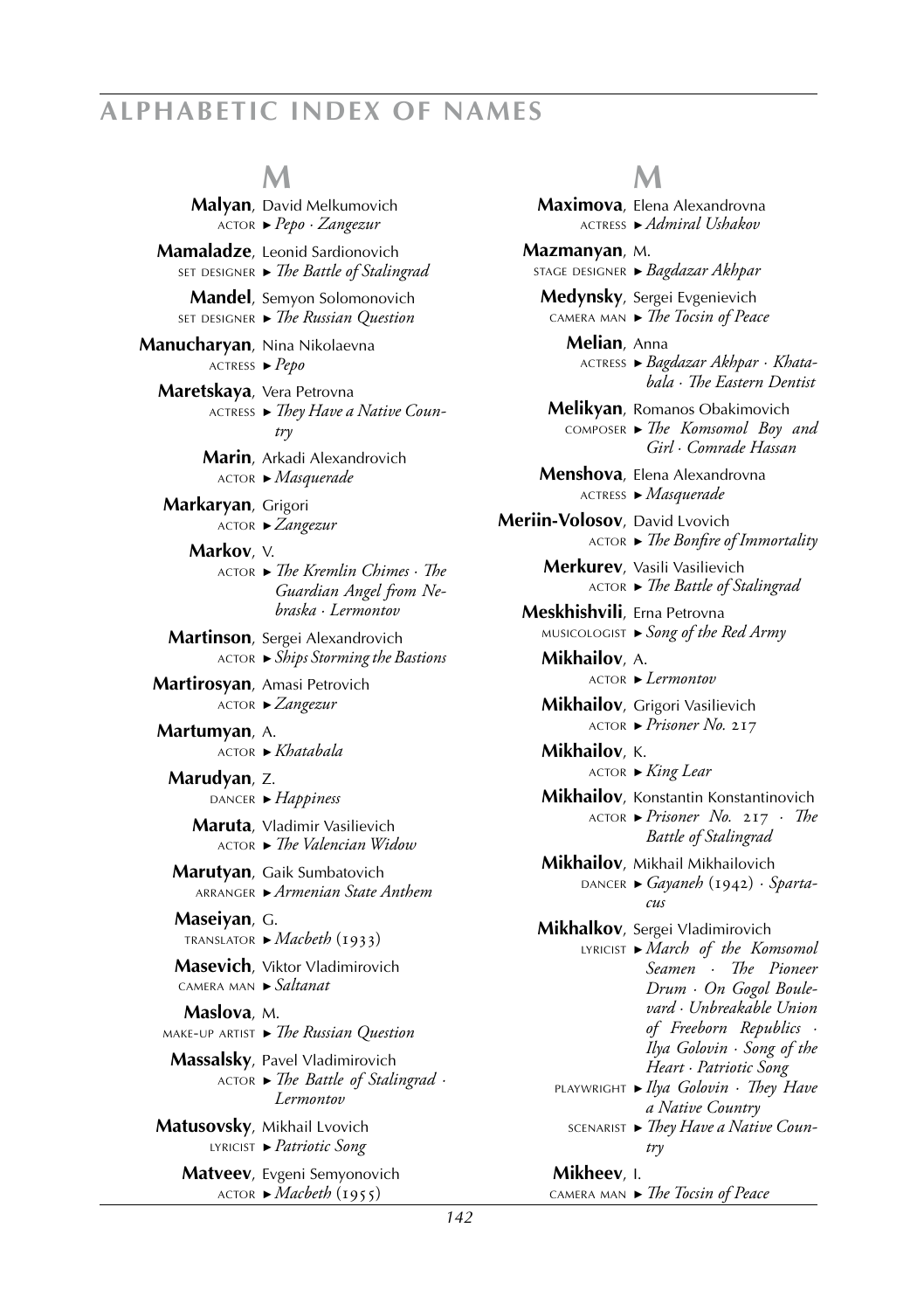## M

**Malyan**, David Melkumovich
ACTOR ► *Pepo · Zangezur*

**Mamaladze**, Leonid Sardionovich
SET DESIGNER ► *The Battle of Stalingrad*

**Mandel**, Semyon Solomonovich
SET DESIGNER ► *The Russian Question*

**Manucharyan**, Nina Nikolaevna
ACTRESS ► *Pepo*

**Maretskaya**, Vera Petrovna
ACTRESS ► *They Have a Native Country*

**Marin**, Arkadi Alexandrovich
ACTOR ► *Masquerade*

**Markaryan**, Grigori
ACTOR ► *Zangezur*

**Markov**, V.
ACTOR ► *The Kremlin Chimes · The Guardian Angel from Nebraska · Lermontov*

**Martinson**, Sergei Alexandrovich
ACTOR ► *Ships Storming the Bastions*

**Martirosyan**, Amasi Petrovich
ACTOR ► *Zangezur*

**Martumyan**, A.
ACTOR ► *Khatabala*

**Marudyan**, Z.
DANCER ► *Happiness*

**Maruta**, Vladimir Vasilievich
ACTOR ► *The Valencian Widow*

**Marutyan**, Gaik Sumbatovich
ARRANGER ► *Armenian State Anthem*

**Maseiyan**, G.
TRANSLATOR ► *Macbeth* (1933)

**Masevich**, Viktor Vladimirovich
CAMERA MAN ► *Saltanat*

**Maslova**, M.
MAKE-UP ARTIST ► *The Russian Question*

**Massalsky**, Pavel Vladimirovich
ACTOR ► *The Battle of Stalingrad · Lermontov*

**Matusovsky**, Mikhail Lvovich
LYRICIST ► *Patriotic Song*

**Matveev**, Evgeni Semyonovich
ACTOR ► *Macbeth* (1955)

**Maximova**, Elena Alexandrovna
ACTRESS ► *Admiral Ushakov*

**Mazmanyan**, M.
STAGE DESIGNER ► *Bagdazar Akhpar*

**Medynsky**, Sergei Evgenievich
CAMERA MAN ► *The Tocsin of Peace*

**Melian**, Anna
ACTRESS ► *Bagdazar Akhpar · Khatabala · The Eastern Dentist*

**Melikyan**, Romanos Obakimovich
COMPOSER ► *The Komsomol Boy and Girl · Comrade Hassan*

**Menshova**, Elena Alexandrovna
ACTRESS ► *Masquerade*

**Meriin-Volosov**, David Lvovich
ACTOR ► *The Bonfire of Immortality*

**Merkurev**, Vasili Vasilievich
ACTOR ► *The Battle of Stalingrad*

**Meskhishvili**, Erna Petrovna
MUSICOLOGIST ► *Song of the Red Army*

**Mikhailov**, A.
ACTOR ► *Lermontov*

**Mikhailov**, Grigori Vasilievich
ACTOR ► *Prisoner No. 217*

**Mikhailov**, K.
ACTOR ► *King Lear*

**Mikhailov**, Konstantin Konstantinovich
ACTOR ► *Prisoner No. 217 · The Battle of Stalingrad*

**Mikhailov**, Mikhail Mikhailovich
DANCER ► *Gayaneh* (1942) *· Spartacus*

**Mikhalkov**, Sergei Vladimirovich
LYRICIST ► *March of the Komsomol Seamen · The Pioneer Drum · On Gogol Boulevard · Unbreakable Union of Freeborn Republics · Ilya Golovin · Song of the Heart · Patriotic Song*
PLAYWRIGHT ► *Ilya Golovin · They Have a Native Country*
SCENARIST ► *They Have a Native Country*

**Mikheev**, I.
CAMERA MAN ► *The Tocsin of Peace*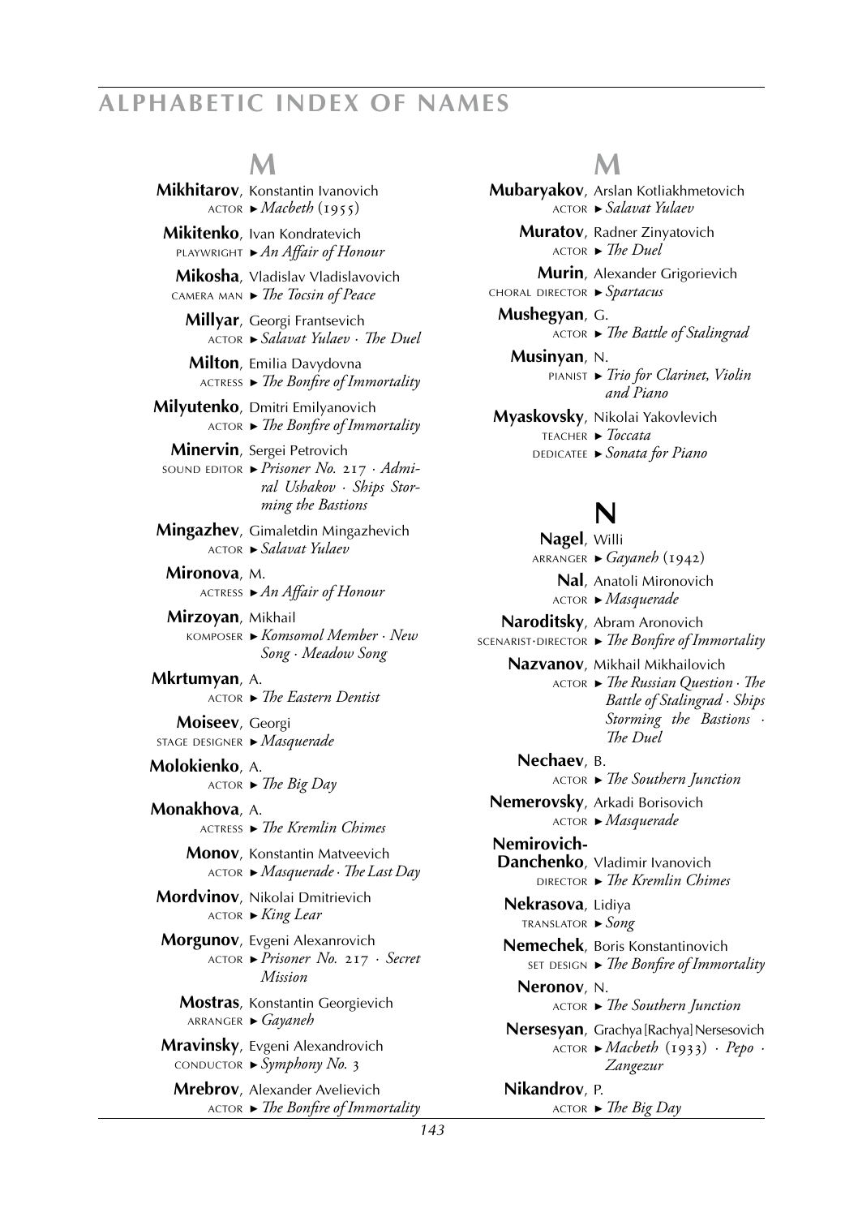## M

**Mikhitarov**, Konstantin Ivanovich
ACTOR ► *Macbeth* (1955)

**Mikitenko**, Ivan Kondratevich
PLAYWRIGHT ► *An Affair of Honour*

**Mikosha**, Vladislav Vladislavovich
CAMERA MAN ► *The Tocsin of Peace*

**Millyar**, Georgi Frantsevich
ACTOR ► *Salavat Yulaev* · *The Duel*

**Milton**, Emilia Davydovna
ACTRESS ► *The Bonfire of Immortality*

**Milyutenko**, Dmitri Emilyanovich
ACTOR ► *The Bonfire of Immortality*

**Minervin**, Sergei Petrovich
SOUND EDITOR ► *Prisoner No.* 217 · *Admiral Ushakov* · *Ships Storming the Bastions*

**Mingazhev**, Gimaletdin Mingazhevich
ACTOR ► *Salavat Yulaev*

**Mironova**, M.
ACTRESS ► *An Affair of Honour*

**Mirzoyan**, Mikhail
KOMPOSER ► *Komsomol Member* · *New Song* · *Meadow Song*

**Mkrtumyan**, A.
ACTOR ► *The Eastern Dentist*

**Moiseev**, Georgi
STAGE DESIGNER ► *Masquerade*

**Molokienko**, A.
ACTOR ► *The Big Day*

**Monakhova**, A.
ACTRESS ► *The Kremlin Chimes*

**Monov**, Konstantin Matveevich
ACTOR ► *Masquerade* · *The Last Day*

**Mordvinov**, Nikolai Dmitrievich
ACTOR ► *King Lear*

**Morgunov**, Evgeni Alexanrovich
ACTOR ► *Prisoner No.* 217 · *Secret Mission*

**Mostras**, Konstantin Georgievich
ARRANGER ► *Gayaneh*

**Mravinsky**, Evgeni Alexandrovich
CONDUCTOR ► *Symphony No.* 3

**Mrebrov**, Alexander Avelievich
ACTOR ► *The Bonfire of Immortality*

**Mubaryakov**, Arslan Kotliakhmetovich
ACTOR ► *Salavat Yulaev*

**Muratov**, Radner Zinyatovich
ACTOR ► *The Duel*

**Murin**, Alexander Grigorievich
CHORAL DIRECTOR ► *Spartacus*

**Mushegyan**, G.
ACTOR ► *The Battle of Stalingrad*

**Musinyan**, N.
PIANIST ► *Trio for Clarinet, Violin and Piano*

**Myaskovsky**, Nikolai Yakovlevich
TEACHER ► *Toccata*
DEDICATEE ► *Sonata for Piano*

## N

**Nagel**, Willi
ARRANGER ► *Gayaneh* (1942)

**Nal**, Anatoli Mironovich
ACTOR ► *Masquerade*

**Naroditsky**, Abram Aronovich
SCENARIST·DIRECTOR ► *The Bonfire of Immortality*

**Nazvanov**, Mikhail Mikhailovich
ACTOR ► *The Russian Question* · *The Battle of Stalingrad* · *Ships Storming the Bastions* · *The Duel*

**Nechaev**, B.
ACTOR ► *The Southern Junction*

**Nemerovsky**, Arkadi Borisovich
ACTOR ► *Masquerade*

**Nemirovich-Danchenko**, Vladimir Ivanovich
DIRECTOR ► *The Kremlin Chimes*

**Nekrasova**, Lidiya
TRANSLATOR ► *Song*

**Nemechek**, Boris Konstantinovich
SET DESIGN ► *The Bonfire of Immortality*

**Neronov**, N.
ACTOR ► *The Southern Junction*

**Nersesyan**, Grachya [Rachya] Nersesovich
ACTOR ► *Macbeth* (1933) · *Pepo* · *Zangezur*

**Nikandrov**, P.
ACTOR ► *The Big Day*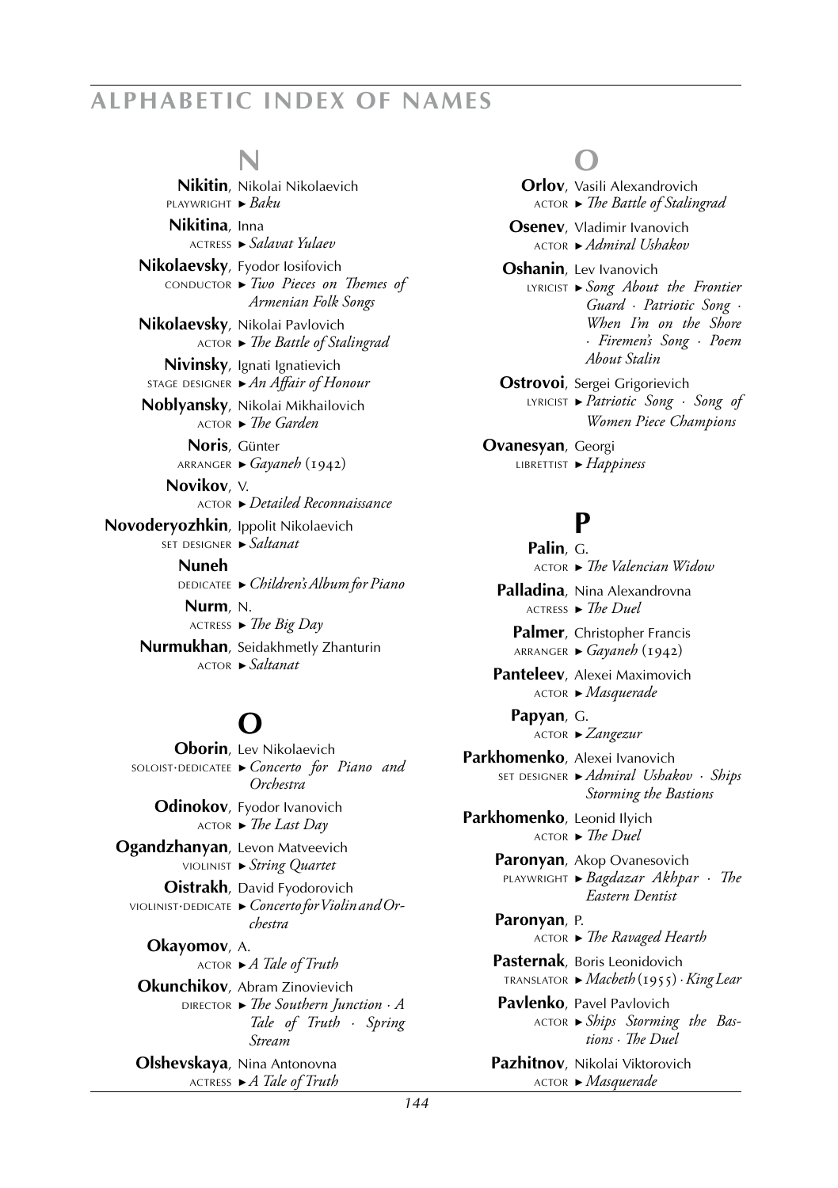## N

**Nikitin**, Nikolai Nikolaevich
PLAYWRIGHT ► *Baku*

**Nikitina**, Inna
ACTRESS ► *Salavat Yulaev*

**Nikolaevsky**, Fyodor Iosifovich
CONDUCTOR ► *Two Pieces on Themes of Armenian Folk Songs*

**Nikolaevsky**, Nikolai Pavlovich
ACTOR ► *The Battle of Stalingrad*

**Nivinsky**, Ignati Ignatievich
STAGE DESIGNER ► *An Affair of Honour*

**Noblyansky**, Nikolai Mikhailovich
ACTOR ► *The Garden*

**Noris**, Günter
ARRANGER ► *Gayaneh* (1942)

**Novikov**, V.
ACTOR ► *Detailed Reconnaissance*

**Novoderyozhkin**, Ippolit Nikolaevich
SET DESIGNER ► *Saltanat*

**Nuneh**
DEDICATEE ► *Children's Album for Piano*

**Nurm**, N.
ACTRESS ► *The Big Day*

**Nurmukhan**, Seidakhmetly Zhanturin
ACTOR ► *Saltanat*

## O

**Oborin**, Lev Nikolaevich
SOLOIST·DEDICATEE ► *Concerto for Piano and Orchestra*

**Odinokov**, Fyodor Ivanovich
ACTOR ► *The Last Day*

**Ogandzhanyan**, Levon Matveevich
VIOLINIST ► *String Quartet*

**Oistrakh**, David Fyodorovich
VIOLINIST·DEDICATE ► *Concerto for Violin and Orchestra*

**Okayomov**, A.
ACTOR ► *A Tale of Truth*

**Okunchikov**, Abram Zinovievich
DIRECTOR ► *The Southern Junction · A Tale of Truth · Spring Stream*

**Olshevskaya**, Nina Antonovna
ACTRESS ► *A Tale of Truth*

**Orlov**, Vasili Alexandrovich
ACTOR ► *The Battle of Stalingrad*

**Osenev**, Vladimir Ivanovich
ACTOR ► *Admiral Ushakov*

**Oshanin**, Lev Ivanovich
LYRICIST ► *Song About the Frontier Guard · Patriotic Song · When I'm on the Shore · Firemen's Song · Poem About Stalin*

**Ostrovoi**, Sergei Grigorievich
LYRICIST ► *Patriotic Song · Song of Women Piece Champions*

**Ovanesyan**, Georgi
LIBRETTIST ► *Happiness*

## P

**Palin**, G.
ACTOR ► *The Valencian Widow*

**Palladina**, Nina Alexandrovna
ACTRESS ► *The Duel*

**Palmer**, Christopher Francis
ARRANGER ► *Gayaneh* (1942)

**Panteleev**, Alexei Maximovich
ACTOR ► *Masquerade*

**Papyan**, G.
ACTOR ► *Zangezur*

**Parkhomenko**, Alexei Ivanovich
SET DESIGNER ► *Admiral Ushakov · Ships Storming the Bastions*

**Parkhomenko**, Leonid Ilyich
ACTOR ► *The Duel*

**Paronyan**, Akop Ovanesovich
PLAYWRIGHT ► *Bagdazar Akhpar · The Eastern Dentist*

**Paronyan**, P.
ACTOR ► *The Ravaged Hearth*

**Pasternak**, Boris Leonidovich
TRANSLATOR ► *Macbeth* (1955) *· King Lear*

**Pavlenko**, Pavel Pavlovich
ACTOR ► *Ships Storming the Bastions · The Duel*

**Pazhitnov**, Nikolai Viktorovich
ACTOR ► *Masquerade*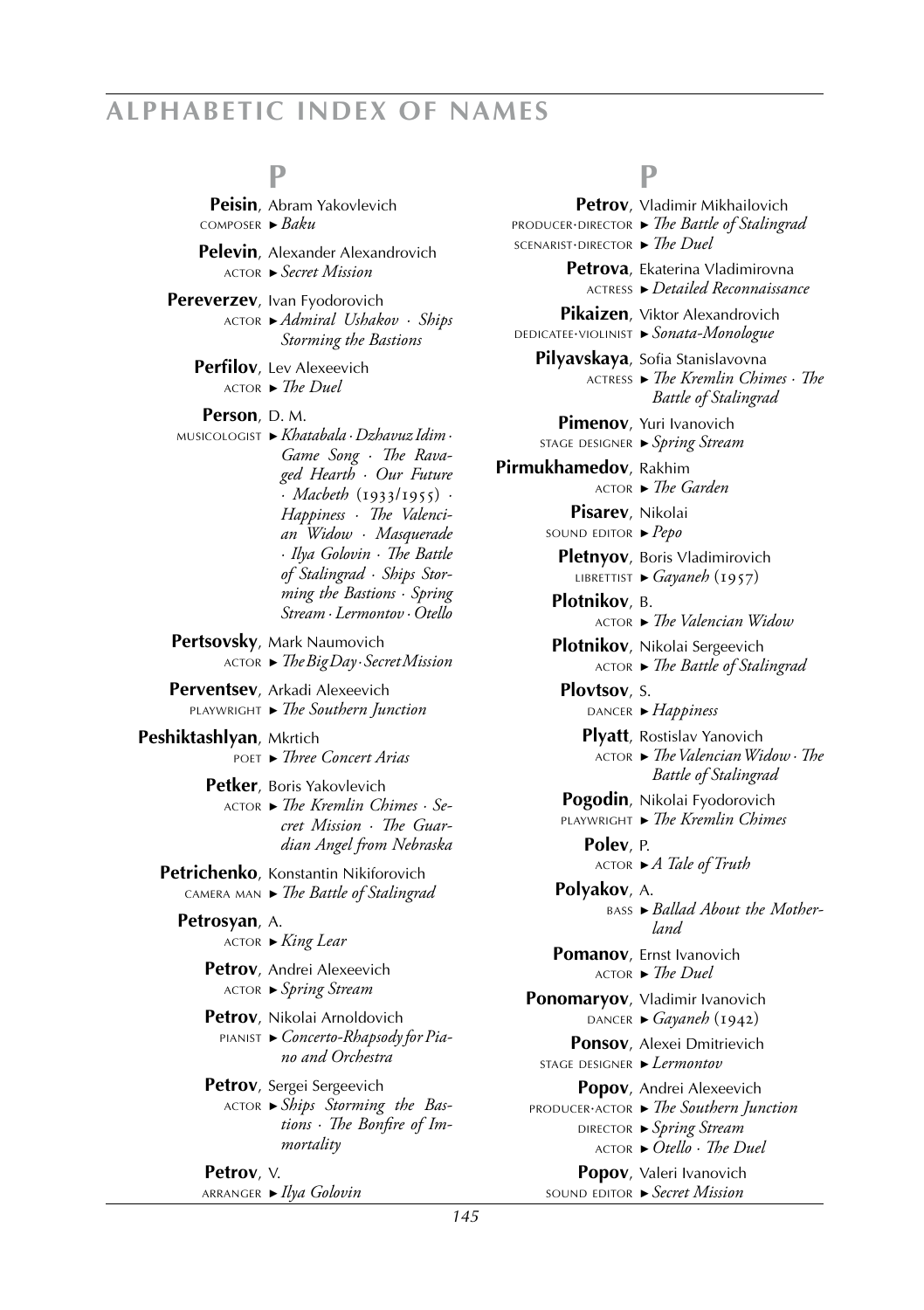## ALPHABETIC INDEX OF NAMES

### P

**Peisin**, Abram Yakovlevich
COMPOSER ► *Baku*

**Pelevin**, Alexander Alexandrovich
ACTOR ► *Secret Mission*

**Pereverzev**, Ivan Fyodorovich
ACTOR ► *Admiral Ushakov · Ships Storming the Bastions*

**Perfilov**, Lev Alexeevich
ACTOR ► *The Duel*

**Person**, D. M.
MUSICOLOGIST ► *Khatabala · Dzhavuz Idim · Game Song · The Ravaged Hearth · Our Future · Macbeth* (1933/1955) *· Happiness · The Valencian Widow · Masquerade · Ilya Golovin · The Battle of Stalingrad · Ships Storming the Bastions · Spring Stream · Lermontov · Otello*

**Pertsovsky**, Mark Naumovich
ACTOR ► *The Big Day · Secret Mission*

**Perventsev**, Arkadi Alexeevich
PLAYWRIGHT ► *The Southern Junction*

**Peshiktashlyan**, Mkrtich
POET ► *Three Concert Arias*

**Petker**, Boris Yakovlevich
ACTOR ► *The Kremlin Chimes · Secret Mission · The Guardian Angel from Nebraska*

**Petrichenko**, Konstantin Nikiforovich
CAMERA MAN ► *The Battle of Stalingrad*

**Petrosyan**, A.
ACTOR ► *King Lear*

**Petrov**, Andrei Alexeevich
ACTOR ► *Spring Stream*

**Petrov**, Nikolai Arnoldovich
PIANIST ► *Concerto-Rhapsody for Piano and Orchestra*

**Petrov**, Sergei Sergeevich
ACTOR ► *Ships Storming the Bastions · The Bonfire of Immortality*

**Petrov**, V.
ARRANGER ► *Ilya Golovin*

**Petrov**, Vladimir Mikhailovich
PRODUCER·DIRECTOR ► *The Battle of Stalingrad*
SCENARIST·DIRECTOR ► *The Duel*

**Petrova**, Ekaterina Vladimirovna
ACTRESS ► *Detailed Reconnaissance*

**Pikaizen**, Viktor Alexandrovich
DEDICATEE·VIOLINIST ► *Sonata-Monologue*

**Pilyavskaya**, Sofia Stanislavovna
ACTRESS ► *The Kremlin Chimes · The Battle of Stalingrad*

**Pimenov**, Yuri Ivanovich
STAGE DESIGNER ► *Spring Stream*

**Pirmukhamedov**, Rakhim
ACTOR ► *The Garden*

**Pisarev**, Nikolai
SOUND EDITOR ► *Pepo*

**Pletnyov**, Boris Vladimirovich
LIBRETTIST ► *Gayaneh* (1957)

**Plotnikov**, B.
ACTOR ► *The Valencian Widow*

**Plotnikov**, Nikolai Sergeevich
ACTOR ► *The Battle of Stalingrad*

**Plovtsov**, S.
DANCER ► *Happiness*

**Plyatt**, Rostislav Yanovich
ACTOR ► *The Valencian Widow · The Battle of Stalingrad*

**Pogodin**, Nikolai Fyodorovich
PLAYWRIGHT ► *The Kremlin Chimes*

**Polev**, P.
ACTOR ► *A Tale of Truth*

**Polyakov**, A.
BASS ► *Ballad About the Motherland*

**Pomanov**, Ernst Ivanovich
ACTOR ► *The Duel*

**Ponomaryov**, Vladimir Ivanovich
DANCER ► *Gayaneh* (1942)

**Ponsov**, Alexei Dmitrievich
STAGE DESIGNER ► *Lermontov*

**Popov**, Andrei Alexeevich
PRODUCER·ACTOR ► *The Southern Junction*
DIRECTOR ► *Spring Stream*
ACTOR ► *Otello · The Duel*

**Popov**, Valeri Ivanovich
SOUND EDITOR ► *Secret Mission*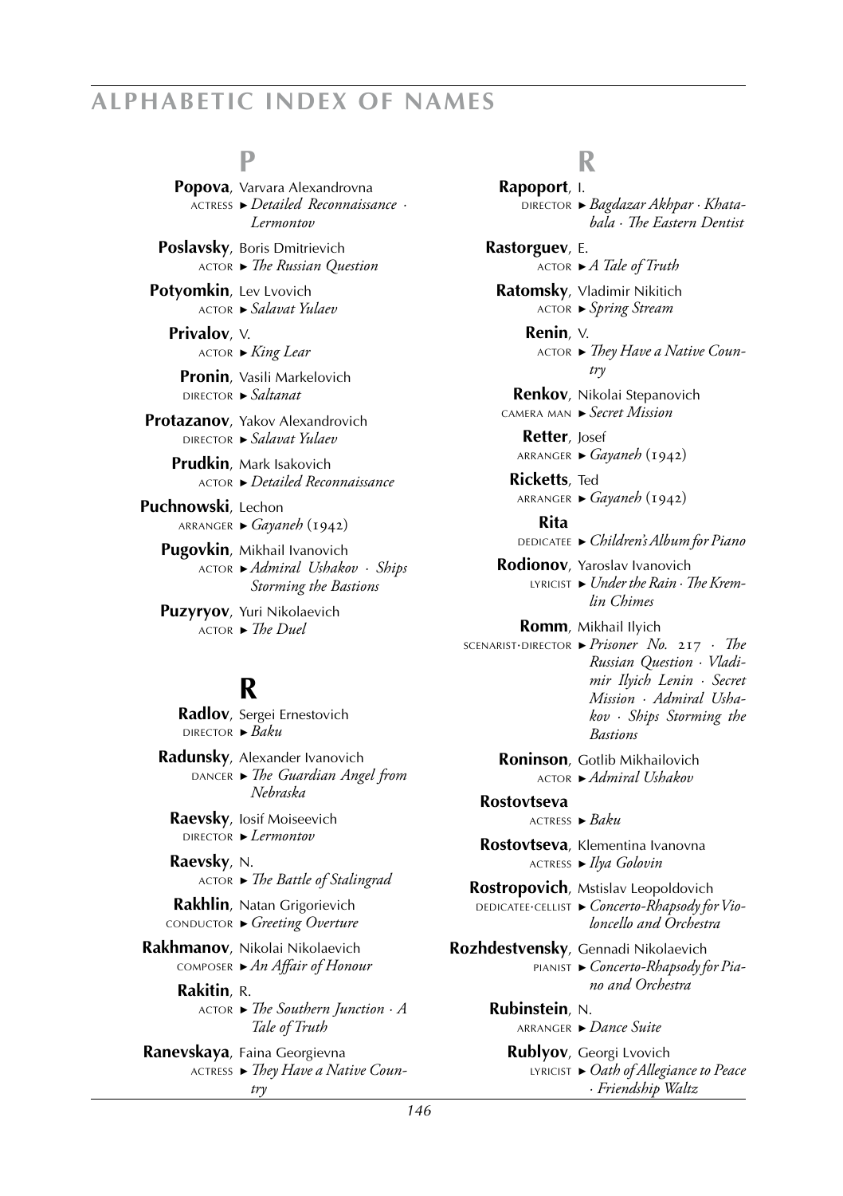## P

**Popova**, Varvara Alexandrovna
ACTRESS ► *Detailed Reconnaissance · Lermontov*

**Poslavsky**, Boris Dmitrievich
ACTOR ► *The Russian Question*

**Potyomkin**, Lev Lvovich
ACTOR ► *Salavat Yulaev*

**Privalov**, V.
ACTOR ► *King Lear*

**Pronin**, Vasili Markelovich
DIRECTOR ► *Saltanat*

**Protazanov**, Yakov Alexandrovich
DIRECTOR ► *Salavat Yulaev*

**Prudkin**, Mark Isakovich
ACTOR ► *Detailed Reconnaissance*

**Puchnowski**, Lechon
ARRANGER ► *Gayaneh* (1942)

**Pugovkin**, Mikhail Ivanovich
ACTOR ► *Admiral Ushakov · Ships Storming the Bastions*

**Puzyryov**, Yuri Nikolaevich
ACTOR ► *The Duel*

## R

**Radlov**, Sergei Ernestovich
DIRECTOR ► *Baku*

**Radunsky**, Alexander Ivanovich
DANCER ► *The Guardian Angel from Nebraska*

**Raevsky**, Iosif Moiseevich
DIRECTOR ► *Lermontov*

**Raevsky**, N.
ACTOR ► *The Battle of Stalingrad*

**Rakhlin**, Natan Grigorievich
CONDUCTOR ► *Greeting Overture*

**Rakhmanov**, Nikolai Nikolaevich
COMPOSER ► *An Affair of Honour*

**Rakitin**, R.
ACTOR ► *The Southern Junction · A Tale of Truth*

**Ranevskaya**, Faina Georgievna
ACTRESS ► *They Have a Native Country*

**Rapoport**, I.
DIRECTOR ► *Bagdazar Akhpar · Khatabala · The Eastern Dentist*

**Rastorguev**, E.
ACTOR ► *A Tale of Truth*

**Ratomsky**, Vladimir Nikitich
ACTOR ► *Spring Stream*

**Renin**, V.
ACTOR ► *They Have a Native Country*

**Renkov**, Nikolai Stepanovich
CAMERA MAN ► *Secret Mission*

**Retter**, Josef
ARRANGER ► *Gayaneh* (1942)

**Ricketts**, Ted
ARRANGER ► *Gayaneh* (1942)

**Rita**
DEDICATEE ► *Children's Album for Piano*

**Rodionov**, Yaroslav Ivanovich
LYRICIST ► *Under the Rain · The Kremlin Chimes*

**Romm**, Mikhail Ilyich
SCENARIST·DIRECTOR ► *Prisoner No. 217 · The Russian Question · Vladimir Ilyich Lenin · Secret Mission · Admiral Ushakov · Ships Storming the Bastions*

**Roninson**, Gotlib Mikhailovich
ACTOR ► *Admiral Ushakov*

**Rostovtseva**
ACTRESS ► *Baku*

**Rostovtseva**, Klementina Ivanovna
ACTRESS ► *Ilya Golovin*

**Rostropovich**, Mstislav Leopoldovich
DEDICATEE·CELLIST ► *Concerto-Rhapsody for Violoncello and Orchestra*

**Rozhdestvensky**, Gennadi Nikolaevich
PIANIST ► *Concerto-Rhapsody for Piano and Orchestra*

**Rubinstein**, N.
ARRANGER ► *Dance Suite*

**Rublyov**, Georgi Lvovich
LYRICIST ► *Oath of Allegiance to Peace · Friendship Waltz*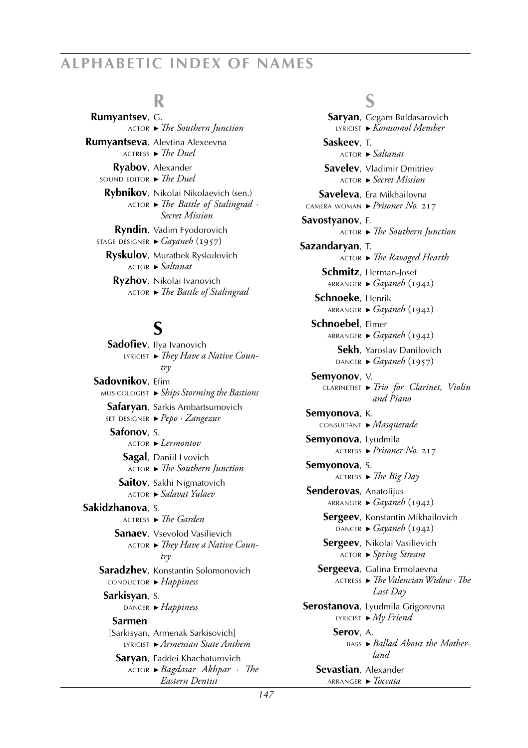## R

**Rumyantsev**, G.
ACTOR ► *The Southern Junction*

**Rumyantseva**, Alevtina Alexeevna
ACTRESS ► *The Duel*

**Ryabov**, Alexander
SOUND EDITOR ► *The Duel*

**Rybnikov**, Nikolai Nikolaevich (sen.)
ACTOR ► *The Battle of Stalingrad* · *Secret Mission*

**Ryndin**, Vadim Fyodorovich
STAGE DESIGNER ► *Gayaneh* (1957)

**Ryskulov**, Muratbek Ryskulovich
ACTOR ► *Saltanat*

**Ryzhov**, Nikolai Ivanovich
ACTOR ► *The Battle of Stalingrad*

## S

**Sadofiev**, Ilya Ivanovich
LYRICIST ► *They Have a Native Country*

**Sadovnikov**, Efim
MUSICOLOGIST ► *Ships Storming the Bastions*

**Safaryan**, Sarkis Ambartsumovich
SET DESIGNER ► *Pepo* · *Zangezur*

**Safonov**, S.
ACTOR ► *Lermontov*

**Sagal**, Daniil Lvovich
ACTOR ► *The Southern Junction*

**Saitov**, Sakhi Nigmatovich
ACTOR ► *Salavat Yulaev*

**Sakidzhanova**, S.
ACTRESS ► *The Garden*

**Sanaev**, Vsevolod Vasilievich
ACTOR ► *They Have a Native Country*

**Saradzhev**, Konstantin Solomonovich
CONDUCTOR ► *Happiness*

**Sarkisyan**, S.
DANCER ► *Happiness*

**Sarmen**
[Sarkisyan, Armenak Sarkisovich]
LYRICIST ► *Armenian State Anthem*

**Saryan**, Faddei Khachaturovich
ACTOR ► *Bagdasar Akhpar* · *The Eastern Dentist*

**Saryan**, Gegam Baldasarovich
LYRICIST ► *Komsomol Member*

**Saskeev**, T.
ACTOR ► *Saltanat*

**Savelev**, Vladimir Dmitriev
ACTOR ► *Secret Mission*

**Saveleva**, Era Mikhailovna
CAMERA WOMAN ► *Prisoner No. 217*

**Savostyanov**, F.
ACTOR ► *The Southern Junction*

**Sazandaryan**, T.
ACTOR ► *The Ravaged Hearth*

**Schmitz**, Herman-Josef
ARRANGER ► *Gayaneh* (1942)

**Schnoeke**, Henrik
ARRANGER ► *Gayaneh* (1942)

**Schnoebel**, Elmer
ARRANGER ► *Gayaneh* (1942)

**Sekh**, Yaroslav Danilovich
DANCER ► *Gayaneh* (1957)

**Semyonov**, V.
CLARINETIST ► *Trio for Clarinet, Violin and Piano*

**Semyonova**, K.
CONSULTANT ► *Masquerade*

**Semyonova**, Lyudmila
ACTRESS ► *Prisoner No. 217*

**Semyonova**, S.
ACTRESS ► *The Big Day*

**Šenderovas**, Anatolijus
ARRANGER ► *Gayaneh* (1942)

**Sergeev**, Konstantin Mikhailovich
DANCER ► *Gayaneh* (1942)

**Sergeev**, Nikolai Vasilievich
ACTOR ► *Spring Stream*

**Sergeeva**, Galina Ermolaevna
ACTRESS ► *The Valencian Widow* · *The Last Day*

**Serostanova**, Lyudmila Grigorevna
LYRICIST ► *My Friend*

**Serov**, A.
BASS ► *Ballad About the Motherland*

**Sevastian**, Alexander
ARRANGER ► *Toccata*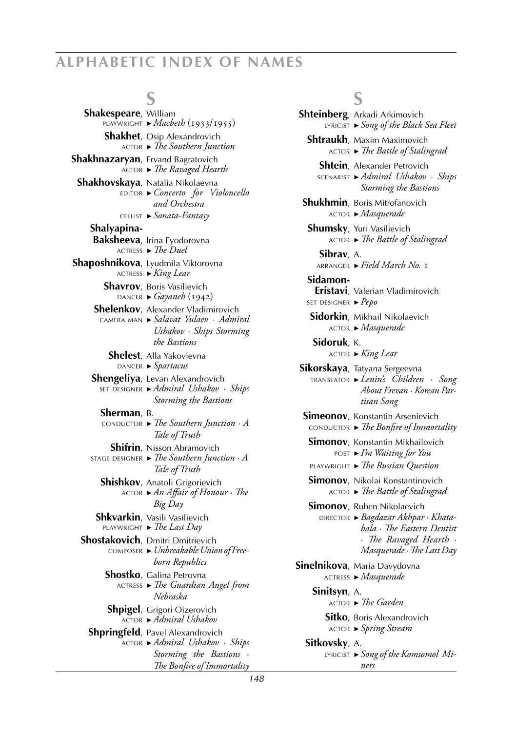## S

**Shakespeare**, William
PLAYWRIGHT ► *Macbeth* (1933/1955)

**Shakhet**, Osip Alexandrovich
ACTOR ► *The Southern Junction*

**Shakhnazaryan**, Ervand Bagratovich
ACTOR ► *The Ravaged Hearth*

**Shakhovskaya**, Natalia Nikolaevna
EDITOR ► *Concerto for Violoncello and Orchestra*
CELLIST ► *Sonata-Fantasy*

**Shalyapina-Baksheeva**, Irina Fyodorovna
ACTRESS ► *The Duel*

**Shaposhnikova**, Lyudmila Viktorovna
ACTRESS ► *King Lear*

**Shavrov**, Boris Vasilievich
DANCER ► *Gayaneh* (1942)

**Shelenkov**, Alexander Vladimirovich
CAMERA MAN ► *Salavat Yulaev* · *Admiral Ushakov* · *Ships Storming the Bastions*

**Shelest**, Alla Yakovlevna
DANCER ► *Spartacus*

**Shengeliya**, Levan Alexandrovich
SET DESIGNER ► *Admiral Ushakov* · *Ships Storming the Bastions*

**Sherman**, B.
CONDUCTOR ► *The Southern Junction* · *A Tale of Truth*

**Shifrin**, Nisson Abramovich
STAGE DESIGNER ► *The Southern Junction* · *A Tale of Truth*

**Shishkov**, Anatoli Grigorievich
ACTOR ► *An Affair of Honour* · *The Big Day*

**Shkvarkin**, Vasili Vasilievich
PLAYWRIGHT ► *The Last Day*

**Shostakovich**, Dmitri Dmitrievich
COMPOSER ► *Unbreakable Union of Freeborn Republics*

**Shostko**, Galina Petrovna
ACTRESS ► *The Guardian Angel from Nebraska*

**Shpigel**, Grigori Oizerovich
ACTOR ► *Admiral Ushakov*

**Shpringfeld**, Pavel Alexandrovich
ACTOR ► *Admiral Ushakov* · *Ships Storming the Bastions* · *The Bonfire of Immortality*

**Shteinberg**, Arkadi Arkimovich
LYRICIST ► *Song of the Black Sea Fleet*

**Shtraukh**, Maxim Maximovich
ACTOR ► *The Battle of Stalingrad*

**Shtein**, Alexander Petrovich
SCENARIST ► *Admiral Ushakov* · *Ships Storming the Bastions*

**Shukhmin**, Boris Mitrofanovich
ACTOR ► *Masquerade*

**Shumsky**, Yuri Vasilievich
ACTOR ► *The Battle of Stalingrad*

**Sibrav**, A.
ARRANGER ► *Field March No. 1*

**Sidamon-Eristavi**, Valerian Vladimirovich
SET DESIGNER ► *Pepo*

**Sidorkin**, Mikhail Nikolaevich
ACTOR ► *Masquerade*

**Sidoruk**, K.
ACTOR ► *King Lear*

**Sikorskaya**, Tatyana Sergeevna
TRANSLATOR ► *Lenin's Children* · *Song About Erevan* · *Korean Partisan Song*

**Simeonov**, Konstantin Arsenievich
CONDUCTOR ► *The Bonfire of Immortality*

**Simonov**, Konstantin Mikhailovich
POET ► *I'm Waiting for You*
PLAYWRIGHT ► *The Russian Question*

**Simonov**, Nikolai Konstantinovich
ACTOR ► *The Battle of Stalingrad*

**Simonov**, Ruben Nikolaevich
DIRECTOR ► *Bagdazar Akhpar* · *Khatabala* · *The Eastern Dentist* · *The Ravaged Hearth* · *Masquerade* · *The Last Day*

**Sinelnikova**, Maria Davydovna
ACTRESS ► *Masquerade*

**Sinitsyn**, A.
ACTOR ► *The Garden*

**Sitko**, Boris Alexandrovich
ACTOR ► *Spring Stream*

**Sitkovsky**, A.
LYRICIST ► *Song of the Komsomol Miners*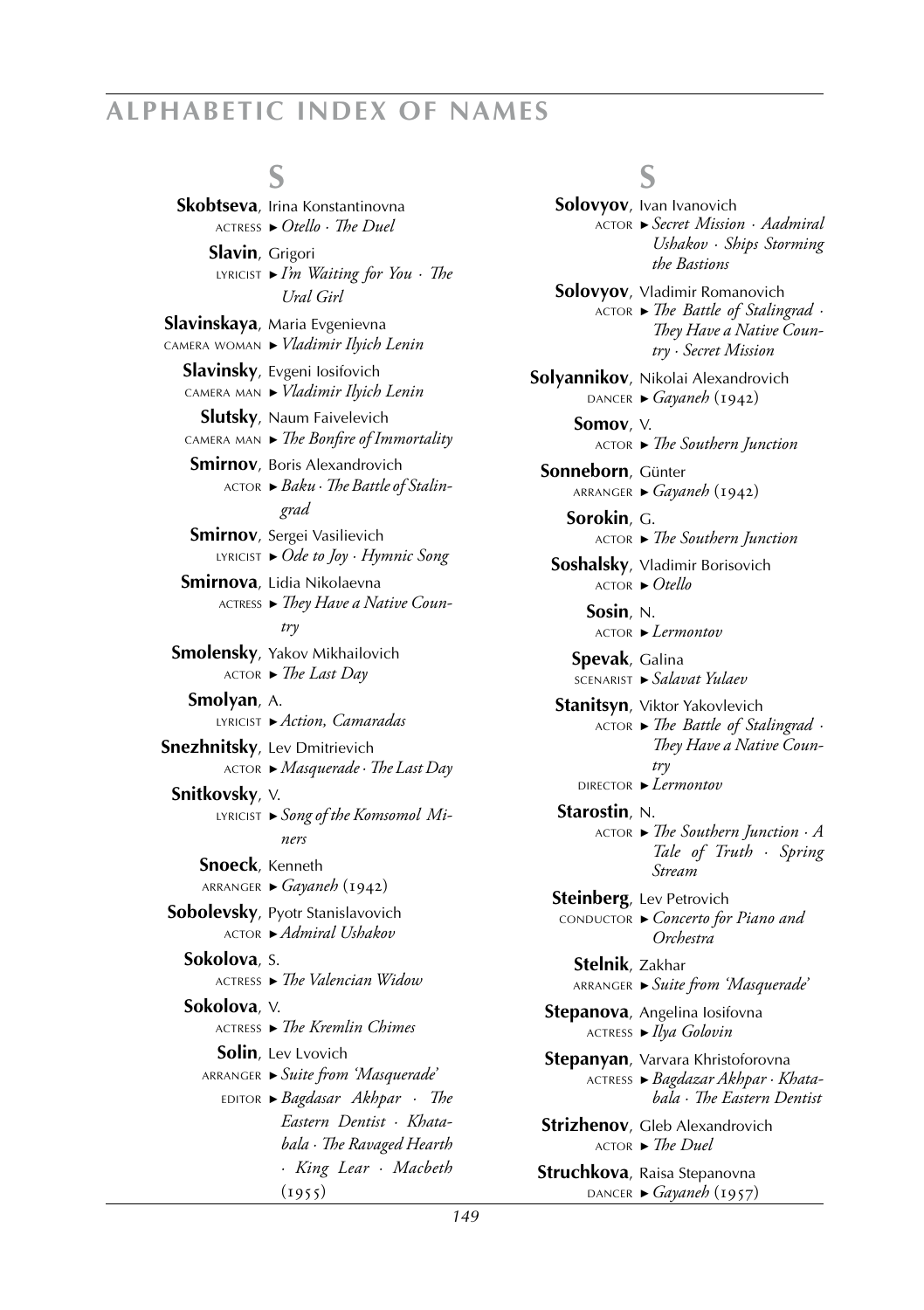## S

**Skobtseva**, Irina Konstantinovna
ACTRESS ► *Otello · The Duel*

**Slavin**, Grigori
LYRICIST ► *I'm Waiting for You · The Ural Girl*

**Slavinskaya**, Maria Evgenievna
CAMERA WOMAN ► *Vladimir Ilyich Lenin*

**Slavinsky**, Evgeni Iosifovich
CAMERA MAN ► *Vladimir Ilyich Lenin*

**Slutsky**, Naum Faivelevich
CAMERA MAN ► *The Bonfire of Immortality*

**Smirnov**, Boris Alexandrovich
ACTOR ► *Baku · The Battle of Stalingrad*

**Smirnov**, Sergei Vasilievich
LYRICIST ► *Ode to Joy · Hymnic Song*

**Smirnova**, Lidia Nikolaevna
ACTRESS ► *They Have a Native Country*

**Smolensky**, Yakov Mikhailovich
ACTOR ► *The Last Day*

**Smolyan**, A.
LYRICIST ► *Action, Camaradas*

**Snezhnitsky**, Lev Dmitrievich
ACTOR ► *Masquerade · The Last Day*

**Snitkovsky**, V.
LYRICIST ► *Song of the Komsomol Miners*

**Snoeck**, Kenneth
ARRANGER ► *Gayaneh* (1942)

**Sobolevsky**, Pyotr Stanislavovich
ACTOR ► *Admiral Ushakov*

**Sokolova**, S.
ACTRESS ► *The Valencian Widow*

**Sokolova**, V.
ACTRESS ► *The Kremlin Chimes*

**Solin**, Lev Lvovich
ARRANGER ► *Suite from 'Masquerade'*
EDITOR ► *Bagdasar Akhpar · The Eastern Dentist · Khatabala · The Ravaged Hearth · King Lear · Macbeth* (1955)

**Solovyov**, Ivan Ivanovich
ACTOR ► *Secret Mission · Aadmiral Ushakov · Ships Storming the Bastions*

**Solovyov**, Vladimir Romanovich
ACTOR ► *The Battle of Stalingrad · They Have a Native Country · Secret Mission*

**Solyannikov**, Nikolai Alexandrovich
DANCER ► *Gayaneh* (1942)

**Somov**, V.
ACTOR ► *The Southern Junction*

**Sonneborn**, Günter
ARRANGER ► *Gayaneh* (1942)

**Sorokin**, G.
ACTOR ► *The Southern Junction*

**Soshalsky**, Vladimir Borisovich
ACTOR ► *Otello*

**Sosin**, N.
ACTOR ► *Lermontov*

**Spevak**, Galina
SCENARIST ► *Salavat Yulaev*

**Stanitsyn**, Viktor Yakovlevich
ACTOR ► *The Battle of Stalingrad · They Have a Native Country*
DIRECTOR ► *Lermontov*

**Starostin**, N.
ACTOR ► *The Southern Junction · A Tale of Truth · Spring Stream*

**Steinberg**, Lev Petrovich
CONDUCTOR ► *Concerto for Piano and Orchestra*

**Stelnik**, Zakhar
ARRANGER ► *Suite from 'Masquerade'*

**Stepanova**, Angelina Iosifovna
ACTRESS ► *Ilya Golovin*

**Stepanyan**, Varvara Khristoforovna
ACTRESS ► *Bagdazar Akhpar · Khatabala · The Eastern Dentist*

**Strizhenov**, Gleb Alexandrovich
ACTOR ► *The Duel*

**Struchkova**, Raisa Stepanovna
DANCER ► *Gayaneh* (1957)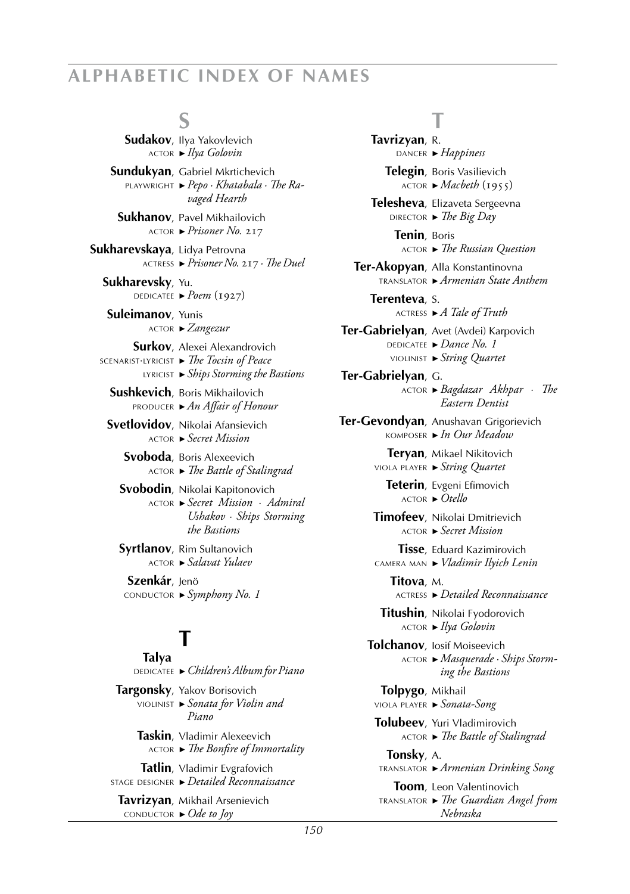## S

**Sudakov**, Ilya Yakovlevich
actor ► *Ilya Golovin*

**Sundukyan**, Gabriel Mkrtichevich
playwright ► *Pepo · Khatabala · The Ravaged Hearth*

**Sukhanov**, Pavel Mikhailovich
actor ► *Prisoner No. 217*

**Sukharevskaya**, Lidya Petrovna
actress ► *Prisoner No. 217 · The Duel*

**Sukharevsky**, Yu.
dedicatee ► *Poem* (1927)

**Suleimanov**, Yunis
actor ► *Zangezur*

**Surkov**, Alexei Alexandrovich
scenarist·lyricist ► *The Tocsin of Peace*
lyricist ► *Ships Storming the Bastions*

**Sushkevich**, Boris Mikhailovich
producer ► *An Affair of Honour*

**Svetlovidov**, Nikolai Afansievich
actor ► *Secret Mission*

**Svoboda**, Boris Alexeevich
actor ► *The Battle of Stalingrad*

**Svobodin**, Nikolai Kapitonovich
actor ► *Secret Mission · Admiral Ushakov · Ships Storming the Bastions*

**Syrtlanov**, Rim Sultanovich
actor ► *Salavat Yulaev*

**Szenkár**, Jenö
conductor ► *Symphony No. 1*

## T

**Talya**
dedicatee ► *Children's Album for Piano*

**Targonsky**, Yakov Borisovich
violinist ► *Sonata for Violin and Piano*

**Taskin**, Vladimir Alexeevich
actor ► *The Bonfire of Immortality*

**Tatlin**, Vladimir Evgrafovich
stage designer ► *Detailed Reconnaissance*

**Tavrizyan**, Mikhail Arsenievich
conductor ► *Ode to Joy*

**Tavrizyan**, R.
dancer ► *Happiness*

**Telegin**, Boris Vasilievich
actor ► *Macbeth* (1955)

**Telesheva**, Elizaveta Sergeevna
director ► *The Big Day*

**Tenin**, Boris
actor ► *The Russian Question*

**Ter-Akopyan**, Alla Konstantinovna
translator ► *Armenian State Anthem*

**Terenteva**, S.
actress ► *A Tale of Truth*

**Ter-Gabrielyan**, Avet (Avdei) Karpovich
dedicatee ► *Dance No. 1*
violinist ► *String Quartet*

**Ter-Gabrielyan**, G.
actor ► *Bagdazar Akhpar · The Eastern Dentist*

**Ter-Gevondyan**, Anushavan Grigorievich
komposer ► *In Our Meadow*

**Teryan**, Mikael Nikitovich
viola player ► *String Quartet*

**Teterin**, Evgeni Efimovich
actor ► *Otello*

**Timofeev**, Nikolai Dmitrievich
actor ► *Secret Mission*

**Tisse**, Eduard Kazimirovich
camera man ► *Vladimir Ilyich Lenin*

**Titova**, M.
actress ► *Detailed Reconnaissance*

**Titushin**, Nikolai Fyodorovich
actor ► *Ilya Golovin*

**Tolchanov**, Iosif Moiseevich
actor ► *Masquerade · Ships Storming the Bastions*

**Tolpygo**, Mikhail
viola player ► *Sonata-Song*

**Tolubeev**, Yuri Vladimirovich
actor ► *The Battle of Stalingrad*

**Tonsky**, A.
translator ► *Armenian Drinking Song*

**Toom**, Leon Valentinovich
translator ► *The Guardian Angel from Nebraska*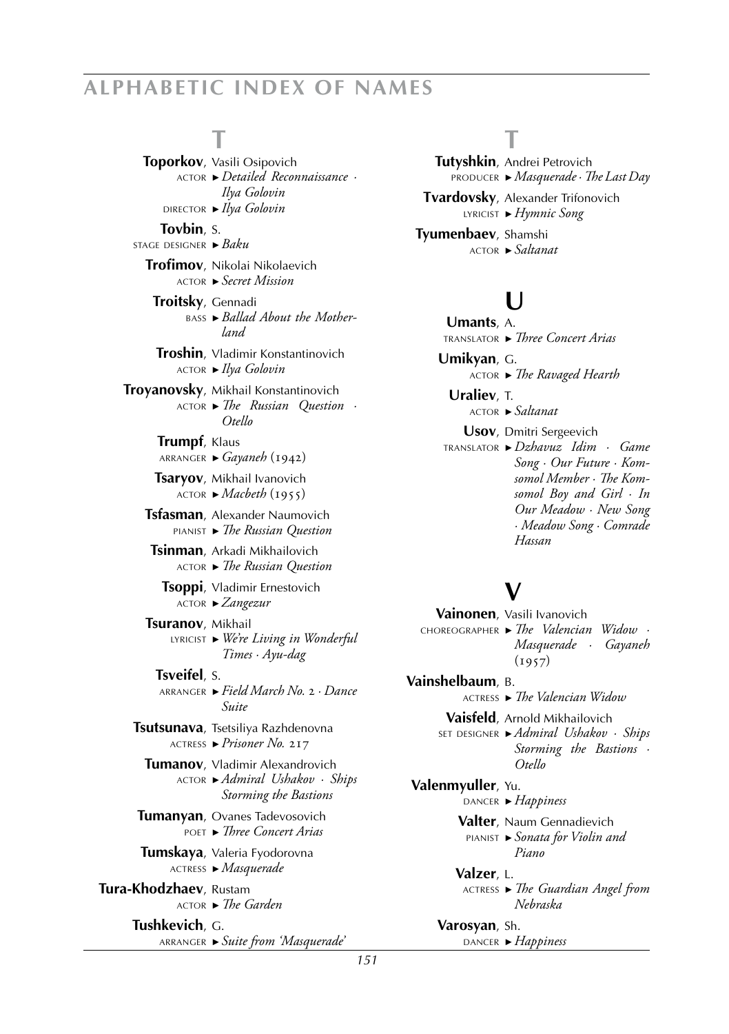## T

**Toporkov**, Vasili Osipovich
ACTOR ► *Detailed Reconnaissance · Ilya Golovin*
DIRECTOR ► *Ilya Golovin*

**Tovbin**, S.
STAGE DESIGNER ► *Baku*

**Trofimov**, Nikolai Nikolaevich
ACTOR ► *Secret Mission*

**Troitsky**, Gennadi
BASS ► *Ballad About the Motherland*

**Troshin**, Vladimir Konstantinovich
ACTOR ► *Ilya Golovin*

**Troyanovsky**, Mikhail Konstantinovich
ACTOR ► *The Russian Question · Otello*

**Trumpf**, Klaus
ARRANGER ► *Gayaneh* (1942)

**Tsaryov**, Mikhail Ivanovich
ACTOR ► *Macbeth* (1955)

**Tsfasman**, Alexander Naumovich
PIANIST ► *The Russian Question*

**Tsinman**, Arkadi Mikhailovich
ACTOR ► *The Russian Question*

**Tsoppi**, Vladimir Ernestovich
ACTOR ► *Zangezur*

**Tsuranov**, Mikhail
LYRICIST ► *We're Living in Wonderful Times · Ayu-dag*

**Tsveifel**, S.
ARRANGER ► *Field March No. 2 · Dance Suite*

**Tsutsunava**, Tsetsiliya Razhdenovna
ACTRESS ► *Prisoner No. 217*

**Tumanov**, Vladimir Alexandrovich
ACTOR ► *Admiral Ushakov · Ships Storming the Bastions*

**Tumanyan**, Ovanes Tadevosovich
POET ► *Three Concert Arias*

**Tumskaya**, Valeria Fyodorovna
ACTRESS ► *Masquerade*

**Tura-Khodzhaev**, Rustam
ACTOR ► *The Garden*

**Tushkevich**, G.
ARRANGER ► *Suite from 'Masquerade'*

**Tutyshkin**, Andrei Petrovich
PRODUCER ► *Masquerade · The Last Day*

**Tvardovsky**, Alexander Trifonovich
LYRICIST ► *Hymnic Song*

**Tyumenbaev**, Shamshi
ACTOR ► *Saltanat*

## U

**Umants**, A.
TRANSLATOR ► *Three Concert Arias*

**Umikyan**, G.
ACTOR ► *The Ravaged Hearth*

**Uraliev**, T.
ACTOR ► *Saltanat*

**Usov**, Dmitri Sergeevich
TRANSLATOR ► *Dzhavuz Idim · Game Song · Our Future · Komsomol Member · The Komsomol Boy and Girl · In Our Meadow · New Song · Meadow Song · Comrade Hassan*

## V

**Vainonen**, Vasili Ivanovich
CHOREOGRAPHER ► *The Valencian Widow · Masquerade · Gayaneh* (1957)

**Vainshelbaum**, B.
ACTRESS ► *The Valencian Widow*

**Vaisfeld**, Arnold Mikhailovich
SET DESIGNER ► *Admiral Ushakov · Ships Storming the Bastions · Otello*

**Valenmyuller**, Yu.
DANCER ► *Happiness*

**Valter**, Naum Gennadievich
PIANIST ► *Sonata for Violin and Piano*

**Valzer**, L.
ACTRESS ► *The Guardian Angel from Nebraska*

**Varosyan**, Sh.
DANCER ► *Happiness*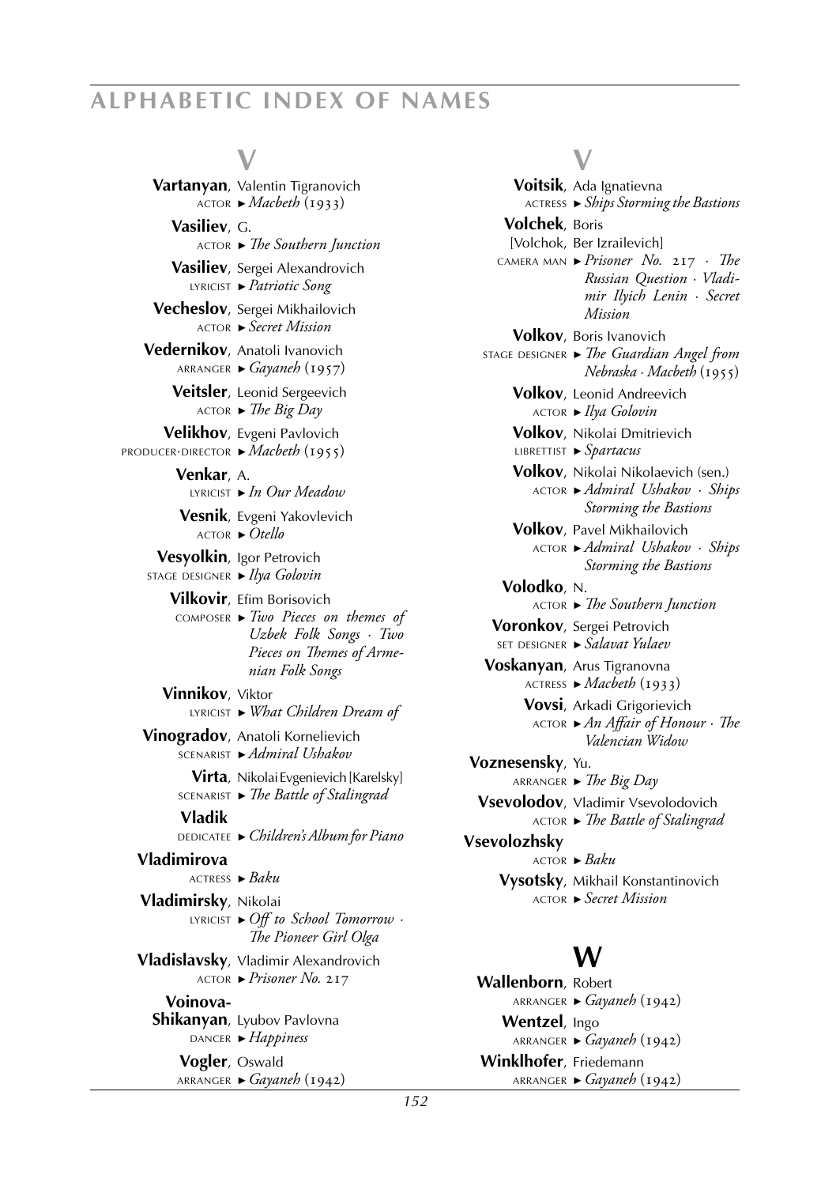## V

**Vartanyan**, Valentin Tigranovich
ACTOR ► *Macbeth* (1933)

**Vasiliev**, G.
ACTOR ► *The Southern Junction*

**Vasiliev**, Sergei Alexandrovich
LYRICIST ► *Patriotic Song*

**Vecheslov**, Sergei Mikhailovich
ACTOR ► *Secret Mission*

**Vedernikov**, Anatoli Ivanovich
ARRANGER ► *Gayaneh* (1957)

**Veitsler**, Leonid Sergeevich
ACTOR ► *The Big Day*

**Velikhov**, Evgeni Pavlovich
PRODUCER·DIRECTOR ► *Macbeth* (1955)

**Venkar**, A.
LYRICIST ► *In Our Meadow*

**Vesnik**, Evgeni Yakovlevich
ACTOR ► *Otello*

**Vesyolkin**, Igor Petrovich
STAGE DESIGNER ► *Ilya Golovin*

**Vilkovir**, Efim Borisovich
COMPOSER ► *Two Pieces on themes of Uzbek Folk Songs · Two Pieces on Themes of Armenian Folk Songs*

**Vinnikov**, Viktor
LYRICIST ► *What Children Dream of*

**Vinogradov**, Anatoli Kornelievich
SCENARIST ► *Admiral Ushakov*

**Virta**, Nikolai Evgenievich [Karelsky]
SCENARIST ► *The Battle of Stalingrad*

**Vladik**
DEDICATEE ► *Children's Album for Piano*

**Vladimirova**
ACTRESS ► *Baku*

**Vladimirsky**, Nikolai
LYRICIST ► *Off to School Tomorrow · The Pioneer Girl Olga*

**Vladislavsky**, Vladimir Alexandrovich
ACTOR ► *Prisoner No.* 217

**Voinova-Shikanyan**, Lyubov Pavlovna
DANCER ► *Happiness*

**Vogler**, Oswald
ARRANGER ► *Gayaneh* (1942)

**Voitsik**, Ada Ignatievna
ACTRESS ► *Ships Storming the Bastions*

**Volchek**, Boris
[Volchok, Ber Izrailevich]
CAMERA MAN ► *Prisoner No.* 217 *· The Russian Question · Vladimir Ilyich Lenin · Secret Mission*

**Volkov**, Boris Ivanovich
STAGE DESIGNER ► *The Guardian Angel from Nebraska · Macbeth* (1955)

**Volkov**, Leonid Andreevich
ACTOR ► *Ilya Golovin*

**Volkov**, Nikolai Dmitrievich
LIBRETTIST ► *Spartacus*

**Volkov**, Nikolai Nikolaevich (sen.)
ACTOR ► *Admiral Ushakov · Ships Storming the Bastions*

**Volkov**, Pavel Mikhailovich
ACTOR ► *Admiral Ushakov · Ships Storming the Bastions*

**Volodko**, N.
ACTOR ► *The Southern Junction*

**Voronkov**, Sergei Petrovich
SET DESIGNER ► *Salavat Yulaev*

**Voskanyan**, Arus Tigranovna
ACTRESS ► *Macbeth* (1933)

**Vovsi**, Arkadi Grigorievich
ACTOR ► *An Affair of Honour · The Valencian Widow*

**Voznesensky**, Yu.
ARRANGER ► *The Big Day*

**Vsevolodov**, Vladimir Vsevolodovich
ACTOR ► *The Battle of Stalingrad*

**Vsevolozhsky**
ACTOR ► *Baku*

**Vysotsky**, Mikhail Konstantinovich
ACTOR ► *Secret Mission*

## W

**Wallenborn**, Robert
ARRANGER ► *Gayaneh* (1942)

**Wentzel**, Ingo
ARRANGER ► *Gayaneh* (1942)

**Winklhofer**, Friedemann
ARRANGER ► *Gayaneh* (1942)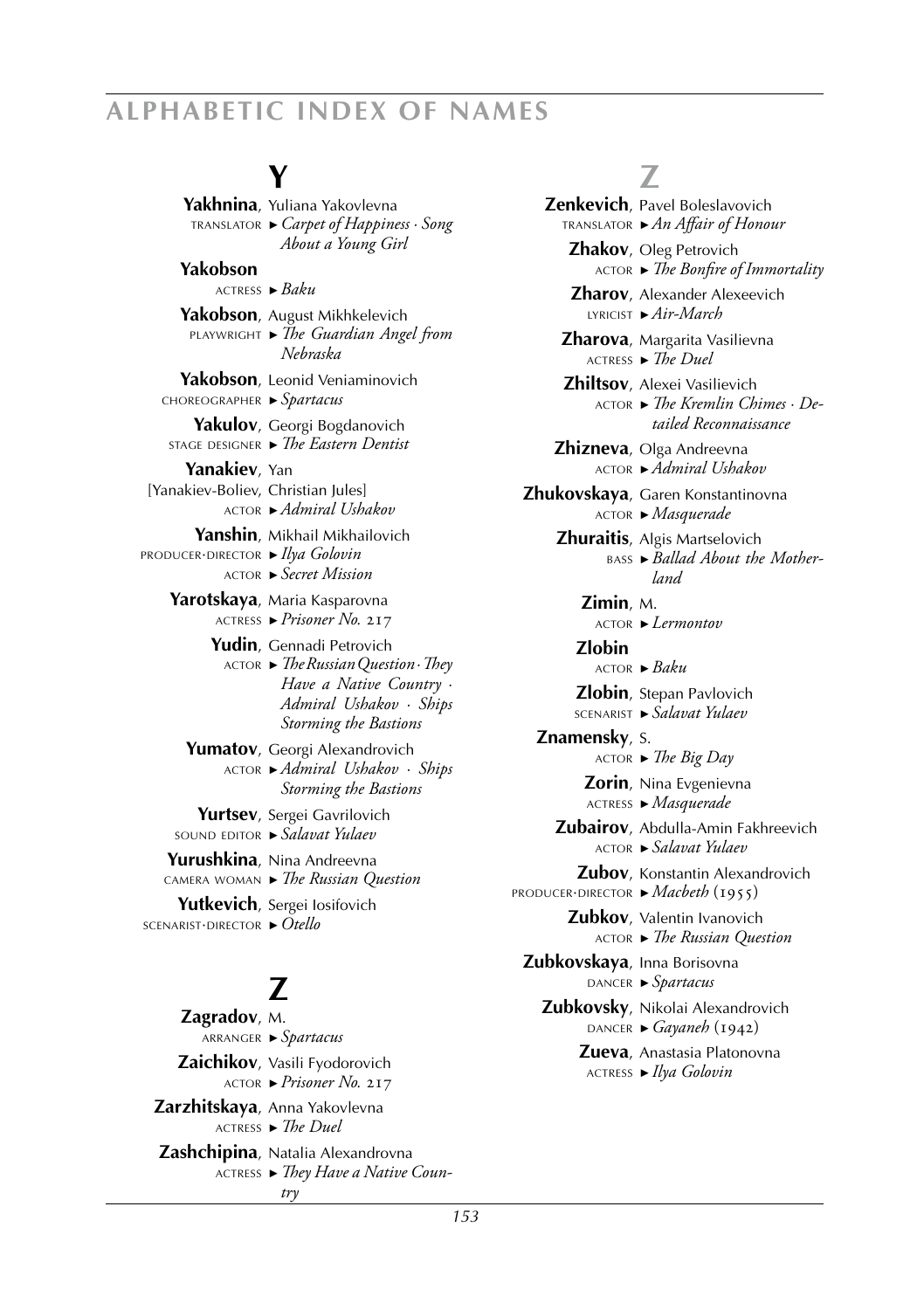## Y

**Yakhnina**, Yuliana Yakovlevna
TRANSLATOR ► *Carpet of Happiness · Song About a Young Girl*

**Yakobson**
ACTRESS ► *Baku*

**Yakobson**, August Mikhkelevich
PLAYWRIGHT ► *The Guardian Angel from Nebraska*

**Yakobson**, Leonid Veniaminovich
CHOREOGRAPHER ► *Spartacus*

**Yakulov**, Georgi Bogdanovich
STAGE DESIGNER ► *The Eastern Dentist*

**Yanakiev**, Yan
[Yanakiev-Boliev, Christian Jules]
ACTOR ► *Admiral Ushakov*

**Yanshin**, Mikhail Mikhailovich
PRODUCER·DIRECTOR ► *Ilya Golovin*
ACTOR ► *Secret Mission*

**Yarotskaya**, Maria Kasparovna
ACTRESS ► *Prisoner No. 217*

**Yudin**, Gennadi Petrovich
ACTOR ► *The Russian Question · They Have a Native Country · Admiral Ushakov · Ships Storming the Bastions*

**Yumatov**, Georgi Alexandrovich
ACTOR ► *Admiral Ushakov · Ships Storming the Bastions*

**Yurtsev**, Sergei Gavrilovich
SOUND EDITOR ► *Salavat Yulaev*

**Yurushkina**, Nina Andreevna
CAMERA WOMAN ► *The Russian Question*

**Yutkevich**, Sergei Iosifovich
SCENARIST·DIRECTOR ► *Otello*

## Z

**Zagradov**, M.
ARRANGER ► *Spartacus*

**Zaichikov**, Vasili Fyodorovich
ACTOR ► *Prisoner No. 217*

**Zarzhitskaya**, Anna Yakovlevna
ACTRESS ► *The Duel*

**Zashchipina**, Natalia Alexandrovna
ACTRESS ► *They Have a Native Country*

**Zenkevich**, Pavel Boleslavovich
TRANSLATOR ► *An Affair of Honour*

**Zhakov**, Oleg Petrovich
ACTOR ► *The Bonfire of Immortality*

**Zharov**, Alexander Alexeevich
LYRICIST ► *Air-March*

**Zharova**, Margarita Vasilievna
ACTRESS ► *The Duel*

**Zhiltsov**, Alexei Vasilievich
ACTOR ► *The Kremlin Chimes · Detailed Reconnaissance*

**Zhizneva**, Olga Andreevna
ACTOR ► *Admiral Ushakov*

**Zhukovskaya**, Garen Konstantinovna
ACTOR ► *Masquerade*

**Zhuraitis**, Algis Martselovich
BASS ► *Ballad About the Motherland*

**Zimin**, M.
ACTOR ► *Lermontov*

**Zlobin**
ACTOR ► *Baku*

**Zlobin**, Stepan Pavlovich
SCENARIST ► *Salavat Yulaev*

**Znamensky**, S.
ACTOR ► *The Big Day*

**Zorin**, Nina Evgenievna
ACTRESS ► *Masquerade*

**Zubairov**, Abdulla-Amin Fakhreevich
ACTOR ► *Salavat Yulaev*

**Zubov**, Konstantin Alexandrovich
PRODUCER·DIRECTOR ► *Macbeth* (1955)

**Zubkov**, Valentin Ivanovich
ACTOR ► *The Russian Question*

**Zubkovskaya**, Inna Borisovna
DANCER ► *Spartacus*

**Zubkovsky**, Nikolai Alexandrovich
DANCER ► *Gayaneh* (1942)

**Zueva**, Anastasia Platonovna
ACTRESS ► *Ilya Golovin*